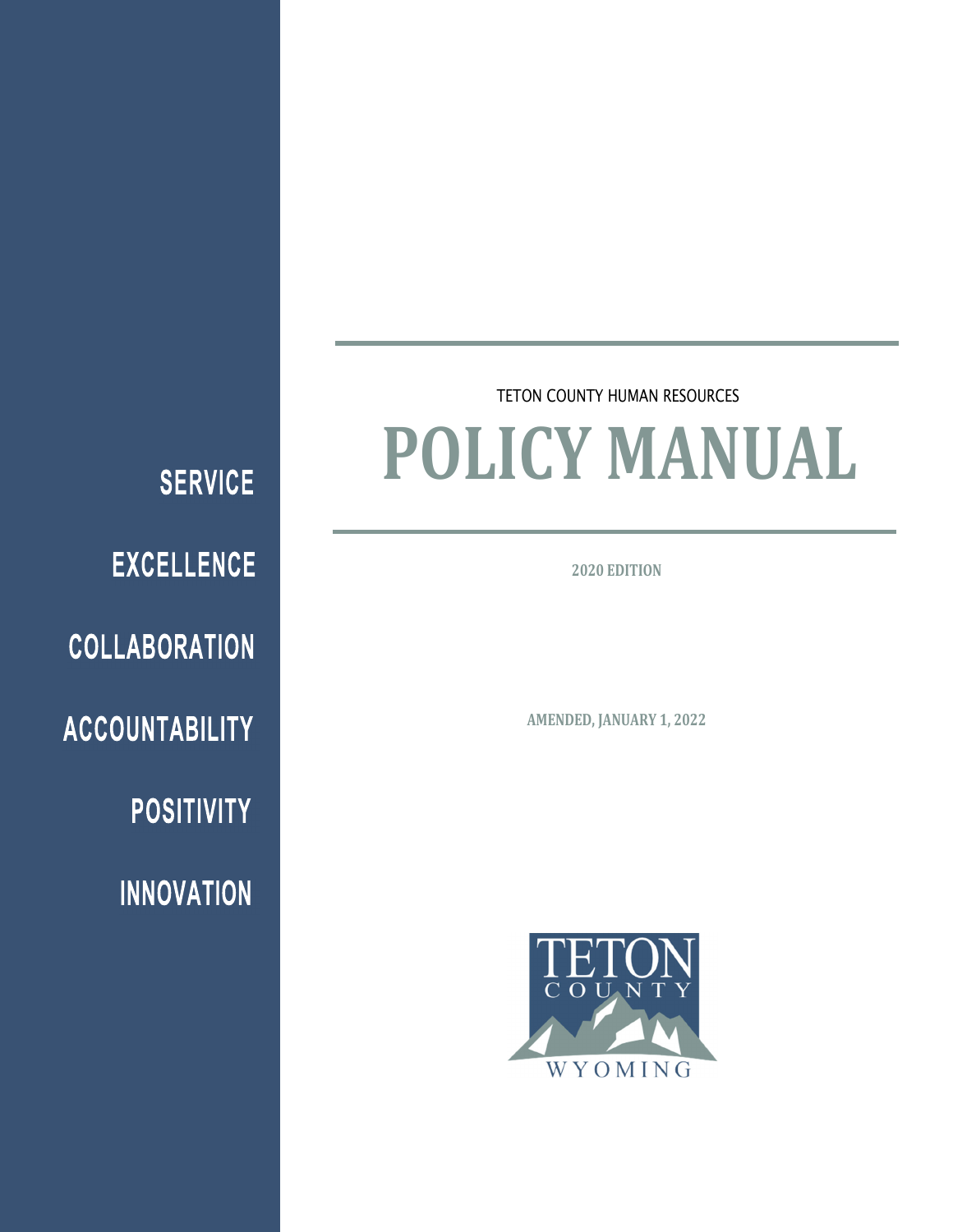SERVICE

EXCELLENCE

COLLABORATION

ACCOUNTABILITY

POSITIVITY

INNOVATION

TETON COUNTY HUMAN RESOURCES

# POLICY MANUAL

**2020 EDITION**

**AMENDED, JANUARY 1, 2022**

TETON COUNTY WYOMING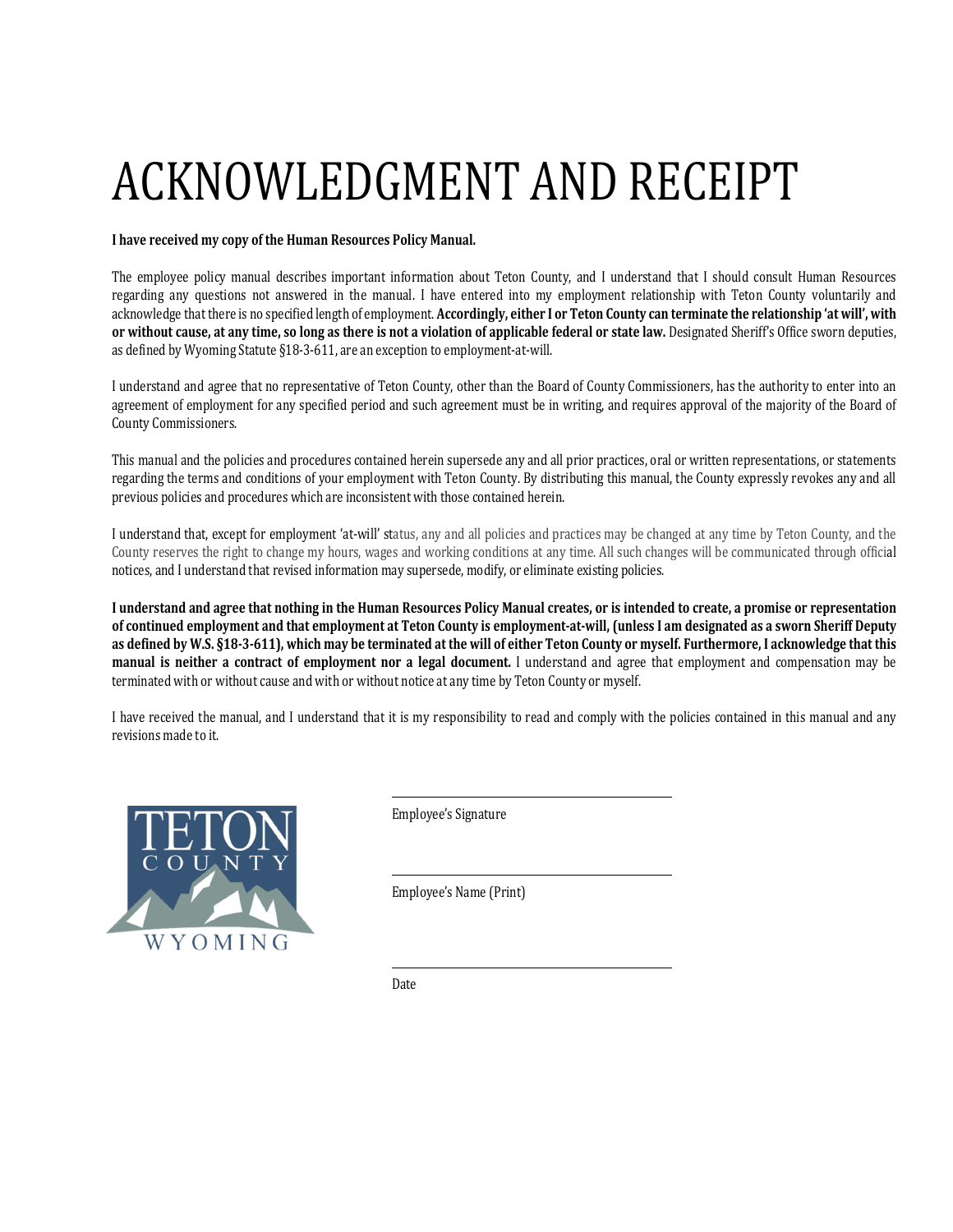# ACKNOWLEDGMENT AND RECEIPT

**I have received my copy of the Human Resources Policy Manual.**

The employee policy manual describes important information about Teton County, and I understand that I should consult Human Resources regarding any questions not answered in the manual. I have entered into my employment relationship with Teton County voluntarily and acknowledge that there is no specified length of employment. **Accordingly, either I or Teton County can terminate the relationship 'at will', with or without cause, at any time, so long as there is not a violation of applicable federal or state law.** Designated Sheriff's Office sworn deputies, as defined by Wyoming Statute §18-3-611, are an exception to employment-at-will.

I understand and agree that no representative of Teton County, other than the Board of County Commissioners, has the authority to enter into an agreement of employment for any specified period and such agreement must be in writing, and requires approval of the majority of the Board of County Commissioners.

This manual and the policies and procedures contained herein supersede any and all prior practices, oral or written representations, or statements regarding the terms and conditions of your employment with Teton County. By distributing this manual, the County expressly revokes any and all previous policies and procedures which are inconsistent with those contained herein.

I understand that, except for employment 'at-will' status, any and all policies and practices may be changed at any time by Teton County, and the County reserves the right to change my hours, wages and working conditions at any time. All such changes will be communicated through official notices, and I understand that revised information may supersede, modify, or eliminate existing policies.

**I understand and agree that nothing in the Human Resources Policy Manual creates, or is intended to create, a promise or representation of continued employment and that employment at Teton County is employment-at-will, (unless I am designated as a sworn Sheriff Deputy as defined by W.S. §18-3-611), which may be terminated at the will of either Teton County or myself. Furthermore, I acknowledge that this manual is neither a contract of employment nor a legal document.** I understand and agree that employment and compensation may be terminated with or without cause and with or without notice at any time by Teton County or myself.

I have received the manual, and I understand that it is my responsibility to read and comply with the policies contained in this manual and any revisions made to it.

TETON COUNTY WYOMING

\_\_\_\_\_\_\_\_\_\_\_\_\_\_\_\_\_\_\_\_\_\_\_\_\_\_\_\_\_\_\_\_\_\_\_\_\_\_\_\_

Employee's Signature

\_\_\_\_\_\_\_\_\_\_\_\_\_\_\_\_\_\_\_\_\_\_\_\_\_\_\_\_\_\_\_\_\_\_\_\_\_\_\_\_

Employee's Name (Print)

\_\_\_\_\_\_\_\_\_\_\_\_\_\_\_\_\_\_\_\_\_\_\_\_\_\_\_\_\_\_\_\_\_\_\_\_\_\_\_\_

Date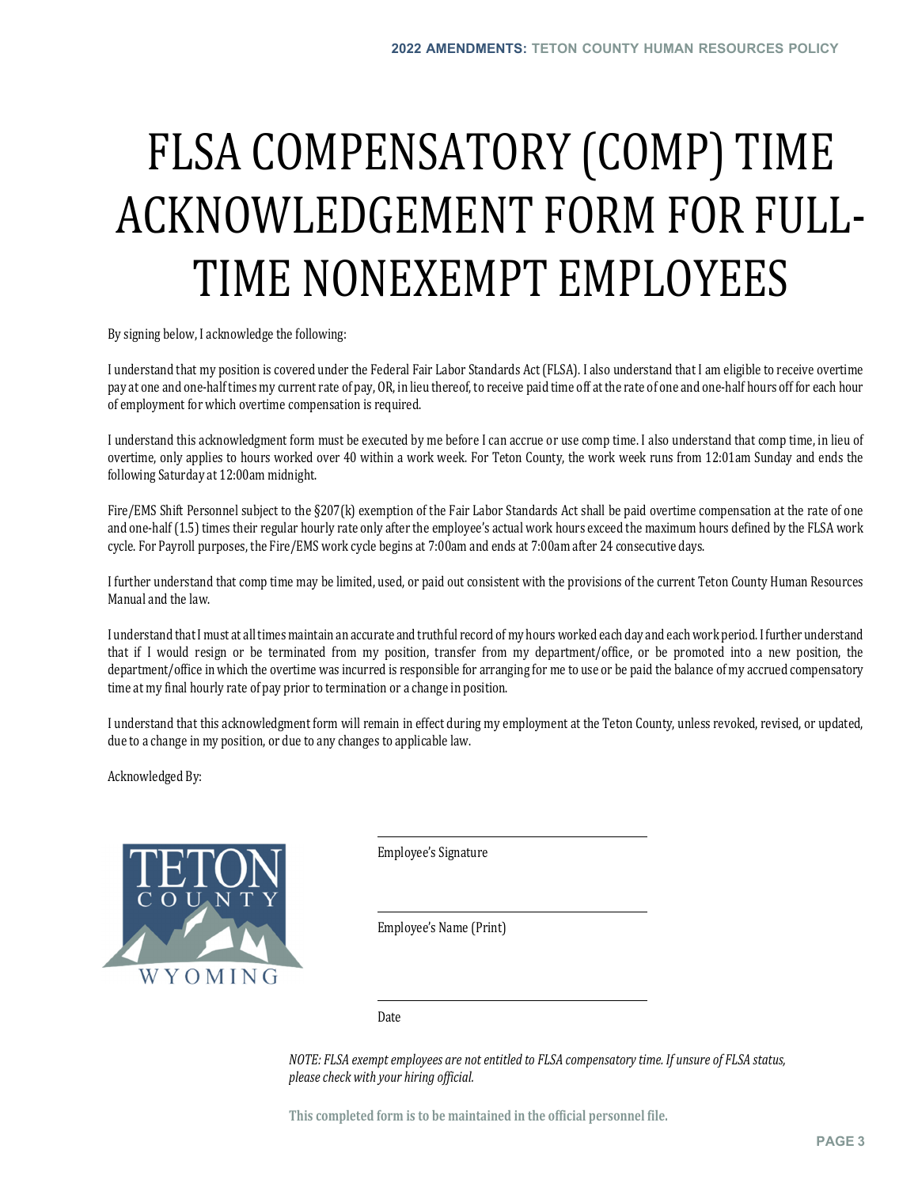# FLSA COMPENSATORY (COMP) TIME ACKNOWLEDGEMENT FORM FOR FULL-TIME NONEXEMPT EMPLOYEES

By signing below, I acknowledge the following:

I understand that my position is covered under the Federal Fair Labor Standards Act (FLSA). I also understand that I am eligible to receive overtime pay at one and one-half times my current rate of pay, OR, in lieu thereof, to receive paid time off at the rate of one and one-half hours off for each hour of employment for which overtime compensation is required.

I understand this acknowledgment form must be executed by me before I can accrue or use comp time. I also understand that comp time, in lieu of overtime, only applies to hours worked over 40 within a work week. For Teton County, the work week runs from 12:01am Sunday and ends the following Saturday at 12:00am midnight.

Fire/EMS Shift Personnel subject to the §207(k) exemption of the Fair Labor Standards Act shall be paid overtime compensation at the rate of one and one-half (1.5) times their regular hourly rate only after the employee's actual work hours exceed the maximum hours defined by the FLSA work cycle. For Payroll purposes, the Fire/EMS work cycle begins at 7:00am and ends at 7:00am after 24 consecutive days.

I further understand that comp time may be limited, used, or paid out consistent with the provisions of the current Teton County Human Resources Manual and the law.

I understand that I must at all times maintain an accurate and truthful record of my hours worked each day and each work period. I further understand that if I would resign or be terminated from my position, transfer from my department/office, or be promoted into a new position, the department/office in which the overtime was incurred is responsible for arranging for me to use or be paid the balance of my accrued compensatory time at my final hourly rate of pay prior to termination or a change in position.

I understand that this acknowledgment form will remain in effect during my employment at the Teton County, unless revoked, revised, or updated, due to a change in my position, or due to any changes to applicable law.

Acknowledged By:

\_\_\_\_\_\_\_\_\_\_\_\_\_\_\_\_\_\_\_\_\_\_\_\_\_\_\_\_\_\_\_\_\_\_

Employee's Signature

\_\_\_\_\_\_\_\_\_\_\_\_\_\_\_\_\_\_\_\_\_\_\_\_\_\_\_\_\_\_\_\_\_\_

Employee's Name (Print)

\_\_\_\_\_\_\_\_\_\_\_\_\_\_\_\_\_\_\_\_\_\_\_\_\_\_\_\_\_\_\_\_\_\_

Date

*NOTE: FLSA exempt employees are not entitled to FLSA compensatory time. If unsure of FLSA status, please check with your hiring official.*

**This completed form is to be maintained in the official personnel file.**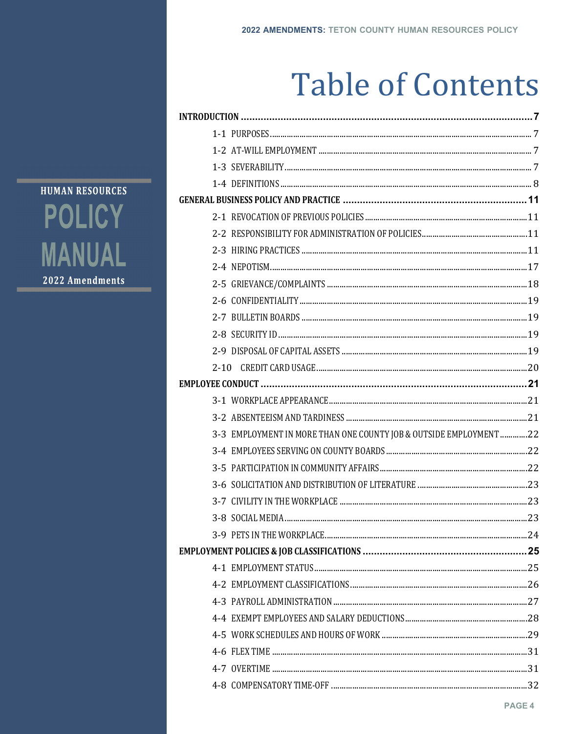# Table of Contents

HUMAN RESOURCES
POLICY
MANUAL
2022 Amendments

**INTRODUCTION** ..... 7

- 1-1 PURPOSES ..... 7
- 1-2 AT-WILL EMPLOYMENT ..... 7
- 1-3 SEVERABILITY ..... 7
- 1-4 DEFINITIONS ..... 8

**GENERAL BUSINESS POLICY AND PRACTICE** ..... 11

- 2-1 REVOCATION OF PREVIOUS POLICIES ..... 11
- 2-2 RESPONSIBILITY FOR ADMINISTRATION OF POLICIES ..... 11
- 2-3 HIRING PRACTICES ..... 11
- 2-4 NEPOTISM ..... 17
- 2-5 GRIEVANCE/COMPLAINTS ..... 18
- 2-6 CONFIDENTIALITY ..... 19
- 2-7 BULLETIN BOARDS ..... 19
- 2-8 SECURITY ID ..... 19
- 2-9 DISPOSAL OF CAPITAL ASSETS ..... 19
- 2-10 CREDIT CARD USAGE ..... 20

**EMPLOYEE CONDUCT** ..... 21

- 3-1 WORKPLACE APPEARANCE ..... 21
- 3-2 ABSENTEEISM AND TARDINESS ..... 21
- 3-3 EMPLOYMENT IN MORE THAN ONE COUNTY JOB & OUTSIDE EMPLOYMENT ..... 22
- 3-4 EMPLOYEES SERVING ON COUNTY BOARDS ..... 22
- 3-5 PARTICIPATION IN COMMUNITY AFFAIRS ..... 22
- 3-6 SOLICITATION AND DISTRIBUTION OF LITERATURE ..... 23
- 3-7 CIVILITY IN THE WORKPLACE ..... 23
- 3-8 SOCIAL MEDIA ..... 23
- 3-9 PETS IN THE WORKPLACE ..... 24

**EMPLOYMENT POLICIES & JOB CLASSIFICATIONS** ..... 25

- 4-1 EMPLOYMENT STATUS ..... 25
- 4-2 EMPLOYMENT CLASSIFICATIONS ..... 26
- 4-3 PAYROLL ADMINISTRATION ..... 27
- 4-4 EXEMPT EMPLOYEES AND SALARY DEDUCTIONS ..... 28
- 4-5 WORK SCHEDULES AND HOURS OF WORK ..... 29
- 4-6 FLEX TIME ..... 31
- 4-7 OVERTIME ..... 31
- 4-8 COMPENSATORY TIME-OFF ..... 32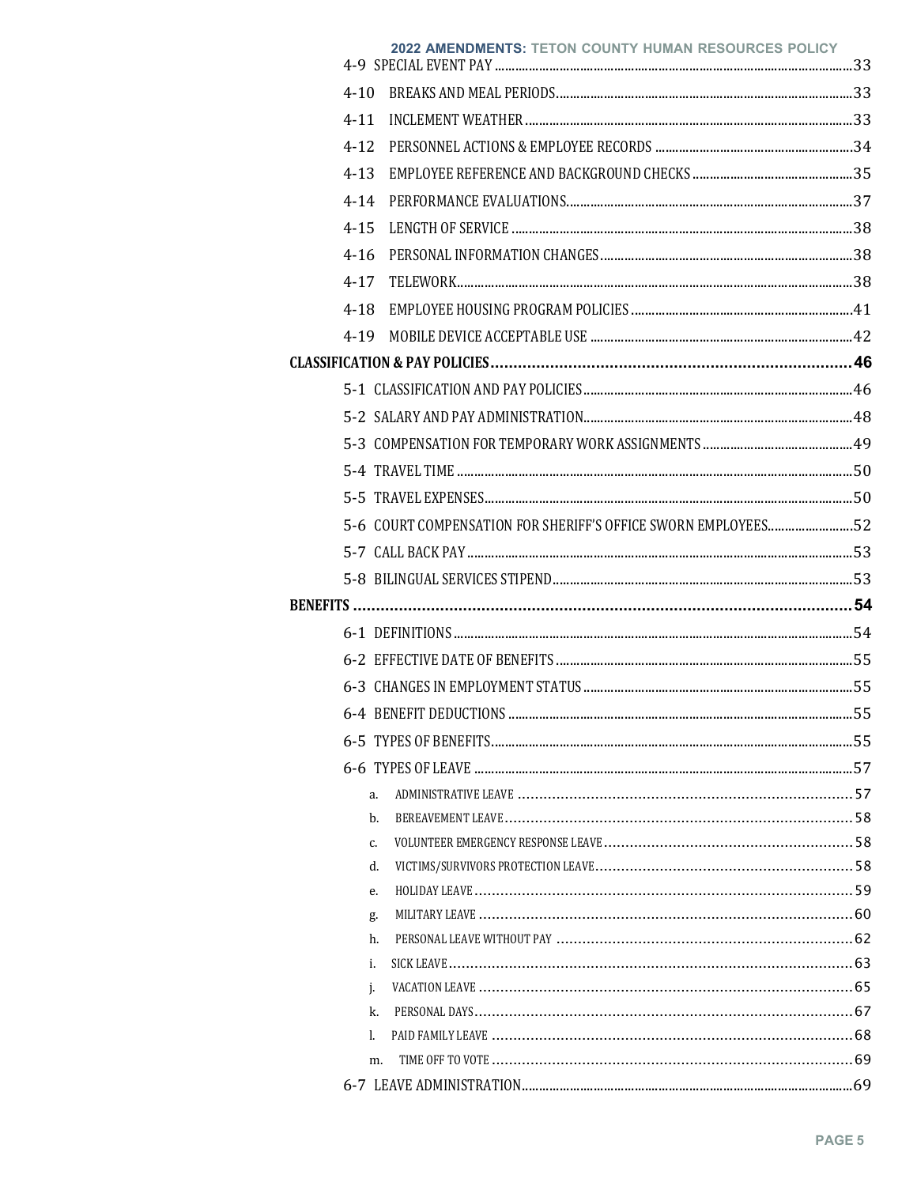4-9 SPECIAL EVENT PAY ..... 33

4-10 BREAKS AND MEAL PERIODS ..... 33

4-11 INCLEMENT WEATHER ..... 33

4-12 PERSONNEL ACTIONS & EMPLOYEE RECORDS ..... 34

4-13 EMPLOYEE REFERENCE AND BACKGROUND CHECKS ..... 35

4-14 PERFORMANCE EVALUATIONS ..... 37

4-15 LENGTH OF SERVICE ..... 38

4-16 PERSONAL INFORMATION CHANGES ..... 38

4-17 TELEWORK ..... 38

4-18 EMPLOYEE HOUSING PROGRAM POLICIES ..... 41

4-19 MOBILE DEVICE ACCEPTABLE USE ..... 42

**CLASSIFICATION & PAY POLICIES ..... 46**

5-1 CLASSIFICATION AND PAY POLICIES ..... 46

5-2 SALARY AND PAY ADMINISTRATION ..... 48

5-3 COMPENSATION FOR TEMPORARY WORK ASSIGNMENTS ..... 49

5-4 TRAVEL TIME ..... 50

5-5 TRAVEL EXPENSES ..... 50

5-6 COURT COMPENSATION FOR SHERIFF'S OFFICE SWORN EMPLOYEES ..... 52

5-7 CALL BACK PAY ..... 53

5-8 BILINGUAL SERVICES STIPEND ..... 53

**BENEFITS ..... 54**

6-1 DEFINITIONS ..... 54

6-2 EFFECTIVE DATE OF BENEFITS ..... 55

6-3 CHANGES IN EMPLOYMENT STATUS ..... 55

6-4 BENEFIT DEDUCTIONS ..... 55

6-5 TYPES OF BENEFITS ..... 55

6-6 TYPES OF LEAVE ..... 57

a. ADMINISTRATIVE LEAVE ..... 57

b. BEREAVEMENT LEAVE ..... 58

c. VOLUNTEER EMERGENCY RESPONSE LEAVE ..... 58

d. VICTIMS/SURVIVORS PROTECTION LEAVE ..... 58

e. HOLIDAY LEAVE ..... 59

g. MILITARY LEAVE ..... 60

h. PERSONAL LEAVE WITHOUT PAY ..... 62

i. SICK LEAVE ..... 63

j. VACATION LEAVE ..... 65

k. PERSONAL DAYS ..... 67

l. PAID FAMILY LEAVE ..... 68

m. TIME OFF TO VOTE ..... 69

6-7 LEAVE ADMINISTRATION ..... 69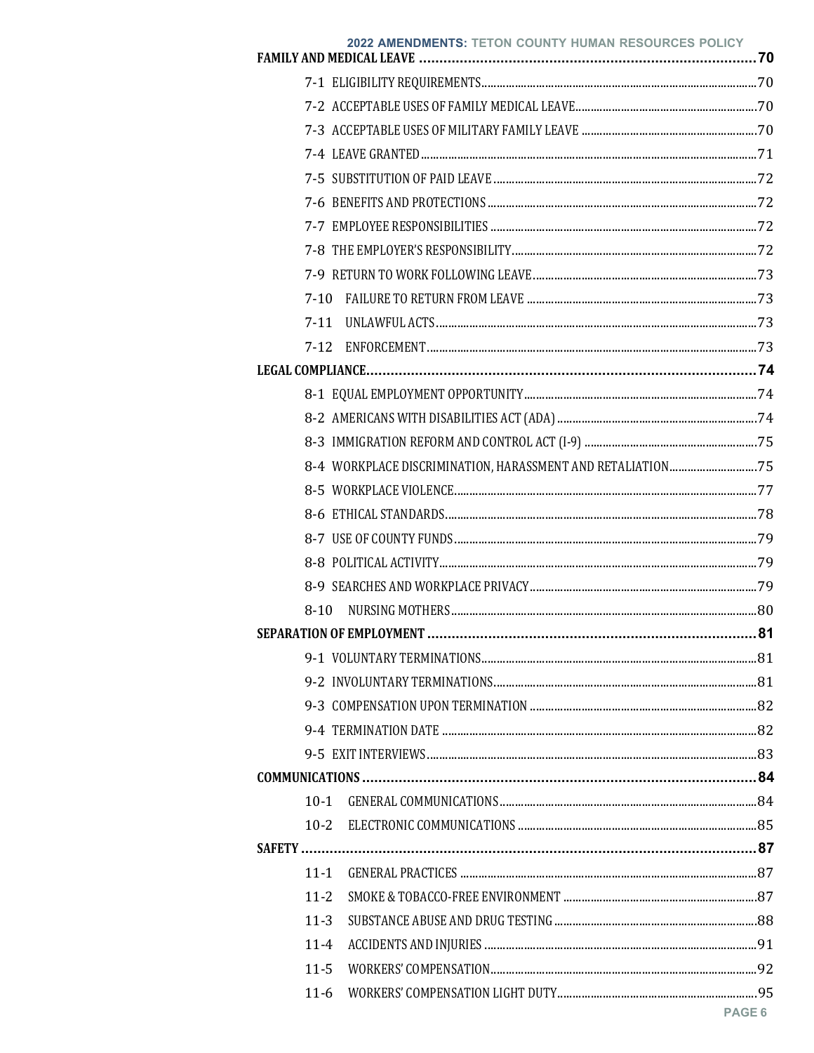FAMILY AND MEDICAL LEAVE .................................................................................. 70

7-1 ELIGIBILITY REQUIREMENTS ............................................................................ 70

7-2 ACCEPTABLE USES OF FAMILY MEDICAL LEAVE ........................................................ 70

7-3 ACCEPTABLE USES OF MILITARY FAMILY LEAVE ......................................................... 70

7-4 LEAVE GRANTED ........................................................................................ 71

7-5 SUBSTITUTION OF PAID LEAVE .......................................................................... 72

7-6 BENEFITS AND PROTECTIONS ........................................................................... 72

7-7 EMPLOYEE RESPONSIBILITIES .......................................................................... 72

7-8 THE EMPLOYER'S RESPONSIBILITY ...................................................................... 72

7-9 RETURN TO WORK FOLLOWING LEAVE .................................................................... 73

7-10 FAILURE TO RETURN FROM LEAVE ..................................................................... 73

7-11 UNLAWFUL ACTS ....................................................................................... 73

7-12 ENFORCEMENT ......................................................................................... 73

LEGAL COMPLIANCE ............................................................................................. 74

8-1 EQUAL EMPLOYMENT OPPORTUNITY ........................................................................ 74

8-2 AMERICANS WITH DISABILITIES ACT (ADA) .............................................................. 74

8-3 IMMIGRATION REFORM AND CONTROL ACT (I-9) ......................................................... 75

8-4 WORKPLACE DISCRIMINATION, HARASSMENT AND RETALIATION ............................................. 75

8-5 WORKPLACE VIOLENCE .................................................................................. 77

8-6 ETHICAL STANDARDS .................................................................................... 78

8-7 USE OF COUNTY FUNDS .................................................................................. 79

8-8 POLITICAL ACTIVITY .................................................................................... 79

8-9 SEARCHES AND WORKPLACE PRIVACY ....................................................................... 79

8-10 NURSING MOTHERS ...................................................................................... 80

SEPARATION OF EMPLOYMENT ...................................................................................... 81

9-1 VOLUNTARY TERMINATIONS ................................................................................. 81

9-2 INVOLUNTARY TERMINATIONS ............................................................................... 81

9-3 COMPENSATION UPON TERMINATION ......................................................................... 82

9-4 TERMINATION DATE ........................................................................................ 82

9-5 EXIT INTERVIEWS .......................................................................................... 83

COMMUNICATIONS ................................................................................................... 84

10-1 GENERAL COMMUNICATIONS .................................................................................. 84

10-2 ELECTRONIC COMMUNICATIONS ............................................................................... 85

SAFETY ................................................................................................................ 87

11-1 GENERAL PRACTICES ........................................................................................ 87

11-2 SMOKE & TOBACCO-FREE ENVIRONMENT ........................................................................ 87

11-3 SUBSTANCE ABUSE AND DRUG TESTING ......................................................................... 88

11-4 ACCIDENTS AND INJURIES ....................................................................................... 91

11-5 WORKERS' COMPENSATION ........................................................................................ 92

11-6 WORKERS' COMPENSATION LIGHT DUTY ................................................................................ 95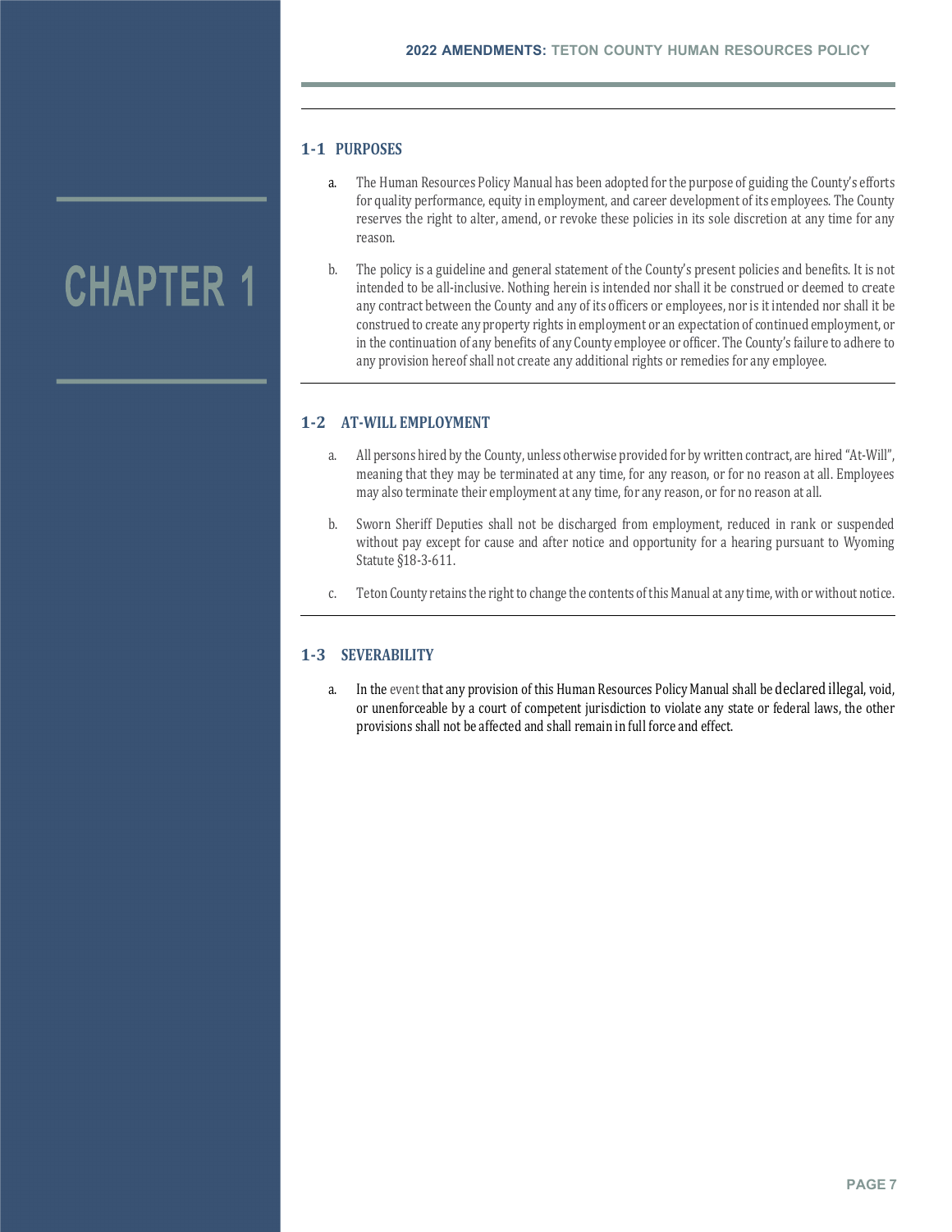# CHAPTER 1

## 1-1 PURPOSES

a. The Human Resources Policy Manual has been adopted for the purpose of guiding the County's efforts for quality performance, equity in employment, and career development of its employees. The County reserves the right to alter, amend, or revoke these policies in its sole discretion at any time for any reason.

b. The policy is a guideline and general statement of the County's present policies and benefits. It is not intended to be all-inclusive. Nothing herein is intended nor shall it be construed or deemed to create any contract between the County and any of its officers or employees, nor is it intended nor shall it be construed to create any property rights in employment or an expectation of continued employment, or in the continuation of any benefits of any County employee or officer. The County's failure to adhere to any provision hereof shall not create any additional rights or remedies for any employee.

## 1-2 AT-WILL EMPLOYMENT

a. All persons hired by the County, unless otherwise provided for by written contract, are hired "At-Will", meaning that they may be terminated at any time, for any reason, or for no reason at all. Employees may also terminate their employment at any time, for any reason, or for no reason at all.

b. Sworn Sheriff Deputies shall not be discharged from employment, reduced in rank or suspended without pay except for cause and after notice and opportunity for a hearing pursuant to Wyoming Statute §18-3-611.

c. Teton County retains the right to change the contents of this Manual at any time, with or without notice.

## 1-3 SEVERABILITY

a. In the event that any provision of this Human Resources Policy Manual shall be declared illegal, void, or unenforceable by a court of competent jurisdiction to violate any state or federal laws, the other provisions shall not be affected and shall remain in full force and effect.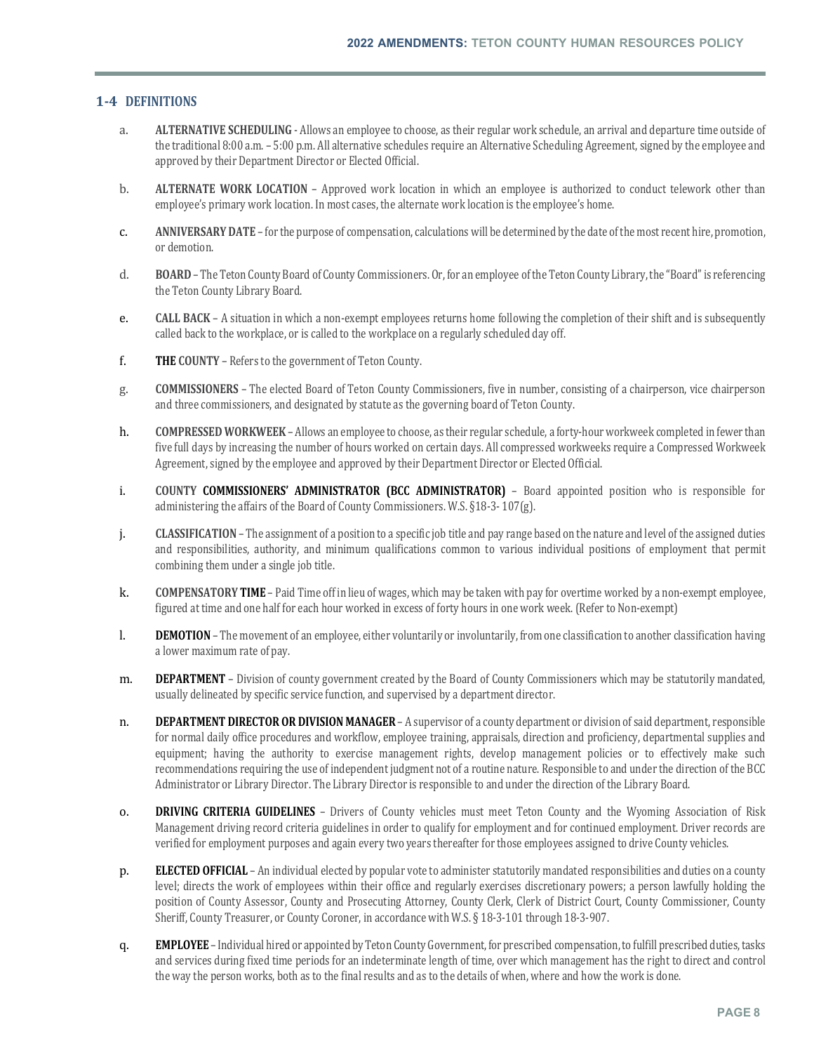## 1-4 DEFINITIONS

a. **ALTERNATIVE SCHEDULING** - Allows an employee to choose, as their regular work schedule, an arrival and departure time outside of the traditional 8:00 a.m. – 5:00 p.m. All alternative schedules require an Alternative Scheduling Agreement, signed by the employee and approved by their Department Director or Elected Official.

b. **ALTERNATE WORK LOCATION** – Approved work location in which an employee is authorized to conduct telework other than employee's primary work location. In most cases, the alternate work location is the employee's home.

c. **ANNIVERSARY DATE** – for the purpose of compensation, calculations will be determined by the date of the most recent hire, promotion, or demotion.

d. **BOARD** – The Teton County Board of County Commissioners. Or, for an employee of the Teton County Library, the "Board" is referencing the Teton County Library Board.

e. **CALL BACK** – A situation in which a non-exempt employees returns home following the completion of their shift and is subsequently called back to the workplace, or is called to the workplace on a regularly scheduled day off.

f. **THE COUNTY** – Refers to the government of Teton County.

g. **COMMISSIONERS** – The elected Board of Teton County Commissioners, five in number, consisting of a chairperson, vice chairperson and three commissioners, and designated by statute as the governing board of Teton County.

h. **COMPRESSED WORKWEEK** – Allows an employee to choose, as their regular schedule, a forty-hour workweek completed in fewer than five full days by increasing the number of hours worked on certain days. All compressed workweeks require a Compressed Workweek Agreement, signed by the employee and approved by their Department Director or Elected Official.

i. **COUNTY COMMISSIONERS' ADMINISTRATOR (BCC ADMINISTRATOR)** – Board appointed position who is responsible for administering the affairs of the Board of County Commissioners. W.S. §18-3- 107(g).

j. **CLASSIFICATION** – The assignment of a position to a specific job title and pay range based on the nature and level of the assigned duties and responsibilities, authority, and minimum qualifications common to various individual positions of employment that permit combining them under a single job title.

k. **COMPENSATORY TIME** – Paid Time off in lieu of wages, which may be taken with pay for overtime worked by a non-exempt employee, figured at time and one half for each hour worked in excess of forty hours in one work week. (Refer to Non-exempt)

l. **DEMOTION** – The movement of an employee, either voluntarily or involuntarily, from one classification to another classification having a lower maximum rate of pay.

m. **DEPARTMENT** – Division of county government created by the Board of County Commissioners which may be statutorily mandated, usually delineated by specific service function, and supervised by a department director.

n. **DEPARTMENT DIRECTOR OR DIVISION MANAGER** – A supervisor of a county department or division of said department, responsible for normal daily office procedures and workflow, employee training, appraisals, direction and proficiency, departmental supplies and equipment; having the authority to exercise management rights, develop management policies or to effectively make such recommendations requiring the use of independent judgment not of a routine nature. Responsible to and under the direction of the BCC Administrator or Library Director. The Library Director is responsible to and under the direction of the Library Board.

o. **DRIVING CRITERIA GUIDELINES** – Drivers of County vehicles must meet Teton County and the Wyoming Association of Risk Management driving record criteria guidelines in order to qualify for employment and for continued employment. Driver records are verified for employment purposes and again every two years thereafter for those employees assigned to drive County vehicles.

p. **ELECTED OFFICIAL** – An individual elected by popular vote to administer statutorily mandated responsibilities and duties on a county level; directs the work of employees within their office and regularly exercises discretionary powers; a person lawfully holding the position of County Assessor, County and Prosecuting Attorney, County Clerk, Clerk of District Court, County Commissioner, County Sheriff, County Treasurer, or County Coroner, in accordance with W.S. § 18-3-101 through 18-3-907.

q. **EMPLOYEE** – Individual hired or appointed by Teton County Government, for prescribed compensation, to fulfill prescribed duties, tasks and services during fixed time periods for an indeterminate length of time, over which management has the right to direct and control the way the person works, both as to the final results and as to the details of when, where and how the work is done.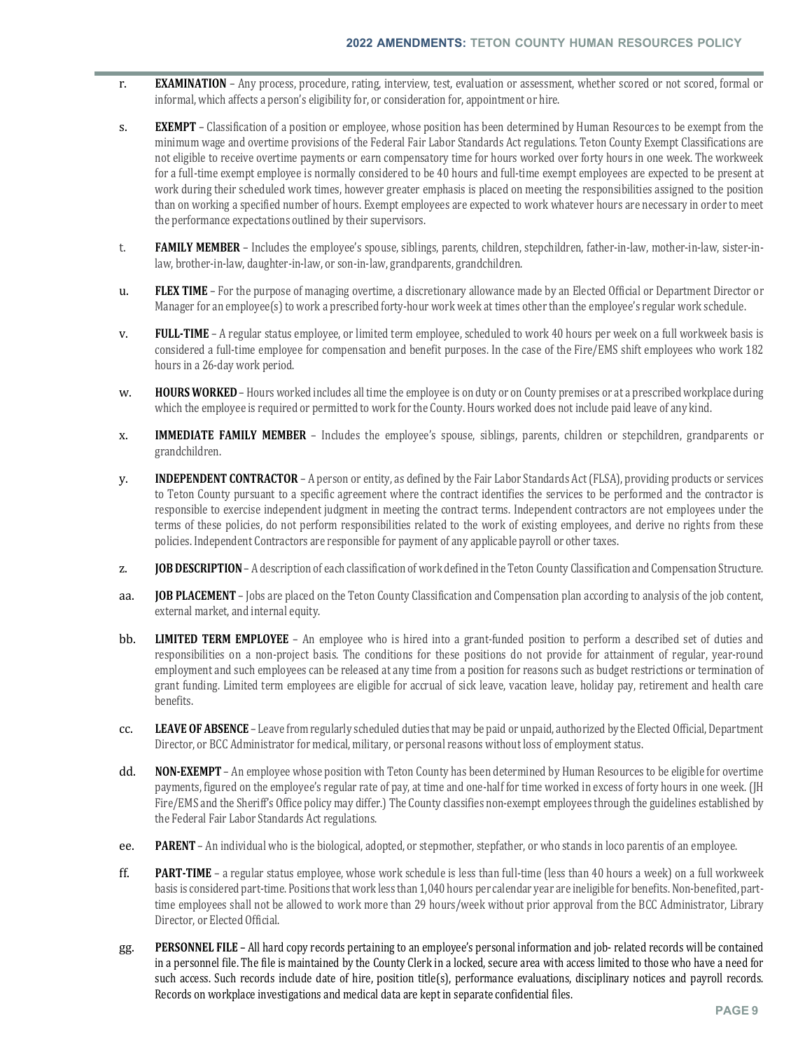r. **EXAMINATION** – Any process, procedure, rating, interview, test, evaluation or assessment, whether scored or not scored, formal or informal, which affects a person's eligibility for, or consideration for, appointment or hire.

s. **EXEMPT** – Classification of a position or employee, whose position has been determined by Human Resources to be exempt from the minimum wage and overtime provisions of the Federal Fair Labor Standards Act regulations. Teton County Exempt Classifications are not eligible to receive overtime payments or earn compensatory time for hours worked over forty hours in one week. The workweek for a full-time exempt employee is normally considered to be 40 hours and full-time exempt employees are expected to be present at work during their scheduled work times, however greater emphasis is placed on meeting the responsibilities assigned to the position than on working a specified number of hours. Exempt employees are expected to work whatever hours are necessary in order to meet the performance expectations outlined by their supervisors.

t. **FAMILY MEMBER** – Includes the employee's spouse, siblings, parents, children, stepchildren, father-in-law, mother-in-law, sister-in-law, brother-in-law, daughter-in-law, or son-in-law, grandparents, grandchildren.

u. **FLEX TIME** – For the purpose of managing overtime, a discretionary allowance made by an Elected Official or Department Director or Manager for an employee(s) to work a prescribed forty-hour work week at times other than the employee's regular work schedule.

v. **FULL-TIME** – A regular status employee, or limited term employee, scheduled to work 40 hours per week on a full workweek basis is considered a full-time employee for compensation and benefit purposes. In the case of the Fire/EMS shift employees who work 182 hours in a 26-day work period.

w. **HOURS WORKED** – Hours worked includes all time the employee is on duty or on County premises or at a prescribed workplace during which the employee is required or permitted to work for the County. Hours worked does not include paid leave of any kind.

x. **IMMEDIATE FAMILY MEMBER** – Includes the employee's spouse, siblings, parents, children or stepchildren, grandparents or grandchildren.

y. **INDEPENDENT CONTRACTOR** – A person or entity, as defined by the Fair Labor Standards Act (FLSA), providing products or services to Teton County pursuant to a specific agreement where the contract identifies the services to be performed and the contractor is responsible to exercise independent judgment in meeting the contract terms. Independent contractors are not employees under the terms of these policies, do not perform responsibilities related to the work of existing employees, and derive no rights from these policies. Independent Contractors are responsible for payment of any applicable payroll or other taxes.

z. **JOB DESCRIPTION** – A description of each classification of work defined in the Teton County Classification and Compensation Structure.

aa. **JOB PLACEMENT** – Jobs are placed on the Teton County Classification and Compensation plan according to analysis of the job content, external market, and internal equity.

bb. **LIMITED TERM EMPLOYEE** – An employee who is hired into a grant-funded position to perform a described set of duties and responsibilities on a non-project basis. The conditions for these positions do not provide for attainment of regular, year-round employment and such employees can be released at any time from a position for reasons such as budget restrictions or termination of grant funding. Limited term employees are eligible for accrual of sick leave, vacation leave, holiday pay, retirement and health care benefits.

cc. **LEAVE OF ABSENCE** – Leave from regularly scheduled duties that may be paid or unpaid, authorized by the Elected Official, Department Director, or BCC Administrator for medical, military, or personal reasons without loss of employment status.

dd. **NON-EXEMPT** – An employee whose position with Teton County has been determined by Human Resources to be eligible for overtime payments, figured on the employee's regular rate of pay, at time and one-half for time worked in excess of forty hours in one week. (JH Fire/EMS and the Sheriff's Office policy may differ.) The County classifies non-exempt employees through the guidelines established by the Federal Fair Labor Standards Act regulations.

ee. **PARENT** – An individual who is the biological, adopted, or stepmother, stepfather, or who stands in loco parentis of an employee.

ff. **PART-TIME** – a regular status employee, whose work schedule is less than full-time (less than 40 hours a week) on a full workweek basis is considered part-time. Positions that work less than 1,040 hours per calendar year are ineligible for benefits. Non-benefited, part-time employees shall not be allowed to work more than 29 hours/week without prior approval from the BCC Administrator, Library Director, or Elected Official.

gg. **PERSONNEL FILE** – All hard copy records pertaining to an employee's personal information and job- related records will be contained in a personnel file. The file is maintained by the County Clerk in a locked, secure area with access limited to those who have a need for such access. Such records include date of hire, position title(s), performance evaluations, disciplinary notices and payroll records. Records on workplace investigations and medical data are kept in separate confidential files.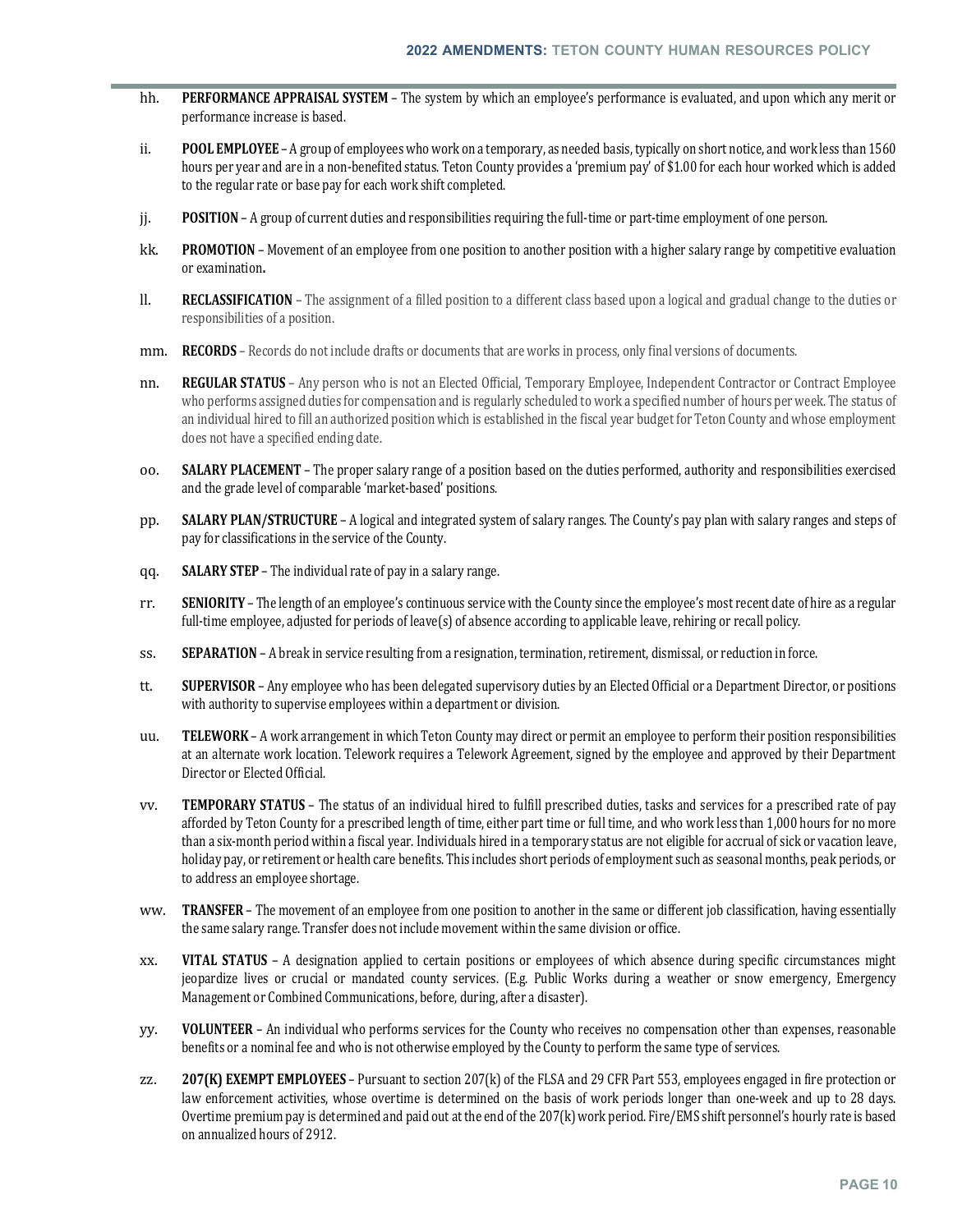hh. **PERFORMANCE APPRAISAL SYSTEM** – The system by which an employee's performance is evaluated, and upon which any merit or performance increase is based.

ii. **POOL EMPLOYEE** – A group of employees who work on a temporary, as needed basis, typically on short notice, and work less than 1560 hours per year and are in a non-benefited status. Teton County provides a 'premium pay' of $1.00 for each hour worked which is added to the regular rate or base pay for each work shift completed.

jj. **POSITION** – A group of current duties and responsibilities requiring the full-time or part-time employment of one person.

kk. **PROMOTION** – Movement of an employee from one position to another position with a higher salary range by competitive evaluation or examination**.**

ll. **RECLASSIFICATION** – The assignment of a filled position to a different class based upon a logical and gradual change to the duties or responsibilities of a position.

mm. **RECORDS** – Records do not include drafts or documents that are works in process, only final versions of documents.

nn. **REGULAR STATUS** – Any person who is not an Elected Official, Temporary Employee, Independent Contractor or Contract Employee who performs assigned duties for compensation and is regularly scheduled to work a specified number of hours per week. The status of an individual hired to fill an authorized position which is established in the fiscal year budget for Teton County and whose employment does not have a specified ending date.

oo. **SALARY PLACEMENT** – The proper salary range of a position based on the duties performed, authority and responsibilities exercised and the grade level of comparable 'market-based' positions.

pp. **SALARY PLAN/STRUCTURE** – A logical and integrated system of salary ranges. The County's pay plan with salary ranges and steps of pay for classifications in the service of the County.

qq. **SALARY STEP** – The individual rate of pay in a salary range.

rr. **SENIORITY** – The length of an employee's continuous service with the County since the employee's most recent date of hire as a regular full-time employee, adjusted for periods of leave(s) of absence according to applicable leave, rehiring or recall policy.

ss. **SEPARATION** – A break in service resulting from a resignation, termination, retirement, dismissal, or reduction in force.

tt. **SUPERVISOR** – Any employee who has been delegated supervisory duties by an Elected Official or a Department Director, or positions with authority to supervise employees within a department or division.

uu. **TELEWORK** – A work arrangement in which Teton County may direct or permit an employee to perform their position responsibilities at an alternate work location. Telework requires a Telework Agreement, signed by the employee and approved by their Department Director or Elected Official.

vv. **TEMPORARY STATUS** – The status of an individual hired to fulfill prescribed duties, tasks and services for a prescribed rate of pay afforded by Teton County for a prescribed length of time, either part time or full time, and who work less than 1,000 hours for no more than a six-month period within a fiscal year. Individuals hired in a temporary status are not eligible for accrual of sick or vacation leave, holiday pay, or retirement or health care benefits. This includes short periods of employment such as seasonal months, peak periods, or to address an employee shortage.

ww. **TRANSFER** – The movement of an employee from one position to another in the same or different job classification, having essentially the same salary range. Transfer does not include movement within the same division or office.

xx. **VITAL STATUS** – A designation applied to certain positions or employees of which absence during specific circumstances might jeopardize lives or crucial or mandated county services. (E.g. Public Works during a weather or snow emergency, Emergency Management or Combined Communications, before, during, after a disaster).

yy. **VOLUNTEER** – An individual who performs services for the County who receives no compensation other than expenses, reasonable benefits or a nominal fee and who is not otherwise employed by the County to perform the same type of services.

zz. **207(K) EXEMPT EMPLOYEES** – Pursuant to section 207(k) of the FLSA and 29 CFR Part 553, employees engaged in fire protection or law enforcement activities, whose overtime is determined on the basis of work periods longer than one-week and up to 28 days. Overtime premium pay is determined and paid out at the end of the 207(k) work period. Fire/EMS shift personnel's hourly rate is based on annualized hours of 2912.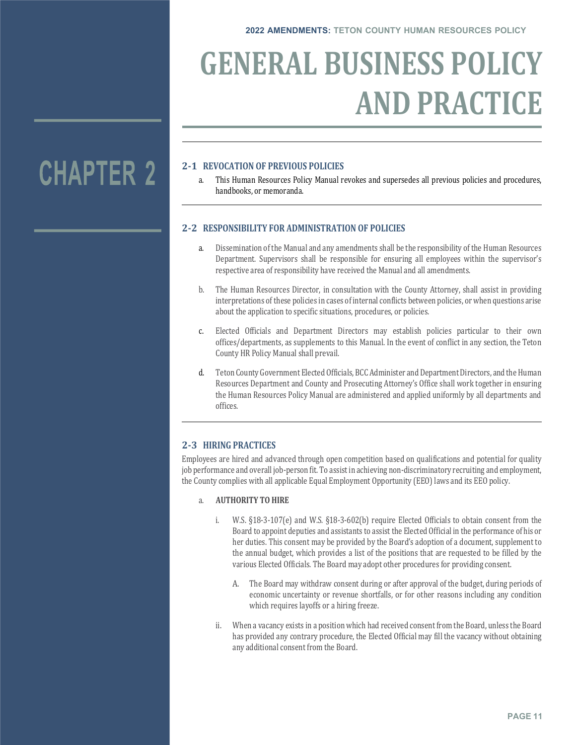# CHAPTER 2

# GENERAL BUSINESS POLICY AND PRACTICE

## 2-1 REVOCATION OF PREVIOUS POLICIES

a. This Human Resources Policy Manual revokes and supersedes all previous policies and procedures, handbooks, or memoranda.

## 2-2 RESPONSIBILITY FOR ADMINISTRATION OF POLICIES

a. Dissemination of the Manual and any amendments shall be the responsibility of the Human Resources Department. Supervisors shall be responsible for ensuring all employees within the supervisor's respective area of responsibility have received the Manual and all amendments.

b. The Human Resources Director, in consultation with the County Attorney, shall assist in providing interpretations of these policies in cases of internal conflicts between policies, or when questions arise about the application to specific situations, procedures, or policies.

c. Elected Officials and Department Directors may establish policies particular to their own offices/departments, as supplements to this Manual. In the event of conflict in any section, the Teton County HR Policy Manual shall prevail.

d. Teton County Government Elected Officials, BCC Administer and Department Directors, and the Human Resources Department and County and Prosecuting Attorney's Office shall work together in ensuring the Human Resources Policy Manual are administered and applied uniformly by all departments and offices.

## 2-3 HIRING PRACTICES

Employees are hired and advanced through open competition based on qualifications and potential for quality job performance and overall job-person fit. To assist in achieving non-discriminatory recruiting and employment, the County complies with all applicable Equal Employment Opportunity (EEO) laws and its EEO policy.

a. **AUTHORITY TO HIRE**

   i. W.S. §18-3-107(e) and W.S. §18-3-602(b) require Elected Officials to obtain consent from the Board to appoint deputies and assistants to assist the Elected Official in the performance of his or her duties. This consent may be provided by the Board's adoption of a document, supplement to the annual budget, which provides a list of the positions that are requested to be filled by the various Elected Officials. The Board may adopt other procedures for providing consent.

      A. The Board may withdraw consent during or after approval of the budget, during periods of economic uncertainty or revenue shortfalls, or for other reasons including any condition which requires layoffs or a hiring freeze.

   ii. When a vacancy exists in a position which had received consent from the Board, unless the Board has provided any contrary procedure, the Elected Official may fill the vacancy without obtaining any additional consent from the Board.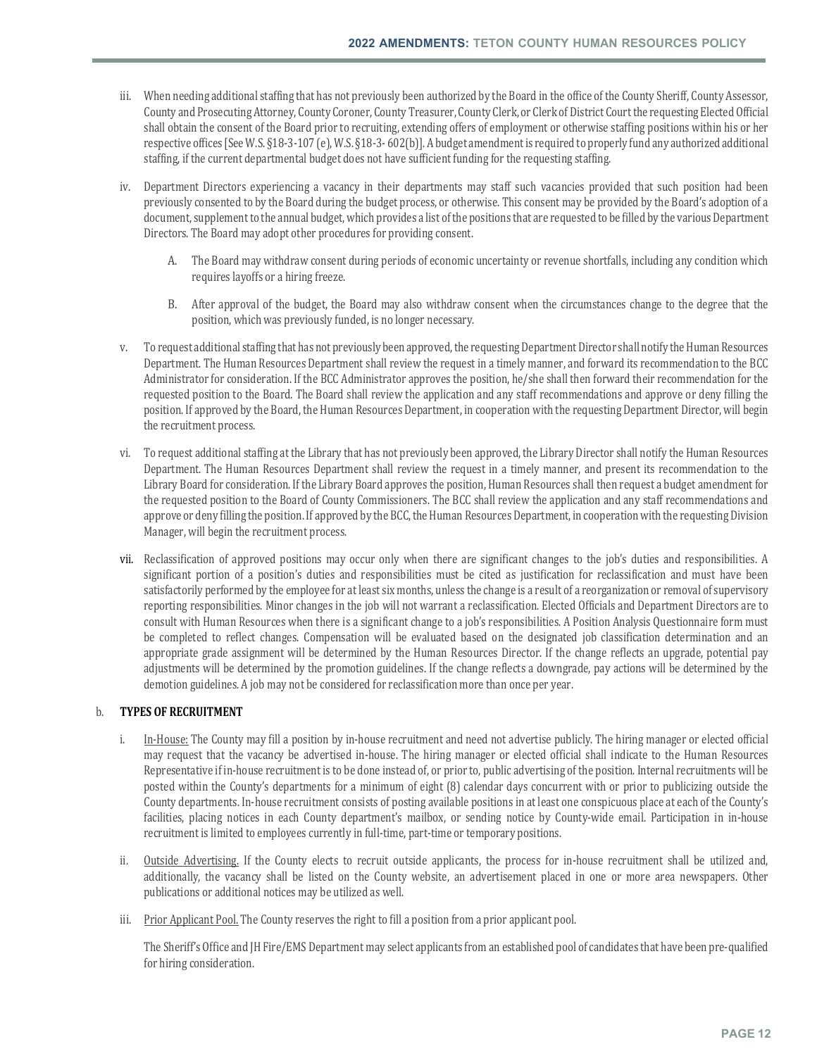iii. When needing additional staffing that has not previously been authorized by the Board in the office of the County Sheriff, County Assessor, County and Prosecuting Attorney, County Coroner, County Treasurer, County Clerk, or Clerk of District Court the requesting Elected Official shall obtain the consent of the Board prior to recruiting, extending offers of employment or otherwise staffing positions within his or her respective offices [See W.S. §18-3-107 (e), W.S. §18-3- 602(b)]. A budget amendment is required to properly fund any authorized additional staffing, if the current departmental budget does not have sufficient funding for the requesting staffing.

iv. Department Directors experiencing a vacancy in their departments may staff such vacancies provided that such position had been previously consented to by the Board during the budget process, or otherwise. This consent may be provided by the Board's adoption of a document, supplement to the annual budget, which provides a list of the positions that are requested to be filled by the various Department Directors. The Board may adopt other procedures for providing consent.

   A. The Board may withdraw consent during periods of economic uncertainty or revenue shortfalls, including any condition which requires layoffs or a hiring freeze.

   B. After approval of the budget, the Board may also withdraw consent when the circumstances change to the degree that the position, which was previously funded, is no longer necessary.

v. To request additional staffing that has not previously been approved, the requesting Department Director shall notify the Human Resources Department. The Human Resources Department shall review the request in a timely manner, and forward its recommendation to the BCC Administrator for consideration. If the BCC Administrator approves the position, he/she shall then forward their recommendation for the requested position to the Board. The Board shall review the application and any staff recommendations and approve or deny filling the position. If approved by the Board, the Human Resources Department, in cooperation with the requesting Department Director, will begin the recruitment process.

vi. To request additional staffing at the Library that has not previously been approved, the Library Director shall notify the Human Resources Department. The Human Resources Department shall review the request in a timely manner, and present its recommendation to the Library Board for consideration. If the Library Board approves the position, Human Resources shall then request a budget amendment for the requested position to the Board of County Commissioners. The BCC shall review the application and any staff recommendations and approve or deny filling the position. If approved by the BCC, the Human Resources Department, in cooperation with the requesting Division Manager, will begin the recruitment process.

vii. Reclassification of approved positions may occur only when there are significant changes to the job's duties and responsibilities. A significant portion of a position's duties and responsibilities must be cited as justification for reclassification and must have been satisfactorily performed by the employee for at least six months, unless the change is a result of a reorganization or removal of supervisory reporting responsibilities. Minor changes in the job will not warrant a reclassification. Elected Officials and Department Directors are to consult with Human Resources when there is a significant change to a job's responsibilities. A Position Analysis Questionnaire form must be completed to reflect changes. Compensation will be evaluated based on the designated job classification determination and an appropriate grade assignment will be determined by the Human Resources Director. If the change reflects an upgrade, potential pay adjustments will be determined by the promotion guidelines. If the change reflects a downgrade, pay actions will be determined by the demotion guidelines. A job may not be considered for reclassification more than once per year.

b. **TYPES OF RECRUITMENT**

i. <u>In-House:</u> The County may fill a position by in-house recruitment and need not advertise publicly. The hiring manager or elected official may request that the vacancy be advertised in-house. The hiring manager or elected official shall indicate to the Human Resources Representative if in-house recruitment is to be done instead of, or prior to, public advertising of the position. Internal recruitments will be posted within the County's departments for a minimum of eight (8) calendar days concurrent with or prior to publicizing outside the County departments. In-house recruitment consists of posting available positions in at least one conspicuous place at each of the County's facilities, placing notices in each County department's mailbox, or sending notice by County-wide email. Participation in in-house recruitment is limited to employees currently in full-time, part-time or temporary positions.

ii. <u>Outside Advertising.</u> If the County elects to recruit outside applicants, the process for in-house recruitment shall be utilized and, additionally, the vacancy shall be listed on the County website, an advertisement placed in one or more area newspapers. Other publications or additional notices may be utilized as well.

iii. <u>Prior Applicant Pool.</u> The County reserves the right to fill a position from a prior applicant pool.

The Sheriff's Office and JH Fire/EMS Department may select applicants from an established pool of candidates that have been pre-qualified for hiring consideration.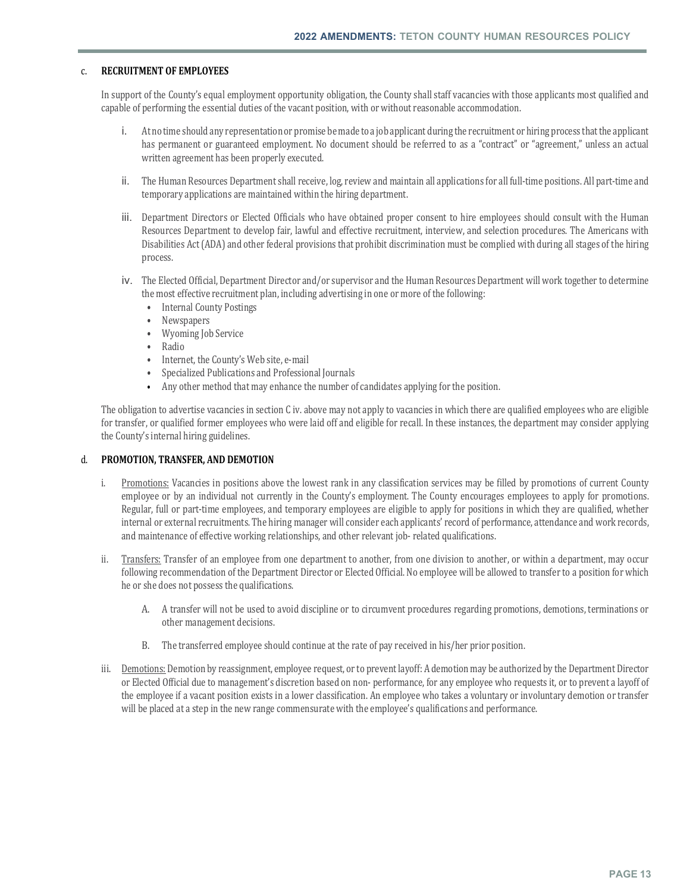### c. RECRUITMENT OF EMPLOYEES

In support of the County's equal employment opportunity obligation, the County shall staff vacancies with those applicants most qualified and capable of performing the essential duties of the vacant position, with or without reasonable accommodation.

i. At no time should any representation or promise be made to a job applicant during the recruitment or hiring process that the applicant has permanent or guaranteed employment. No document should be referred to as a "contract" or "agreement," unless an actual written agreement has been properly executed.

ii. The Human Resources Department shall receive, log, review and maintain all applications for all full-time positions. All part-time and temporary applications are maintained within the hiring department.

iii. Department Directors or Elected Officials who have obtained proper consent to hire employees should consult with the Human Resources Department to develop fair, lawful and effective recruitment, interview, and selection procedures. The Americans with Disabilities Act (ADA) and other federal provisions that prohibit discrimination must be complied with during all stages of the hiring process.

iv. The Elected Official, Department Director and/or supervisor and the Human Resources Department will work together to determine the most effective recruitment plan, including advertising in one or more of the following:
- Internal County Postings
- Newspapers
- Wyoming Job Service
- Radio
- Internet, the County's Web site, e-mail
- Specialized Publications and Professional Journals
- Any other method that may enhance the number of candidates applying for the position.

The obligation to advertise vacancies in section C iv. above may not apply to vacancies in which there are qualified employees who are eligible for transfer, or qualified former employees who were laid off and eligible for recall. In these instances, the department may consider applying the County's internal hiring guidelines.

### d. PROMOTION, TRANSFER, AND DEMOTION

i. Promotions: Vacancies in positions above the lowest rank in any classification services may be filled by promotions of current County employee or by an individual not currently in the County's employment. The County encourages employees to apply for promotions. Regular, full or part-time employees, and temporary employees are eligible to apply for positions in which they are qualified, whether internal or external recruitments. The hiring manager will consider each applicants' record of performance, attendance and work records, and maintenance of effective working relationships, and other relevant job- related qualifications.

ii. Transfers: Transfer of an employee from one department to another, from one division to another, or within a department, may occur following recommendation of the Department Director or Elected Official. No employee will be allowed to transfer to a position for which he or she does not possess the qualifications.

   A. A transfer will not be used to avoid discipline or to circumvent procedures regarding promotions, demotions, terminations or other management decisions.

   B. The transferred employee should continue at the rate of pay received in his/her prior position.

iii. Demotions: Demotion by reassignment, employee request, or to prevent layoff: A demotion may be authorized by the Department Director or Elected Official due to management's discretion based on non- performance, for any employee who requests it, or to prevent a layoff of the employee if a vacant position exists in a lower classification. An employee who takes a voluntary or involuntary demotion or transfer will be placed at a step in the new range commensurate with the employee's qualifications and performance.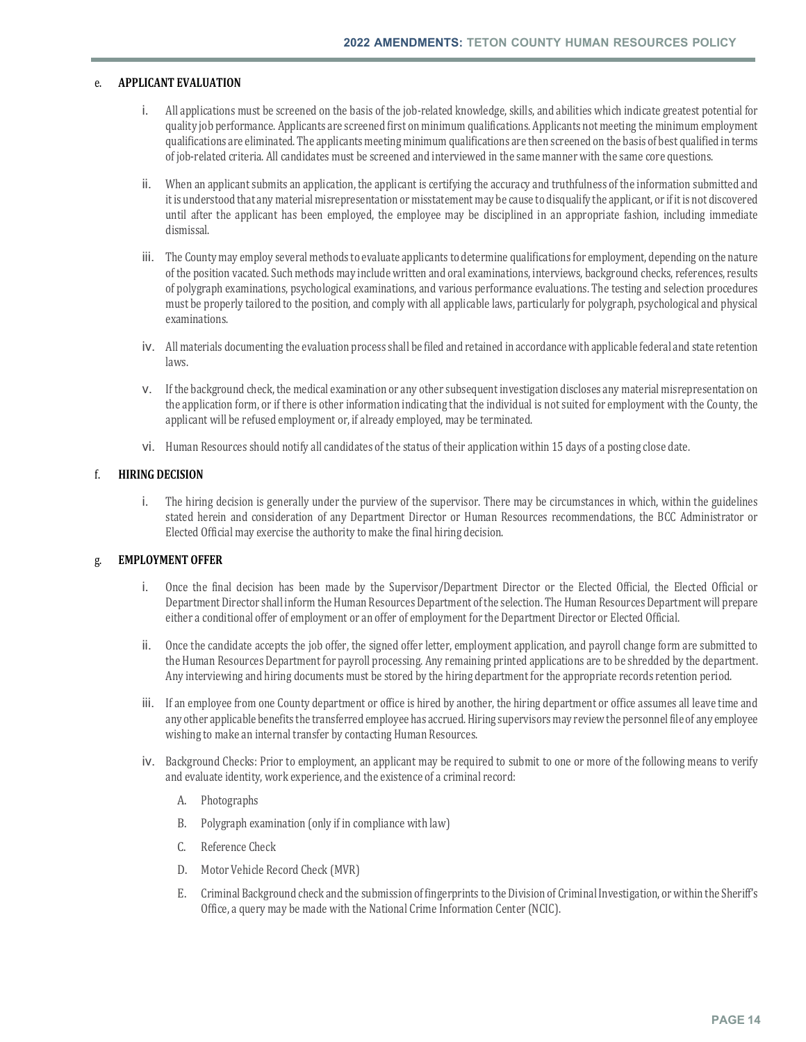e. **APPLICANT EVALUATION**

i. All applications must be screened on the basis of the job-related knowledge, skills, and abilities which indicate greatest potential for quality job performance. Applicants are screened first on minimum qualifications. Applicants not meeting the minimum employment qualifications are eliminated. The applicants meeting minimum qualifications are then screened on the basis of best qualified in terms of job-related criteria. All candidates must be screened and interviewed in the same manner with the same core questions.

ii. When an applicant submits an application, the applicant is certifying the accuracy and truthfulness of the information submitted and it is understood that any material misrepresentation or misstatement may be cause to disqualify the applicant, or if it is not discovered until after the applicant has been employed, the employee may be disciplined in an appropriate fashion, including immediate dismissal.

iii. The County may employ several methods to evaluate applicants to determine qualifications for employment, depending on the nature of the position vacated. Such methods may include written and oral examinations, interviews, background checks, references, results of polygraph examinations, psychological examinations, and various performance evaluations. The testing and selection procedures must be properly tailored to the position, and comply with all applicable laws, particularly for polygraph, psychological and physical examinations.

iv. All materials documenting the evaluation process shall be filed and retained in accordance with applicable federal and state retention laws.

v. If the background check, the medical examination or any other subsequent investigation discloses any material misrepresentation on the application form, or if there is other information indicating that the individual is not suited for employment with the County, the applicant will be refused employment or, if already employed, may be terminated.

vi. Human Resources should notify all candidates of the status of their application within 15 days of a posting close date.

f. **HIRING DECISION**

i. The hiring decision is generally under the purview of the supervisor. There may be circumstances in which, within the guidelines stated herein and consideration of any Department Director or Human Resources recommendations, the BCC Administrator or Elected Official may exercise the authority to make the final hiring decision.

g. **EMPLOYMENT OFFER**

i. Once the final decision has been made by the Supervisor/Department Director or the Elected Official, the Elected Official or Department Director shall inform the Human Resources Department of the selection. The Human Resources Department will prepare either a conditional offer of employment or an offer of employment for the Department Director or Elected Official.

ii. Once the candidate accepts the job offer, the signed offer letter, employment application, and payroll change form are submitted to the Human Resources Department for payroll processing. Any remaining printed applications are to be shredded by the department. Any interviewing and hiring documents must be stored by the hiring department for the appropriate records retention period.

iii. If an employee from one County department or office is hired by another, the hiring department or office assumes all leave time and any other applicable benefits the transferred employee has accrued. Hiring supervisors may review the personnel file of any employee wishing to make an internal transfer by contacting Human Resources.

iv. Background Checks: Prior to employment, an applicant may be required to submit to one or more of the following means to verify and evaluate identity, work experience, and the existence of a criminal record:

A. Photographs

B. Polygraph examination (only if in compliance with law)

C. Reference Check

D. Motor Vehicle Record Check (MVR)

E. Criminal Background check and the submission of fingerprints to the Division of Criminal Investigation, or within the Sheriff's Office, a query may be made with the National Crime Information Center (NCIC).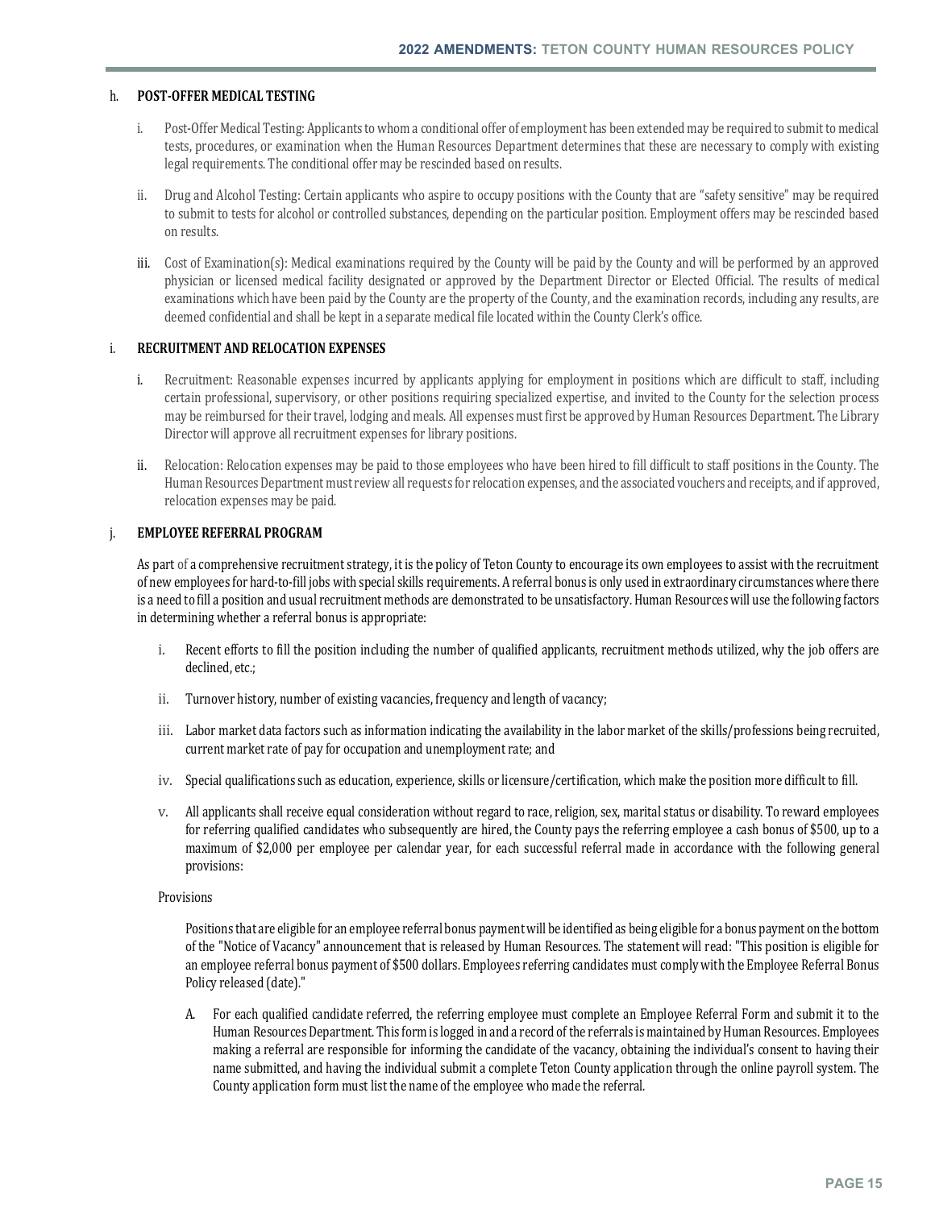### h. POST-OFFER MEDICAL TESTING

i. Post-Offer Medical Testing: Applicants to whom a conditional offer of employment has been extended may be required to submit to medical tests, procedures, or examination when the Human Resources Department determines that these are necessary to comply with existing legal requirements. The conditional offer may be rescinded based on results.

ii. Drug and Alcohol Testing: Certain applicants who aspire to occupy positions with the County that are "safety sensitive" may be required to submit to tests for alcohol or controlled substances, depending on the particular position. Employment offers may be rescinded based on results.

iii. Cost of Examination(s): Medical examinations required by the County will be paid by the County and will be performed by an approved physician or licensed medical facility designated or approved by the Department Director or Elected Official. The results of medical examinations which have been paid by the County are the property of the County, and the examination records, including any results, are deemed confidential and shall be kept in a separate medical file located within the County Clerk's office.

### i. RECRUITMENT AND RELOCATION EXPENSES

i. Recruitment: Reasonable expenses incurred by applicants applying for employment in positions which are difficult to staff, including certain professional, supervisory, or other positions requiring specialized expertise, and invited to the County for the selection process may be reimbursed for their travel, lodging and meals. All expenses must first be approved by Human Resources Department. The Library Director will approve all recruitment expenses for library positions.

ii. Relocation: Relocation expenses may be paid to those employees who have been hired to fill difficult to staff positions in the County. The Human Resources Department must review all requests for relocation expenses, and the associated vouchers and receipts, and if approved, relocation expenses may be paid.

### j. EMPLOYEE REFERRAL PROGRAM

As part of a comprehensive recruitment strategy, it is the policy of Teton County to encourage its own employees to assist with the recruitment of new employees for hard-to-fill jobs with special skills requirements. A referral bonus is only used in extraordinary circumstances where there is a need to fill a position and usual recruitment methods are demonstrated to be unsatisfactory. Human Resources will use the following factors in determining whether a referral bonus is appropriate:

i. Recent efforts to fill the position including the number of qualified applicants, recruitment methods utilized, why the job offers are declined, etc.;

ii. Turnover history, number of existing vacancies, frequency and length of vacancy;

iii. Labor market data factors such as information indicating the availability in the labor market of the skills/professions being recruited, current market rate of pay for occupation and unemployment rate; and

iv. Special qualifications such as education, experience, skills or licensure/certification, which make the position more difficult to fill.

v. All applicants shall receive equal consideration without regard to race, religion, sex, marital status or disability. To reward employees for referring qualified candidates who subsequently are hired, the County pays the referring employee a cash bonus of $500, up to a maximum of $2,000 per employee per calendar year, for each successful referral made in accordance with the following general provisions:

Provisions

Positions that are eligible for an employee referral bonus payment will be identified as being eligible for a bonus payment on the bottom of the "Notice of Vacancy" announcement that is released by Human Resources. The statement will read: "This position is eligible for an employee referral bonus payment of $500 dollars. Employees referring candidates must comply with the Employee Referral Bonus Policy released (date)."

A. For each qualified candidate referred, the referring employee must complete an Employee Referral Form and submit it to the Human Resources Department. This form is logged in and a record of the referrals is maintained by Human Resources. Employees making a referral are responsible for informing the candidate of the vacancy, obtaining the individual's consent to having their name submitted, and having the individual submit a complete Teton County application through the online payroll system. The County application form must list the name of the employee who made the referral.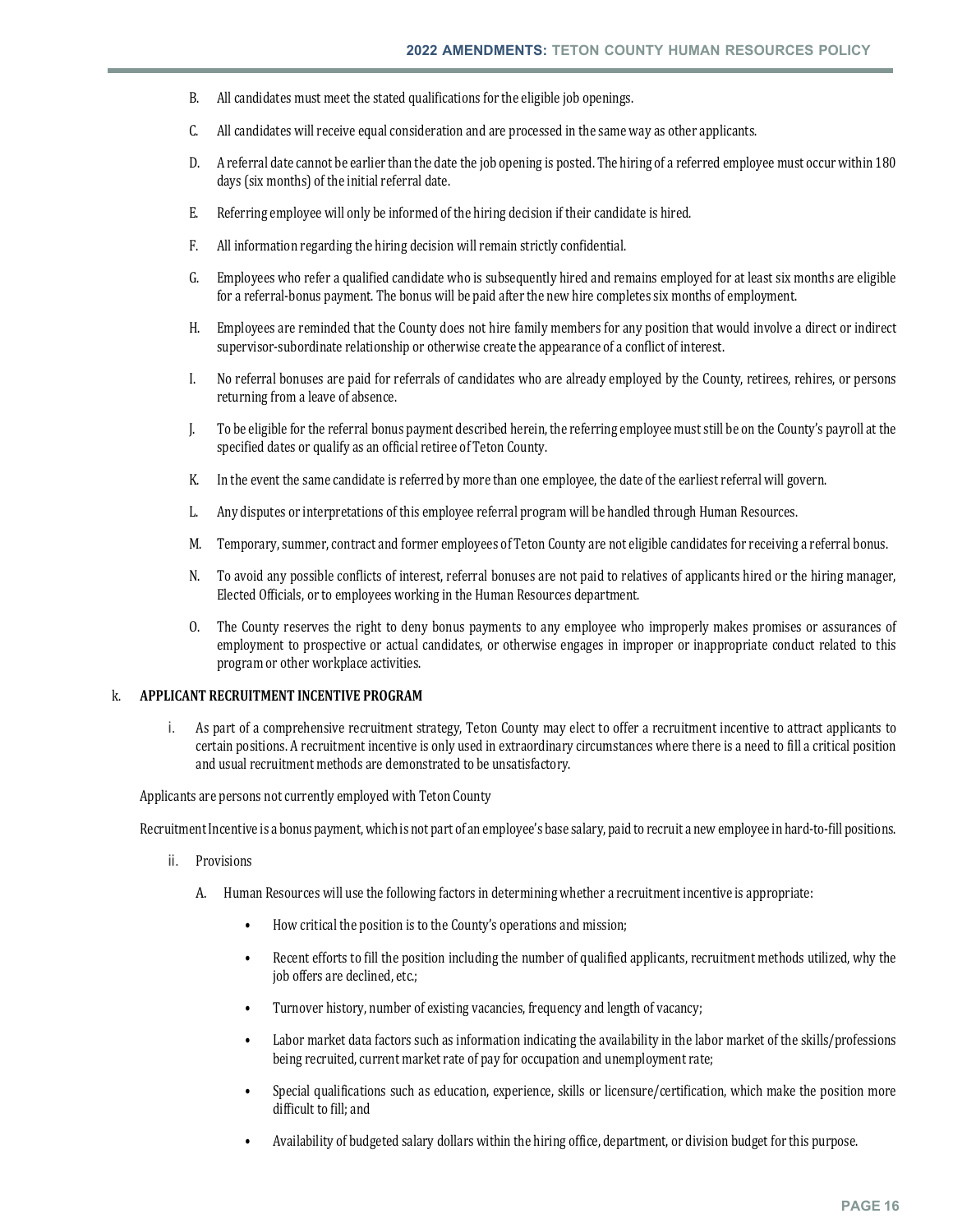B. All candidates must meet the stated qualifications for the eligible job openings.

C. All candidates will receive equal consideration and are processed in the same way as other applicants.

D. A referral date cannot be earlier than the date the job opening is posted. The hiring of a referred employee must occur within 180 days (six months) of the initial referral date.

E. Referring employee will only be informed of the hiring decision if their candidate is hired.

F. All information regarding the hiring decision will remain strictly confidential.

G. Employees who refer a qualified candidate who is subsequently hired and remains employed for at least six months are eligible for a referral-bonus payment. The bonus will be paid after the new hire completes six months of employment.

H. Employees are reminded that the County does not hire family members for any position that would involve a direct or indirect supervisor-subordinate relationship or otherwise create the appearance of a conflict of interest.

I. No referral bonuses are paid for referrals of candidates who are already employed by the County, retirees, rehires, or persons returning from a leave of absence.

J. To be eligible for the referral bonus payment described herein, the referring employee must still be on the County's payroll at the specified dates or qualify as an official retiree of Teton County.

K. In the event the same candidate is referred by more than one employee, the date of the earliest referral will govern.

L. Any disputes or interpretations of this employee referral program will be handled through Human Resources.

M. Temporary, summer, contract and former employees of Teton County are not eligible candidates for receiving a referral bonus.

N. To avoid any possible conflicts of interest, referral bonuses are not paid to relatives of applicants hired or the hiring manager, Elected Officials, or to employees working in the Human Resources department.

O. The County reserves the right to deny bonus payments to any employee who improperly makes promises or assurances of employment to prospective or actual candidates, or otherwise engages in improper or inappropriate conduct related to this program or other workplace activities.

k. **APPLICANT RECRUITMENT INCENTIVE PROGRAM**

i. As part of a comprehensive recruitment strategy, Teton County may elect to offer a recruitment incentive to attract applicants to certain positions. A recruitment incentive is only used in extraordinary circumstances where there is a need to fill a critical position and usual recruitment methods are demonstrated to be unsatisfactory.

Applicants are persons not currently employed with Teton County

Recruitment Incentive is a bonus payment, which is not part of an employee's base salary, paid to recruit a new employee in hard-to-fill positions.

ii. Provisions

A. Human Resources will use the following factors in determining whether a recruitment incentive is appropriate:

- How critical the position is to the County's operations and mission;
- Recent efforts to fill the position including the number of qualified applicants, recruitment methods utilized, why the job offers are declined, etc.;
- Turnover history, number of existing vacancies, frequency and length of vacancy;
- Labor market data factors such as information indicating the availability in the labor market of the skills/professions being recruited, current market rate of pay for occupation and unemployment rate;
- Special qualifications such as education, experience, skills or licensure/certification, which make the position more difficult to fill; and
- Availability of budgeted salary dollars within the hiring office, department, or division budget for this purpose.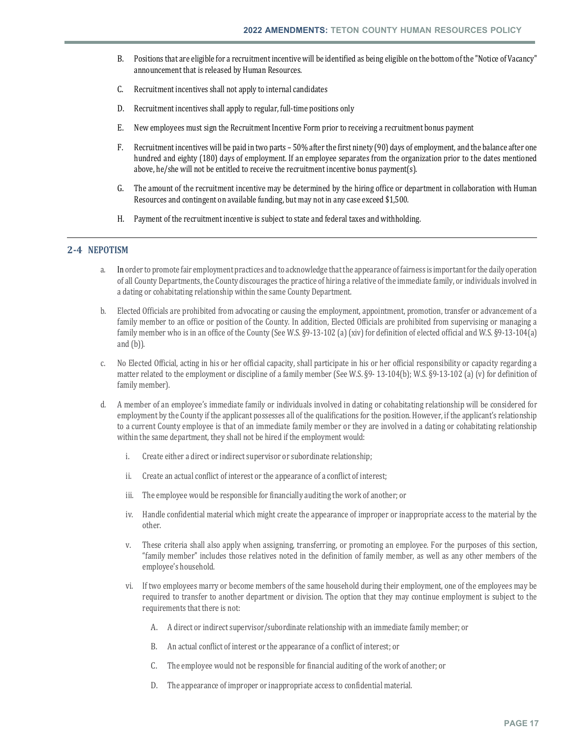B. Positions that are eligible for a recruitment incentive will be identified as being eligible on the bottom of the "Notice of Vacancy" announcement that is released by Human Resources.

C. Recruitment incentives shall not apply to internal candidates

D. Recruitment incentives shall apply to regular, full-time positions only

E. New employees must sign the Recruitment Incentive Form prior to receiving a recruitment bonus payment

F. Recruitment incentives will be paid in two parts – 50% after the first ninety (90) days of employment, and the balance after one hundred and eighty (180) days of employment. If an employee separates from the organization prior to the dates mentioned above, he/she will not be entitled to receive the recruitment incentive bonus payment(s).

G. The amount of the recruitment incentive may be determined by the hiring office or department in collaboration with Human Resources and contingent on available funding, but may not in any case exceed $1,500.

H. Payment of the recruitment incentive is subject to state and federal taxes and withholding.

---

## 2-4 NEPOTISM

a. In order to promote fair employment practices and to acknowledge that the appearance of fairness is important for the daily operation of all County Departments, the County discourages the practice of hiring a relative of the immediate family, or individuals involved in a dating or cohabitating relationship within the same County Department.

b. Elected Officials are prohibited from advocating or causing the employment, appointment, promotion, transfer or advancement of a family member to an office or position of the County. In addition, Elected Officials are prohibited from supervising or managing a family member who is in an office of the County (See W.S. §9-13-102 (a) (xiv) for definition of elected official and W.S. §9-13-104(a) and (b)).

c. No Elected Official, acting in his or her official capacity, shall participate in his or her official responsibility or capacity regarding a matter related to the employment or discipline of a family member (See W.S. §9- 13-104(b); W.S. §9-13-102 (a) (v) for definition of family member).

d. A member of an employee's immediate family or individuals involved in dating or cohabitating relationship will be considered for employment by the County if the applicant possesses all of the qualifications for the position. However, if the applicant's relationship to a current County employee is that of an immediate family member or they are involved in a dating or cohabitating relationship within the same department, they shall not be hired if the employment would:

   i. Create either a direct or indirect supervisor or subordinate relationship;

   ii. Create an actual conflict of interest or the appearance of a conflict of interest;

   iii. The employee would be responsible for financially auditing the work of another; or

   iv. Handle confidential material which might create the appearance of improper or inappropriate access to the material by the other.

   v. These criteria shall also apply when assigning, transferring, or promoting an employee. For the purposes of this section, "family member" includes those relatives noted in the definition of family member, as well as any other members of the employee's household.

   vi. If two employees marry or become members of the same household during their employment, one of the employees may be required to transfer to another department or division. The option that they may continue employment is subject to the requirements that there is not:

      A. A direct or indirect supervisor/subordinate relationship with an immediate family member; or

      B. An actual conflict of interest or the appearance of a conflict of interest; or

      C. The employee would not be responsible for financial auditing of the work of another; or

      D. The appearance of improper or inappropriate access to confidential material.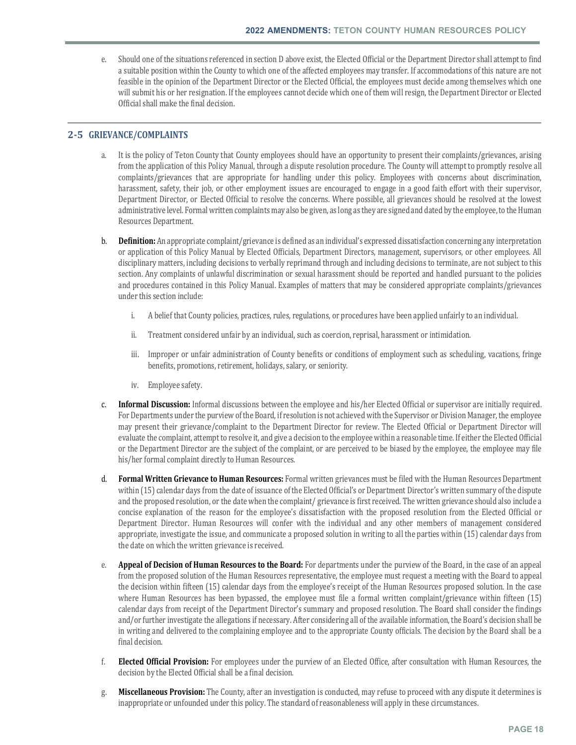e. Should one of the situations referenced in section D above exist, the Elected Official or the Department Director shall attempt to find a suitable position within the County to which one of the affected employees may transfer. If accommodations of this nature are not feasible in the opinion of the Department Director or the Elected Official, the employees must decide among themselves which one will submit his or her resignation. If the employees cannot decide which one of them will resign, the Department Director or Elected Official shall make the final decision.

## 2-5 GRIEVANCE/COMPLAINTS

a. It is the policy of Teton County that County employees should have an opportunity to present their complaints/grievances, arising from the application of this Policy Manual, through a dispute resolution procedure. The County will attempt to promptly resolve all complaints/grievances that are appropriate for handling under this policy. Employees with concerns about discrimination, harassment, safety, their job, or other employment issues are encouraged to engage in a good faith effort with their supervisor, Department Director, or Elected Official to resolve the concerns. Where possible, all grievances should be resolved at the lowest administrative level. Formal written complaints may also be given, as long as they are signed and dated by the employee, to the Human Resources Department.

b. **Definition:** An appropriate complaint/grievance is defined as an individual's expressed dissatisfaction concerning any interpretation or application of this Policy Manual by Elected Officials, Department Directors, management, supervisors, or other employees. All disciplinary matters, including decisions to verbally reprimand through and including decisions to terminate, are not subject to this section. Any complaints of unlawful discrimination or sexual harassment should be reported and handled pursuant to the policies and procedures contained in this Policy Manual. Examples of matters that may be considered appropriate complaints/grievances under this section include:

   i. A belief that County policies, practices, rules, regulations, or procedures have been applied unfairly to an individual.

   ii. Treatment considered unfair by an individual, such as coercion, reprisal, harassment or intimidation.

   iii. Improper or unfair administration of County benefits or conditions of employment such as scheduling, vacations, fringe benefits, promotions, retirement, holidays, salary, or seniority.

   iv. Employee safety.

c. **Informal Discussion:** Informal discussions between the employee and his/her Elected Official or supervisor are initially required. For Departments under the purview of the Board, if resolution is not achieved with the Supervisor or Division Manager, the employee may present their grievance/complaint to the Department Director for review. The Elected Official or Department Director will evaluate the complaint, attempt to resolve it, and give a decision to the employee within a reasonable time. If either the Elected Official or the Department Director are the subject of the complaint, or are perceived to be biased by the employee, the employee may file his/her formal complaint directly to Human Resources.

d. **Formal Written Grievance to Human Resources:** Formal written grievances must be filed with the Human Resources Department within (15) calendar days from the date of issuance of the Elected Official's or Department Director's written summary of the dispute and the proposed resolution, or the date when the complaint/ grievance is first received. The written grievance should also include a concise explanation of the reason for the employee's dissatisfaction with the proposed resolution from the Elected Official or Department Director. Human Resources will confer with the individual and any other members of management considered appropriate, investigate the issue, and communicate a proposed solution in writing to all the parties within (15) calendar days from the date on which the written grievance is received.

e. **Appeal of Decision of Human Resources to the Board:** For departments under the purview of the Board, in the case of an appeal from the proposed solution of the Human Resources representative, the employee must request a meeting with the Board to appeal the decision within fifteen (15) calendar days from the employee's receipt of the Human Resources proposed solution. In the case where Human Resources has been bypassed, the employee must file a formal written complaint/grievance within fifteen (15) calendar days from receipt of the Department Director's summary and proposed resolution. The Board shall consider the findings and/or further investigate the allegations if necessary. After considering all of the available information, the Board's decision shall be in writing and delivered to the complaining employee and to the appropriate County officials. The decision by the Board shall be a final decision.

f. **Elected Official Provision:** For employees under the purview of an Elected Office, after consultation with Human Resources, the decision by the Elected Official shall be a final decision.

g. **Miscellaneous Provision:** The County, after an investigation is conducted, may refuse to proceed with any dispute it determines is inappropriate or unfounded under this policy. The standard of reasonableness will apply in these circumstances.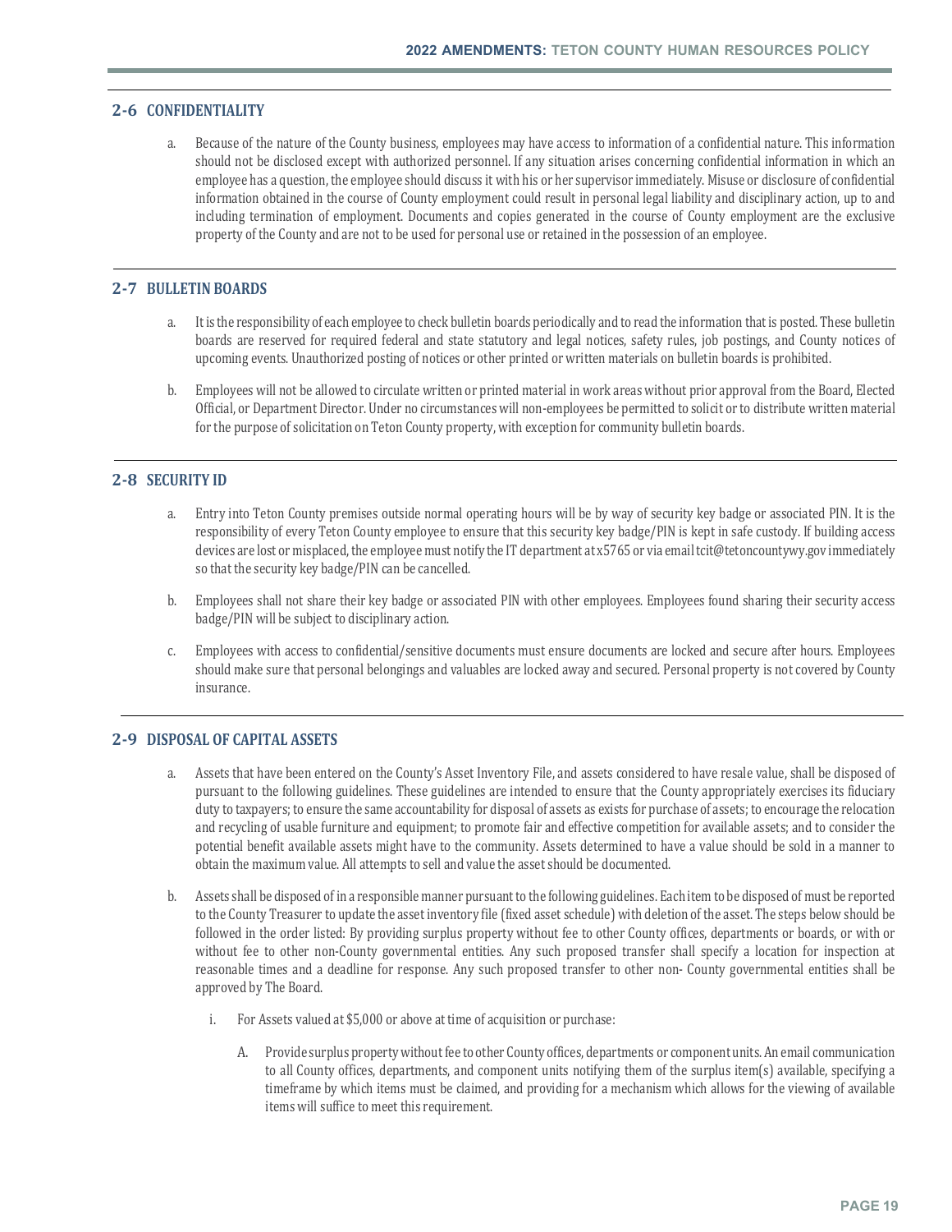## 2-6 CONFIDENTIALITY

a. Because of the nature of the County business, employees may have access to information of a confidential nature. This information should not be disclosed except with authorized personnel. If any situation arises concerning confidential information in which an employee has a question, the employee should discuss it with his or her supervisor immediately. Misuse or disclosure of confidential information obtained in the course of County employment could result in personal legal liability and disciplinary action, up to and including termination of employment. Documents and copies generated in the course of County employment are the exclusive property of the County and are not to be used for personal use or retained in the possession of an employee.

## 2-7 BULLETIN BOARDS

a. It is the responsibility of each employee to check bulletin boards periodically and to read the information that is posted. These bulletin boards are reserved for required federal and state statutory and legal notices, safety rules, job postings, and County notices of upcoming events. Unauthorized posting of notices or other printed or written materials on bulletin boards is prohibited.

b. Employees will not be allowed to circulate written or printed material in work areas without prior approval from the Board, Elected Official, or Department Director. Under no circumstances will non-employees be permitted to solicit or to distribute written material for the purpose of solicitation on Teton County property, with exception for community bulletin boards.

## 2-8 SECURITY ID

a. Entry into Teton County premises outside normal operating hours will be by way of security key badge or associated PIN. It is the responsibility of every Teton County employee to ensure that this security key badge/PIN is kept in safe custody. If building access devices are lost or misplaced, the employee must notify the IT department at x5765 or via email tcit@tetoncountywy.gov immediately so that the security key badge/PIN can be cancelled.

b. Employees shall not share their key badge or associated PIN with other employees. Employees found sharing their security access badge/PIN will be subject to disciplinary action.

c. Employees with access to confidential/sensitive documents must ensure documents are locked and secure after hours. Employees should make sure that personal belongings and valuables are locked away and secured. Personal property is not covered by County insurance.

## 2-9 DISPOSAL OF CAPITAL ASSETS

a. Assets that have been entered on the County's Asset Inventory File, and assets considered to have resale value, shall be disposed of pursuant to the following guidelines. These guidelines are intended to ensure that the County appropriately exercises its fiduciary duty to taxpayers; to ensure the same accountability for disposal of assets as exists for purchase of assets; to encourage the relocation and recycling of usable furniture and equipment; to promote fair and effective competition for available assets; and to consider the potential benefit available assets might have to the community. Assets determined to have a value should be sold in a manner to obtain the maximum value. All attempts to sell and value the asset should be documented.

b. Assets shall be disposed of in a responsible manner pursuant to the following guidelines. Each item to be disposed of must be reported to the County Treasurer to update the asset inventory file (fixed asset schedule) with deletion of the asset. The steps below should be followed in the order listed: By providing surplus property without fee to other County offices, departments or boards, or with or without fee to other non-County governmental entities. Any such proposed transfer shall specify a location for inspection at reasonable times and a deadline for response. Any such proposed transfer to other non- County governmental entities shall be approved by The Board.

   i. For Assets valued at $5,000 or above at time of acquisition or purchase:

      A. Provide surplus property without fee to other County offices, departments or component units. An email communication to all County offices, departments, and component units notifying them of the surplus item(s) available, specifying a timeframe by which items must be claimed, and providing for a mechanism which allows for the viewing of available items will suffice to meet this requirement.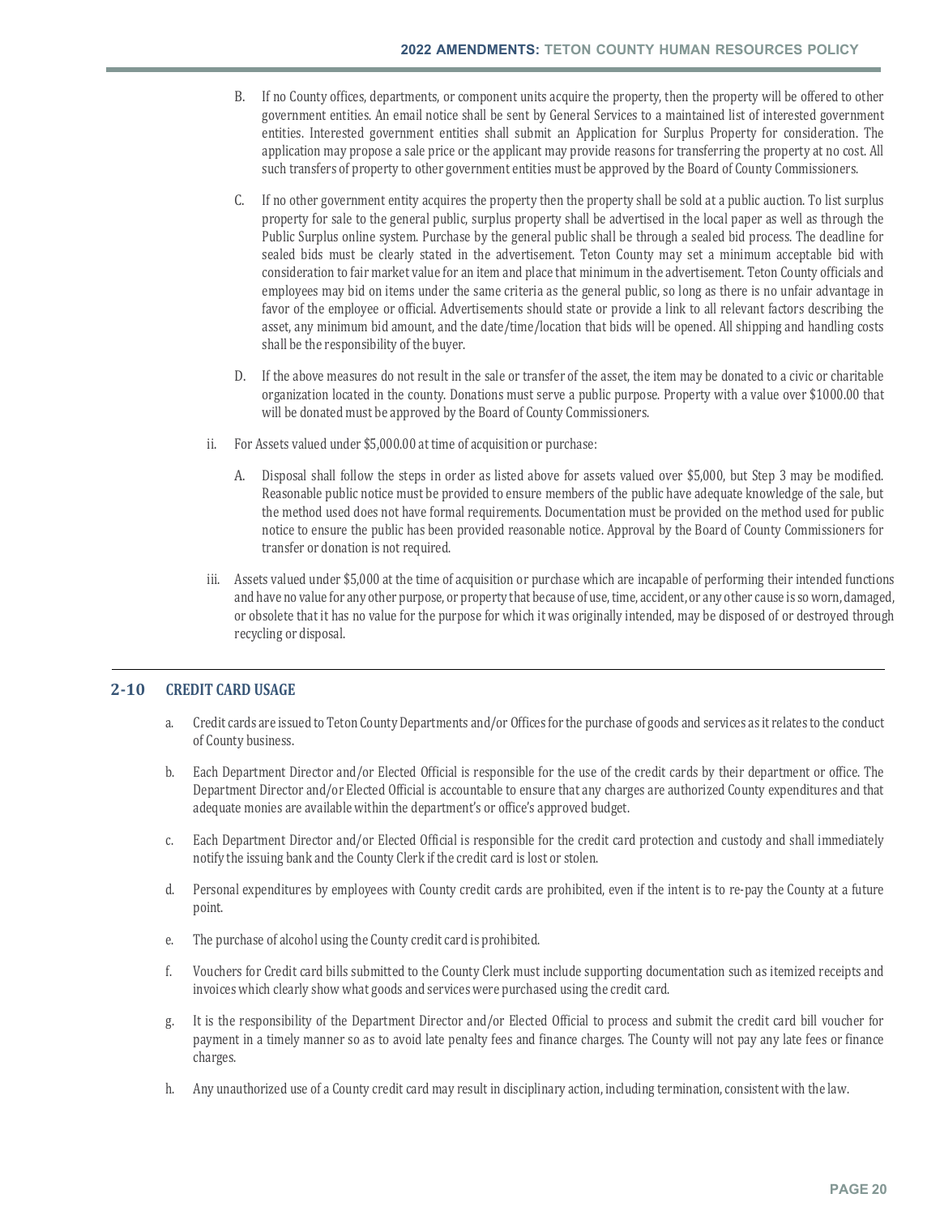B. If no County offices, departments, or component units acquire the property, then the property will be offered to other government entities. An email notice shall be sent by General Services to a maintained list of interested government entities. Interested government entities shall submit an Application for Surplus Property for consideration. The application may propose a sale price or the applicant may provide reasons for transferring the property at no cost. All such transfers of property to other government entities must be approved by the Board of County Commissioners.

C. If no other government entity acquires the property then the property shall be sold at a public auction. To list surplus property for sale to the general public, surplus property shall be advertised in the local paper as well as through the Public Surplus online system. Purchase by the general public shall be through a sealed bid process. The deadline for sealed bids must be clearly stated in the advertisement. Teton County may set a minimum acceptable bid with consideration to fair market value for an item and place that minimum in the advertisement. Teton County officials and employees may bid on items under the same criteria as the general public, so long as there is no unfair advantage in favor of the employee or official. Advertisements should state or provide a link to all relevant factors describing the asset, any minimum bid amount, and the date/time/location that bids will be opened. All shipping and handling costs shall be the responsibility of the buyer.

D. If the above measures do not result in the sale or transfer of the asset, the item may be donated to a civic or charitable organization located in the county. Donations must serve a public purpose. Property with a value over $1000.00 that will be donated must be approved by the Board of County Commissioners.

ii. For Assets valued under $5,000.00 at time of acquisition or purchase:

A. Disposal shall follow the steps in order as listed above for assets valued over $5,000, but Step 3 may be modified. Reasonable public notice must be provided to ensure members of the public have adequate knowledge of the sale, but the method used does not have formal requirements. Documentation must be provided on the method used for public notice to ensure the public has been provided reasonable notice. Approval by the Board of County Commissioners for transfer or donation is not required.

iii. Assets valued under $5,000 at the time of acquisition or purchase which are incapable of performing their intended functions and have no value for any other purpose, or property that because of use, time, accident, or any other cause is so worn, damaged, or obsolete that it has no value for the purpose for which it was originally intended, may be disposed of or destroyed through recycling or disposal.

## 2-10 CREDIT CARD USAGE

a. Credit cards are issued to Teton County Departments and/or Offices for the purchase of goods and services as it relates to the conduct of County business.

b. Each Department Director and/or Elected Official is responsible for the use of the credit cards by their department or office. The Department Director and/or Elected Official is accountable to ensure that any charges are authorized County expenditures and that adequate monies are available within the department's or office's approved budget.

c. Each Department Director and/or Elected Official is responsible for the credit card protection and custody and shall immediately notify the issuing bank and the County Clerk if the credit card is lost or stolen.

d. Personal expenditures by employees with County credit cards are prohibited, even if the intent is to re-pay the County at a future point.

e. The purchase of alcohol using the County credit card is prohibited.

f. Vouchers for Credit card bills submitted to the County Clerk must include supporting documentation such as itemized receipts and invoices which clearly show what goods and services were purchased using the credit card.

g. It is the responsibility of the Department Director and/or Elected Official to process and submit the credit card bill voucher for payment in a timely manner so as to avoid late penalty fees and finance charges. The County will not pay any late fees or finance charges.

h. Any unauthorized use of a County credit card may result in disciplinary action, including termination, consistent with the law.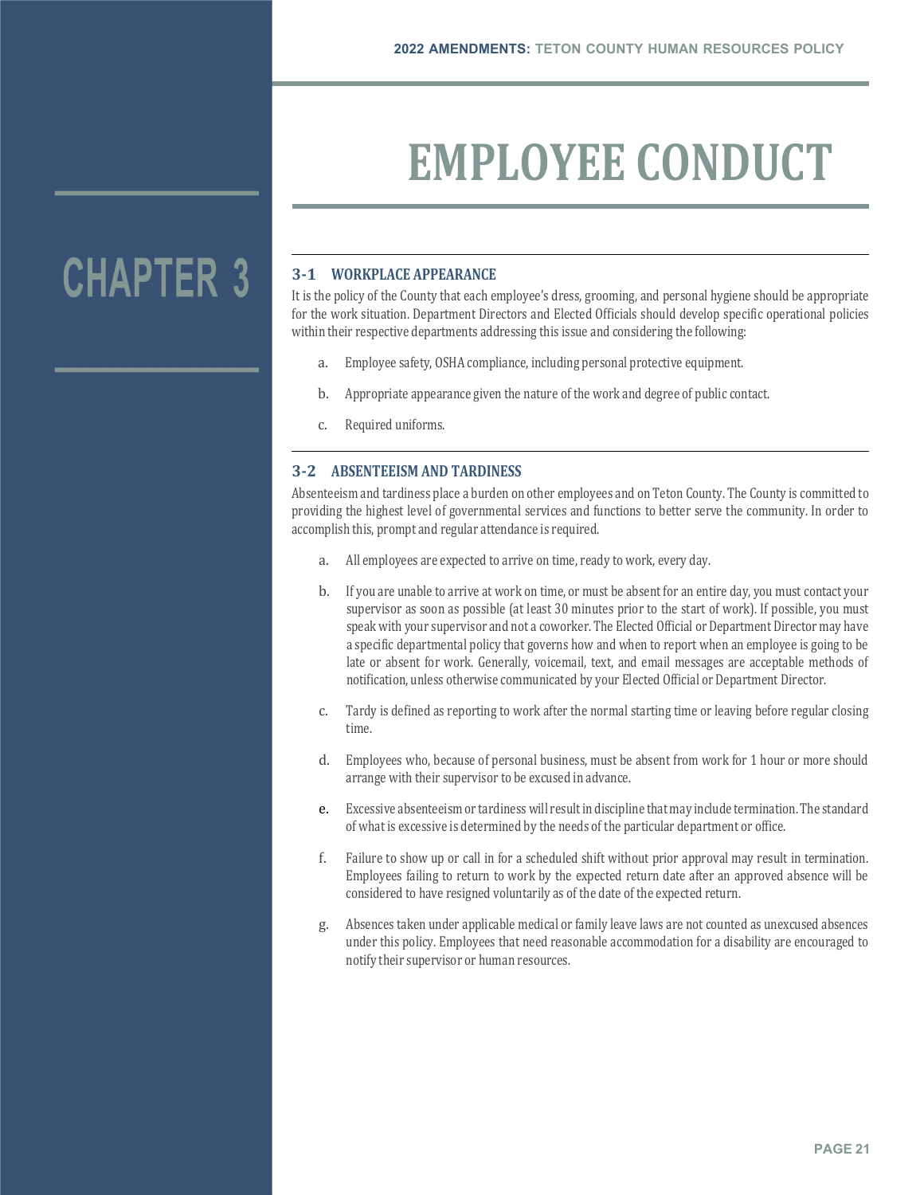# CHAPTER 3

# EMPLOYEE CONDUCT

## 3-1 WORKPLACE APPEARANCE

It is the policy of the County that each employee's dress, grooming, and personal hygiene should be appropriate for the work situation. Department Directors and Elected Officials should develop specific operational policies within their respective departments addressing this issue and considering the following:

a. Employee safety, OSHA compliance, including personal protective equipment.

b. Appropriate appearance given the nature of the work and degree of public contact.

c. Required uniforms.

## 3-2 ABSENTEEISM AND TARDINESS

Absenteeism and tardiness place a burden on other employees and on Teton County. The County is committed to providing the highest level of governmental services and functions to better serve the community. In order to accomplish this, prompt and regular attendance is required.

a. All employees are expected to arrive on time, ready to work, every day.

b. If you are unable to arrive at work on time, or must be absent for an entire day, you must contact your supervisor as soon as possible (at least 30 minutes prior to the start of work). If possible, you must speak with your supervisor and not a coworker. The Elected Official or Department Director may have a specific departmental policy that governs how and when to report when an employee is going to be late or absent for work. Generally, voicemail, text, and email messages are acceptable methods of notification, unless otherwise communicated by your Elected Official or Department Director.

c. Tardy is defined as reporting to work after the normal starting time or leaving before regular closing time.

d. Employees who, because of personal business, must be absent from work for 1 hour or more should arrange with their supervisor to be excused in advance.

e. Excessive absenteeism or tardiness will result in discipline that may include termination. The standard of what is excessive is determined by the needs of the particular department or office.

f. Failure to show up or call in for a scheduled shift without prior approval may result in termination. Employees failing to return to work by the expected return date after an approved absence will be considered to have resigned voluntarily as of the date of the expected return.

g. Absences taken under applicable medical or family leave laws are not counted as unexcused absences under this policy. Employees that need reasonable accommodation for a disability are encouraged to notify their supervisor or human resources.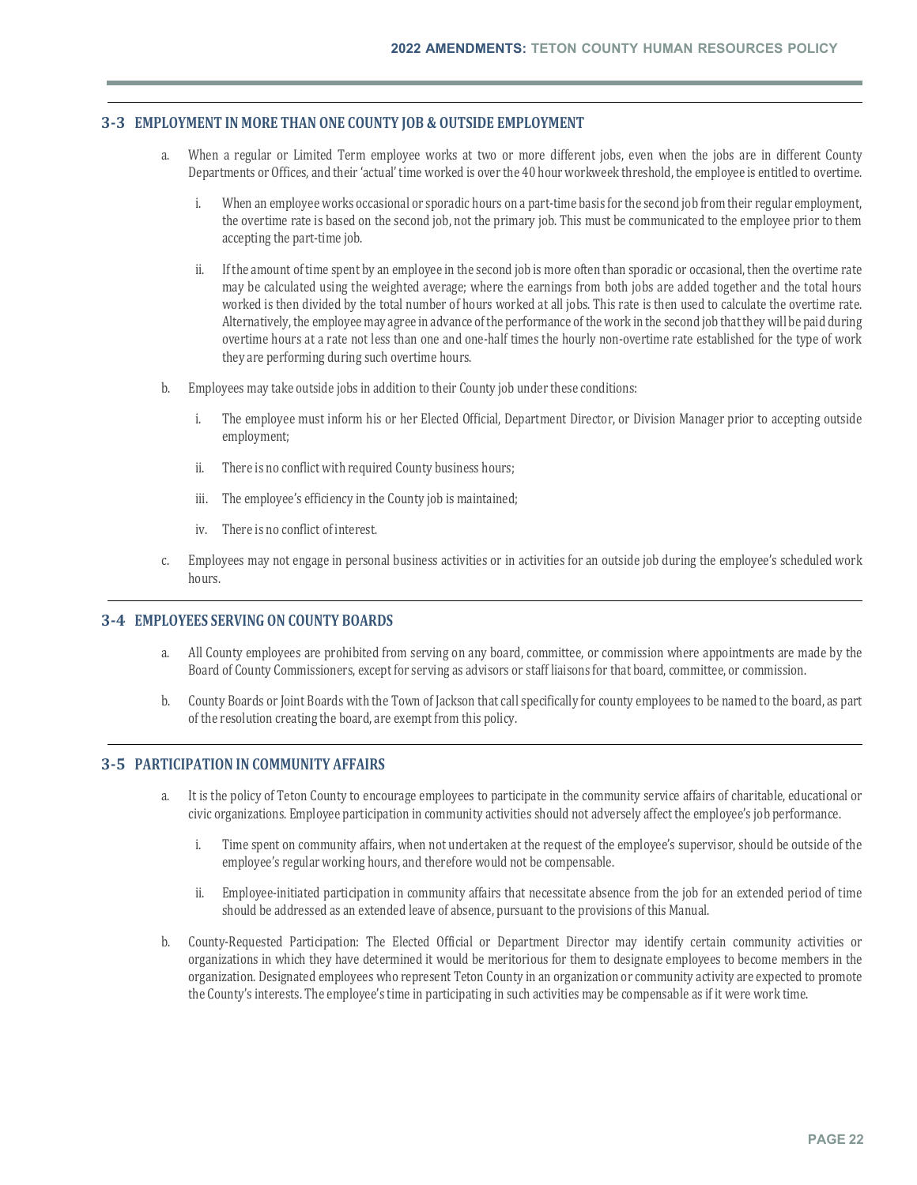## 3-3 EMPLOYMENT IN MORE THAN ONE COUNTY JOB & OUTSIDE EMPLOYMENT

a. When a regular or Limited Term employee works at two or more different jobs, even when the jobs are in different County Departments or Offices, and their 'actual' time worked is over the 40 hour workweek threshold, the employee is entitled to overtime.

   i. When an employee works occasional or sporadic hours on a part-time basis for the second job from their regular employment, the overtime rate is based on the second job, not the primary job. This must be communicated to the employee prior to them accepting the part-time job.

   ii. If the amount of time spent by an employee in the second job is more often than sporadic or occasional, then the overtime rate may be calculated using the weighted average; where the earnings from both jobs are added together and the total hours worked is then divided by the total number of hours worked at all jobs. This rate is then used to calculate the overtime rate. Alternatively, the employee may agree in advance of the performance of the work in the second job that they will be paid during overtime hours at a rate not less than one and one-half times the hourly non-overtime rate established for the type of work they are performing during such overtime hours.

b. Employees may take outside jobs in addition to their County job under these conditions:

   i. The employee must inform his or her Elected Official, Department Director, or Division Manager prior to accepting outside employment;

   ii. There is no conflict with required County business hours;

   iii. The employee's efficiency in the County job is maintained;

   iv. There is no conflict of interest.

c. Employees may not engage in personal business activities or in activities for an outside job during the employee's scheduled work hours.

## 3-4 EMPLOYEES SERVING ON COUNTY BOARDS

a. All County employees are prohibited from serving on any board, committee, or commission where appointments are made by the Board of County Commissioners, except for serving as advisors or staff liaisons for that board, committee, or commission.

b. County Boards or Joint Boards with the Town of Jackson that call specifically for county employees to be named to the board, as part of the resolution creating the board, are exempt from this policy.

## 3-5 PARTICIPATION IN COMMUNITY AFFAIRS

a. It is the policy of Teton County to encourage employees to participate in the community service affairs of charitable, educational or civic organizations. Employee participation in community activities should not adversely affect the employee's job performance.

   i. Time spent on community affairs, when not undertaken at the request of the employee's supervisor, should be outside of the employee's regular working hours, and therefore would not be compensable.

   ii. Employee-initiated participation in community affairs that necessitate absence from the job for an extended period of time should be addressed as an extended leave of absence, pursuant to the provisions of this Manual.

b. County-Requested Participation: The Elected Official or Department Director may identify certain community activities or organizations in which they have determined it would be meritorious for them to designate employees to become members in the organization. Designated employees who represent Teton County in an organization or community activity are expected to promote the County's interests. The employee's time in participating in such activities may be compensable as if it were work time.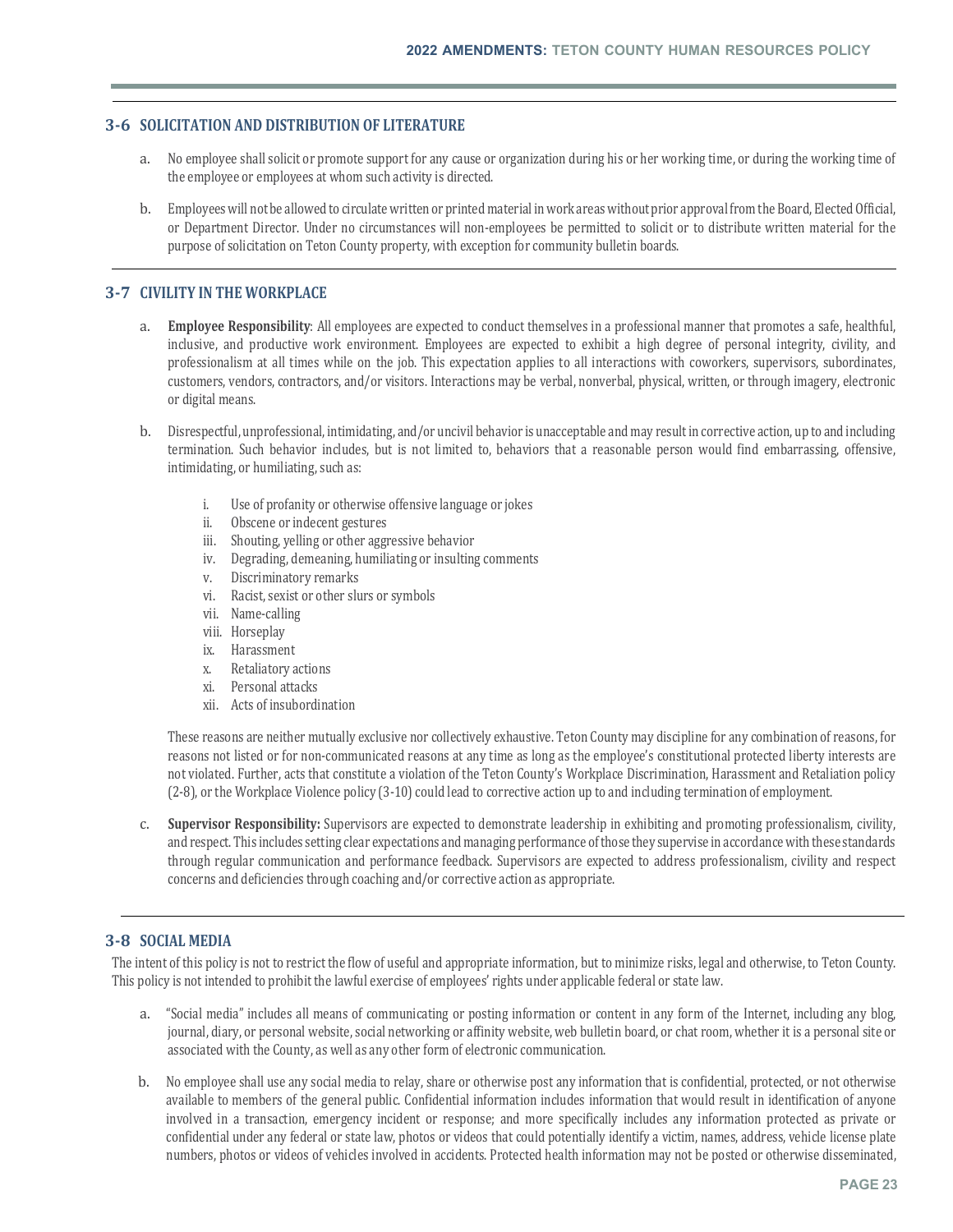## 3-6 SOLICITATION AND DISTRIBUTION OF LITERATURE

a. No employee shall solicit or promote support for any cause or organization during his or her working time, or during the working time of the employee or employees at whom such activity is directed.

b. Employees will not be allowed to circulate written or printed material in work areas without prior approval from the Board, Elected Official, or Department Director. Under no circumstances will non-employees be permitted to solicit or to distribute written material for the purpose of solicitation on Teton County property, with exception for community bulletin boards.

## 3-7 CIVILITY IN THE WORKPLACE

a. **Employee Responsibility**: All employees are expected to conduct themselves in a professional manner that promotes a safe, healthful, inclusive, and productive work environment. Employees are expected to exhibit a high degree of personal integrity, civility, and professionalism at all times while on the job. This expectation applies to all interactions with coworkers, supervisors, subordinates, customers, vendors, contractors, and/or visitors. Interactions may be verbal, nonverbal, physical, written, or through imagery, electronic or digital means.

b. Disrespectful, unprofessional, intimidating, and/or uncivil behavior is unacceptable and may result in corrective action, up to and including termination. Such behavior includes, but is not limited to, behaviors that a reasonable person would find embarrassing, offensive, intimidating, or humiliating, such as:

   i. Use of profanity or otherwise offensive language or jokes
   ii. Obscene or indecent gestures
   iii. Shouting, yelling or other aggressive behavior
   iv. Degrading, demeaning, humiliating or insulting comments
   v. Discriminatory remarks
   vi. Racist, sexist or other slurs or symbols
   vii. Name-calling
   viii. Horseplay
   ix. Harassment
   x. Retaliatory actions
   xi. Personal attacks
   xii. Acts of insubordination

   These reasons are neither mutually exclusive nor collectively exhaustive. Teton County may discipline for any combination of reasons, for reasons not listed or for non-communicated reasons at any time as long as the employee's constitutional protected liberty interests are not violated. Further, acts that constitute a violation of the Teton County's Workplace Discrimination, Harassment and Retaliation policy (2-8), or the Workplace Violence policy (3-10) could lead to corrective action up to and including termination of employment.

c. **Supervisor Responsibility:** Supervisors are expected to demonstrate leadership in exhibiting and promoting professionalism, civility, and respect. This includes setting clear expectations and managing performance of those they supervise in accordance with these standards through regular communication and performance feedback. Supervisors are expected to address professionalism, civility and respect concerns and deficiencies through coaching and/or corrective action as appropriate.

## 3-8 SOCIAL MEDIA

The intent of this policy is not to restrict the flow of useful and appropriate information, but to minimize risks, legal and otherwise, to Teton County. This policy is not intended to prohibit the lawful exercise of employees' rights under applicable federal or state law.

a. "Social media" includes all means of communicating or posting information or content in any form of the Internet, including any blog, journal, diary, or personal website, social networking or affinity website, web bulletin board, or chat room, whether it is a personal site or associated with the County, as well as any other form of electronic communication.

b. No employee shall use any social media to relay, share or otherwise post any information that is confidential, protected, or not otherwise available to members of the general public. Confidential information includes information that would result in identification of anyone involved in a transaction, emergency incident or response; and more specifically includes any information protected as private or confidential under any federal or state law, photos or videos that could potentially identify a victim, names, address, vehicle license plate numbers, photos or videos of vehicles involved in accidents. Protected health information may not be posted or otherwise disseminated,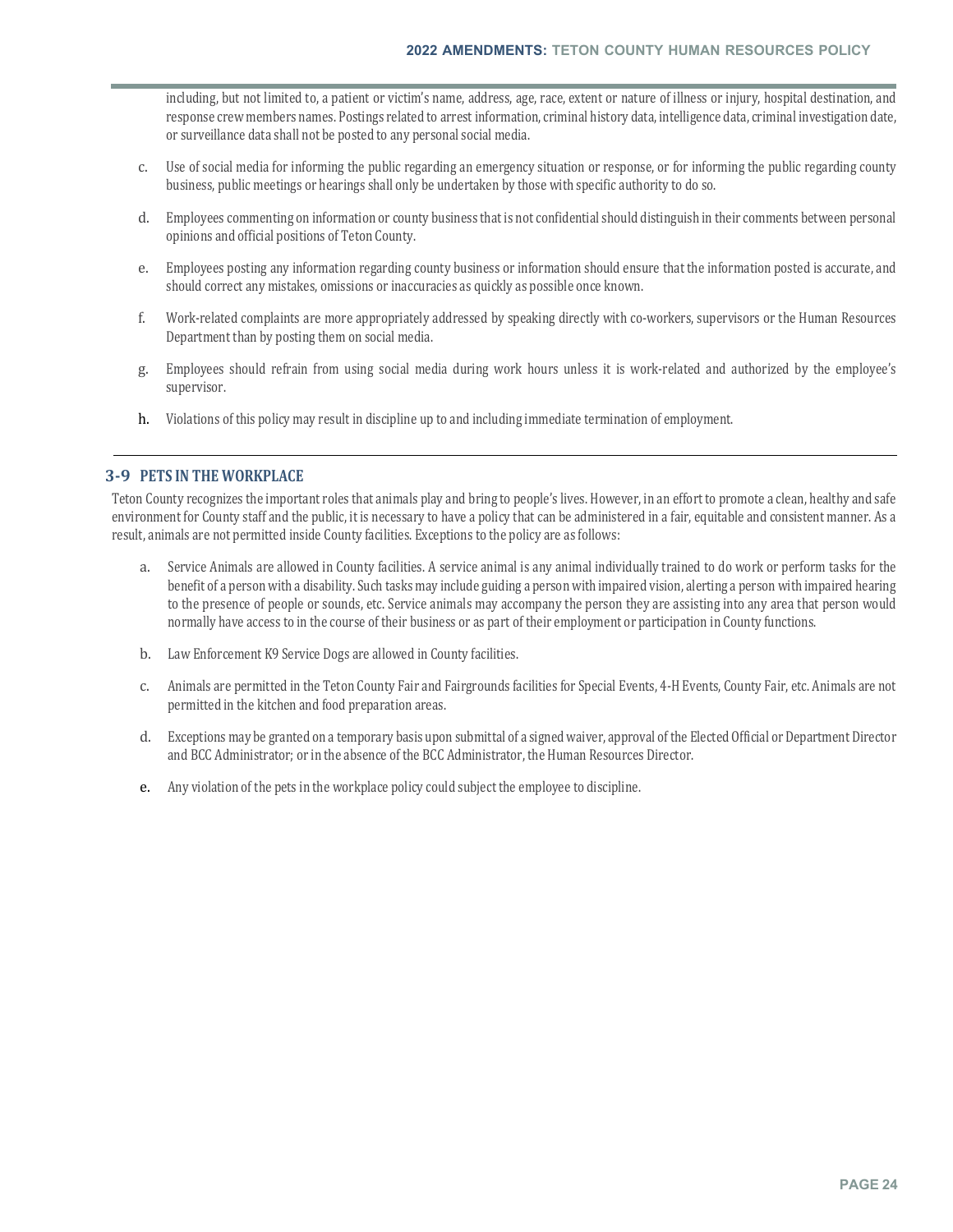including, but not limited to, a patient or victim's name, address, age, race, extent or nature of illness or injury, hospital destination, and response crew members names. Postings related to arrest information, criminal history data, intelligence data, criminal investigation date, or surveillance data shall not be posted to any personal social media.

c. Use of social media for informing the public regarding an emergency situation or response, or for informing the public regarding county business, public meetings or hearings shall only be undertaken by those with specific authority to do so.

d. Employees commenting on information or county business that is not confidential should distinguish in their comments between personal opinions and official positions of Teton County.

e. Employees posting any information regarding county business or information should ensure that the information posted is accurate, and should correct any mistakes, omissions or inaccuracies as quickly as possible once known.

f. Work-related complaints are more appropriately addressed by speaking directly with co-workers, supervisors or the Human Resources Department than by posting them on social media.

g. Employees should refrain from using social media during work hours unless it is work-related and authorized by the employee's supervisor.

h. Violations of this policy may result in discipline up to and including immediate termination of employment.

## 3-9 PETS IN THE WORKPLACE

Teton County recognizes the important roles that animals play and bring to people's lives. However, in an effort to promote a clean, healthy and safe environment for County staff and the public, it is necessary to have a policy that can be administered in a fair, equitable and consistent manner. As a result, animals are not permitted inside County facilities. Exceptions to the policy are as follows:

a. Service Animals are allowed in County facilities. A service animal is any animal individually trained to do work or perform tasks for the benefit of a person with a disability. Such tasks may include guiding a person with impaired vision, alerting a person with impaired hearing to the presence of people or sounds, etc. Service animals may accompany the person they are assisting into any area that person would normally have access to in the course of their business or as part of their employment or participation in County functions.

b. Law Enforcement K9 Service Dogs are allowed in County facilities.

c. Animals are permitted in the Teton County Fair and Fairgrounds facilities for Special Events, 4-H Events, County Fair, etc. Animals are not permitted in the kitchen and food preparation areas.

d. Exceptions may be granted on a temporary basis upon submittal of a signed waiver, approval of the Elected Official or Department Director and BCC Administrator; or in the absence of the BCC Administrator, the Human Resources Director.

e. Any violation of the pets in the workplace policy could subject the employee to discipline.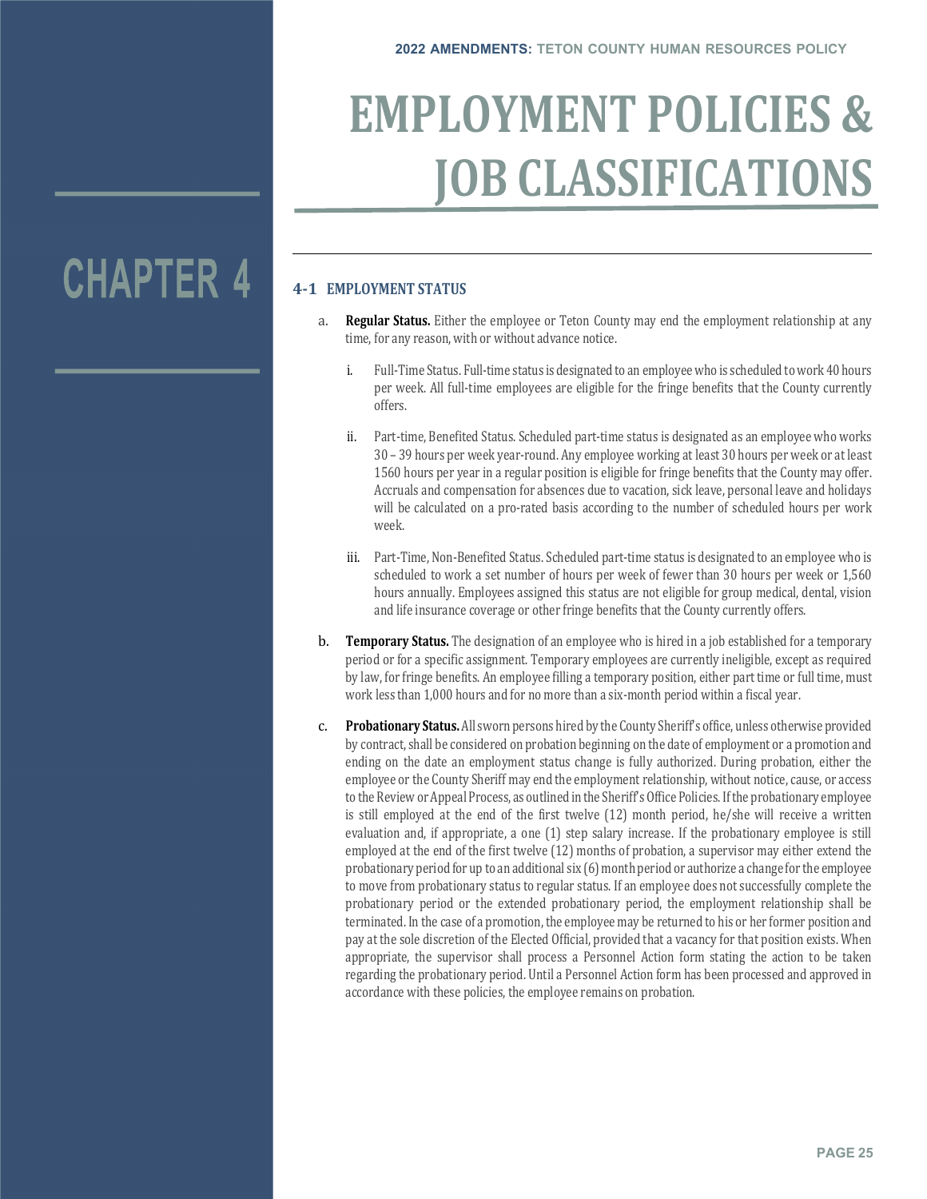# CHAPTER 4

# EMPLOYMENT POLICIES & JOB CLASSIFICATIONS

## 4-1 EMPLOYMENT STATUS

a. **Regular Status.** Either the employee or Teton County may end the employment relationship at any time, for any reason, with or without advance notice.

   i. Full-Time Status. Full-time status is designated to an employee who is scheduled to work 40 hours per week. All full-time employees are eligible for the fringe benefits that the County currently offers.

   ii. Part-time, Benefited Status. Scheduled part-time status is designated as an employee who works 30 – 39 hours per week year-round. Any employee working at least 30 hours per week or at least 1560 hours per year in a regular position is eligible for fringe benefits that the County may offer. Accruals and compensation for absences due to vacation, sick leave, personal leave and holidays will be calculated on a pro-rated basis according to the number of scheduled hours per work week.

   iii. Part-Time, Non-Benefited Status. Scheduled part-time status is designated to an employee who is scheduled to work a set number of hours per week of fewer than 30 hours per week or 1,560 hours annually. Employees assigned this status are not eligible for group medical, dental, vision and life insurance coverage or other fringe benefits that the County currently offers.

b. **Temporary Status.** The designation of an employee who is hired in a job established for a temporary period or for a specific assignment. Temporary employees are currently ineligible, except as required by law, for fringe benefits. An employee filling a temporary position, either part time or full time, must work less than 1,000 hours and for no more than a six-month period within a fiscal year.

c. **Probationary Status.** All sworn persons hired by the County Sheriff's office, unless otherwise provided by contract, shall be considered on probation beginning on the date of employment or a promotion and ending on the date an employment status change is fully authorized. During probation, either the employee or the County Sheriff may end the employment relationship, without notice, cause, or access to the Review or Appeal Process, as outlined in the Sheriff's Office Policies. If the probationary employee is still employed at the end of the first twelve (12) month period, he/she will receive a written evaluation and, if appropriate, a one (1) step salary increase. If the probationary employee is still employed at the end of the first twelve (12) months of probation, a supervisor may either extend the probationary period for up to an additional six (6) month period or authorize a change for the employee to move from probationary status to regular status. If an employee does not successfully complete the probationary period or the extended probationary period, the employment relationship shall be terminated. In the case of a promotion, the employee may be returned to his or her former position and pay at the sole discretion of the Elected Official, provided that a vacancy for that position exists. When appropriate, the supervisor shall process a Personnel Action form stating the action to be taken regarding the probationary period. Until a Personnel Action form has been processed and approved in accordance with these policies, the employee remains on probation.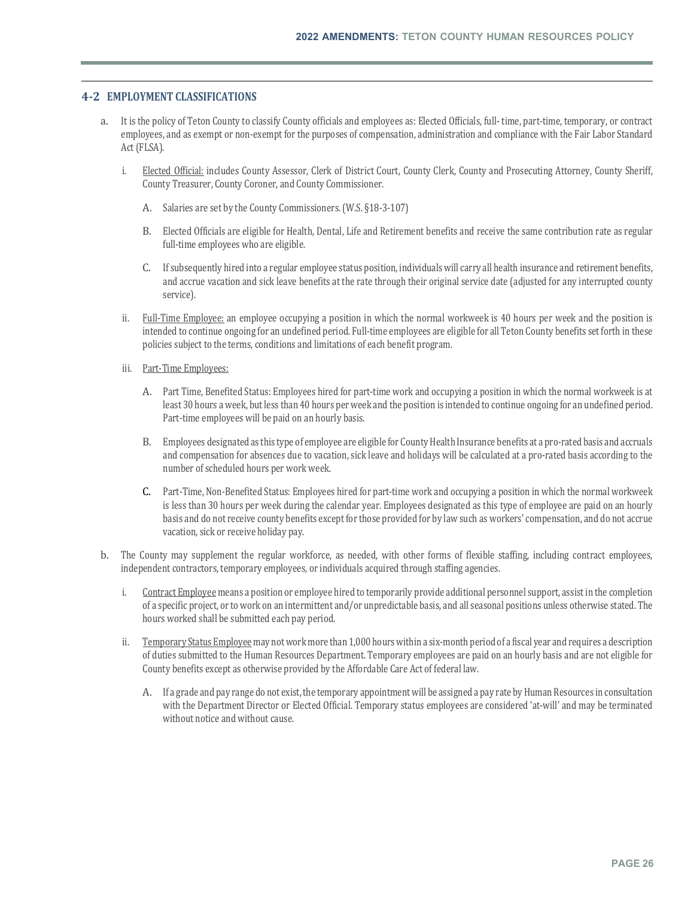## 4-2 EMPLOYMENT CLASSIFICATIONS

a. It is the policy of Teton County to classify County officials and employees as: Elected Officials, full- time, part-time, temporary, or contract employees, and as exempt or non-exempt for the purposes of compensation, administration and compliance with the Fair Labor Standard Act (FLSA).

   i. Elected Official: includes County Assessor, Clerk of District Court, County Clerk, County and Prosecuting Attorney, County Sheriff, County Treasurer, County Coroner, and County Commissioner.

      A. Salaries are set by the County Commissioners. (W.S. §18-3-107)

      B. Elected Officials are eligible for Health, Dental, Life and Retirement benefits and receive the same contribution rate as regular full-time employees who are eligible.

      C. If subsequently hired into a regular employee status position, individuals will carry all health insurance and retirement benefits, and accrue vacation and sick leave benefits at the rate through their original service date (adjusted for any interrupted county service).

   ii. Full-Time Employee: an employee occupying a position in which the normal workweek is 40 hours per week and the position is intended to continue ongoing for an undefined period. Full-time employees are eligible for all Teton County benefits set forth in these policies subject to the terms, conditions and limitations of each benefit program.

   iii. Part-Time Employees:

      A. Part Time, Benefited Status: Employees hired for part-time work and occupying a position in which the normal workweek is at least 30 hours a week, but less than 40 hours per week and the position is intended to continue ongoing for an undefined period. Part-time employees will be paid on an hourly basis.

      B. Employees designated as this type of employee are eligible for County Health Insurance benefits at a pro-rated basis and accruals and compensation for absences due to vacation, sick leave and holidays will be calculated at a pro-rated basis according to the number of scheduled hours per work week.

      C. Part-Time, Non-Benefited Status: Employees hired for part-time work and occupying a position in which the normal workweek is less than 30 hours per week during the calendar year. Employees designated as this type of employee are paid on an hourly basis and do not receive county benefits except for those provided for by law such as workers' compensation, and do not accrue vacation, sick or receive holiday pay.

b. The County may supplement the regular workforce, as needed, with other forms of flexible staffing, including contract employees, independent contractors, temporary employees, or individuals acquired through staffing agencies.

   i. Contract Employee means a position or employee hired to temporarily provide additional personnel support, assist in the completion of a specific project, or to work on an intermittent and/or unpredictable basis, and all seasonal positions unless otherwise stated. The hours worked shall be submitted each pay period.

   ii. Temporary Status Employee may not work more than 1,000 hours within a six-month period of a fiscal year and requires a description of duties submitted to the Human Resources Department. Temporary employees are paid on an hourly basis and are not eligible for County benefits except as otherwise provided by the Affordable Care Act of federal law.

      A. If a grade and pay range do not exist, the temporary appointment will be assigned a pay rate by Human Resources in consultation with the Department Director or Elected Official. Temporary status employees are considered 'at-will' and may be terminated without notice and without cause.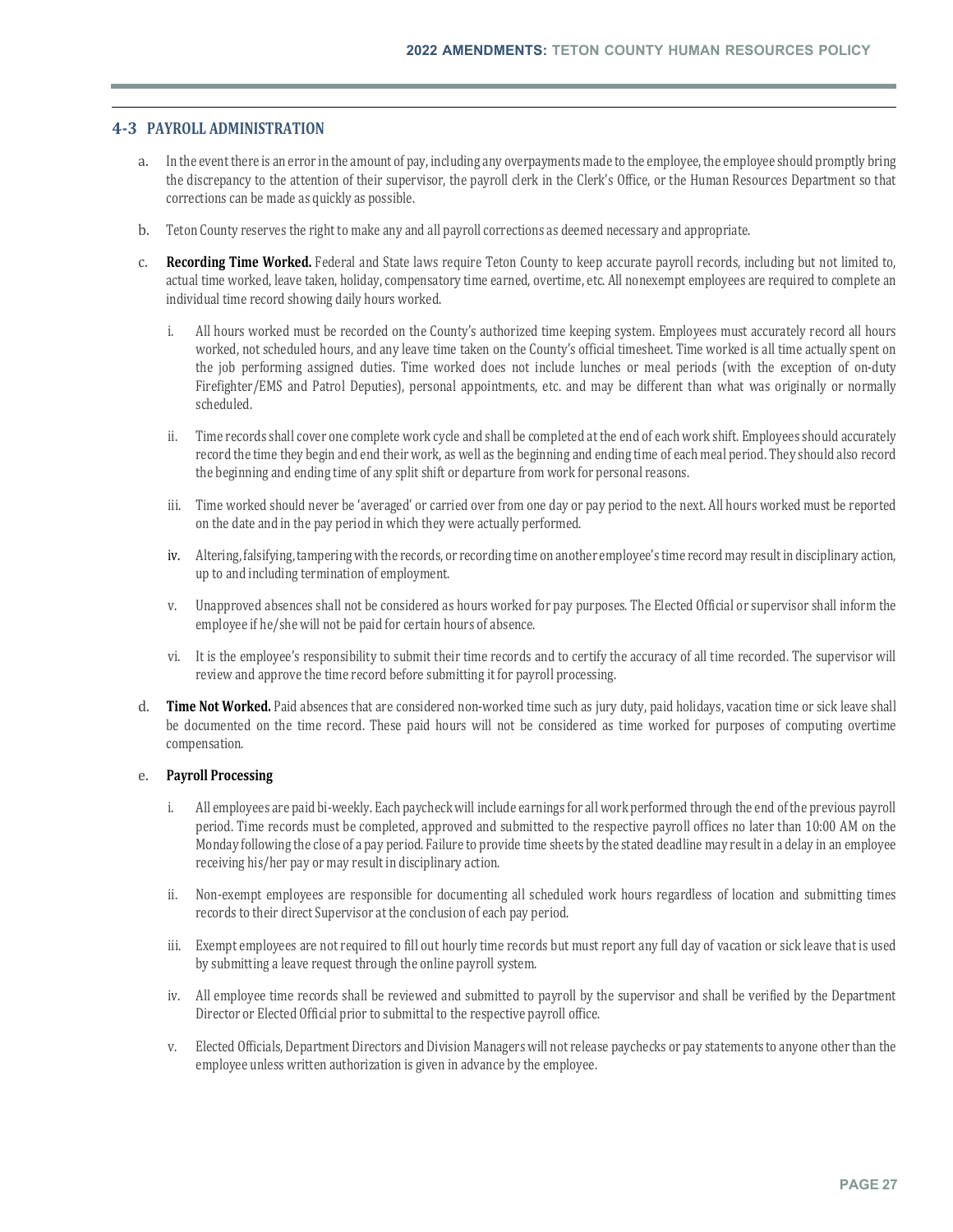## 4-3 PAYROLL ADMINISTRATION

a. In the event there is an error in the amount of pay, including any overpayments made to the employee, the employee should promptly bring the discrepancy to the attention of their supervisor, the payroll clerk in the Clerk's Office, or the Human Resources Department so that corrections can be made as quickly as possible.

b. Teton County reserves the right to make any and all payroll corrections as deemed necessary and appropriate.

c. **Recording Time Worked.** Federal and State laws require Teton County to keep accurate payroll records, including but not limited to, actual time worked, leave taken, holiday, compensatory time earned, overtime, etc. All nonexempt employees are required to complete an individual time record showing daily hours worked.

   i. All hours worked must be recorded on the County's authorized time keeping system. Employees must accurately record all hours worked, not scheduled hours, and any leave time taken on the County's official timesheet. Time worked is all time actually spent on the job performing assigned duties. Time worked does not include lunches or meal periods (with the exception of on-duty Firefighter/EMS and Patrol Deputies), personal appointments, etc. and may be different than what was originally or normally scheduled.

   ii. Time records shall cover one complete work cycle and shall be completed at the end of each work shift. Employees should accurately record the time they begin and end their work, as well as the beginning and ending time of each meal period. They should also record the beginning and ending time of any split shift or departure from work for personal reasons.

   iii. Time worked should never be 'averaged' or carried over from one day or pay period to the next. All hours worked must be reported on the date and in the pay period in which they were actually performed.

   iv. Altering, falsifying, tampering with the records, or recording time on another employee's time record may result in disciplinary action, up to and including termination of employment.

   v. Unapproved absences shall not be considered as hours worked for pay purposes. The Elected Official or supervisor shall inform the employee if he/she will not be paid for certain hours of absence.

   vi. It is the employee's responsibility to submit their time records and to certify the accuracy of all time recorded. The supervisor will review and approve the time record before submitting it for payroll processing.

d. **Time Not Worked.** Paid absences that are considered non-worked time such as jury duty, paid holidays, vacation time or sick leave shall be documented on the time record. These paid hours will not be considered as time worked for purposes of computing overtime compensation.

e. **Payroll Processing**

   i. All employees are paid bi-weekly. Each paycheck will include earnings for all work performed through the end of the previous payroll period. Time records must be completed, approved and submitted to the respective payroll offices no later than 10:00 AM on the Monday following the close of a pay period. Failure to provide time sheets by the stated deadline may result in a delay in an employee receiving his/her pay or may result in disciplinary action.

   ii. Non-exempt employees are responsible for documenting all scheduled work hours regardless of location and submitting times records to their direct Supervisor at the conclusion of each pay period.

   iii. Exempt employees are not required to fill out hourly time records but must report any full day of vacation or sick leave that is used by submitting a leave request through the online payroll system.

   iv. All employee time records shall be reviewed and submitted to payroll by the supervisor and shall be verified by the Department Director or Elected Official prior to submittal to the respective payroll office.

   v. Elected Officials, Department Directors and Division Managers will not release paychecks or pay statements to anyone other than the employee unless written authorization is given in advance by the employee.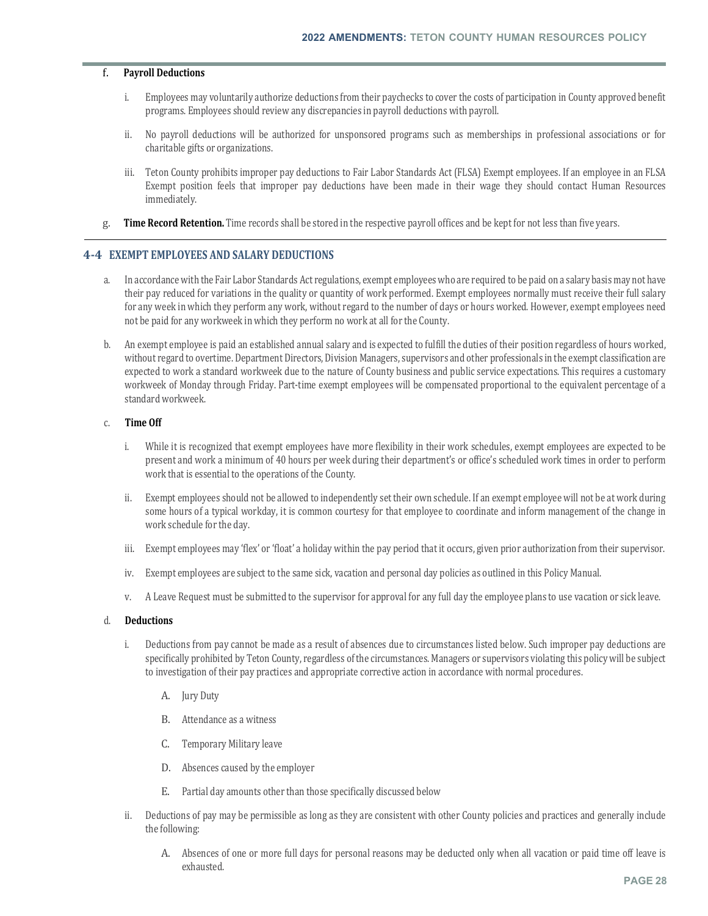f. **Payroll Deductions**

   i. Employees may voluntarily authorize deductions from their paychecks to cover the costs of participation in County approved benefit programs. Employees should review any discrepancies in payroll deductions with payroll.

   ii. No payroll deductions will be authorized for unsponsored programs such as memberships in professional associations or for charitable gifts or organizations.

   iii. Teton County prohibits improper pay deductions to Fair Labor Standards Act (FLSA) Exempt employees. If an employee in an FLSA Exempt position feels that improper pay deductions have been made in their wage they should contact Human Resources immediately.

g. **Time Record Retention.** Time records shall be stored in the respective payroll offices and be kept for not less than five years.

## 4-4 EXEMPT EMPLOYEES AND SALARY DEDUCTIONS

a. In accordance with the Fair Labor Standards Act regulations, exempt employees who are required to be paid on a salary basis may not have their pay reduced for variations in the quality or quantity of work performed. Exempt employees normally must receive their full salary for any week in which they perform any work, without regard to the number of days or hours worked. However, exempt employees need not be paid for any workweek in which they perform no work at all for the County.

b. An exempt employee is paid an established annual salary and is expected to fulfill the duties of their position regardless of hours worked, without regard to overtime. Department Directors, Division Managers, supervisors and other professionals in the exempt classification are expected to work a standard workweek due to the nature of County business and public service expectations. This requires a customary workweek of Monday through Friday. Part-time exempt employees will be compensated proportional to the equivalent percentage of a standard workweek.

c. **Time Off**

   i. While it is recognized that exempt employees have more flexibility in their work schedules, exempt employees are expected to be present and work a minimum of 40 hours per week during their department's or office's scheduled work times in order to perform work that is essential to the operations of the County.

   ii. Exempt employees should not be allowed to independently set their own schedule. If an exempt employee will not be at work during some hours of a typical workday, it is common courtesy for that employee to coordinate and inform management of the change in work schedule for the day.

   iii. Exempt employees may 'flex' or 'float' a holiday within the pay period that it occurs, given prior authorization from their supervisor.

   iv. Exempt employees are subject to the same sick, vacation and personal day policies as outlined in this Policy Manual.

   v. A Leave Request must be submitted to the supervisor for approval for any full day the employee plans to use vacation or sick leave.

d. **Deductions**

   i. Deductions from pay cannot be made as a result of absences due to circumstances listed below. Such improper pay deductions are specifically prohibited by Teton County, regardless of the circumstances. Managers or supervisors violating this policy will be subject to investigation of their pay practices and appropriate corrective action in accordance with normal procedures.

      A. Jury Duty

      B. Attendance as a witness

      C. Temporary Military leave

      D. Absences caused by the employer

      E. Partial day amounts other than those specifically discussed below

   ii. Deductions of pay may be permissible as long as they are consistent with other County policies and practices and generally include the following:

      A. Absences of one or more full days for personal reasons may be deducted only when all vacation or paid time off leave is exhausted.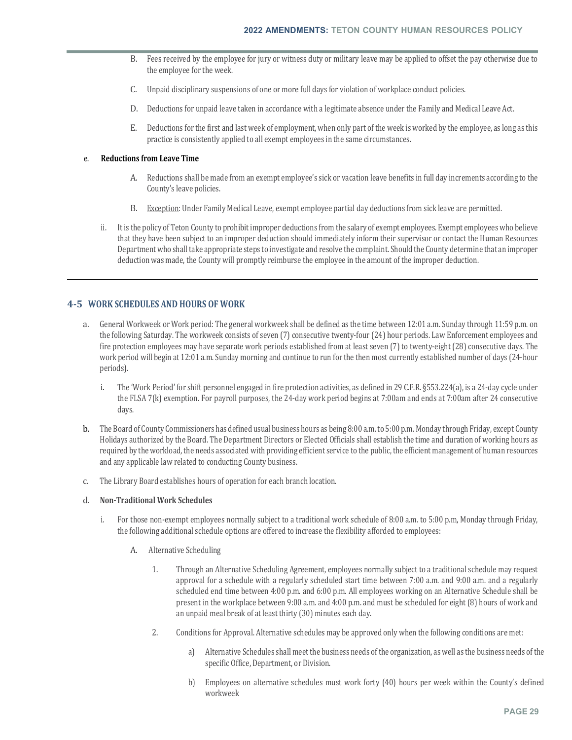B. Fees received by the employee for jury or witness duty or military leave may be applied to offset the pay otherwise due to the employee for the week.

C. Unpaid disciplinary suspensions of one or more full days for violation of workplace conduct policies.

D. Deductions for unpaid leave taken in accordance with a legitimate absence under the Family and Medical Leave Act.

E. Deductions for the first and last week of employment, when only part of the week is worked by the employee, as long as this practice is consistently applied to all exempt employees in the same circumstances.

e. **Reductions from Leave Time**

A. Reductions shall be made from an exempt employee's sick or vacation leave benefits in full day increments according to the County's leave policies.

B. <u>Exception</u>: Under Family Medical Leave, exempt employee partial day deductions from sick leave are permitted.

ii. It is the policy of Teton County to prohibit improper deductions from the salary of exempt employees. Exempt employees who believe that they have been subject to an improper deduction should immediately inform their supervisor or contact the Human Resources Department who shall take appropriate steps to investigate and resolve the complaint. Should the County determine that an improper deduction was made, the County will promptly reimburse the employee in the amount of the improper deduction.

---

## 4-5 WORK SCHEDULES AND HOURS OF WORK

a. General Workweek or Work period: The general workweek shall be defined as the time between 12:01 a.m. Sunday through 11:59 p.m. on the following Saturday. The workweek consists of seven (7) consecutive twenty-four (24) hour periods. Law Enforcement employees and fire protection employees may have separate work periods established from at least seven (7) to twenty-eight (28) consecutive days. The work period will begin at 12:01 a.m. Sunday morning and continue to run for the then most currently established number of days (24-hour periods).

i. The 'Work Period' for shift personnel engaged in fire protection activities, as defined in 29 C.F.R. §553.224(a), is a 24-day cycle under the FLSA 7(k) exemption. For payroll purposes, the 24-day work period begins at 7:00am and ends at 7:00am after 24 consecutive days.

b. The Board of County Commissioners has defined usual business hours as being 8:00 a.m. to 5:00 p.m. Monday through Friday, except County Holidays authorized by the Board. The Department Directors or Elected Officials shall establish the time and duration of working hours as required by the workload, the needs associated with providing efficient service to the public, the efficient management of human resources and any applicable law related to conducting County business.

c. The Library Board establishes hours of operation for each branch location.

d. **Non-Traditional Work Schedules**

i. For those non-exempt employees normally subject to a traditional work schedule of 8:00 a.m. to 5:00 p.m, Monday through Friday, the following additional schedule options are offered to increase the flexibility afforded to employees:

A. Alternative Scheduling

1. Through an Alternative Scheduling Agreement, employees normally subject to a traditional schedule may request approval for a schedule with a regularly scheduled start time between 7:00 a.m. and 9:00 a.m. and a regularly scheduled end time between 4:00 p.m. and 6:00 p.m. All employees working on an Alternative Schedule shall be present in the workplace between 9:00 a.m. and 4:00 p.m. and must be scheduled for eight (8) hours of work and an unpaid meal break of at least thirty (30) minutes each day.

2. Conditions for Approval. Alternative schedules may be approved only when the following conditions are met:

a) Alternative Schedules shall meet the business needs of the organization, as well as the business needs of the specific Office, Department, or Division.

b) Employees on alternative schedules must work forty (40) hours per week within the County's defined workweek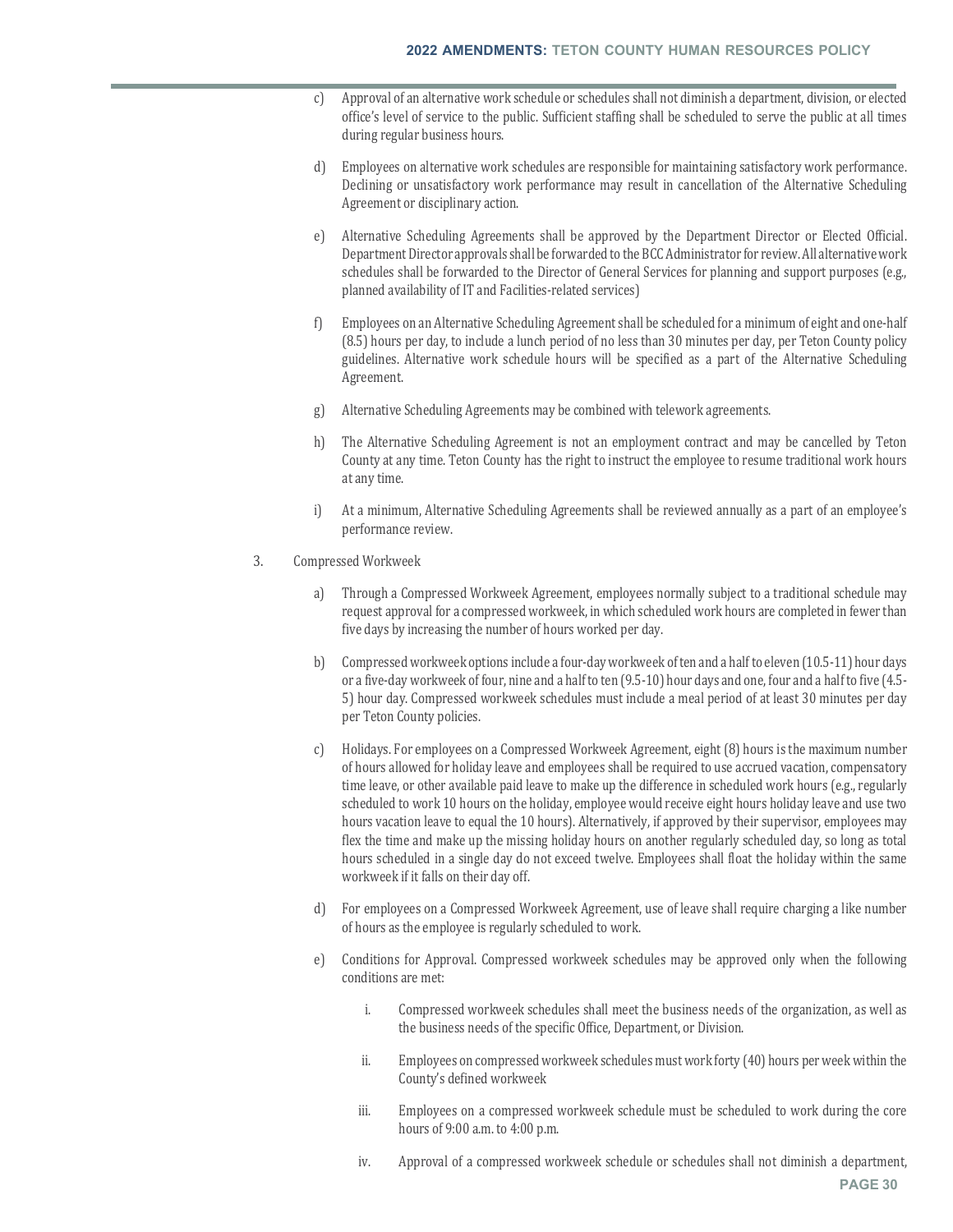c) Approval of an alternative work schedule or schedules shall not diminish a department, division, or elected office's level of service to the public. Sufficient staffing shall be scheduled to serve the public at all times during regular business hours.

d) Employees on alternative work schedules are responsible for maintaining satisfactory work performance. Declining or unsatisfactory work performance may result in cancellation of the Alternative Scheduling Agreement or disciplinary action.

e) Alternative Scheduling Agreements shall be approved by the Department Director or Elected Official. Department Director approvals shall be forwarded to the BCC Administrator for review. All alternative work schedules shall be forwarded to the Director of General Services for planning and support purposes (e.g., planned availability of IT and Facilities-related services)

f) Employees on an Alternative Scheduling Agreement shall be scheduled for a minimum of eight and one-half (8.5) hours per day, to include a lunch period of no less than 30 minutes per day, per Teton County policy guidelines. Alternative work schedule hours will be specified as a part of the Alternative Scheduling Agreement.

g) Alternative Scheduling Agreements may be combined with telework agreements.

h) The Alternative Scheduling Agreement is not an employment contract and may be cancelled by Teton County at any time. Teton County has the right to instruct the employee to resume traditional work hours at any time.

i) At a minimum, Alternative Scheduling Agreements shall be reviewed annually as a part of an employee's performance review.

3. Compressed Workweek

a) Through a Compressed Workweek Agreement, employees normally subject to a traditional schedule may request approval for a compressed workweek, in which scheduled work hours are completed in fewer than five days by increasing the number of hours worked per day.

b) Compressed workweek options include a four-day workweek of ten and a half to eleven (10.5-11) hour days or a five-day workweek of four, nine and a half to ten (9.5-10) hour days and one, four and a half to five (4.5-5) hour day. Compressed workweek schedules must include a meal period of at least 30 minutes per day per Teton County policies.

c) Holidays. For employees on a Compressed Workweek Agreement, eight (8) hours is the maximum number of hours allowed for holiday leave and employees shall be required to use accrued vacation, compensatory time leave, or other available paid leave to make up the difference in scheduled work hours (e.g., regularly scheduled to work 10 hours on the holiday, employee would receive eight hours holiday leave and use two hours vacation leave to equal the 10 hours). Alternatively, if approved by their supervisor, employees may flex the time and make up the missing holiday hours on another regularly scheduled day, so long as total hours scheduled in a single day do not exceed twelve. Employees shall float the holiday within the same workweek if it falls on their day off.

d) For employees on a Compressed Workweek Agreement, use of leave shall require charging a like number of hours as the employee is regularly scheduled to work.

e) Conditions for Approval. Compressed workweek schedules may be approved only when the following conditions are met:

   i. Compressed workweek schedules shall meet the business needs of the organization, as well as the business needs of the specific Office, Department, or Division.

   ii. Employees on compressed workweek schedules must work forty (40) hours per week within the County's defined workweek

   iii. Employees on a compressed workweek schedule must be scheduled to work during the core hours of 9:00 a.m. to 4:00 p.m.

   iv. Approval of a compressed workweek schedule or schedules shall not diminish a department,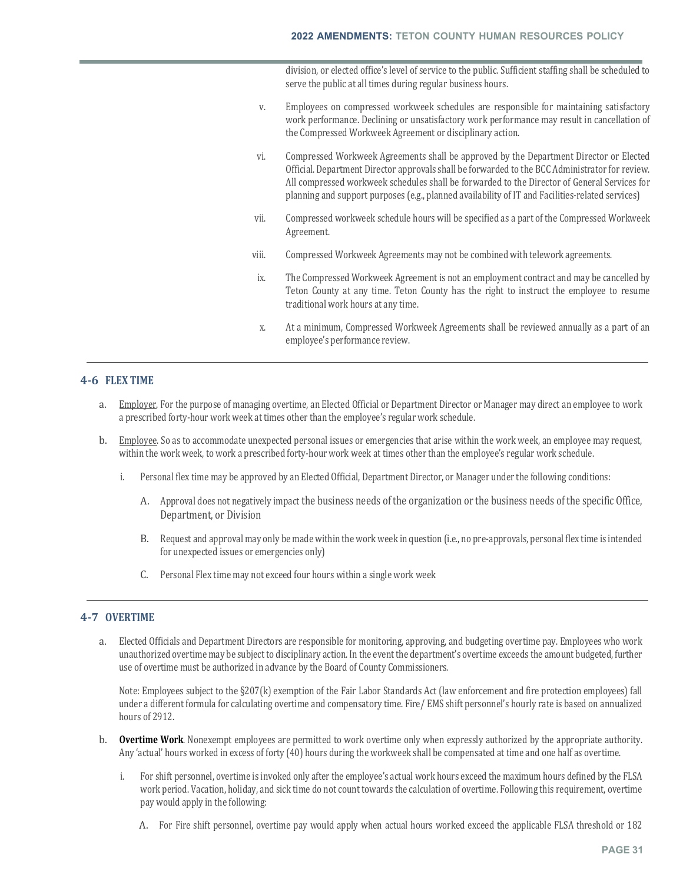division, or elected office's level of service to the public. Sufficient staffing shall be scheduled to serve the public at all times during regular business hours.

v. Employees on compressed workweek schedules are responsible for maintaining satisfactory work performance. Declining or unsatisfactory work performance may result in cancellation of the Compressed Workweek Agreement or disciplinary action.

vi. Compressed Workweek Agreements shall be approved by the Department Director or Elected Official. Department Director approvals shall be forwarded to the BCC Administrator for review. All compressed workweek schedules shall be forwarded to the Director of General Services for planning and support purposes (e.g., planned availability of IT and Facilities-related services)

vii. Compressed workweek schedule hours will be specified as a part of the Compressed Workweek Agreement.

viii. Compressed Workweek Agreements may not be combined with telework agreements.

ix. The Compressed Workweek Agreement is not an employment contract and may be cancelled by Teton County at any time. Teton County has the right to instruct the employee to resume traditional work hours at any time.

x. At a minimum, Compressed Workweek Agreements shall be reviewed annually as a part of an employee's performance review.

## 4-6 FLEX TIME

a. Employer. For the purpose of managing overtime, an Elected Official or Department Director or Manager may direct an employee to work a prescribed forty-hour work week at times other than the employee's regular work schedule.

b. Employee. So as to accommodate unexpected personal issues or emergencies that arise within the work week, an employee may request, within the work week, to work a prescribed forty-hour work week at times other than the employee's regular work schedule.

   i. Personal flex time may be approved by an Elected Official, Department Director, or Manager under the following conditions:

      A. Approval does not negatively impact the business needs of the organization or the business needs of the specific Office, Department, or Division

      B. Request and approval may only be made within the work week in question (i.e., no pre-approvals, personal flex time is intended for unexpected issues or emergencies only)

      C. Personal Flex time may not exceed four hours within a single work week

## 4-7 OVERTIME

a. Elected Officials and Department Directors are responsible for monitoring, approving, and budgeting overtime pay. Employees who work unauthorized overtime may be subject to disciplinary action. In the event the department's overtime exceeds the amount budgeted, further use of overtime must be authorized in advance by the Board of County Commissioners.

   Note: Employees subject to the §207(k) exemption of the Fair Labor Standards Act (law enforcement and fire protection employees) fall under a different formula for calculating overtime and compensatory time. Fire/ EMS shift personnel's hourly rate is based on annualized hours of 2912.

b. **Overtime Work**. Nonexempt employees are permitted to work overtime only when expressly authorized by the appropriate authority. Any 'actual' hours worked in excess of forty (40) hours during the workweek shall be compensated at time and one half as overtime.

   i. For shift personnel, overtime is invoked only after the employee's actual work hours exceed the maximum hours defined by the FLSA work period. Vacation, holiday, and sick time do not count towards the calculation of overtime. Following this requirement, overtime pay would apply in the following:

      A. For Fire shift personnel, overtime pay would apply when actual hours worked exceed the applicable FLSA threshold or 182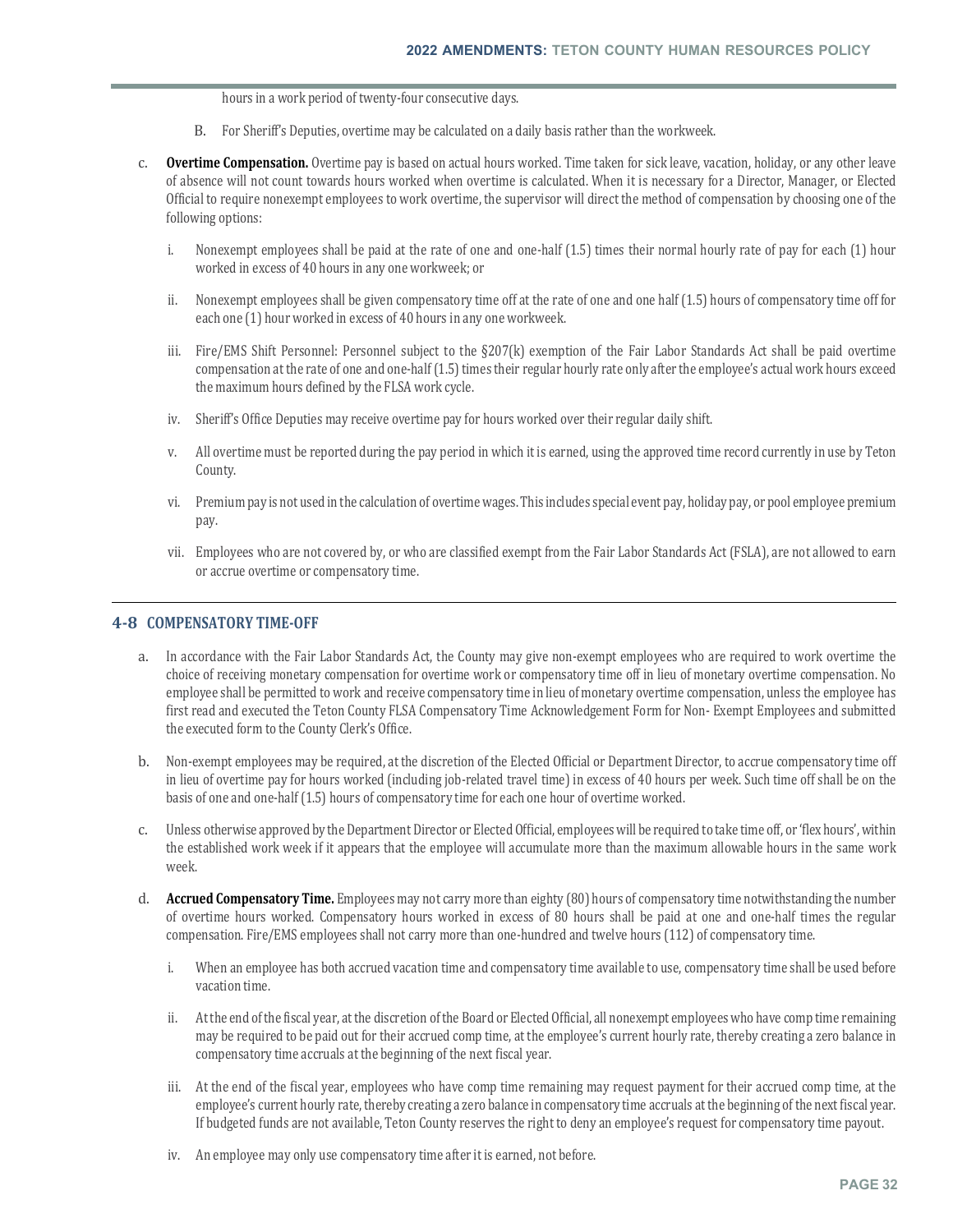hours in a work period of twenty-four consecutive days.

B. For Sheriff's Deputies, overtime may be calculated on a daily basis rather than the workweek.

c. **Overtime Compensation.** Overtime pay is based on actual hours worked. Time taken for sick leave, vacation, holiday, or any other leave of absence will not count towards hours worked when overtime is calculated. When it is necessary for a Director, Manager, or Elected Official to require nonexempt employees to work overtime, the supervisor will direct the method of compensation by choosing one of the following options:

   i. Nonexempt employees shall be paid at the rate of one and one-half (1.5) times their normal hourly rate of pay for each (1) hour worked in excess of 40 hours in any one workweek; or

   ii. Nonexempt employees shall be given compensatory time off at the rate of one and one half (1.5) hours of compensatory time off for each one (1) hour worked in excess of 40 hours in any one workweek.

   iii. Fire/EMS Shift Personnel: Personnel subject to the §207(k) exemption of the Fair Labor Standards Act shall be paid overtime compensation at the rate of one and one-half (1.5) times their regular hourly rate only after the employee's actual work hours exceed the maximum hours defined by the FLSA work cycle.

   iv. Sheriff's Office Deputies may receive overtime pay for hours worked over their regular daily shift.

   v. All overtime must be reported during the pay period in which it is earned, using the approved time record currently in use by Teton County.

   vi. Premium pay is not used in the calculation of overtime wages. This includes special event pay, holiday pay, or pool employee premium pay.

   vii. Employees who are not covered by, or who are classified exempt from the Fair Labor Standards Act (FSLA), are not allowed to earn or accrue overtime or compensatory time.

---

## 4-8 COMPENSATORY TIME-OFF

a. In accordance with the Fair Labor Standards Act, the County may give non-exempt employees who are required to work overtime the choice of receiving monetary compensation for overtime work or compensatory time off in lieu of monetary overtime compensation. No employee shall be permitted to work and receive compensatory time in lieu of monetary overtime compensation, unless the employee has first read and executed the Teton County FLSA Compensatory Time Acknowledgement Form for Non- Exempt Employees and submitted the executed form to the County Clerk's Office.

b. Non-exempt employees may be required, at the discretion of the Elected Official or Department Director, to accrue compensatory time off in lieu of overtime pay for hours worked (including job-related travel time) in excess of 40 hours per week. Such time off shall be on the basis of one and one-half (1.5) hours of compensatory time for each one hour of overtime worked.

c. Unless otherwise approved by the Department Director or Elected Official, employees will be required to take time off, or 'flex hours', within the established work week if it appears that the employee will accumulate more than the maximum allowable hours in the same work week.

d. **Accrued Compensatory Time.** Employees may not carry more than eighty (80) hours of compensatory time notwithstanding the number of overtime hours worked. Compensatory hours worked in excess of 80 hours shall be paid at one and one-half times the regular compensation. Fire/EMS employees shall not carry more than one-hundred and twelve hours (112) of compensatory time.

   i. When an employee has both accrued vacation time and compensatory time available to use, compensatory time shall be used before vacation time.

   ii. At the end of the fiscal year, at the discretion of the Board or Elected Official, all nonexempt employees who have comp time remaining may be required to be paid out for their accrued comp time, at the employee's current hourly rate, thereby creating a zero balance in compensatory time accruals at the beginning of the next fiscal year.

   iii. At the end of the fiscal year, employees who have comp time remaining may request payment for their accrued comp time, at the employee's current hourly rate, thereby creating a zero balance in compensatory time accruals at the beginning of the next fiscal year. If budgeted funds are not available, Teton County reserves the right to deny an employee's request for compensatory time payout.

   iv. An employee may only use compensatory time after it is earned, not before.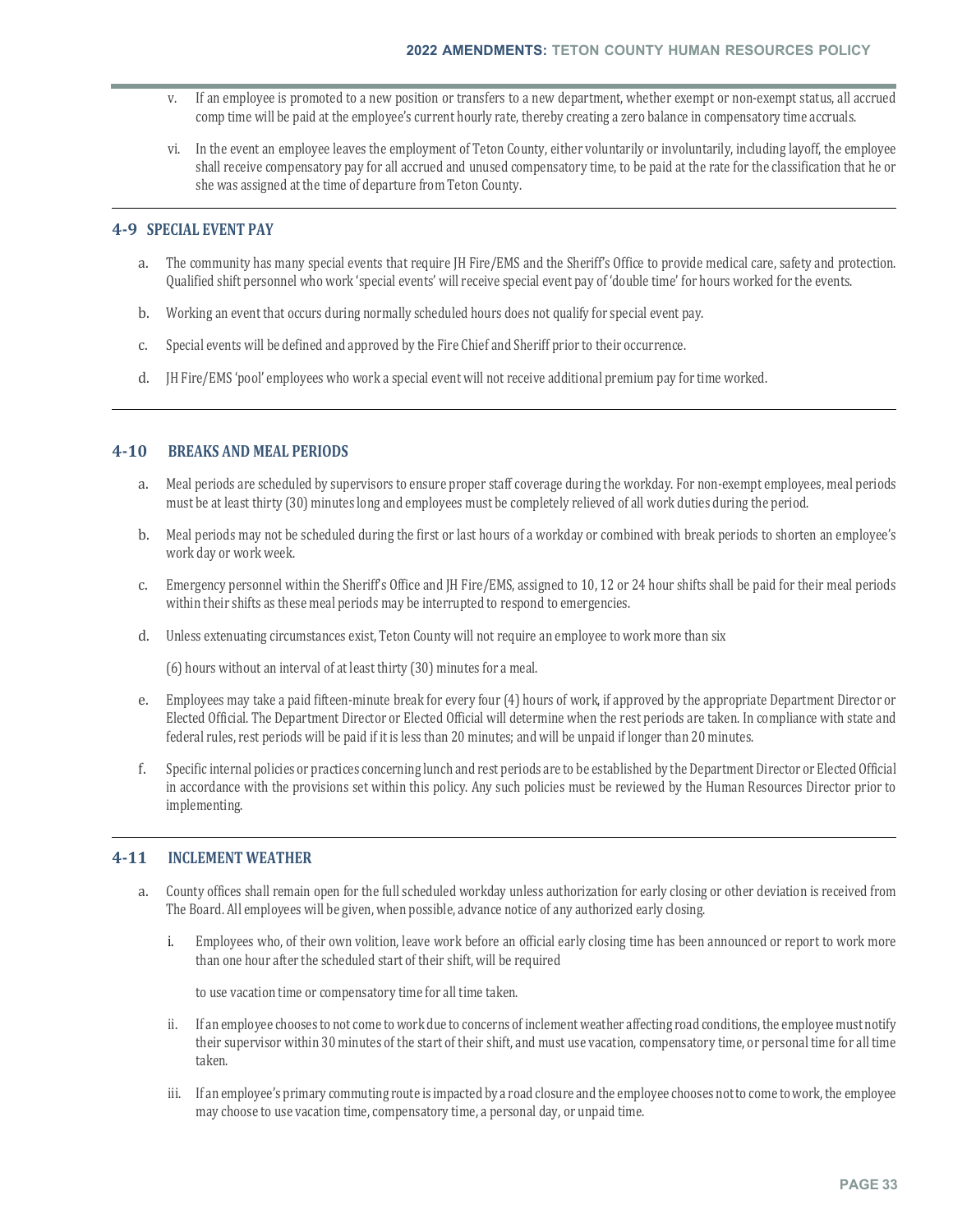v. If an employee is promoted to a new position or transfers to a new department, whether exempt or non-exempt status, all accrued comp time will be paid at the employee's current hourly rate, thereby creating a zero balance in compensatory time accruals.

vi. In the event an employee leaves the employment of Teton County, either voluntarily or involuntarily, including layoff, the employee shall receive compensatory pay for all accrued and unused compensatory time, to be paid at the rate for the classification that he or she was assigned at the time of departure from Teton County.

## 4-9 SPECIAL EVENT PAY

a. The community has many special events that require JH Fire/EMS and the Sheriff's Office to provide medical care, safety and protection. Qualified shift personnel who work 'special events' will receive special event pay of 'double time' for hours worked for the events.

b. Working an event that occurs during normally scheduled hours does not qualify for special event pay.

c. Special events will be defined and approved by the Fire Chief and Sheriff prior to their occurrence.

d. JH Fire/EMS 'pool' employees who work a special event will not receive additional premium pay for time worked.

## 4-10 BREAKS AND MEAL PERIODS

a. Meal periods are scheduled by supervisors to ensure proper staff coverage during the workday. For non-exempt employees, meal periods must be at least thirty (30) minutes long and employees must be completely relieved of all work duties during the period.

b. Meal periods may not be scheduled during the first or last hours of a workday or combined with break periods to shorten an employee's work day or work week.

c. Emergency personnel within the Sheriff's Office and JH Fire/EMS, assigned to 10, 12 or 24 hour shifts shall be paid for their meal periods within their shifts as these meal periods may be interrupted to respond to emergencies.

d. Unless extenuating circumstances exist, Teton County will not require an employee to work more than six (6) hours without an interval of at least thirty (30) minutes for a meal.

e. Employees may take a paid fifteen-minute break for every four (4) hours of work, if approved by the appropriate Department Director or Elected Official. The Department Director or Elected Official will determine when the rest periods are taken. In compliance with state and federal rules, rest periods will be paid if it is less than 20 minutes; and will be unpaid if longer than 20 minutes.

f. Specific internal policies or practices concerning lunch and rest periods are to be established by the Department Director or Elected Official in accordance with the provisions set within this policy. Any such policies must be reviewed by the Human Resources Director prior to implementing.

## 4-11 INCLEMENT WEATHER

a. County offices shall remain open for the full scheduled workday unless authorization for early closing or other deviation is received from The Board. All employees will be given, when possible, advance notice of any authorized early closing.

i. Employees who, of their own volition, leave work before an official early closing time has been announced or report to work more than one hour after the scheduled start of their shift, will be required to use vacation time or compensatory time for all time taken.

ii. If an employee chooses to not come to work due to concerns of inclement weather affecting road conditions, the employee must notify their supervisor within 30 minutes of the start of their shift, and must use vacation, compensatory time, or personal time for all time taken.

iii. If an employee's primary commuting route is impacted by a road closure and the employee chooses not to come to work, the employee may choose to use vacation time, compensatory time, a personal day, or unpaid time.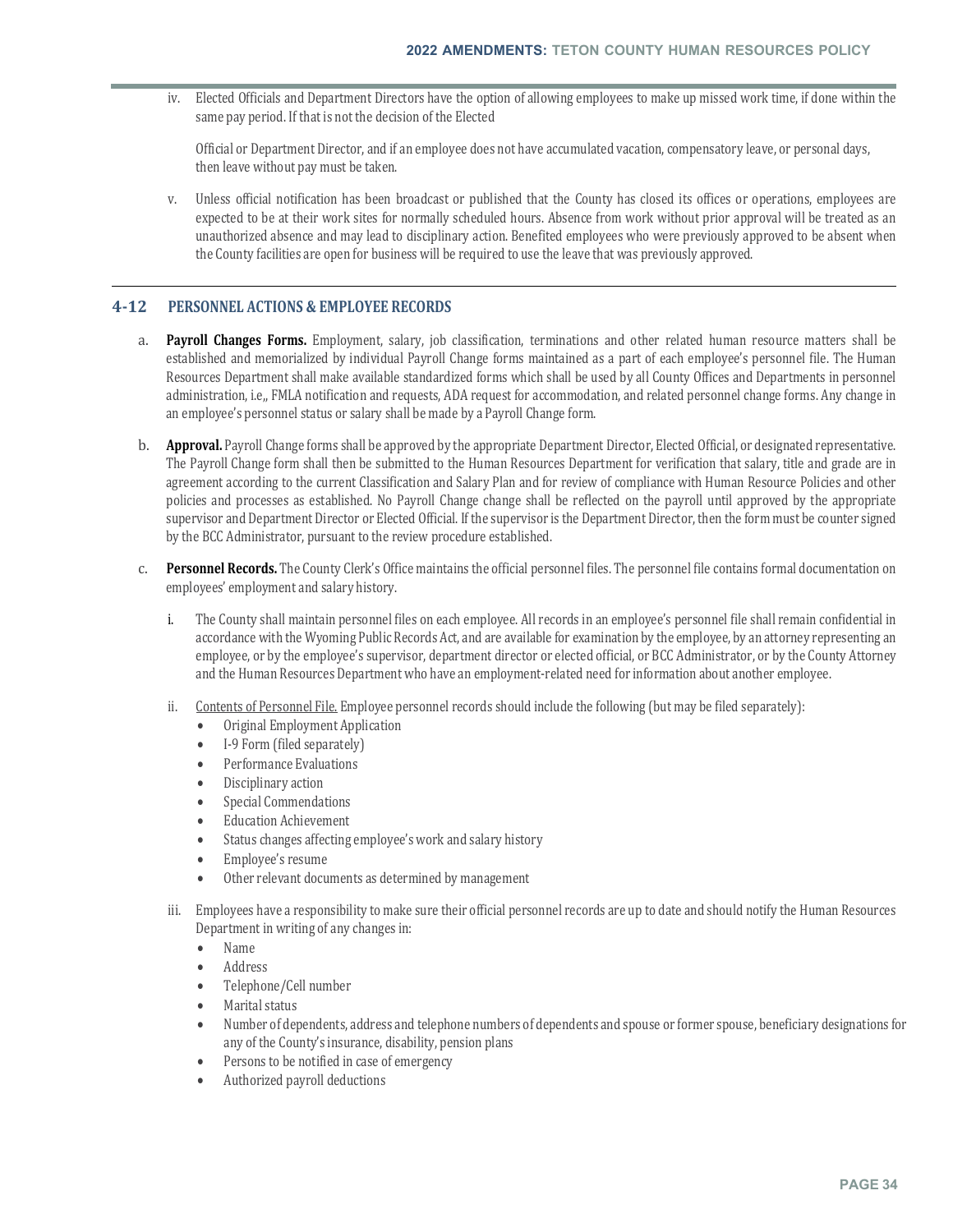iv. Elected Officials and Department Directors have the option of allowing employees to make up missed work time, if done within the same pay period. If that is not the decision of the Elected

Official or Department Director, and if an employee does not have accumulated vacation, compensatory leave, or personal days, then leave without pay must be taken.

v. Unless official notification has been broadcast or published that the County has closed its offices or operations, employees are expected to be at their work sites for normally scheduled hours. Absence from work without prior approval will be treated as an unauthorized absence and may lead to disciplinary action. Benefited employees who were previously approved to be absent when the County facilities are open for business will be required to use the leave that was previously approved.

## 4-12 PERSONNEL ACTIONS & EMPLOYEE RECORDS

a. **Payroll Changes Forms.** Employment, salary, job classification, terminations and other related human resource matters shall be established and memorialized by individual Payroll Change forms maintained as a part of each employee's personnel file. The Human Resources Department shall make available standardized forms which shall be used by all County Offices and Departments in personnel administration, i.e.,, FMLA notification and requests, ADA request for accommodation, and related personnel change forms. Any change in an employee's personnel status or salary shall be made by a Payroll Change form.

b. **Approval.** Payroll Change forms shall be approved by the appropriate Department Director, Elected Official, or designated representative. The Payroll Change form shall then be submitted to the Human Resources Department for verification that salary, title and grade are in agreement according to the current Classification and Salary Plan and for review of compliance with Human Resource Policies and other policies and processes as established. No Payroll Change change shall be reflected on the payroll until approved by the appropriate supervisor and Department Director or Elected Official. If the supervisor is the Department Director, then the form must be counter signed by the BCC Administrator, pursuant to the review procedure established.

c. **Personnel Records.** The County Clerk's Office maintains the official personnel files. The personnel file contains formal documentation on employees' employment and salary history.

   i. The County shall maintain personnel files on each employee. All records in an employee's personnel file shall remain confidential in accordance with the Wyoming Public Records Act, and are available for examination by the employee, by an attorney representing an employee, or by the employee's supervisor, department director or elected official, or BCC Administrator, or by the County Attorney and the Human Resources Department who have an employment-related need for information about another employee.

   ii. <u>Contents of Personnel File.</u> Employee personnel records should include the following (but may be filed separately):
   - Original Employment Application
   - I-9 Form (filed separately)
   - Performance Evaluations
   - Disciplinary action
   - Special Commendations
   - Education Achievement
   - Status changes affecting employee's work and salary history
   - Employee's resume
   - Other relevant documents as determined by management

   iii. Employees have a responsibility to make sure their official personnel records are up to date and should notify the Human Resources Department in writing of any changes in:
   - Name
   - Address
   - Telephone/Cell number
   - Marital status
   - Number of dependents, address and telephone numbers of dependents and spouse or former spouse, beneficiary designations for any of the County's insurance, disability, pension plans
   - Persons to be notified in case of emergency
   - Authorized payroll deductions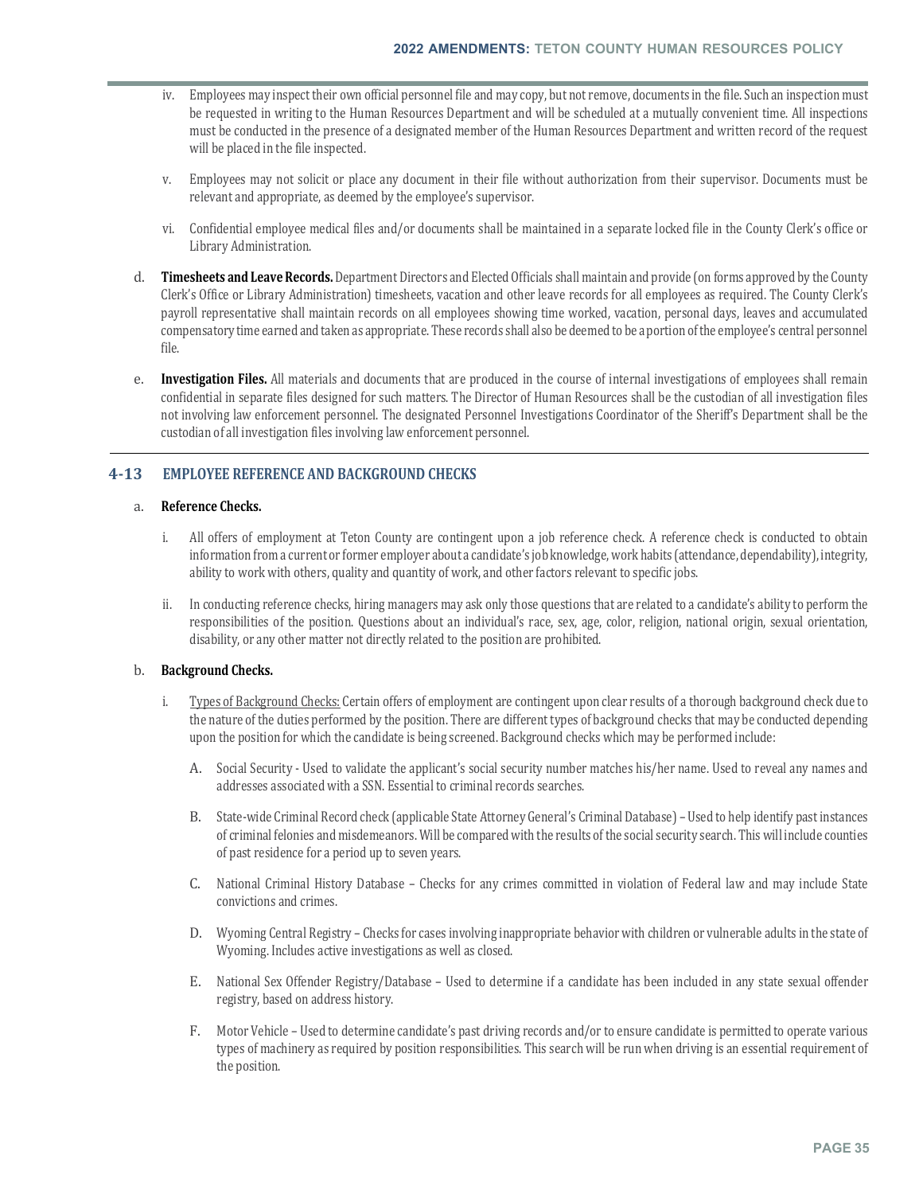iv. Employees may inspect their own official personnel file and may copy, but not remove, documents in the file. Such an inspection must be requested in writing to the Human Resources Department and will be scheduled at a mutually convenient time. All inspections must be conducted in the presence of a designated member of the Human Resources Department and written record of the request will be placed in the file inspected.

v. Employees may not solicit or place any document in their file without authorization from their supervisor. Documents must be relevant and appropriate, as deemed by the employee's supervisor.

vi. Confidential employee medical files and/or documents shall be maintained in a separate locked file in the County Clerk's office or Library Administration.

d. **Timesheets and Leave Records.** Department Directors and Elected Officials shall maintain and provide (on forms approved by the County Clerk's Office or Library Administration) timesheets, vacation and other leave records for all employees as required. The County Clerk's payroll representative shall maintain records on all employees showing time worked, vacation, personal days, leaves and accumulated compensatory time earned and taken as appropriate. These records shall also be deemed to be a portion of the employee's central personnel file.

e. **Investigation Files.** All materials and documents that are produced in the course of internal investigations of employees shall remain confidential in separate files designed for such matters. The Director of Human Resources shall be the custodian of all investigation files not involving law enforcement personnel. The designated Personnel Investigations Coordinator of the Sheriff's Department shall be the custodian of all investigation files involving law enforcement personnel.

## 4-13 EMPLOYEE REFERENCE AND BACKGROUND CHECKS

a. **Reference Checks.**

i. All offers of employment at Teton County are contingent upon a job reference check. A reference check is conducted to obtain information from a current or former employer about a candidate's job knowledge, work habits (attendance, dependability), integrity, ability to work with others, quality and quantity of work, and other factors relevant to specific jobs.

ii. In conducting reference checks, hiring managers may ask only those questions that are related to a candidate's ability to perform the responsibilities of the position. Questions about an individual's race, sex, age, color, religion, national origin, sexual orientation, disability, or any other matter not directly related to the position are prohibited.

b. **Background Checks.**

i. Types of Background Checks: Certain offers of employment are contingent upon clear results of a thorough background check due to the nature of the duties performed by the position. There are different types of background checks that may be conducted depending upon the position for which the candidate is being screened. Background checks which may be performed include:

A. Social Security - Used to validate the applicant's social security number matches his/her name. Used to reveal any names and addresses associated with a SSN. Essential to criminal records searches.

B. State-wide Criminal Record check (applicable State Attorney General's Criminal Database) – Used to help identify past instances of criminal felonies and misdemeanors. Will be compared with the results of the social security search. This will include counties of past residence for a period up to seven years.

C. National Criminal History Database – Checks for any crimes committed in violation of Federal law and may include State convictions and crimes.

D. Wyoming Central Registry – Checks for cases involving inappropriate behavior with children or vulnerable adults in the state of Wyoming. Includes active investigations as well as closed.

E. National Sex Offender Registry/Database – Used to determine if a candidate has been included in any state sexual offender registry, based on address history.

F. Motor Vehicle – Used to determine candidate's past driving records and/or to ensure candidate is permitted to operate various types of machinery as required by position responsibilities. This search will be run when driving is an essential requirement of the position.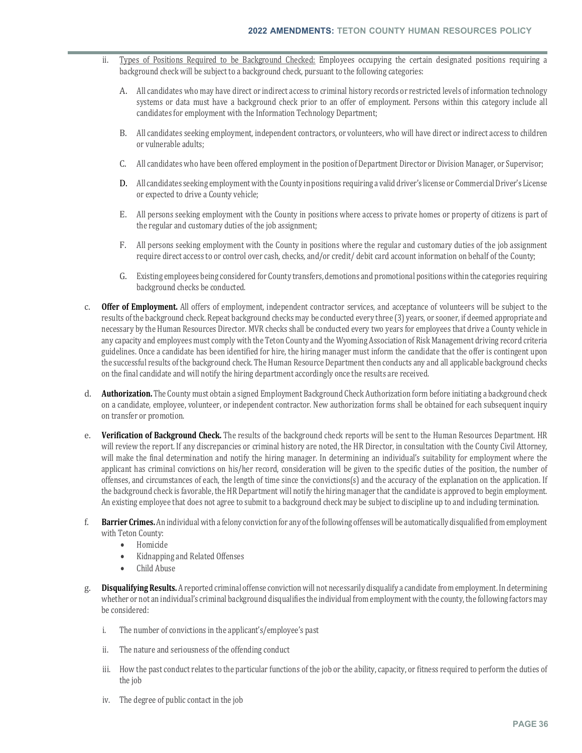ii. <u>Types of Positions Required to be Background Checked:</u> Employees occupying the certain designated positions requiring a background check will be subject to a background check, pursuant to the following categories:

   A. All candidates who may have direct or indirect access to criminal history records or restricted levels of information technology systems or data must have a background check prior to an offer of employment. Persons within this category include all candidates for employment with the Information Technology Department;

   B. All candidates seeking employment, independent contractors, or volunteers, who will have direct or indirect access to children or vulnerable adults;

   C. All candidates who have been offered employment in the position of Department Director or Division Manager, or Supervisor;

   D. All candidates seeking employment with the County in positions requiring a valid driver's license or Commercial Driver's License or expected to drive a County vehicle;

   E. All persons seeking employment with the County in positions where access to private homes or property of citizens is part of the regular and customary duties of the job assignment;

   F. All persons seeking employment with the County in positions where the regular and customary duties of the job assignment require direct access to or control over cash, checks, and/or credit/ debit card account information on behalf of the County;

   G. Existing employees being considered for County transfers, demotions and promotional positions within the categories requiring background checks be conducted.

c. **Offer of Employment.** All offers of employment, independent contractor services, and acceptance of volunteers will be subject to the results of the background check. Repeat background checks may be conducted every three (3) years, or sooner, if deemed appropriate and necessary by the Human Resources Director. MVR checks shall be conducted every two years for employees that drive a County vehicle in any capacity and employees must comply with the Teton County and the Wyoming Association of Risk Management driving record criteria guidelines. Once a candidate has been identified for hire, the hiring manager must inform the candidate that the offer is contingent upon the successful results of the background check. The Human Resource Department then conducts any and all applicable background checks on the final candidate and will notify the hiring department accordingly once the results are received.

d. **Authorization.** The County must obtain a signed Employment Background Check Authorization form before initiating a background check on a candidate, employee, volunteer, or independent contractor. New authorization forms shall be obtained for each subsequent inquiry on transfer or promotion.

e. **Verification of Background Check.** The results of the background check reports will be sent to the Human Resources Department. HR will review the report. If any discrepancies or criminal history are noted, the HR Director, in consultation with the County Civil Attorney, will make the final determination and notify the hiring manager. In determining an individual's suitability for employment where the applicant has criminal convictions on his/her record, consideration will be given to the specific duties of the position, the number of offenses, and circumstances of each, the length of time since the convictions(s) and the accuracy of the explanation on the application. If the background check is favorable, the HR Department will notify the hiring manager that the candidate is approved to begin employment. An existing employee that does not agree to submit to a background check may be subject to discipline up to and including termination.

f. **Barrier Crimes.** An individual with a felony conviction for any of the following offenses will be automatically disqualified from employment with Teton County:
   - Homicide
   - Kidnapping and Related Offenses
   - Child Abuse

g. **Disqualifying Results.** A reported criminal offense conviction will not necessarily disqualify a candidate from employment. In determining whether or not an individual's criminal background disqualifies the individual from employment with the county, the following factors may be considered:

   i. The number of convictions in the applicant's/employee's past

   ii. The nature and seriousness of the offending conduct

   iii. How the past conduct relates to the particular functions of the job or the ability, capacity, or fitness required to perform the duties of the job

   iv. The degree of public contact in the job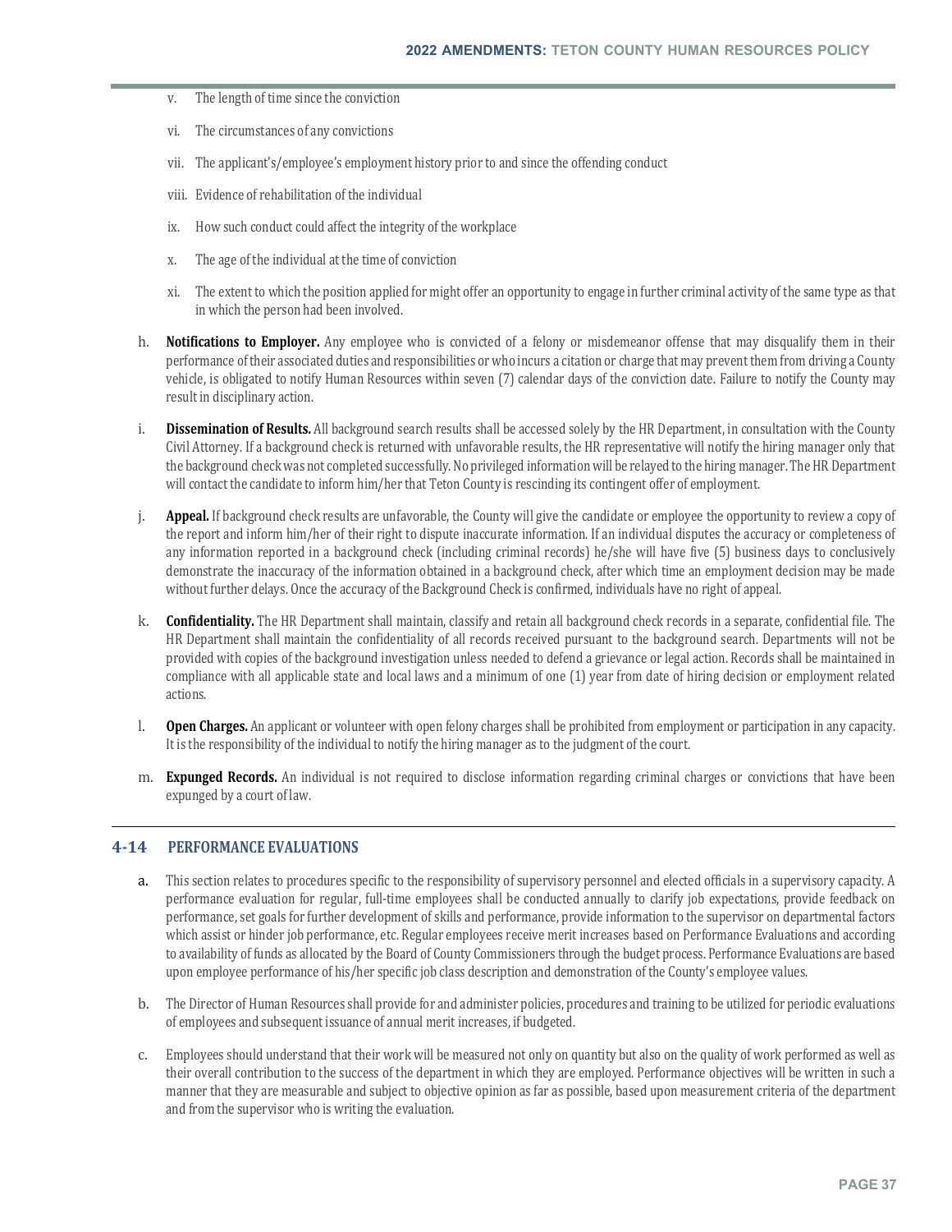v. The length of time since the conviction

vi. The circumstances of any convictions

vii. The applicant's/employee's employment history prior to and since the offending conduct

viii. Evidence of rehabilitation of the individual

ix. How such conduct could affect the integrity of the workplace

x. The age of the individual at the time of conviction

xi. The extent to which the position applied for might offer an opportunity to engage in further criminal activity of the same type as that in which the person had been involved.

h. **Notifications to Employer.** Any employee who is convicted of a felony or misdemeanor offense that may disqualify them in their performance of their associated duties and responsibilities or who incurs a citation or charge that may prevent them from driving a County vehicle, is obligated to notify Human Resources within seven (7) calendar days of the conviction date. Failure to notify the County may result in disciplinary action.

i. **Dissemination of Results.** All background search results shall be accessed solely by the HR Department, in consultation with the County Civil Attorney. If a background check is returned with unfavorable results, the HR representative will notify the hiring manager only that the background check was not completed successfully. No privileged information will be relayed to the hiring manager. The HR Department will contact the candidate to inform him/her that Teton County is rescinding its contingent offer of employment.

j. **Appeal.** If background check results are unfavorable, the County will give the candidate or employee the opportunity to review a copy of the report and inform him/her of their right to dispute inaccurate information. If an individual disputes the accuracy or completeness of any information reported in a background check (including criminal records) he/she will have five (5) business days to conclusively demonstrate the inaccuracy of the information obtained in a background check, after which time an employment decision may be made without further delays. Once the accuracy of the Background Check is confirmed, individuals have no right of appeal.

k. **Confidentiality.** The HR Department shall maintain, classify and retain all background check records in a separate, confidential file. The HR Department shall maintain the confidentiality of all records received pursuant to the background search. Departments will not be provided with copies of the background investigation unless needed to defend a grievance or legal action. Records shall be maintained in compliance with all applicable state and local laws and a minimum of one (1) year from date of hiring decision or employment related actions.

l. **Open Charges.** An applicant or volunteer with open felony charges shall be prohibited from employment or participation in any capacity. It is the responsibility of the individual to notify the hiring manager as to the judgment of the court.

m. **Expunged Records.** An individual is not required to disclose information regarding criminal charges or convictions that have been expunged by a court of law.

## 4-14 PERFORMANCE EVALUATIONS

a. This section relates to procedures specific to the responsibility of supervisory personnel and elected officials in a supervisory capacity. A performance evaluation for regular, full-time employees shall be conducted annually to clarify job expectations, provide feedback on performance, set goals for further development of skills and performance, provide information to the supervisor on departmental factors which assist or hinder job performance, etc. Regular employees receive merit increases based on Performance Evaluations and according to availability of funds as allocated by the Board of County Commissioners through the budget process. Performance Evaluations are based upon employee performance of his/her specific job class description and demonstration of the County's employee values.

b. The Director of Human Resources shall provide for and administer policies, procedures and training to be utilized for periodic evaluations of employees and subsequent issuance of annual merit increases, if budgeted.

c. Employees should understand that their work will be measured not only on quantity but also on the quality of work performed as well as their overall contribution to the success of the department in which they are employed. Performance objectives will be written in such a manner that they are measurable and subject to objective opinion as far as possible, based upon measurement criteria of the department and from the supervisor who is writing the evaluation.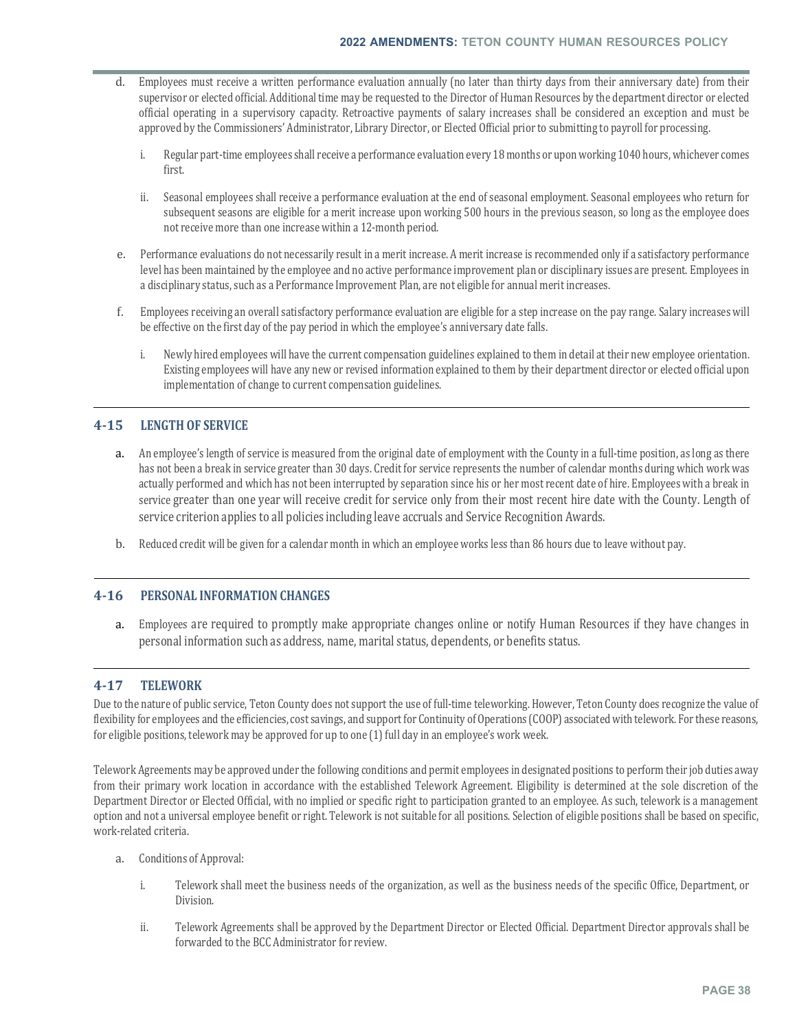d. Employees must receive a written performance evaluation annually (no later than thirty days from their anniversary date) from their supervisor or elected official. Additional time may be requested to the Director of Human Resources by the department director or elected official operating in a supervisory capacity. Retroactive payments of salary increases shall be considered an exception and must be approved by the Commissioners' Administrator, Library Director, or Elected Official prior to submitting to payroll for processing.

   i. Regular part-time employees shall receive a performance evaluation every 18 months or upon working 1040 hours, whichever comes first.

   ii. Seasonal employees shall receive a performance evaluation at the end of seasonal employment. Seasonal employees who return for subsequent seasons are eligible for a merit increase upon working 500 hours in the previous season, so long as the employee does not receive more than one increase within a 12-month period.

e. Performance evaluations do not necessarily result in a merit increase. A merit increase is recommended only if a satisfactory performance level has been maintained by the employee and no active performance improvement plan or disciplinary issues are present. Employees in a disciplinary status, such as a Performance Improvement Plan, are not eligible for annual merit increases.

f. Employees receiving an overall satisfactory performance evaluation are eligible for a step increase on the pay range. Salary increases will be effective on the first day of the pay period in which the employee's anniversary date falls.

   i. Newly hired employees will have the current compensation guidelines explained to them in detail at their new employee orientation. Existing employees will have any new or revised information explained to them by their department director or elected official upon implementation of change to current compensation guidelines.

## 4-15 LENGTH OF SERVICE

a. An employee's length of service is measured from the original date of employment with the County in a full-time position, as long as there has not been a break in service greater than 30 days. Credit for service represents the number of calendar months during which work was actually performed and which has not been interrupted by separation since his or her most recent date of hire. Employees with a break in service greater than one year will receive credit for service only from their most recent hire date with the County. Length of service criterion applies to all policies including leave accruals and Service Recognition Awards.

b. Reduced credit will be given for a calendar month in which an employee works less than 86 hours due to leave without pay.

## 4-16 PERSONAL INFORMATION CHANGES

a. Employees are required to promptly make appropriate changes online or notify Human Resources if they have changes in personal information such as address, name, marital status, dependents, or benefits status.

## 4-17 TELEWORK

Due to the nature of public service, Teton County does not support the use of full-time teleworking. However, Teton County does recognize the value of flexibility for employees and the efficiencies, cost savings, and support for Continuity of Operations (COOP) associated with telework. For these reasons, for eligible positions, telework may be approved for up to one (1) full day in an employee's work week.

Telework Agreements may be approved under the following conditions and permit employees in designated positions to perform their job duties away from their primary work location in accordance with the established Telework Agreement. Eligibility is determined at the sole discretion of the Department Director or Elected Official, with no implied or specific right to participation granted to an employee. As such, telework is a management option and not a universal employee benefit or right. Telework is not suitable for all positions. Selection of eligible positions shall be based on specific, work-related criteria.

a. Conditions of Approval:

   i. Telework shall meet the business needs of the organization, as well as the business needs of the specific Office, Department, or Division.

   ii. Telework Agreements shall be approved by the Department Director or Elected Official. Department Director approvals shall be forwarded to the BCC Administrator for review.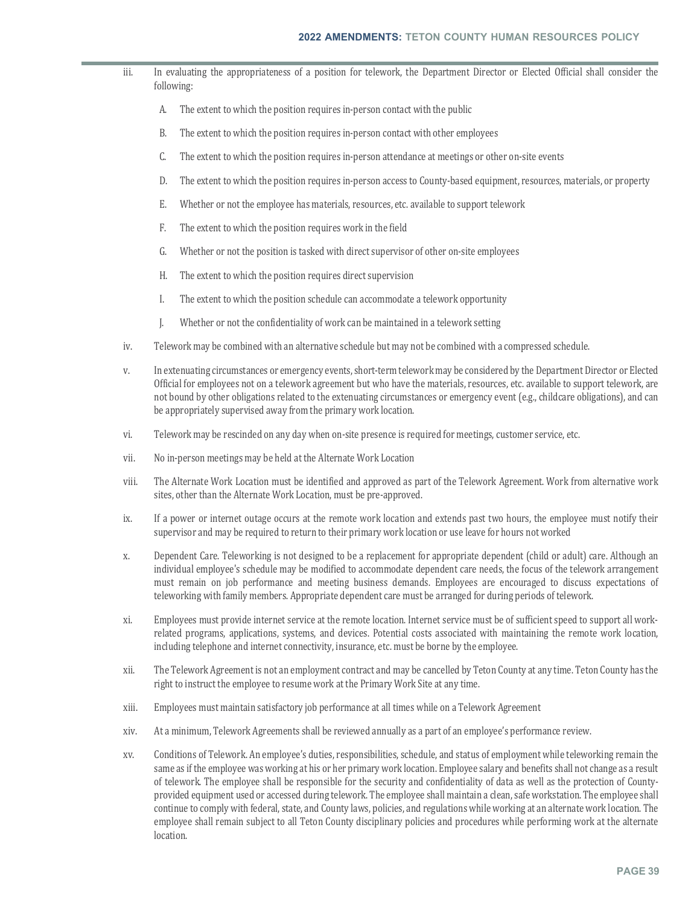iii. In evaluating the appropriateness of a position for telework, the Department Director or Elected Official shall consider the following:

   A. The extent to which the position requires in-person contact with the public

   B. The extent to which the position requires in-person contact with other employees

   C. The extent to which the position requires in-person attendance at meetings or other on-site events

   D. The extent to which the position requires in-person access to County-based equipment, resources, materials, or property

   E. Whether or not the employee has materials, resources, etc. available to support telework

   F. The extent to which the position requires work in the field

   G. Whether or not the position is tasked with direct supervisor of other on-site employees

   H. The extent to which the position requires direct supervision

   I. The extent to which the position schedule can accommodate a telework opportunity

   J. Whether or not the confidentiality of work can be maintained in a telework setting

iv. Telework may be combined with an alternative schedule but may not be combined with a compressed schedule.

v. In extenuating circumstances or emergency events, short-term telework may be considered by the Department Director or Elected Official for employees not on a telework agreement but who have the materials, resources, etc. available to support telework, are not bound by other obligations related to the extenuating circumstances or emergency event (e.g., childcare obligations), and can be appropriately supervised away from the primary work location.

vi. Telework may be rescinded on any day when on-site presence is required for meetings, customer service, etc.

vii. No in-person meetings may be held at the Alternate Work Location

viii. The Alternate Work Location must be identified and approved as part of the Telework Agreement. Work from alternative work sites, other than the Alternate Work Location, must be pre-approved.

ix. If a power or internet outage occurs at the remote work location and extends past two hours, the employee must notify their supervisor and may be required to return to their primary work location or use leave for hours not worked

x. Dependent Care. Teleworking is not designed to be a replacement for appropriate dependent (child or adult) care. Although an individual employee's schedule may be modified to accommodate dependent care needs, the focus of the telework arrangement must remain on job performance and meeting business demands. Employees are encouraged to discuss expectations of teleworking with family members. Appropriate dependent care must be arranged for during periods of telework.

xi. Employees must provide internet service at the remote location. Internet service must be of sufficient speed to support all work-related programs, applications, systems, and devices. Potential costs associated with maintaining the remote work location, including telephone and internet connectivity, insurance, etc. must be borne by the employee.

xii. The Telework Agreement is not an employment contract and may be cancelled by Teton County at any time. Teton County has the right to instruct the employee to resume work at the Primary Work Site at any time.

xiii. Employees must maintain satisfactory job performance at all times while on a Telework Agreement

xiv. At a minimum, Telework Agreements shall be reviewed annually as a part of an employee's performance review.

xv. Conditions of Telework. An employee's duties, responsibilities, schedule, and status of employment while teleworking remain the same as if the employee was working at his or her primary work location. Employee salary and benefits shall not change as a result of telework. The employee shall be responsible for the security and confidentiality of data as well as the protection of County-provided equipment used or accessed during telework. The employee shall maintain a clean, safe workstation. The employee shall continue to comply with federal, state, and County laws, policies, and regulations while working at an alternate work location. The employee shall remain subject to all Teton County disciplinary policies and procedures while performing work at the alternate location.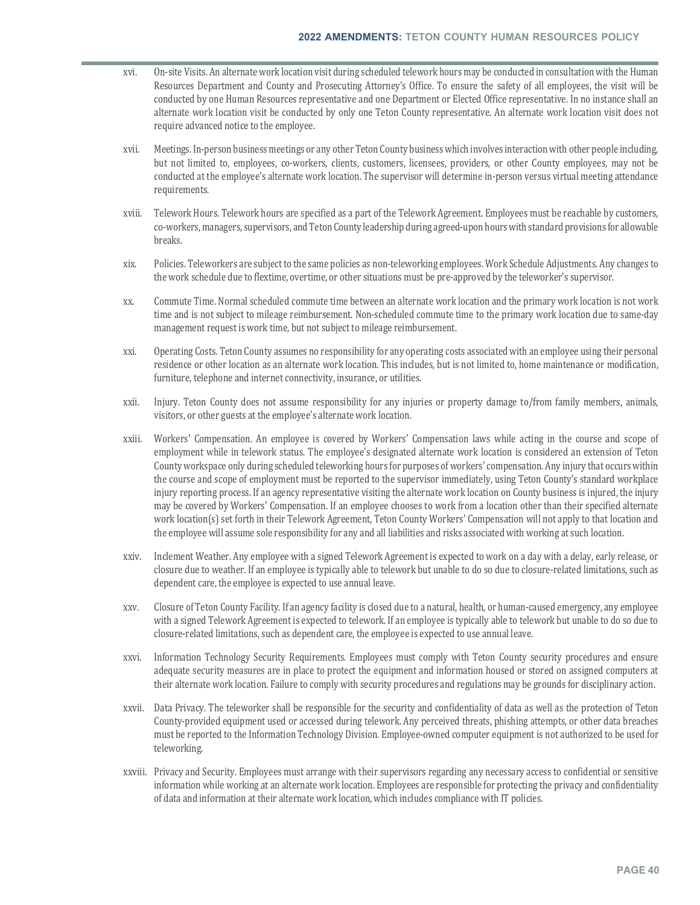xvi. On-site Visits. An alternate work location visit during scheduled telework hours may be conducted in consultation with the Human Resources Department and County and Prosecuting Attorney's Office. To ensure the safety of all employees, the visit will be conducted by one Human Resources representative and one Department or Elected Office representative. In no instance shall an alternate work location visit be conducted by only one Teton County representative. An alternate work location visit does not require advanced notice to the employee.

xvii. Meetings. In-person business meetings or any other Teton County business which involves interaction with other people including, but not limited to, employees, co-workers, clients, customers, licensees, providers, or other County employees, may not be conducted at the employee's alternate work location. The supervisor will determine in-person versus virtual meeting attendance requirements.

xviii. Telework Hours. Telework hours are specified as a part of the Telework Agreement. Employees must be reachable by customers, co-workers, managers, supervisors, and Teton County leadership during agreed-upon hours with standard provisions for allowable breaks.

xix. Policies. Teleworkers are subject to the same policies as non-teleworking employees. Work Schedule Adjustments. Any changes to the work schedule due to flextime, overtime, or other situations must be pre-approved by the teleworker's supervisor.

xx. Commute Time. Normal scheduled commute time between an alternate work location and the primary work location is not work time and is not subject to mileage reimbursement. Non-scheduled commute time to the primary work location due to same-day management request is work time, but not subject to mileage reimbursement.

xxi. Operating Costs. Teton County assumes no responsibility for any operating costs associated with an employee using their personal residence or other location as an alternate work location. This includes, but is not limited to, home maintenance or modification, furniture, telephone and internet connectivity, insurance, or utilities.

xxii. Injury. Teton County does not assume responsibility for any injuries or property damage to/from family members, animals, visitors, or other guests at the employee's alternate work location.

xxiii. Workers' Compensation. An employee is covered by Workers' Compensation laws while acting in the course and scope of employment while in telework status. The employee's designated alternate work location is considered an extension of Teton County workspace only during scheduled teleworking hours for purposes of workers' compensation. Any injury that occurs within the course and scope of employment must be reported to the supervisor immediately, using Teton County's standard workplace injury reporting process. If an agency representative visiting the alternate work location on County business is injured, the injury may be covered by Workers' Compensation. If an employee chooses to work from a location other than their specified alternate work location(s) set forth in their Telework Agreement, Teton County Workers' Compensation will not apply to that location and the employee will assume sole responsibility for any and all liabilities and risks associated with working at such location.

xxiv. Inclement Weather. Any employee with a signed Telework Agreement is expected to work on a day with a delay, early release, or closure due to weather. If an employee is typically able to telework but unable to do so due to closure-related limitations, such as dependent care, the employee is expected to use annual leave.

xxv. Closure of Teton County Facility. If an agency facility is closed due to a natural, health, or human-caused emergency, any employee with a signed Telework Agreement is expected to telework. If an employee is typically able to telework but unable to do so due to closure-related limitations, such as dependent care, the employee is expected to use annual leave.

xxvi. Information Technology Security Requirements. Employees must comply with Teton County security procedures and ensure adequate security measures are in place to protect the equipment and information housed or stored on assigned computers at their alternate work location. Failure to comply with security procedures and regulations may be grounds for disciplinary action.

xxvii. Data Privacy. The teleworker shall be responsible for the security and confidentiality of data as well as the protection of Teton County-provided equipment used or accessed during telework. Any perceived threats, phishing attempts, or other data breaches must be reported to the Information Technology Division. Employee-owned computer equipment is not authorized to be used for teleworking.

xxviii. Privacy and Security. Employees must arrange with their supervisors regarding any necessary access to confidential or sensitive information while working at an alternate work location. Employees are responsible for protecting the privacy and confidentiality of data and information at their alternate work location, which includes compliance with IT policies.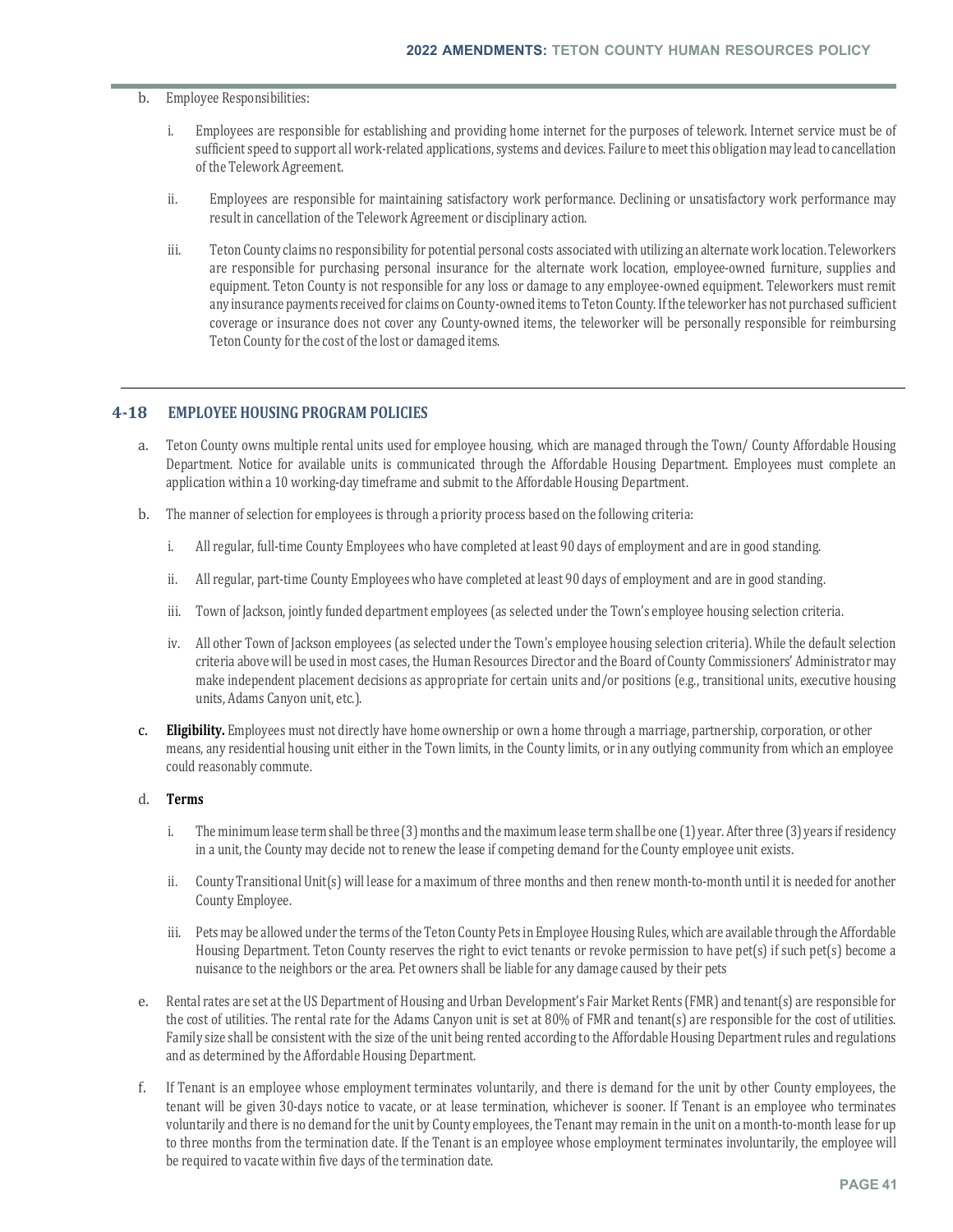b. Employee Responsibilities:

   i. Employees are responsible for establishing and providing home internet for the purposes of telework. Internet service must be of sufficient speed to support all work-related applications, systems and devices. Failure to meet this obligation may lead to cancellation of the Telework Agreement.

   ii. Employees are responsible for maintaining satisfactory work performance. Declining or unsatisfactory work performance may result in cancellation of the Telework Agreement or disciplinary action.

   iii. Teton County claims no responsibility for potential personal costs associated with utilizing an alternate work location. Teleworkers are responsible for purchasing personal insurance for the alternate work location, employee-owned furniture, supplies and equipment. Teton County is not responsible for any loss or damage to any employee-owned equipment. Teleworkers must remit any insurance payments received for claims on County-owned items to Teton County. If the teleworker has not purchased sufficient coverage or insurance does not cover any County-owned items, the teleworker will be personally responsible for reimbursing Teton County for the cost of the lost or damaged items.

## 4-18 EMPLOYEE HOUSING PROGRAM POLICIES

a. Teton County owns multiple rental units used for employee housing, which are managed through the Town/ County Affordable Housing Department. Notice for available units is communicated through the Affordable Housing Department. Employees must complete an application within a 10 working-day timeframe and submit to the Affordable Housing Department.

b. The manner of selection for employees is through a priority process based on the following criteria:

   i. All regular, full-time County Employees who have completed at least 90 days of employment and are in good standing.

   ii. All regular, part-time County Employees who have completed at least 90 days of employment and are in good standing.

   iii. Town of Jackson, jointly funded department employees (as selected under the Town's employee housing selection criteria.

   iv. All other Town of Jackson employees (as selected under the Town's employee housing selection criteria). While the default selection criteria above will be used in most cases, the Human Resources Director and the Board of County Commissioners' Administrator may make independent placement decisions as appropriate for certain units and/or positions (e.g., transitional units, executive housing units, Adams Canyon unit, etc.).

c. **Eligibility.** Employees must not directly have home ownership or own a home through a marriage, partnership, corporation, or other means, any residential housing unit either in the Town limits, in the County limits, or in any outlying community from which an employee could reasonably commute.

d. **Terms**

   i. The minimum lease term shall be three (3) months and the maximum lease term shall be one (1) year. After three (3) years if residency in a unit, the County may decide not to renew the lease if competing demand for the County employee unit exists.

   ii. County Transitional Unit(s) will lease for a maximum of three months and then renew month-to-month until it is needed for another County Employee.

   iii. Pets may be allowed under the terms of the Teton County Pets in Employee Housing Rules, which are available through the Affordable Housing Department. Teton County reserves the right to evict tenants or revoke permission to have pet(s) if such pet(s) become a nuisance to the neighbors or the area. Pet owners shall be liable for any damage caused by their pets

e. Rental rates are set at the US Department of Housing and Urban Development's Fair Market Rents (FMR) and tenant(s) are responsible for the cost of utilities. The rental rate for the Adams Canyon unit is set at 80% of FMR and tenant(s) are responsible for the cost of utilities. Family size shall be consistent with the size of the unit being rented according to the Affordable Housing Department rules and regulations and as determined by the Affordable Housing Department.

f. If Tenant is an employee whose employment terminates voluntarily, and there is demand for the unit by other County employees, the tenant will be given 30-days notice to vacate, or at lease termination, whichever is sooner. If Tenant is an employee who terminates voluntarily and there is no demand for the unit by County employees, the Tenant may remain in the unit on a month-to-month lease for up to three months from the termination date. If the Tenant is an employee whose employment terminates involuntarily, the employee will be required to vacate within five days of the termination date.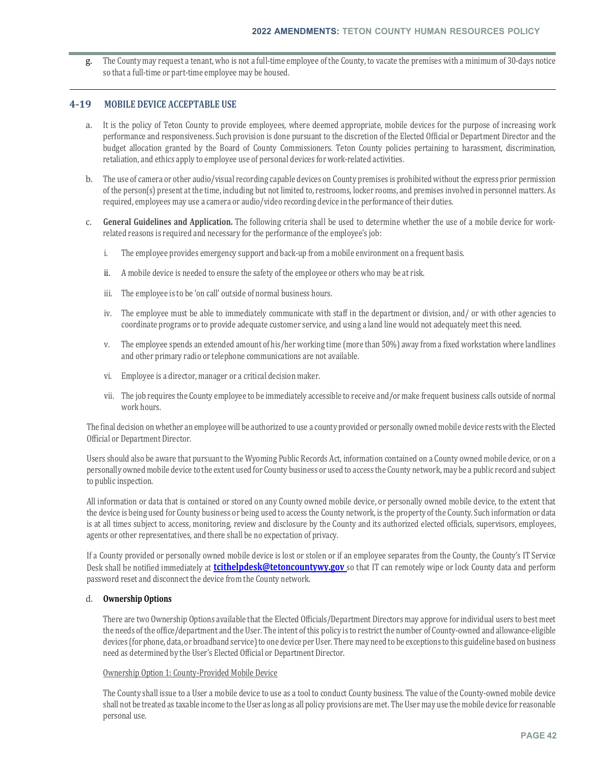g. The County may request a tenant, who is not a full-time employee of the County, to vacate the premises with a minimum of 30-days notice so that a full-time or part-time employee may be housed.

## 4-19 MOBILE DEVICE ACCEPTABLE USE

a. It is the policy of Teton County to provide employees, where deemed appropriate, mobile devices for the purpose of increasing work performance and responsiveness. Such provision is done pursuant to the discretion of the Elected Official or Department Director and the budget allocation granted by the Board of County Commissioners. Teton County policies pertaining to harassment, discrimination, retaliation, and ethics apply to employee use of personal devices for work-related activities.

b. The use of camera or other audio/visual recording capable devices on County premises is prohibited without the express prior permission of the person(s) present at the time, including but not limited to, restrooms, locker rooms, and premises involved in personnel matters. As required, employees may use a camera or audio/video recording device in the performance of their duties.

c. **General Guidelines and Application.** The following criteria shall be used to determine whether the use of a mobile device for work-related reasons is required and necessary for the performance of the employee's job:

   i. The employee provides emergency support and back-up from a mobile environment on a frequent basis.

   ii. A mobile device is needed to ensure the safety of the employee or others who may be at risk.

   iii. The employee is to be 'on call' outside of normal business hours.

   iv. The employee must be able to immediately communicate with staff in the department or division, and/ or with other agencies to coordinate programs or to provide adequate customer service, and using a land line would not adequately meet this need.

   v. The employee spends an extended amount of his/her working time (more than 50%) away from a fixed workstation where landlines and other primary radio or telephone communications are not available.

   vi. Employee is a director, manager or a critical decision maker.

   vii. The job requires the County employee to be immediately accessible to receive and/or make frequent business calls outside of normal work hours.

The final decision on whether an employee will be authorized to use a county provided or personally owned mobile device rests with the Elected Official or Department Director.

Users should also be aware that pursuant to the Wyoming Public Records Act, information contained on a County owned mobile device, or on a personally owned mobile device to the extent used for County business or used to access the County network, may be a public record and subject to public inspection.

All information or data that is contained or stored on any County owned mobile device, or personally owned mobile device, to the extent that the device is being used for County business or being used to access the County network, is the property of the County. Such information or data is at all times subject to access, monitoring, review and disclosure by the County and its authorized elected officials, supervisors, employees, agents or other representatives, and there shall be no expectation of privacy.

If a County provided or personally owned mobile device is lost or stolen or if an employee separates from the County, the County's IT Service Desk shall be notified immediately at **tcithelpdesk@tetoncountywy.gov** so that IT can remotely wipe or lock County data and perform password reset and disconnect the device from the County network.

d. **Ownership Options**

There are two Ownership Options available that the Elected Officials/Department Directors may approve for individual users to best meet the needs of the office/department and the User. The intent of this policy is to restrict the number of County-owned and allowance-eligible devices (for phone, data, or broadband service) to one device per User. There may need to be exceptions to this guideline based on business need as determined by the User's Elected Official or Department Director.

Ownership Option 1: County-Provided Mobile Device

The County shall issue to a User a mobile device to use as a tool to conduct County business. The value of the County-owned mobile device shall not be treated as taxable income to the User as long as all policy provisions are met. The User may use the mobile device for reasonable personal use.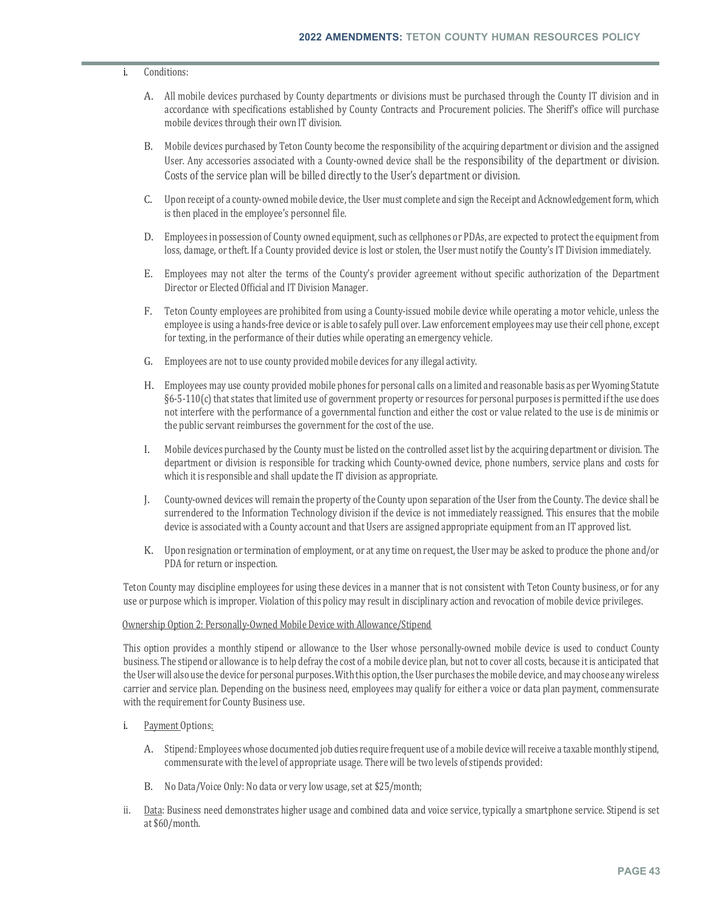i. Conditions:

A. All mobile devices purchased by County departments or divisions must be purchased through the County IT division and in accordance with specifications established by County Contracts and Procurement policies. The Sheriff's office will purchase mobile devices through their own IT division.

B. Mobile devices purchased by Teton County become the responsibility of the acquiring department or division and the assigned User. Any accessories associated with a County-owned device shall be the responsibility of the department or division. Costs of the service plan will be billed directly to the User's department or division.

C. Upon receipt of a county-owned mobile device, the User must complete and sign the Receipt and Acknowledgement form, which is then placed in the employee's personnel file.

D. Employees in possession of County owned equipment, such as cellphones or PDAs, are expected to protect the equipment from loss, damage, or theft. If a County provided device is lost or stolen, the User must notify the County's IT Division immediately.

E. Employees may not alter the terms of the County's provider agreement without specific authorization of the Department Director or Elected Official and IT Division Manager.

F. Teton County employees are prohibited from using a County-issued mobile device while operating a motor vehicle, unless the employee is using a hands-free device or is able to safely pull over. Law enforcement employees may use their cell phone, except for texting, in the performance of their duties while operating an emergency vehicle.

G. Employees are not to use county provided mobile devices for any illegal activity.

H. Employees may use county provided mobile phones for personal calls on a limited and reasonable basis as per Wyoming Statute §6-5-110(c) that states that limited use of government property or resources for personal purposes is permitted if the use does not interfere with the performance of a governmental function and either the cost or value related to the use is de minimis or the public servant reimburses the government for the cost of the use.

I. Mobile devices purchased by the County must be listed on the controlled asset list by the acquiring department or division. The department or division is responsible for tracking which County-owned device, phone numbers, service plans and costs for which it is responsible and shall update the IT division as appropriate.

J. County-owned devices will remain the property of the County upon separation of the User from the County. The device shall be surrendered to the Information Technology division if the device is not immediately reassigned. This ensures that the mobile device is associated with a County account and that Users are assigned appropriate equipment from an IT approved list.

K. Upon resignation or termination of employment, or at any time on request, the User may be asked to produce the phone and/or PDA for return or inspection.

Teton County may discipline employees for using these devices in a manner that is not consistent with Teton County business, or for any use or purpose which is improper. Violation of this policy may result in disciplinary action and revocation of mobile device privileges.

<u>Ownership Option 2: Personally-Owned Mobile Device with Allowance/Stipend</u>

This option provides a monthly stipend or allowance to the User whose personally-owned mobile device is used to conduct County business. The stipend or allowance is to help defray the cost of a mobile device plan, but not to cover all costs, because it is anticipated that the User will also use the device for personal purposes. With this option, the User purchases the mobile device, and may choose any wireless carrier and service plan. Depending on the business need, employees may qualify for either a voice or data plan payment, commensurate with the requirement for County Business use.

i. <u>Payment</u> Options:

A. Stipend: Employees whose documented job duties require frequent use of a mobile device will receive a taxable monthly stipend, commensurate with the level of appropriate usage. There will be two levels of stipends provided:

B. No Data/Voice Only: No data or very low usage, set at $25/month;

ii. <u>Data</u>: Business need demonstrates higher usage and combined data and voice service, typically a smartphone service. Stipend is set at $60/month.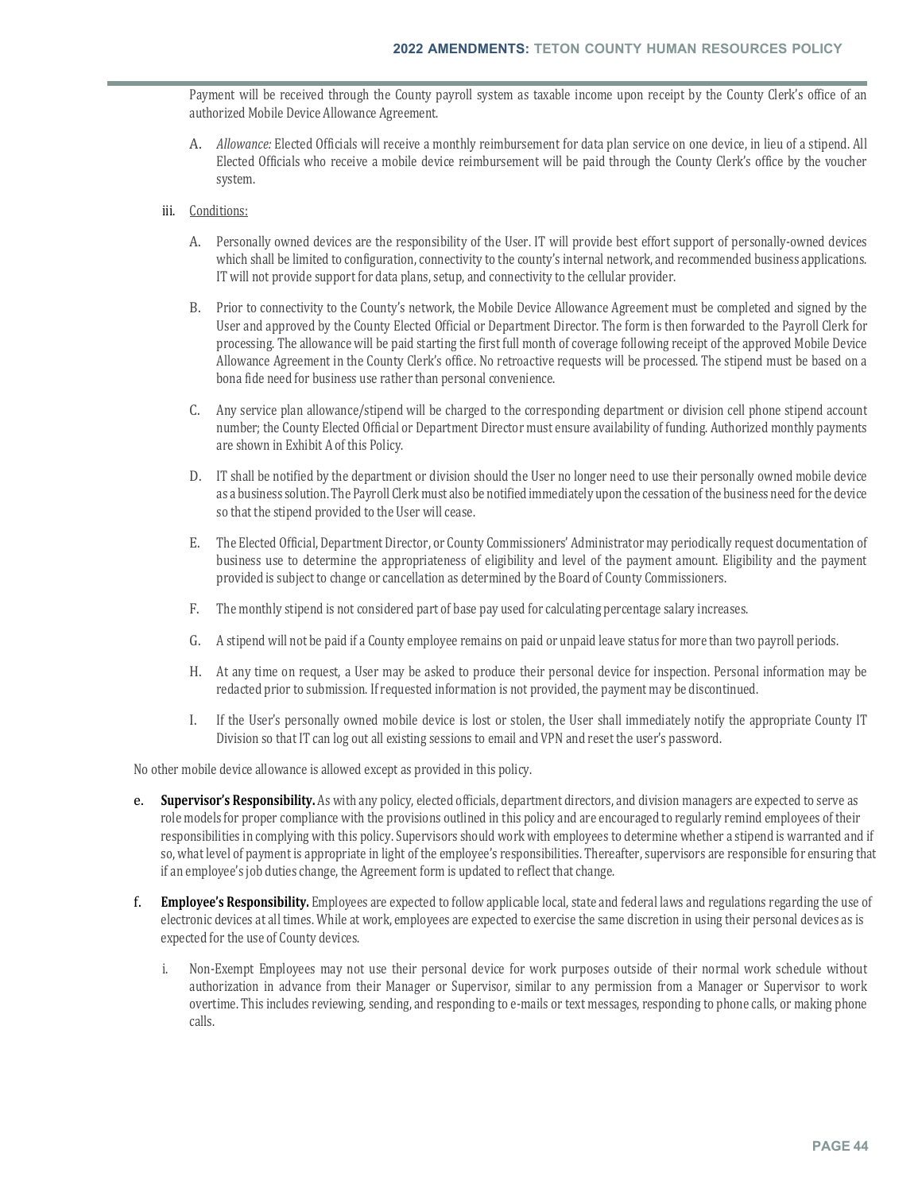Payment will be received through the County payroll system as taxable income upon receipt by the County Clerk's office of an authorized Mobile Device Allowance Agreement.

A. *Allowance:* Elected Officials will receive a monthly reimbursement for data plan service on one device, in lieu of a stipend. All Elected Officials who receive a mobile device reimbursement will be paid through the County Clerk's office by the voucher system.

iii. Conditions:

A. Personally owned devices are the responsibility of the User. IT will provide best effort support of personally-owned devices which shall be limited to configuration, connectivity to the county's internal network, and recommended business applications. IT will not provide support for data plans, setup, and connectivity to the cellular provider.

B. Prior to connectivity to the County's network, the Mobile Device Allowance Agreement must be completed and signed by the User and approved by the County Elected Official or Department Director. The form is then forwarded to the Payroll Clerk for processing. The allowance will be paid starting the first full month of coverage following receipt of the approved Mobile Device Allowance Agreement in the County Clerk's office. No retroactive requests will be processed. The stipend must be based on a bona fide need for business use rather than personal convenience.

C. Any service plan allowance/stipend will be charged to the corresponding department or division cell phone stipend account number; the County Elected Official or Department Director must ensure availability of funding. Authorized monthly payments are shown in Exhibit A of this Policy.

D. IT shall be notified by the department or division should the User no longer need to use their personally owned mobile device as a business solution. The Payroll Clerk must also be notified immediately upon the cessation of the business need for the device so that the stipend provided to the User will cease.

E. The Elected Official, Department Director, or County Commissioners' Administrator may periodically request documentation of business use to determine the appropriateness of eligibility and level of the payment amount. Eligibility and the payment provided is subject to change or cancellation as determined by the Board of County Commissioners.

F. The monthly stipend is not considered part of base pay used for calculating percentage salary increases.

G. A stipend will not be paid if a County employee remains on paid or unpaid leave status for more than two payroll periods.

H. At any time on request, a User may be asked to produce their personal device for inspection. Personal information may be redacted prior to submission. If requested information is not provided, the payment may be discontinued.

I. If the User's personally owned mobile device is lost or stolen, the User shall immediately notify the appropriate County IT Division so that IT can log out all existing sessions to email and VPN and reset the user's password.

No other mobile device allowance is allowed except as provided in this policy.

e. **Supervisor's Responsibility.** As with any policy, elected officials, department directors, and division managers are expected to serve as role models for proper compliance with the provisions outlined in this policy and are encouraged to regularly remind employees of their responsibilities in complying with this policy. Supervisors should work with employees to determine whether a stipend is warranted and if so, what level of payment is appropriate in light of the employee's responsibilities. Thereafter, supervisors are responsible for ensuring that if an employee's job duties change, the Agreement form is updated to reflect that change.

f. **Employee's Responsibility.** Employees are expected to follow applicable local, state and federal laws and regulations regarding the use of electronic devices at all times. While at work, employees are expected to exercise the same discretion in using their personal devices as is expected for the use of County devices.

i. Non-Exempt Employees may not use their personal device for work purposes outside of their normal work schedule without authorization in advance from their Manager or Supervisor, similar to any permission from a Manager or Supervisor to work overtime. This includes reviewing, sending, and responding to e-mails or text messages, responding to phone calls, or making phone calls.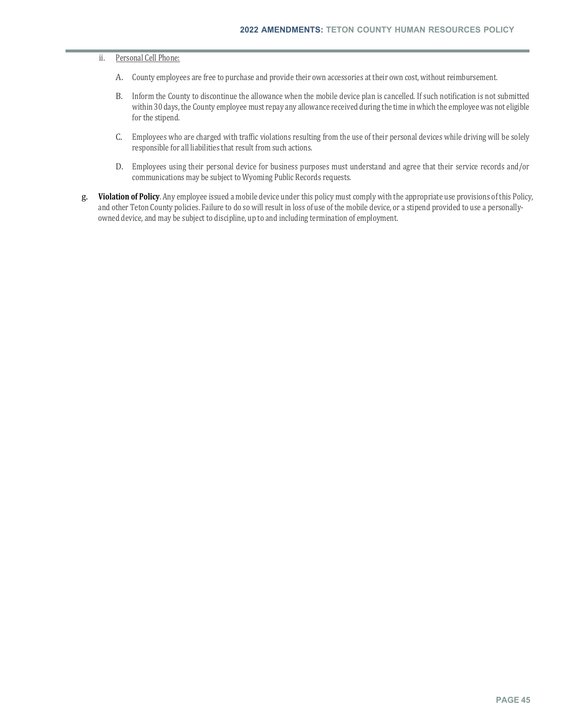ii. Personal Cell Phone:

A. County employees are free to purchase and provide their own accessories at their own cost, without reimbursement.

B. Inform the County to discontinue the allowance when the mobile device plan is cancelled. If such notification is not submitted within 30 days, the County employee must repay any allowance received during the time in which the employee was not eligible for the stipend.

C. Employees who are charged with traffic violations resulting from the use of their personal devices while driving will be solely responsible for all liabilities that result from such actions.

D. Employees using their personal device for business purposes must understand and agree that their service records and/or communications may be subject to Wyoming Public Records requests.

g. **Violation of Policy**. Any employee issued a mobile device under this policy must comply with the appropriate use provisions of this Policy, and other Teton County policies. Failure to do so will result in loss of use of the mobile device, or a stipend provided to use a personally-owned device, and may be subject to discipline, up to and including termination of employment.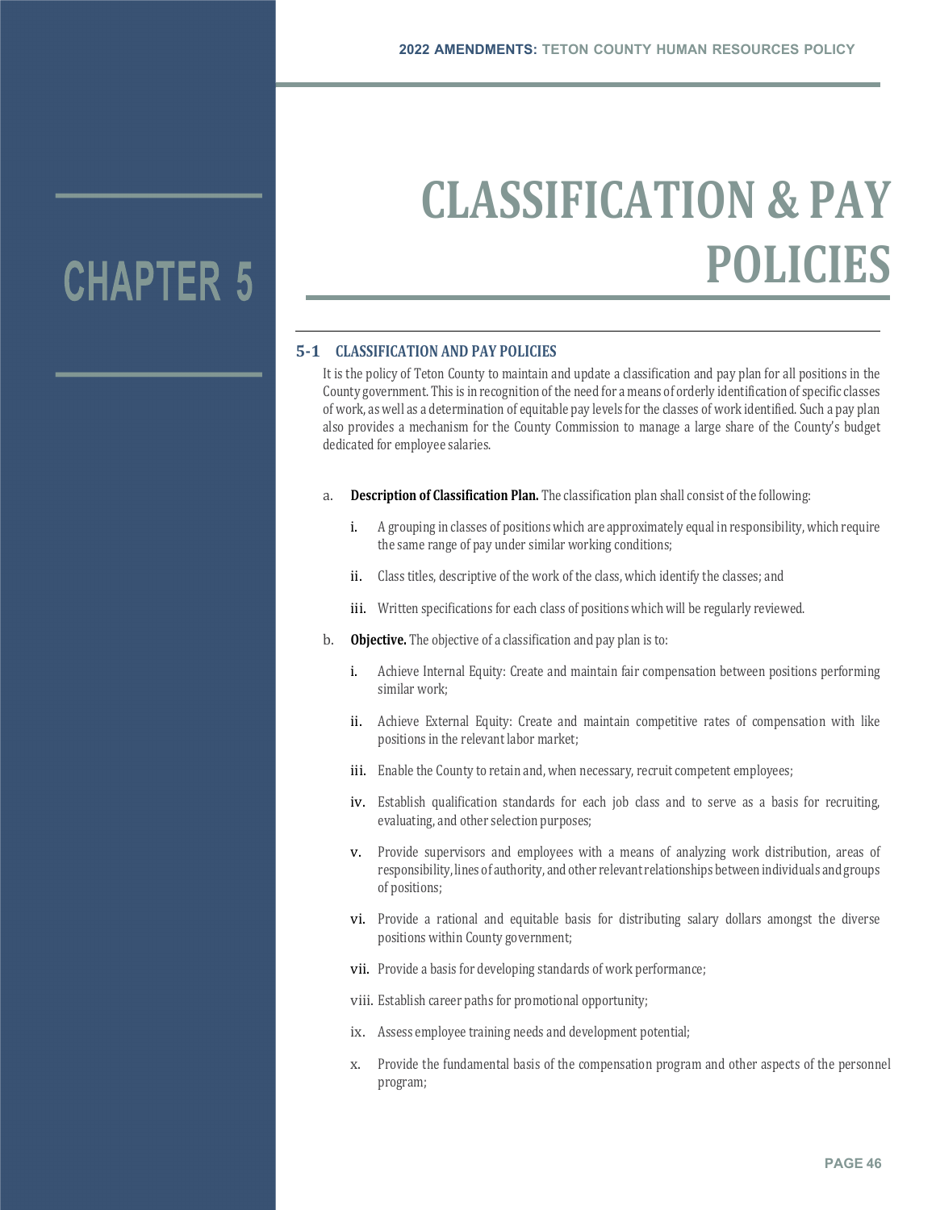# CHAPTER 5

# CLASSIFICATION & PAY POLICIES

## 5-1 CLASSIFICATION AND PAY POLICIES

It is the policy of Teton County to maintain and update a classification and pay plan for all positions in the County government. This is in recognition of the need for a means of orderly identification of specific classes of work, as well as a determination of equitable pay levels for the classes of work identified. Such a pay plan also provides a mechanism for the County Commission to manage a large share of the County's budget dedicated for employee salaries.

a. **Description of Classification Plan.** The classification plan shall consist of the following:

   i. A grouping in classes of positions which are approximately equal in responsibility, which require the same range of pay under similar working conditions;

   ii. Class titles, descriptive of the work of the class, which identify the classes; and

   iii. Written specifications for each class of positions which will be regularly reviewed.

b. **Objective.** The objective of a classification and pay plan is to:

   i. Achieve Internal Equity: Create and maintain fair compensation between positions performing similar work;

   ii. Achieve External Equity: Create and maintain competitive rates of compensation with like positions in the relevant labor market;

   iii. Enable the County to retain and, when necessary, recruit competent employees;

   iv. Establish qualification standards for each job class and to serve as a basis for recruiting, evaluating, and other selection purposes;

   v. Provide supervisors and employees with a means of analyzing work distribution, areas of responsibility, lines of authority, and other relevant relationships between individuals and groups of positions;

   vi. Provide a rational and equitable basis for distributing salary dollars amongst the diverse positions within County government;

   vii. Provide a basis for developing standards of work performance;

   viii. Establish career paths for promotional opportunity;

   ix. Assess employee training needs and development potential;

   x. Provide the fundamental basis of the compensation program and other aspects of the personnel program;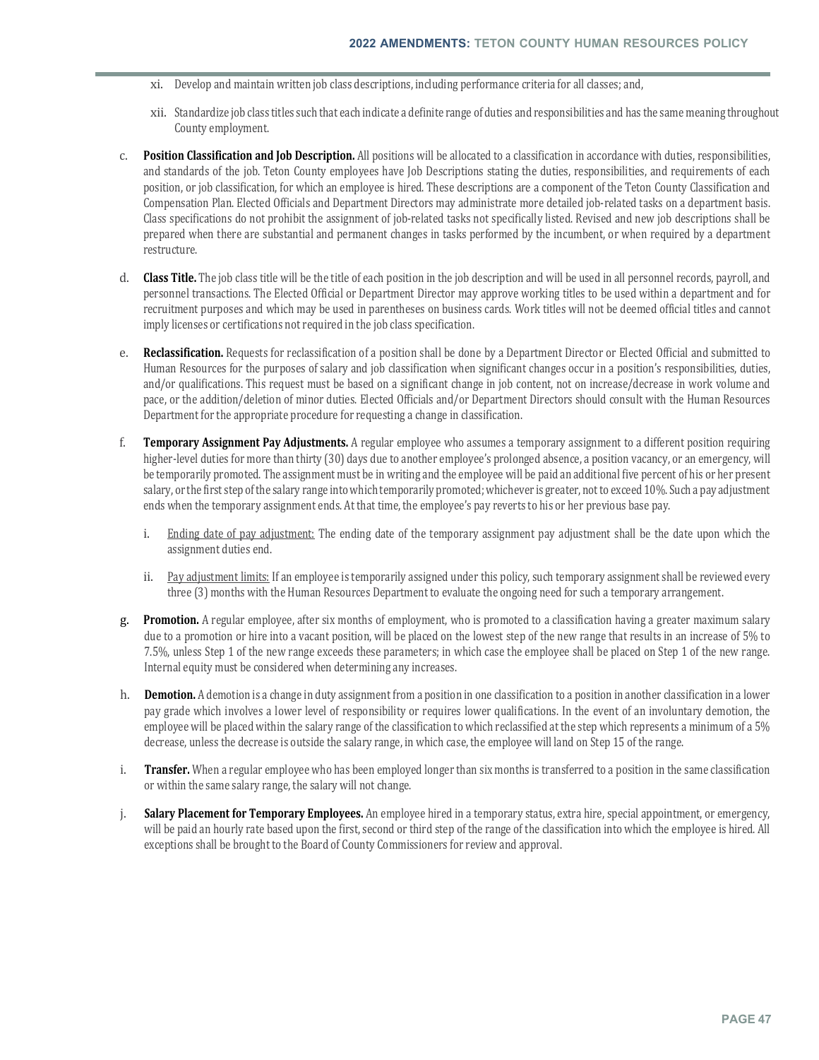xi. Develop and maintain written job class descriptions, including performance criteria for all classes; and,

xii. Standardize job class titles such that each indicate a definite range of duties and responsibilities and has the same meaning throughout County employment.

c. **Position Classification and Job Description.** All positions will be allocated to a classification in accordance with duties, responsibilities, and standards of the job. Teton County employees have Job Descriptions stating the duties, responsibilities, and requirements of each position, or job classification, for which an employee is hired. These descriptions are a component of the Teton County Classification and Compensation Plan. Elected Officials and Department Directors may administrate more detailed job-related tasks on a department basis. Class specifications do not prohibit the assignment of job-related tasks not specifically listed. Revised and new job descriptions shall be prepared when there are substantial and permanent changes in tasks performed by the incumbent, or when required by a department restructure.

d. **Class Title.** The job class title will be the title of each position in the job description and will be used in all personnel records, payroll, and personnel transactions. The Elected Official or Department Director may approve working titles to be used within a department and for recruitment purposes and which may be used in parentheses on business cards. Work titles will not be deemed official titles and cannot imply licenses or certifications not required in the job class specification.

e. **Reclassification.** Requests for reclassification of a position shall be done by a Department Director or Elected Official and submitted to Human Resources for the purposes of salary and job classification when significant changes occur in a position's responsibilities, duties, and/or qualifications. This request must be based on a significant change in job content, not on increase/decrease in work volume and pace, or the addition/deletion of minor duties. Elected Officials and/or Department Directors should consult with the Human Resources Department for the appropriate procedure for requesting a change in classification.

f. **Temporary Assignment Pay Adjustments.** A regular employee who assumes a temporary assignment to a different position requiring higher-level duties for more than thirty (30) days due to another employee's prolonged absence, a position vacancy, or an emergency, will be temporarily promoted. The assignment must be in writing and the employee will be paid an additional five percent of his or her present salary, or the first step of the salary range into which temporarily promoted; whichever is greater, not to exceed 10%. Such a pay adjustment ends when the temporary assignment ends. At that time, the employee's pay reverts to his or her previous base pay.

i. <u>Ending date of pay adjustment:</u> The ending date of the temporary assignment pay adjustment shall be the date upon which the assignment duties end.

ii. <u>Pay adjustment limits:</u> If an employee is temporarily assigned under this policy, such temporary assignment shall be reviewed every three (3) months with the Human Resources Department to evaluate the ongoing need for such a temporary arrangement.

g. **Promotion.** A regular employee, after six months of employment, who is promoted to a classification having a greater maximum salary due to a promotion or hire into a vacant position, will be placed on the lowest step of the new range that results in an increase of 5% to 7.5%, unless Step 1 of the new range exceeds these parameters; in which case the employee shall be placed on Step 1 of the new range. Internal equity must be considered when determining any increases.

h. **Demotion.** A demotion is a change in duty assignment from a position in one classification to a position in another classification in a lower pay grade which involves a lower level of responsibility or requires lower qualifications. In the event of an involuntary demotion, the employee will be placed within the salary range of the classification to which reclassified at the step which represents a minimum of a 5% decrease, unless the decrease is outside the salary range, in which case, the employee will land on Step 15 of the range.

i. **Transfer.** When a regular employee who has been employed longer than six months is transferred to a position in the same classification or within the same salary range, the salary will not change.

j. **Salary Placement for Temporary Employees.** An employee hired in a temporary status, extra hire, special appointment, or emergency, will be paid an hourly rate based upon the first, second or third step of the range of the classification into which the employee is hired. All exceptions shall be brought to the Board of County Commissioners for review and approval.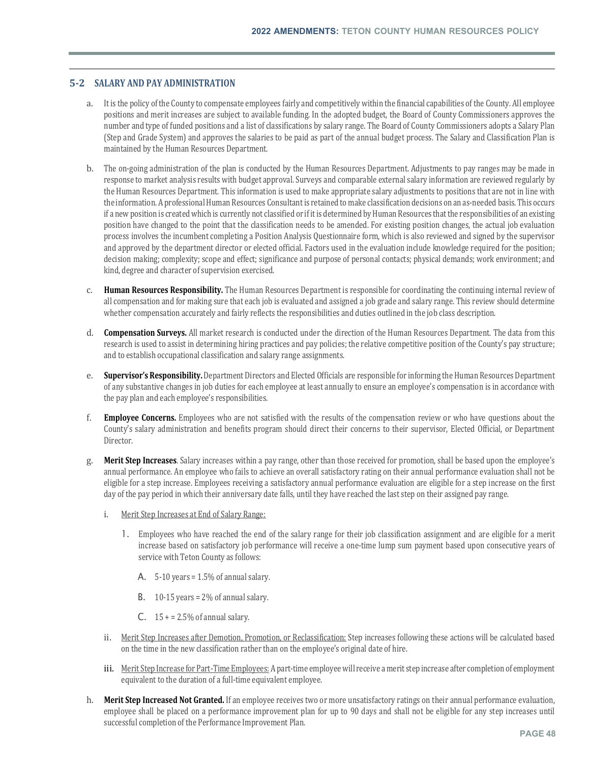## 5-2 SALARY AND PAY ADMINISTRATION

a. It is the policy of the County to compensate employees fairly and competitively within the financial capabilities of the County. All employee positions and merit increases are subject to available funding. In the adopted budget, the Board of County Commissioners approves the number and type of funded positions and a list of classifications by salary range. The Board of County Commissioners adopts a Salary Plan (Step and Grade System) and approves the salaries to be paid as part of the annual budget process. The Salary and Classification Plan is maintained by the Human Resources Department.

b. The on-going administration of the plan is conducted by the Human Resources Department. Adjustments to pay ranges may be made in response to market analysis results with budget approval. Surveys and comparable external salary information are reviewed regularly by the Human Resources Department. This information is used to make appropriate salary adjustments to positions that are not in line with the information. A professional Human Resources Consultant is retained to make classification decisions on an as-needed basis. This occurs if a new position is created which is currently not classified or if it is determined by Human Resources that the responsibilities of an existing position have changed to the point that the classification needs to be amended. For existing position changes, the actual job evaluation process involves the incumbent completing a Position Analysis Questionnaire form, which is also reviewed and signed by the supervisor and approved by the department director or elected official. Factors used in the evaluation include knowledge required for the position; decision making; complexity; scope and effect; significance and purpose of personal contacts; physical demands; work environment; and kind, degree and character of supervision exercised.

c. **Human Resources Responsibility.** The Human Resources Department is responsible for coordinating the continuing internal review of all compensation and for making sure that each job is evaluated and assigned a job grade and salary range. This review should determine whether compensation accurately and fairly reflects the responsibilities and duties outlined in the job class description.

d. **Compensation Surveys.** All market research is conducted under the direction of the Human Resources Department. The data from this research is used to assist in determining hiring practices and pay policies; the relative competitive position of the County's pay structure; and to establish occupational classification and salary range assignments.

e. **Supervisor's Responsibility.** Department Directors and Elected Officials are responsible for informing the Human Resources Department of any substantive changes in job duties for each employee at least annually to ensure an employee's compensation is in accordance with the pay plan and each employee's responsibilities.

f. **Employee Concerns.** Employees who are not satisfied with the results of the compensation review or who have questions about the County's salary administration and benefits program should direct their concerns to their supervisor, Elected Official, or Department Director.

g. **Merit Step Increases**. Salary increases within a pay range, other than those received for promotion, shall be based upon the employee's annual performance. An employee who fails to achieve an overall satisfactory rating on their annual performance evaluation shall not be eligible for a step increase. Employees receiving a satisfactory annual performance evaluation are eligible for a step increase on the first day of the pay period in which their anniversary date falls, until they have reached the last step on their assigned pay range.

   i. Merit Step Increases at End of Salary Range:

      1. Employees who have reached the end of the salary range for their job classification assignment and are eligible for a merit increase based on satisfactory job performance will receive a one-time lump sum payment based upon consecutive years of service with Teton County as follows:

         A. 5-10 years = 1.5% of annual salary.

         B. 10-15 years = 2% of annual salary.

         C. 15 + = 2.5% of annual salary.

   ii. Merit Step Increases after Demotion, Promotion, or Reclassification: Step increases following these actions will be calculated based on the time in the new classification rather than on the employee's original date of hire.

   iii. Merit Step Increase for Part-Time Employees: A part-time employee will receive a merit step increase after completion of employment equivalent to the duration of a full-time equivalent employee.

h. **Merit Step Increased Not Granted.** If an employee receives two or more unsatisfactory ratings on their annual performance evaluation, employee shall be placed on a performance improvement plan for up to 90 days and shall not be eligible for any step increases until successful completion of the Performance Improvement Plan.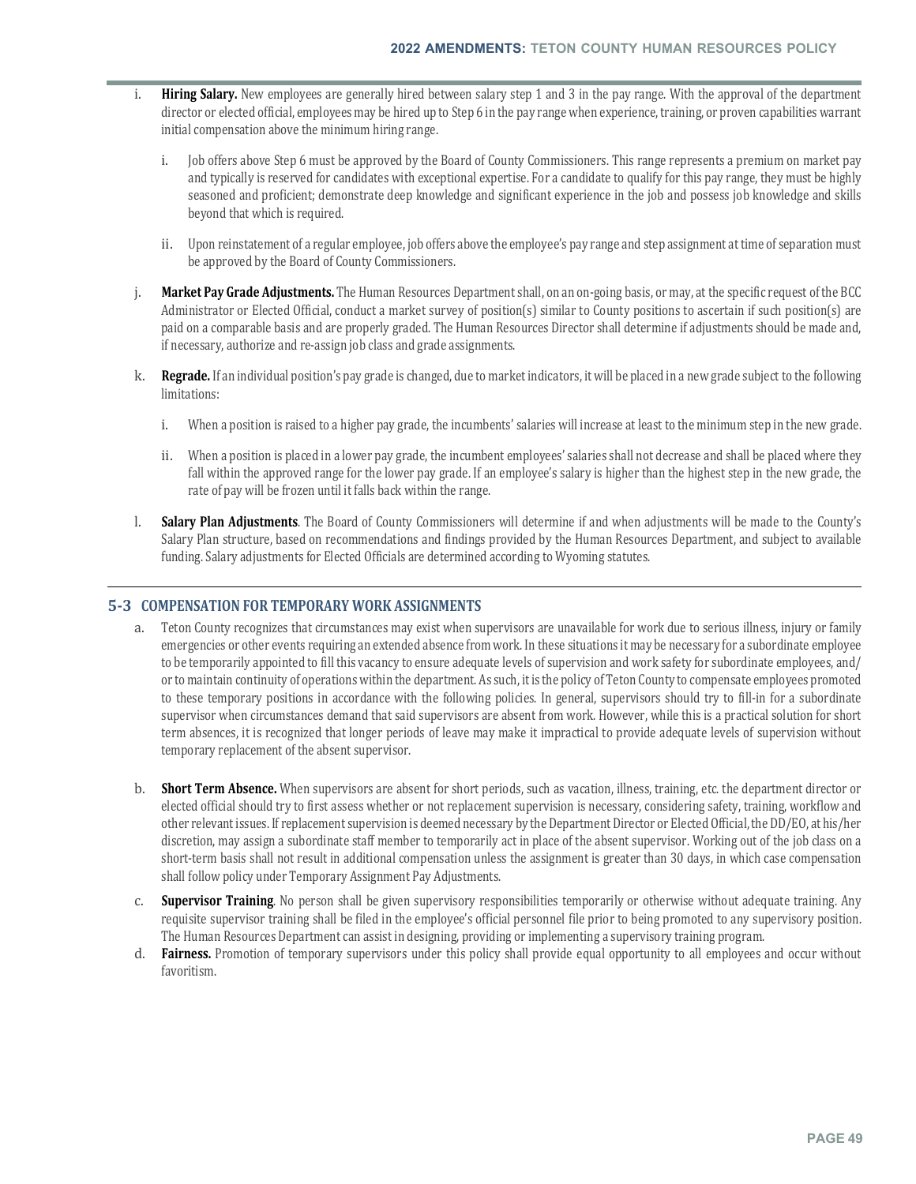i. **Hiring Salary.** New employees are generally hired between salary step 1 and 3 in the pay range. With the approval of the department director or elected official, employees may be hired up to Step 6 in the pay range when experience, training, or proven capabilities warrant initial compensation above the minimum hiring range.

   i. Job offers above Step 6 must be approved by the Board of County Commissioners. This range represents a premium on market pay and typically is reserved for candidates with exceptional expertise. For a candidate to qualify for this pay range, they must be highly seasoned and proficient; demonstrate deep knowledge and significant experience in the job and possess job knowledge and skills beyond that which is required.

   ii. Upon reinstatement of a regular employee, job offers above the employee's pay range and step assignment at time of separation must be approved by the Board of County Commissioners.

j. **Market Pay Grade Adjustments.** The Human Resources Department shall, on an on-going basis, or may, at the specific request of the BCC Administrator or Elected Official, conduct a market survey of position(s) similar to County positions to ascertain if such position(s) are paid on a comparable basis and are properly graded. The Human Resources Director shall determine if adjustments should be made and, if necessary, authorize and re-assign job class and grade assignments.

k. **Regrade.** If an individual position's pay grade is changed, due to market indicators, it will be placed in a new grade subject to the following limitations:

   i. When a position is raised to a higher pay grade, the incumbents' salaries will increase at least to the minimum step in the new grade.

   ii. When a position is placed in a lower pay grade, the incumbent employees' salaries shall not decrease and shall be placed where they fall within the approved range for the lower pay grade. If an employee's salary is higher than the highest step in the new grade, the rate of pay will be frozen until it falls back within the range.

l. **Salary Plan Adjustments**. The Board of County Commissioners will determine if and when adjustments will be made to the County's Salary Plan structure, based on recommendations and findings provided by the Human Resources Department, and subject to available funding. Salary adjustments for Elected Officials are determined according to Wyoming statutes.

## 5-3 COMPENSATION FOR TEMPORARY WORK ASSIGNMENTS

a. Teton County recognizes that circumstances may exist when supervisors are unavailable for work due to serious illness, injury or family emergencies or other events requiring an extended absence from work. In these situations it may be necessary for a subordinate employee to be temporarily appointed to fill this vacancy to ensure adequate levels of supervision and work safety for subordinate employees, and/or to maintain continuity of operations within the department. As such, it is the policy of Teton County to compensate employees promoted to these temporary positions in accordance with the following policies. In general, supervisors should try to fill-in for a subordinate supervisor when circumstances demand that said supervisors are absent from work. However, while this is a practical solution for short term absences, it is recognized that longer periods of leave may make it impractical to provide adequate levels of supervision without temporary replacement of the absent supervisor.

b. **Short Term Absence.** When supervisors are absent for short periods, such as vacation, illness, training, etc. the department director or elected official should try to first assess whether or not replacement supervision is necessary, considering safety, training, workflow and other relevant issues. If replacement supervision is deemed necessary by the Department Director or Elected Official, the DD/EO, at his/her discretion, may assign a subordinate staff member to temporarily act in place of the absent supervisor. Working out of the job class on a short-term basis shall not result in additional compensation unless the assignment is greater than 30 days, in which case compensation shall follow policy under Temporary Assignment Pay Adjustments.

c. **Supervisor Training**. No person shall be given supervisory responsibilities temporarily or otherwise without adequate training. Any requisite supervisor training shall be filed in the employee's official personnel file prior to being promoted to any supervisory position. The Human Resources Department can assist in designing, providing or implementing a supervisory training program.

d. **Fairness.** Promotion of temporary supervisors under this policy shall provide equal opportunity to all employees and occur without favoritism.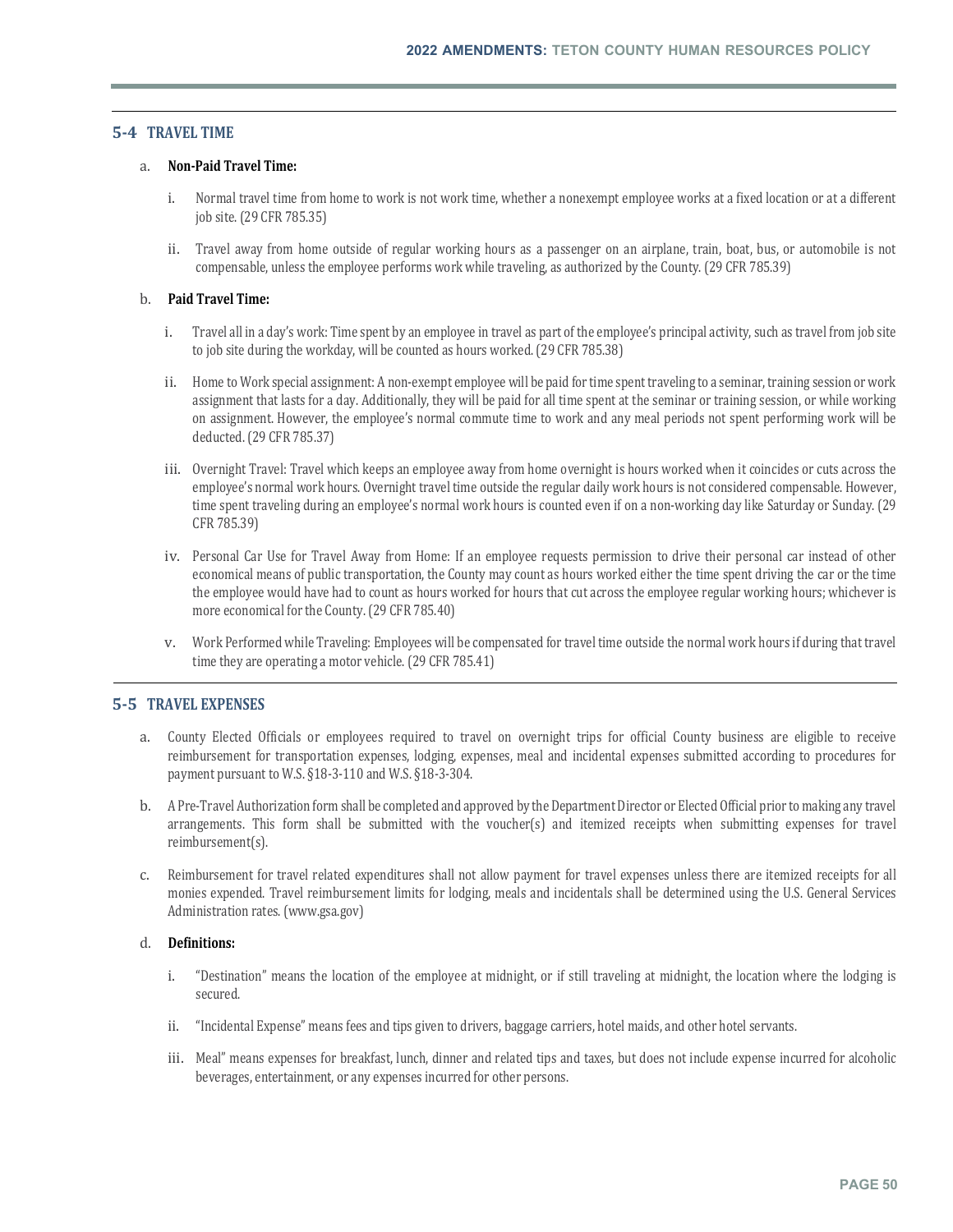## 5-4 TRAVEL TIME

a. **Non-Paid Travel Time:**

   i. Normal travel time from home to work is not work time, whether a nonexempt employee works at a fixed location or at a different job site. (29 CFR 785.35)

   ii. Travel away from home outside of regular working hours as a passenger on an airplane, train, boat, bus, or automobile is not compensable, unless the employee performs work while traveling, as authorized by the County. (29 CFR 785.39)

b. **Paid Travel Time:**

   i. Travel all in a day's work: Time spent by an employee in travel as part of the employee's principal activity, such as travel from job site to job site during the workday, will be counted as hours worked. (29 CFR 785.38)

   ii. Home to Work special assignment: A non-exempt employee will be paid for time spent traveling to a seminar, training session or work assignment that lasts for a day. Additionally, they will be paid for all time spent at the seminar or training session, or while working on assignment. However, the employee's normal commute time to work and any meal periods not spent performing work will be deducted. (29 CFR 785.37)

   iii. Overnight Travel: Travel which keeps an employee away from home overnight is hours worked when it coincides or cuts across the employee's normal work hours. Overnight travel time outside the regular daily work hours is not considered compensable. However, time spent traveling during an employee's normal work hours is counted even if on a non-working day like Saturday or Sunday. (29 CFR 785.39)

   iv. Personal Car Use for Travel Away from Home: If an employee requests permission to drive their personal car instead of other economical means of public transportation, the County may count as hours worked either the time spent driving the car or the time the employee would have had to count as hours worked for hours that cut across the employee regular working hours; whichever is more economical for the County. (29 CFR 785.40)

   v. Work Performed while Traveling: Employees will be compensated for travel time outside the normal work hours if during that travel time they are operating a motor vehicle. (29 CFR 785.41)

## 5-5 TRAVEL EXPENSES

a. County Elected Officials or employees required to travel on overnight trips for official County business are eligible to receive reimbursement for transportation expenses, lodging, expenses, meal and incidental expenses submitted according to procedures for payment pursuant to W.S. §18-3-110 and W.S. §18-3-304.

b. A Pre-Travel Authorization form shall be completed and approved by the Department Director or Elected Official prior to making any travel arrangements. This form shall be submitted with the voucher(s) and itemized receipts when submitting expenses for travel reimbursement(s).

c. Reimbursement for travel related expenditures shall not allow payment for travel expenses unless there are itemized receipts for all monies expended. Travel reimbursement limits for lodging, meals and incidentals shall be determined using the U.S. General Services Administration rates. (www.gsa.gov)

d. **Definitions:**

   i. "Destination" means the location of the employee at midnight, or if still traveling at midnight, the location where the lodging is secured.

   ii. "Incidental Expense" means fees and tips given to drivers, baggage carriers, hotel maids, and other hotel servants.

   iii. Meal" means expenses for breakfast, lunch, dinner and related tips and taxes, but does not include expense incurred for alcoholic beverages, entertainment, or any expenses incurred for other persons.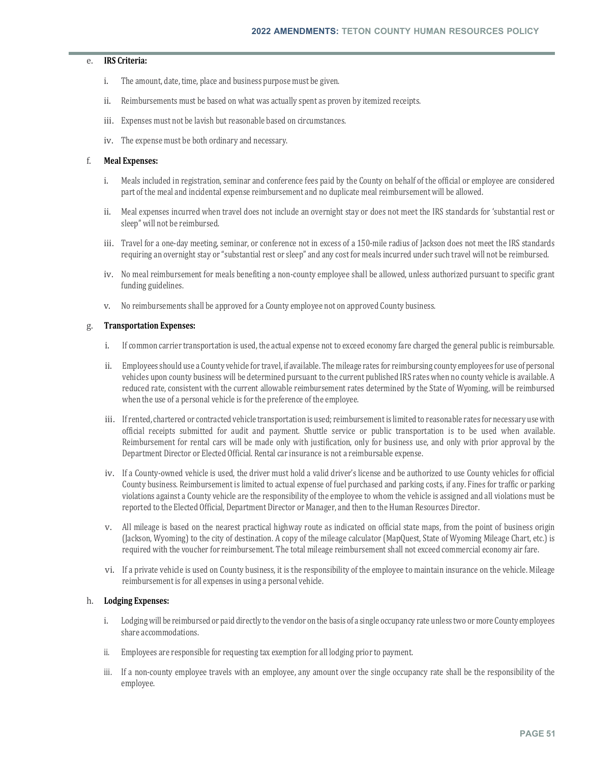e. **IRS Criteria:**

   i. The amount, date, time, place and business purpose must be given.

   ii. Reimbursements must be based on what was actually spent as proven by itemized receipts.

   iii. Expenses must not be lavish but reasonable based on circumstances.

   iv. The expense must be both ordinary and necessary.

f. **Meal Expenses:**

   i. Meals included in registration, seminar and conference fees paid by the County on behalf of the official or employee are considered part of the meal and incidental expense reimbursement and no duplicate meal reimbursement will be allowed.

   ii. Meal expenses incurred when travel does not include an overnight stay or does not meet the IRS standards for 'substantial rest or sleep" will not be reimbursed.

   iii. Travel for a one-day meeting, seminar, or conference not in excess of a 150-mile radius of Jackson does not meet the IRS standards requiring an overnight stay or "substantial rest or sleep" and any cost for meals incurred under such travel will not be reimbursed.

   iv. No meal reimbursement for meals benefiting a non-county employee shall be allowed, unless authorized pursuant to specific grant funding guidelines.

   v. No reimbursements shall be approved for a County employee not on approved County business.

g. **Transportation Expenses:**

   i. If common carrier transportation is used, the actual expense not to exceed economy fare charged the general public is reimbursable.

   ii. Employees should use a County vehicle for travel, if available. The mileage rates for reimbursing county employees for use of personal vehicles upon county business will be determined pursuant to the current published IRS rates when no county vehicle is available. A reduced rate, consistent with the current allowable reimbursement rates determined by the State of Wyoming, will be reimbursed when the use of a personal vehicle is for the preference of the employee.

   iii. If rented, chartered or contracted vehicle transportation is used; reimbursement is limited to reasonable rates for necessary use with official receipts submitted for audit and payment. Shuttle service or public transportation is to be used when available. Reimbursement for rental cars will be made only with justification, only for business use, and only with prior approval by the Department Director or Elected Official. Rental car insurance is not a reimbursable expense.

   iv. If a County-owned vehicle is used, the driver must hold a valid driver's license and be authorized to use County vehicles for official County business. Reimbursement is limited to actual expense of fuel purchased and parking costs, if any. Fines for traffic or parking violations against a County vehicle are the responsibility of the employee to whom the vehicle is assigned and all violations must be reported to the Elected Official, Department Director or Manager, and then to the Human Resources Director.

   v. All mileage is based on the nearest practical highway route as indicated on official state maps, from the point of business origin (Jackson, Wyoming) to the city of destination. A copy of the mileage calculator (MapQuest, State of Wyoming Mileage Chart, etc.) is required with the voucher for reimbursement. The total mileage reimbursement shall not exceed commercial economy air fare.

   vi. If a private vehicle is used on County business, it is the responsibility of the employee to maintain insurance on the vehicle. Mileage reimbursement is for all expenses in using a personal vehicle.

h. **Lodging Expenses:**

   i. Lodging will be reimbursed or paid directly to the vendor on the basis of a single occupancy rate unless two or more County employees share accommodations.

   ii. Employees are responsible for requesting tax exemption for all lodging prior to payment.

   iii. If a non-county employee travels with an employee, any amount over the single occupancy rate shall be the responsibility of the employee.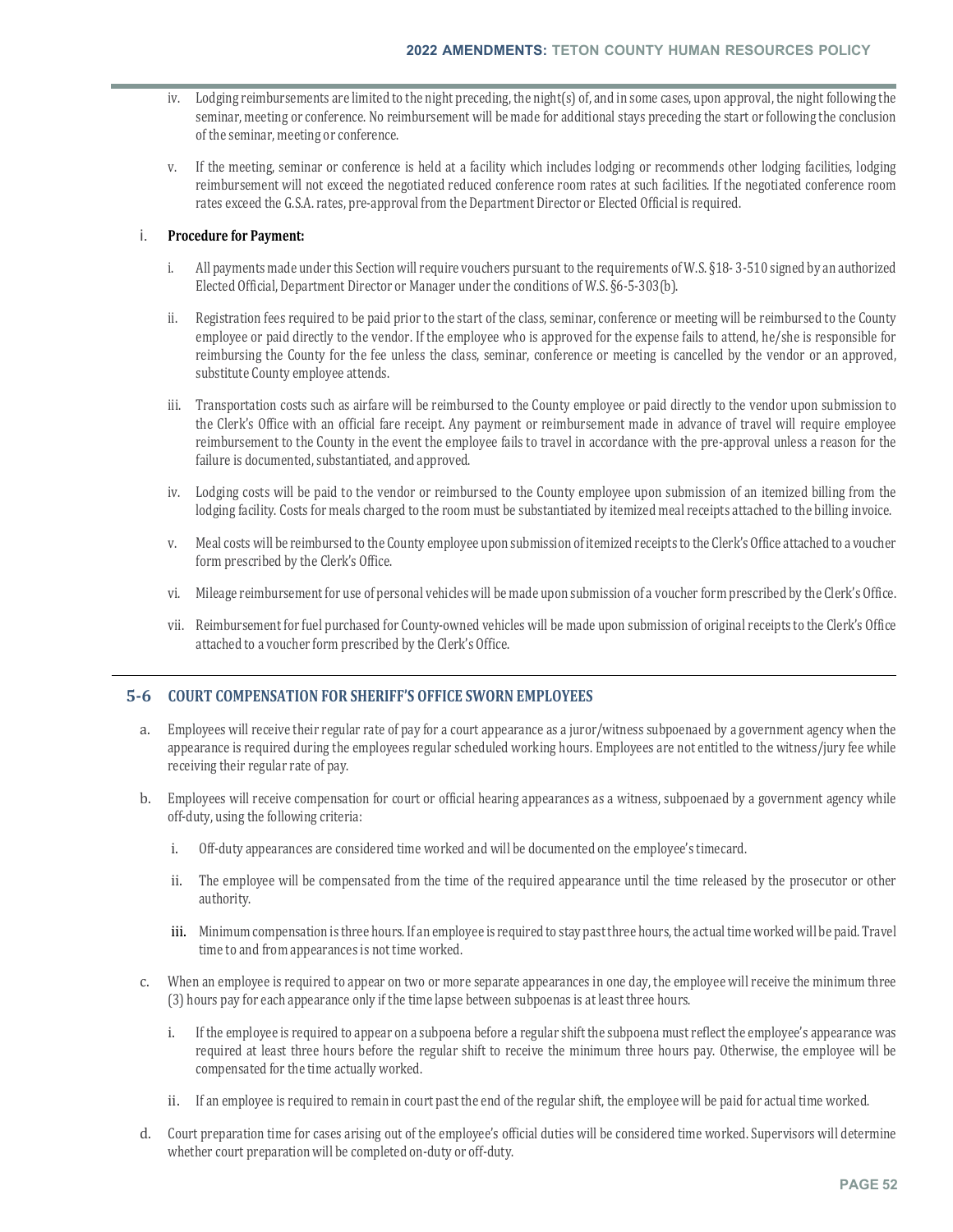iv. Lodging reimbursements are limited to the night preceding, the night(s) of, and in some cases, upon approval, the night following the seminar, meeting or conference. No reimbursement will be made for additional stays preceding the start or following the conclusion of the seminar, meeting or conference.

v. If the meeting, seminar or conference is held at a facility which includes lodging or recommends other lodging facilities, lodging reimbursement will not exceed the negotiated reduced conference room rates at such facilities. If the negotiated conference room rates exceed the G.S.A. rates, pre-approval from the Department Director or Elected Official is required.

i. **Procedure for Payment:**

i. All payments made under this Section will require vouchers pursuant to the requirements of W.S. §18- 3-510 signed by an authorized Elected Official, Department Director or Manager under the conditions of W.S. §6-5-303(b).

ii. Registration fees required to be paid prior to the start of the class, seminar, conference or meeting will be reimbursed to the County employee or paid directly to the vendor. If the employee who is approved for the expense fails to attend, he/she is responsible for reimbursing the County for the fee unless the class, seminar, conference or meeting is cancelled by the vendor or an approved, substitute County employee attends.

iii. Transportation costs such as airfare will be reimbursed to the County employee or paid directly to the vendor upon submission to the Clerk's Office with an official fare receipt. Any payment or reimbursement made in advance of travel will require employee reimbursement to the County in the event the employee fails to travel in accordance with the pre-approval unless a reason for the failure is documented, substantiated, and approved.

iv. Lodging costs will be paid to the vendor or reimbursed to the County employee upon submission of an itemized billing from the lodging facility. Costs for meals charged to the room must be substantiated by itemized meal receipts attached to the billing invoice.

v. Meal costs will be reimbursed to the County employee upon submission of itemized receipts to the Clerk's Office attached to a voucher form prescribed by the Clerk's Office.

vi. Mileage reimbursement for use of personal vehicles will be made upon submission of a voucher form prescribed by the Clerk's Office.

vii. Reimbursement for fuel purchased for County-owned vehicles will be made upon submission of original receipts to the Clerk's Office attached to a voucher form prescribed by the Clerk's Office.

## 5-6 COURT COMPENSATION FOR SHERIFF'S OFFICE SWORN EMPLOYEES

a. Employees will receive their regular rate of pay for a court appearance as a juror/witness subpoenaed by a government agency when the appearance is required during the employees regular scheduled working hours. Employees are not entitled to the witness/jury fee while receiving their regular rate of pay.

b. Employees will receive compensation for court or official hearing appearances as a witness, subpoenaed by a government agency while off-duty, using the following criteria:

i. Off-duty appearances are considered time worked and will be documented on the employee's timecard.

ii. The employee will be compensated from the time of the required appearance until the time released by the prosecutor or other authority.

iii. Minimum compensation is three hours. If an employee is required to stay past three hours, the actual time worked will be paid. Travel time to and from appearances is not time worked.

c. When an employee is required to appear on two or more separate appearances in one day, the employee will receive the minimum three (3) hours pay for each appearance only if the time lapse between subpoenas is at least three hours.

i. If the employee is required to appear on a subpoena before a regular shift the subpoena must reflect the employee's appearance was required at least three hours before the regular shift to receive the minimum three hours pay. Otherwise, the employee will be compensated for the time actually worked.

ii. If an employee is required to remain in court past the end of the regular shift, the employee will be paid for actual time worked.

d. Court preparation time for cases arising out of the employee's official duties will be considered time worked. Supervisors will determine whether court preparation will be completed on-duty or off-duty.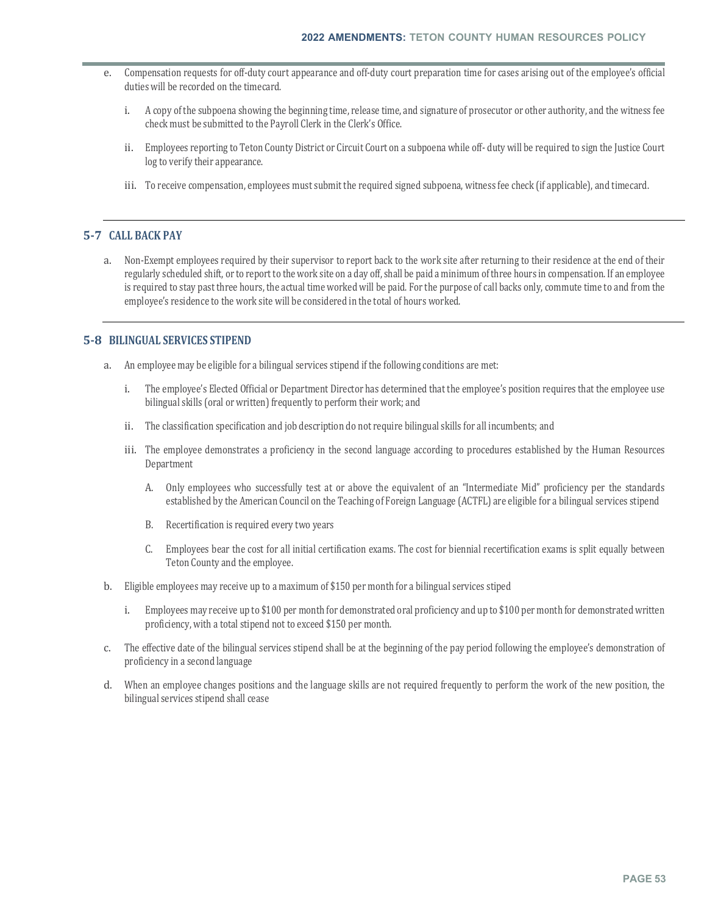e. Compensation requests for off-duty court appearance and off-duty court preparation time for cases arising out of the employee's official duties will be recorded on the timecard.

   i. A copy of the subpoena showing the beginning time, release time, and signature of prosecutor or other authority, and the witness fee check must be submitted to the Payroll Clerk in the Clerk's Office.

   ii. Employees reporting to Teton County District or Circuit Court on a subpoena while off- duty will be required to sign the Justice Court log to verify their appearance.

   iii. To receive compensation, employees must submit the required signed subpoena, witness fee check (if applicable), and timecard.

## 5-7 CALL BACK PAY

a. Non-Exempt employees required by their supervisor to report back to the work site after returning to their residence at the end of their regularly scheduled shift, or to report to the work site on a day off, shall be paid a minimum of three hours in compensation. If an employee is required to stay past three hours, the actual time worked will be paid. For the purpose of call backs only, commute time to and from the employee's residence to the work site will be considered in the total of hours worked.

## 5-8 BILINGUAL SERVICES STIPEND

a. An employee may be eligible for a bilingual services stipend if the following conditions are met:

   i. The employee's Elected Official or Department Director has determined that the employee's position requires that the employee use bilingual skills (oral or written) frequently to perform their work; and

   ii. The classification specification and job description do not require bilingual skills for all incumbents; and

   iii. The employee demonstrates a proficiency in the second language according to procedures established by the Human Resources Department

      A. Only employees who successfully test at or above the equivalent of an "Intermediate Mid" proficiency per the standards established by the American Council on the Teaching of Foreign Language (ACTFL) are eligible for a bilingual services stipend

      B. Recertification is required every two years

      C. Employees bear the cost for all initial certification exams. The cost for biennial recertification exams is split equally between Teton County and the employee.

b. Eligible employees may receive up to a maximum of $150 per month for a bilingual services stiped

   i. Employees may receive up to $100 per month for demonstrated oral proficiency and up to $100 per month for demonstrated written proficiency, with a total stipend not to exceed $150 per month.

c. The effective date of the bilingual services stipend shall be at the beginning of the pay period following the employee's demonstration of proficiency in a second language

d. When an employee changes positions and the language skills are not required frequently to perform the work of the new position, the bilingual services stipend shall cease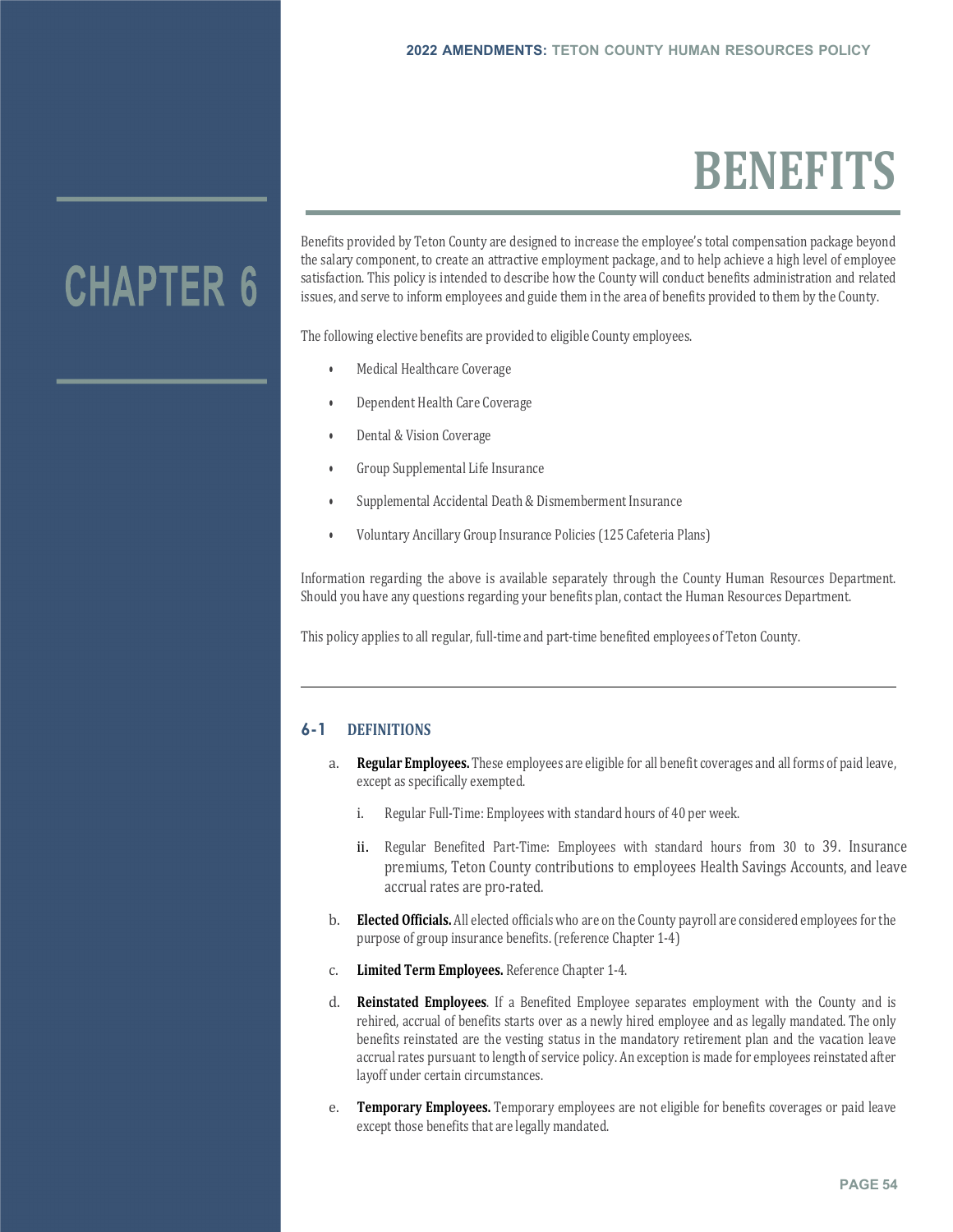# CHAPTER 6

# BENEFITS

Benefits provided by Teton County are designed to increase the employee's total compensation package beyond the salary component, to create an attractive employment package, and to help achieve a high level of employee satisfaction. This policy is intended to describe how the County will conduct benefits administration and related issues, and serve to inform employees and guide them in the area of benefits provided to them by the County.

The following elective benefits are provided to eligible County employees.

- Medical Healthcare Coverage
- Dependent Health Care Coverage
- Dental & Vision Coverage
- Group Supplemental Life Insurance
- Supplemental Accidental Death & Dismemberment Insurance
- Voluntary Ancillary Group Insurance Policies (125 Cafeteria Plans)

Information regarding the above is available separately through the County Human Resources Department. Should you have any questions regarding your benefits plan, contact the Human Resources Department.

This policy applies to all regular, full-time and part-time benefited employees of Teton County.

---

## 6-1 DEFINITIONS

a. **Regular Employees.** These employees are eligible for all benefit coverages and all forms of paid leave, except as specifically exempted.

   i. Regular Full-Time: Employees with standard hours of 40 per week.

   ii. Regular Benefited Part-Time: Employees with standard hours from 30 to 39. Insurance premiums, Teton County contributions to employees Health Savings Accounts, and leave accrual rates are pro-rated.

b. **Elected Officials.** All elected officials who are on the County payroll are considered employees for the purpose of group insurance benefits. (reference Chapter 1-4)

c. **Limited Term Employees.** Reference Chapter 1-4.

d. **Reinstated Employees**. If a Benefited Employee separates employment with the County and is rehired, accrual of benefits starts over as a newly hired employee and as legally mandated. The only benefits reinstated are the vesting status in the mandatory retirement plan and the vacation leave accrual rates pursuant to length of service policy. An exception is made for employees reinstated after layoff under certain circumstances.

e. **Temporary Employees.** Temporary employees are not eligible for benefits coverages or paid leave except those benefits that are legally mandated.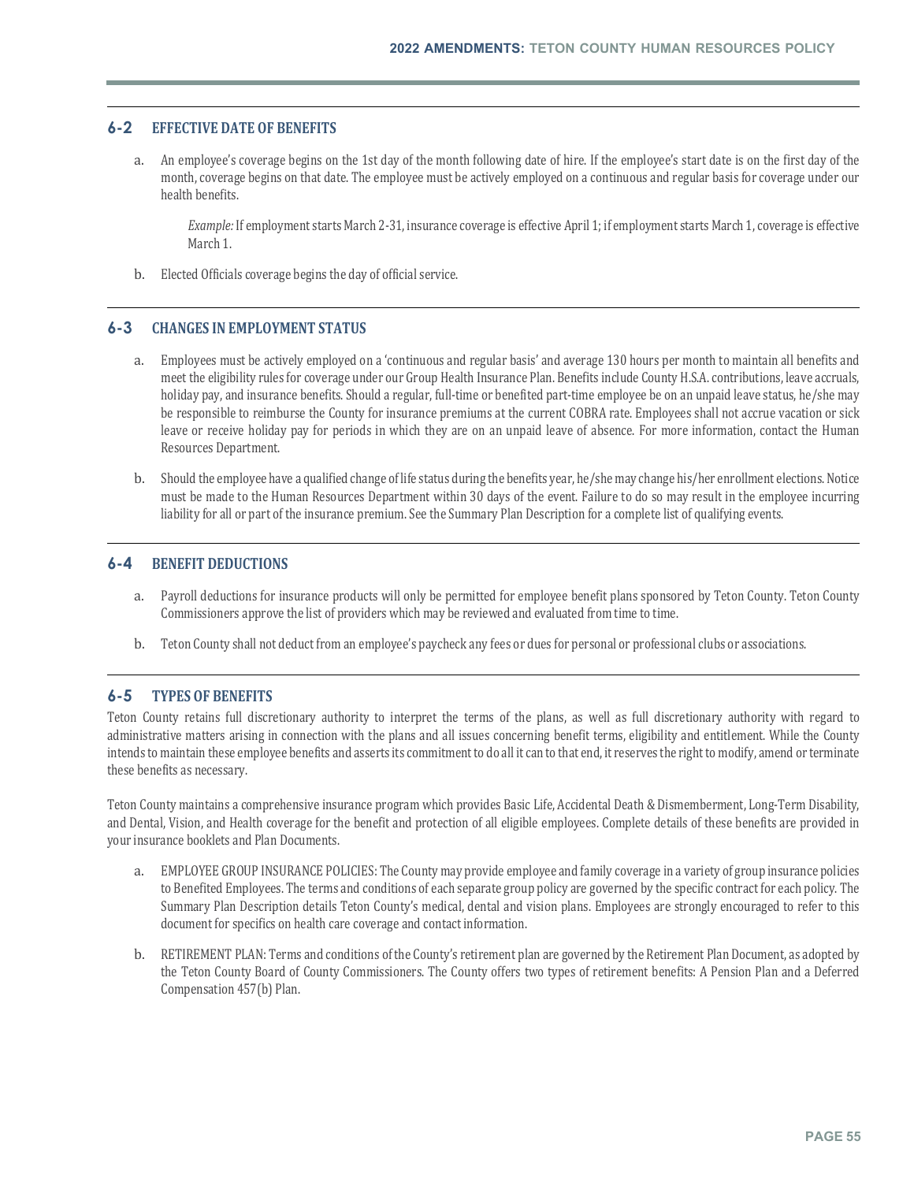## 6-2 EFFECTIVE DATE OF BENEFITS

a. An employee's coverage begins on the 1st day of the month following date of hire. If the employee's start date is on the first day of the month, coverage begins on that date. The employee must be actively employed on a continuous and regular basis for coverage under our health benefits.

   *Example:* If employment starts March 2-31, insurance coverage is effective April 1; if employment starts March 1, coverage is effective March 1.

b. Elected Officials coverage begins the day of official service.

## 6-3 CHANGES IN EMPLOYMENT STATUS

a. Employees must be actively employed on a 'continuous and regular basis' and average 130 hours per month to maintain all benefits and meet the eligibility rules for coverage under our Group Health Insurance Plan. Benefits include County H.S.A. contributions, leave accruals, holiday pay, and insurance benefits. Should a regular, full-time or benefited part-time employee be on an unpaid leave status, he/she may be responsible to reimburse the County for insurance premiums at the current COBRA rate. Employees shall not accrue vacation or sick leave or receive holiday pay for periods in which they are on an unpaid leave of absence. For more information, contact the Human Resources Department.

b. Should the employee have a qualified change of life status during the benefits year, he/she may change his/her enrollment elections. Notice must be made to the Human Resources Department within 30 days of the event. Failure to do so may result in the employee incurring liability for all or part of the insurance premium. See the Summary Plan Description for a complete list of qualifying events.

## 6-4 BENEFIT DEDUCTIONS

a. Payroll deductions for insurance products will only be permitted for employee benefit plans sponsored by Teton County. Teton County Commissioners approve the list of providers which may be reviewed and evaluated from time to time.

b. Teton County shall not deduct from an employee's paycheck any fees or dues for personal or professional clubs or associations.

## 6-5 TYPES OF BENEFITS

Teton County retains full discretionary authority to interpret the terms of the plans, as well as full discretionary authority with regard to administrative matters arising in connection with the plans and all issues concerning benefit terms, eligibility and entitlement. While the County intends to maintain these employee benefits and asserts its commitment to do all it can to that end, it reserves the right to modify, amend or terminate these benefits as necessary.

Teton County maintains a comprehensive insurance program which provides Basic Life, Accidental Death & Dismemberment, Long-Term Disability, and Dental, Vision, and Health coverage for the benefit and protection of all eligible employees. Complete details of these benefits are provided in your insurance booklets and Plan Documents.

a. EMPLOYEE GROUP INSURANCE POLICIES: The County may provide employee and family coverage in a variety of group insurance policies to Benefited Employees. The terms and conditions of each separate group policy are governed by the specific contract for each policy. The Summary Plan Description details Teton County's medical, dental and vision plans. Employees are strongly encouraged to refer to this document for specifics on health care coverage and contact information.

b. RETIREMENT PLAN: Terms and conditions of the County's retirement plan are governed by the Retirement Plan Document, as adopted by the Teton County Board of County Commissioners. The County offers two types of retirement benefits: A Pension Plan and a Deferred Compensation 457(b) Plan.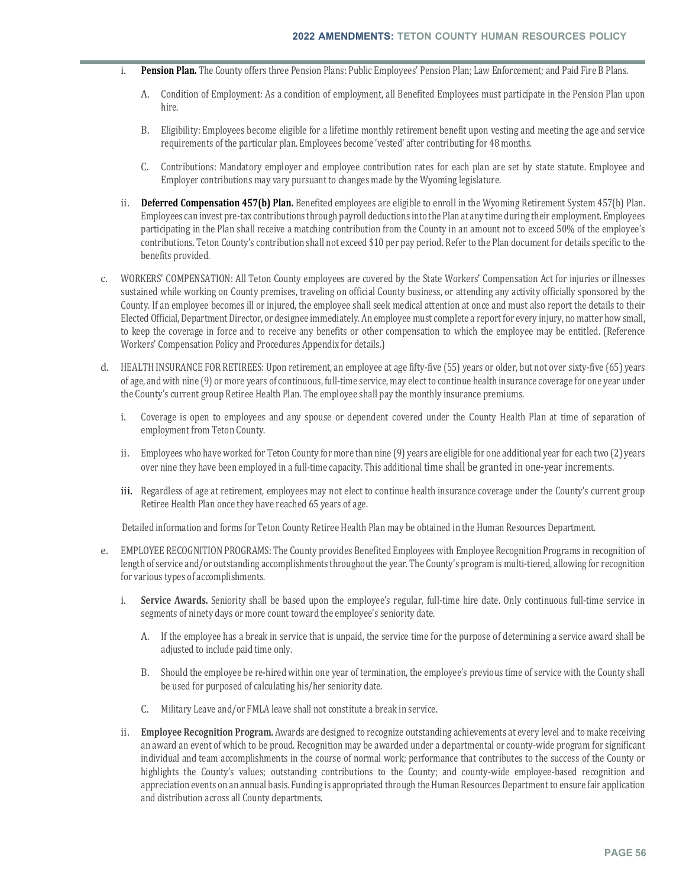i. **Pension Plan.** The County offers three Pension Plans: Public Employees' Pension Plan; Law Enforcement; and Paid Fire B Plans.

   A. Condition of Employment: As a condition of employment, all Benefited Employees must participate in the Pension Plan upon hire.

   B. Eligibility: Employees become eligible for a lifetime monthly retirement benefit upon vesting and meeting the age and service requirements of the particular plan. Employees become 'vested' after contributing for 48 months.

   C. Contributions: Mandatory employer and employee contribution rates for each plan are set by state statute. Employee and Employer contributions may vary pursuant to changes made by the Wyoming legislature.

ii. **Deferred Compensation 457(b) Plan.** Benefited employees are eligible to enroll in the Wyoming Retirement System 457(b) Plan. Employees can invest pre-tax contributions through payroll deductions into the Plan at any time during their employment. Employees participating in the Plan shall receive a matching contribution from the County in an amount not to exceed 50% of the employee's contributions. Teton County's contribution shall not exceed $10 per pay period. Refer to the Plan document for details specific to the benefits provided.

c. WORKERS' COMPENSATION: All Teton County employees are covered by the State Workers' Compensation Act for injuries or illnesses sustained while working on County premises, traveling on official County business, or attending any activity officially sponsored by the County. If an employee becomes ill or injured, the employee shall seek medical attention at once and must also report the details to their Elected Official, Department Director, or designee immediately. An employee must complete a report for every injury, no matter how small, to keep the coverage in force and to receive any benefits or other compensation to which the employee may be entitled. (Reference Workers' Compensation Policy and Procedures Appendix for details.)

d. HEALTH INSURANCE FOR RETIREES: Upon retirement, an employee at age fifty-five (55) years or older, but not over sixty-five (65) years of age, and with nine (9) or more years of continuous, full-time service, may elect to continue health insurance coverage for one year under the County's current group Retiree Health Plan. The employee shall pay the monthly insurance premiums.

   i. Coverage is open to employees and any spouse or dependent covered under the County Health Plan at time of separation of employment from Teton County.

   ii. Employees who have worked for Teton County for more than nine (9) years are eligible for one additional year for each two (2) years over nine they have been employed in a full-time capacity. This additional time shall be granted in one-year increments.

   iii. Regardless of age at retirement, employees may not elect to continue health insurance coverage under the County's current group Retiree Health Plan once they have reached 65 years of age.

   Detailed information and forms for Teton County Retiree Health Plan may be obtained in the Human Resources Department.

e. EMPLOYEE RECOGNITION PROGRAMS: The County provides Benefited Employees with Employee Recognition Programs in recognition of length of service and/or outstanding accomplishments throughout the year. The County's program is multi-tiered, allowing for recognition for various types of accomplishments.

   i. **Service Awards.** Seniority shall be based upon the employee's regular, full-time hire date. Only continuous full-time service in segments of ninety days or more count toward the employee's seniority date.

      A. If the employee has a break in service that is unpaid, the service time for the purpose of determining a service award shall be adjusted to include paid time only.

      B. Should the employee be re-hired within one year of termination, the employee's previous time of service with the County shall be used for purposed of calculating his/her seniority date.

      C. Military Leave and/or FMLA leave shall not constitute a break in service.

   ii. **Employee Recognition Program.** Awards are designed to recognize outstanding achievements at every level and to make receiving an award an event of which to be proud. Recognition may be awarded under a departmental or county-wide program for significant individual and team accomplishments in the course of normal work; performance that contributes to the success of the County or highlights the County's values; outstanding contributions to the County; and county-wide employee-based recognition and appreciation events on an annual basis. Funding is appropriated through the Human Resources Department to ensure fair application and distribution across all County departments.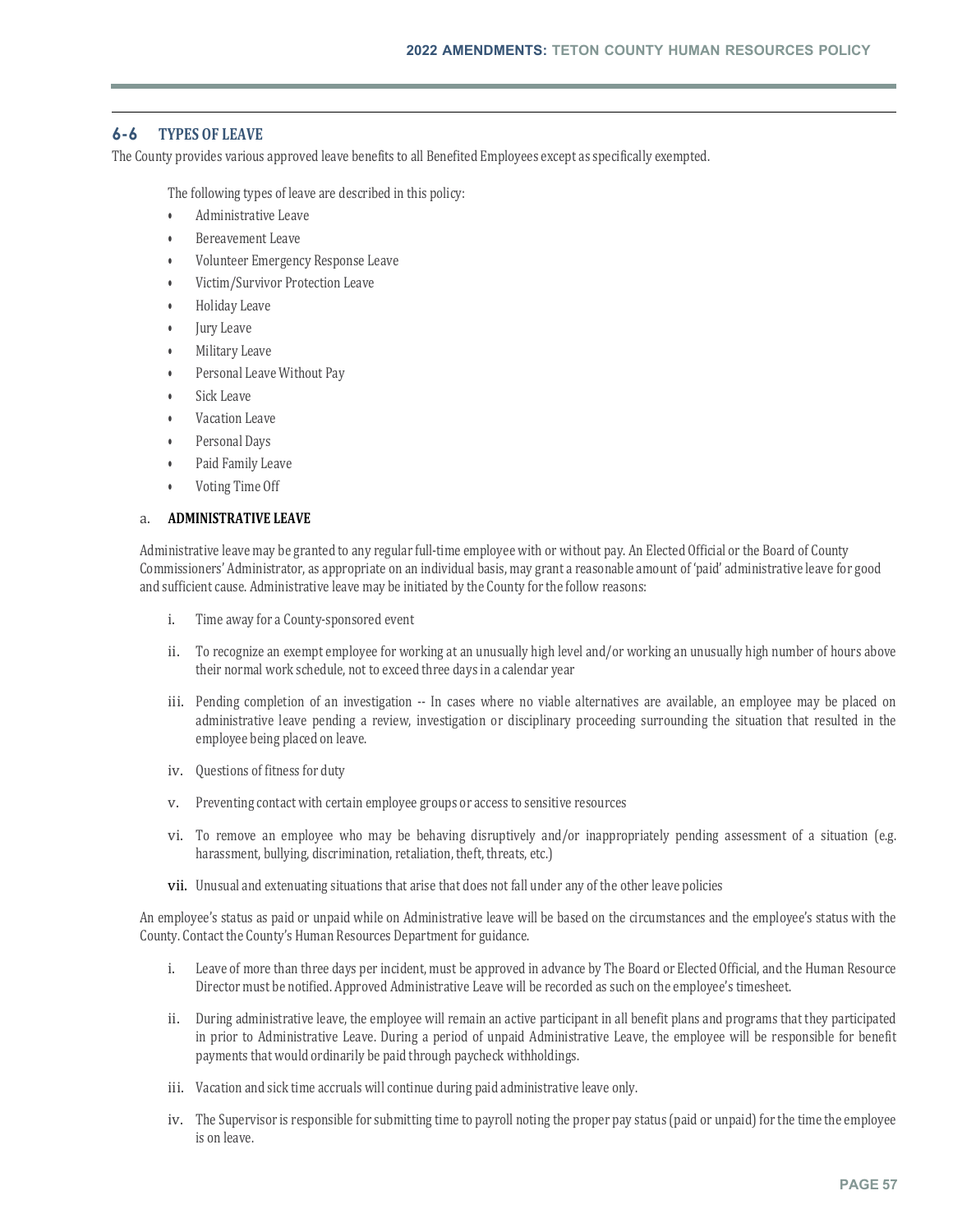## 6-6 TYPES OF LEAVE

The County provides various approved leave benefits to all Benefited Employees except as specifically exempted.

The following types of leave are described in this policy:

- Administrative Leave
- Bereavement Leave
- Volunteer Emergency Response Leave
- Victim/Survivor Protection Leave
- Holiday Leave
- Jury Leave
- Military Leave
- Personal Leave Without Pay
- Sick Leave
- Vacation Leave
- Personal Days
- Paid Family Leave
- Voting Time Off

### a. ADMINISTRATIVE LEAVE

Administrative leave may be granted to any regular full-time employee with or without pay. An Elected Official or the Board of County Commissioners' Administrator, as appropriate on an individual basis, may grant a reasonable amount of 'paid' administrative leave for good and sufficient cause. Administrative leave may be initiated by the County for the follow reasons:

i. Time away for a County-sponsored event

ii. To recognize an exempt employee for working at an unusually high level and/or working an unusually high number of hours above their normal work schedule, not to exceed three days in a calendar year

iii. Pending completion of an investigation -- In cases where no viable alternatives are available, an employee may be placed on administrative leave pending a review, investigation or disciplinary proceeding surrounding the situation that resulted in the employee being placed on leave.

iv. Questions of fitness for duty

v. Preventing contact with certain employee groups or access to sensitive resources

vi. To remove an employee who may be behaving disruptively and/or inappropriately pending assessment of a situation (e.g. harassment, bullying, discrimination, retaliation, theft, threats, etc.)

vii. Unusual and extenuating situations that arise that does not fall under any of the other leave policies

An employee's status as paid or unpaid while on Administrative leave will be based on the circumstances and the employee's status with the County. Contact the County's Human Resources Department for guidance.

i. Leave of more than three days per incident, must be approved in advance by The Board or Elected Official, and the Human Resource Director must be notified. Approved Administrative Leave will be recorded as such on the employee's timesheet.

ii. During administrative leave, the employee will remain an active participant in all benefit plans and programs that they participated in prior to Administrative Leave. During a period of unpaid Administrative Leave, the employee will be responsible for benefit payments that would ordinarily be paid through paycheck withholdings.

iii. Vacation and sick time accruals will continue during paid administrative leave only.

iv. The Supervisor is responsible for submitting time to payroll noting the proper pay status (paid or unpaid) for the time the employee is on leave.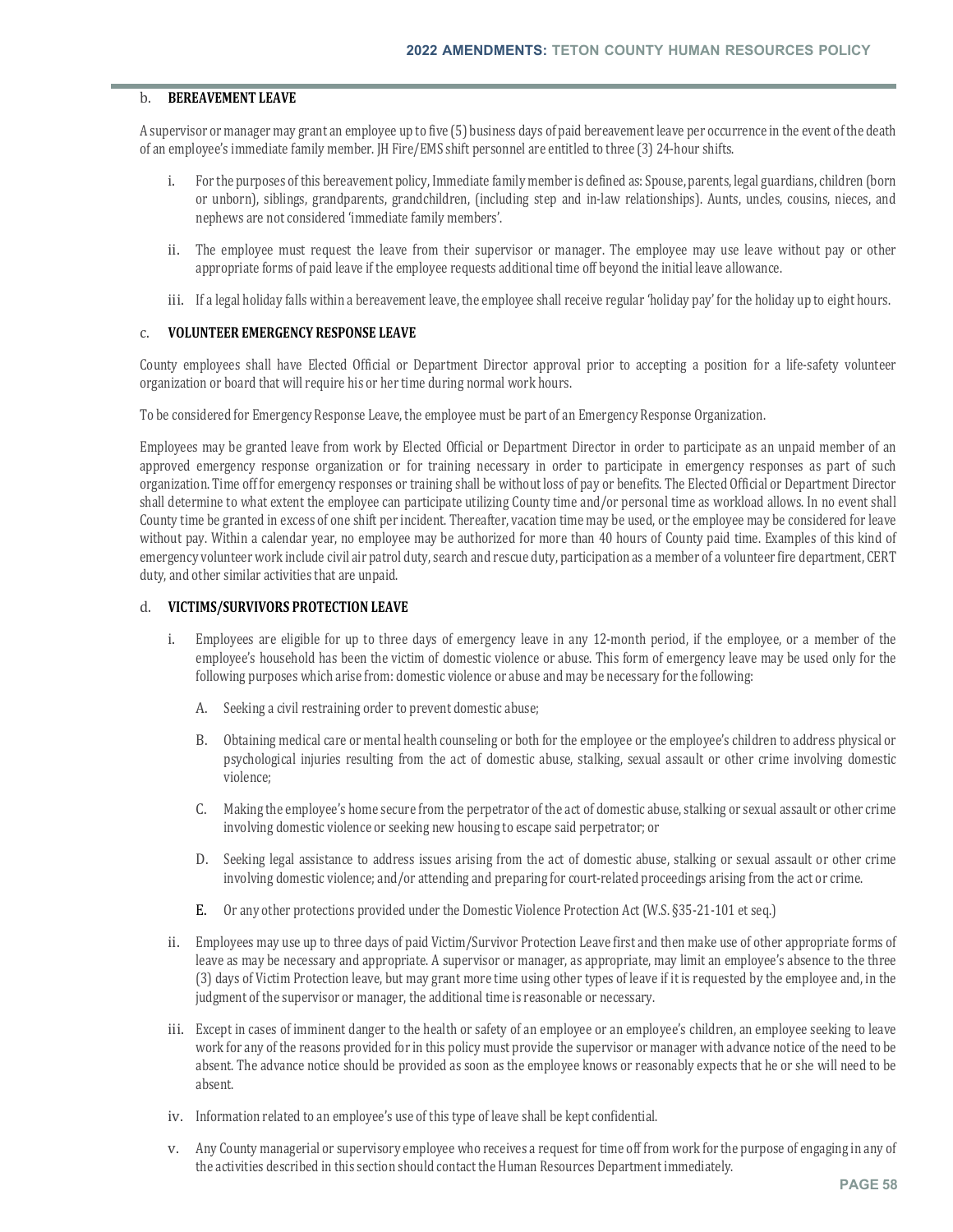### b. BEREAVEMENT LEAVE

A supervisor or manager may grant an employee up to five (5) business days of paid bereavement leave per occurrence in the event of the death of an employee's immediate family member. JH Fire/EMS shift personnel are entitled to three (3) 24-hour shifts.

i. For the purposes of this bereavement policy, Immediate family member is defined as: Spouse, parents, legal guardians, children (born or unborn), siblings, grandparents, grandchildren, (including step and in-law relationships). Aunts, uncles, cousins, nieces, and nephews are not considered 'immediate family members'.

ii. The employee must request the leave from their supervisor or manager. The employee may use leave without pay or other appropriate forms of paid leave if the employee requests additional time off beyond the initial leave allowance.

iii. If a legal holiday falls within a bereavement leave, the employee shall receive regular 'holiday pay' for the holiday up to eight hours.

### c. VOLUNTEER EMERGENCY RESPONSE LEAVE

County employees shall have Elected Official or Department Director approval prior to accepting a position for a life-safety volunteer organization or board that will require his or her time during normal work hours.

To be considered for Emergency Response Leave, the employee must be part of an Emergency Response Organization.

Employees may be granted leave from work by Elected Official or Department Director in order to participate as an unpaid member of an approved emergency response organization or for training necessary in order to participate in emergency responses as part of such organization. Time off for emergency responses or training shall be without loss of pay or benefits. The Elected Official or Department Director shall determine to what extent the employee can participate utilizing County time and/or personal time as workload allows. In no event shall County time be granted in excess of one shift per incident. Thereafter, vacation time may be used, or the employee may be considered for leave without pay. Within a calendar year, no employee may be authorized for more than 40 hours of County paid time. Examples of this kind of emergency volunteer work include civil air patrol duty, search and rescue duty, participation as a member of a volunteer fire department, CERT duty, and other similar activities that are unpaid.

### d. VICTIMS/SURVIVORS PROTECTION LEAVE

i. Employees are eligible for up to three days of emergency leave in any 12-month period, if the employee, or a member of the employee's household has been the victim of domestic violence or abuse. This form of emergency leave may be used only for the following purposes which arise from: domestic violence or abuse and may be necessary for the following:

   A. Seeking a civil restraining order to prevent domestic abuse;

   B. Obtaining medical care or mental health counseling or both for the employee or the employee's children to address physical or psychological injuries resulting from the act of domestic abuse, stalking, sexual assault or other crime involving domestic violence;

   C. Making the employee's home secure from the perpetrator of the act of domestic abuse, stalking or sexual assault or other crime involving domestic violence or seeking new housing to escape said perpetrator; or

   D. Seeking legal assistance to address issues arising from the act of domestic abuse, stalking or sexual assault or other crime involving domestic violence; and/or attending and preparing for court-related proceedings arising from the act or crime.

   E. Or any other protections provided under the Domestic Violence Protection Act (W.S. §35-21-101 et seq.)

ii. Employees may use up to three days of paid Victim/Survivor Protection Leave first and then make use of other appropriate forms of leave as may be necessary and appropriate. A supervisor or manager, as appropriate, may limit an employee's absence to the three (3) days of Victim Protection leave, but may grant more time using other types of leave if it is requested by the employee and, in the judgment of the supervisor or manager, the additional time is reasonable or necessary.

iii. Except in cases of imminent danger to the health or safety of an employee or an employee's children, an employee seeking to leave work for any of the reasons provided for in this policy must provide the supervisor or manager with advance notice of the need to be absent. The advance notice should be provided as soon as the employee knows or reasonably expects that he or she will need to be absent.

iv. Information related to an employee's use of this type of leave shall be kept confidential.

v. Any County managerial or supervisory employee who receives a request for time off from work for the purpose of engaging in any of the activities described in this section should contact the Human Resources Department immediately.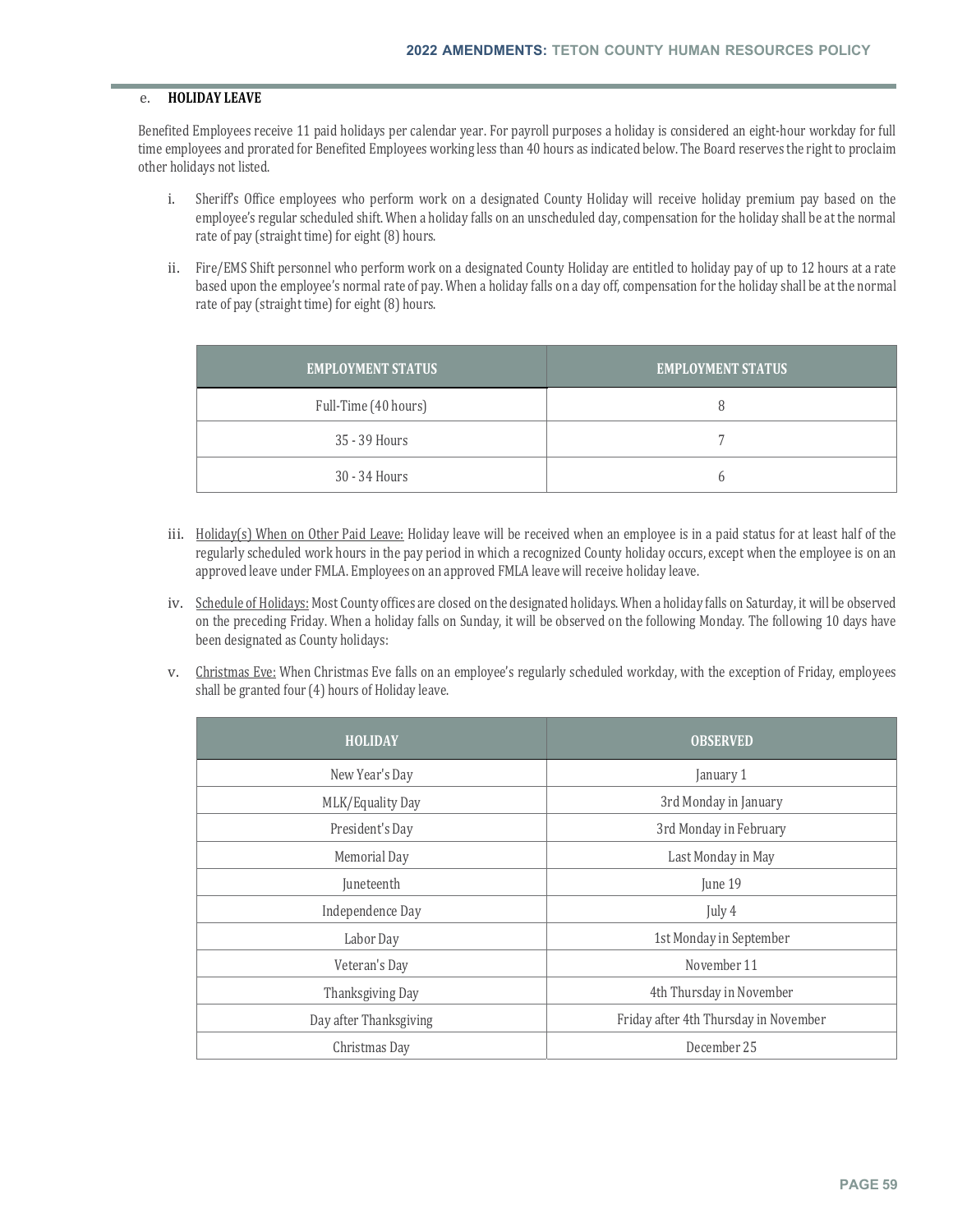#### e. **HOLIDAY LEAVE**

Benefited Employees receive 11 paid holidays per calendar year. For payroll purposes a holiday is considered an eight-hour workday for full time employees and prorated for Benefited Employees working less than 40 hours as indicated below. The Board reserves the right to proclaim other holidays not listed.

i. Sheriff's Office employees who perform work on a designated County Holiday will receive holiday premium pay based on the employee's regular scheduled shift. When a holiday falls on an unscheduled day, compensation for the holiday shall be at the normal rate of pay (straight time) for eight (8) hours.

ii. Fire/EMS Shift personnel who perform work on a designated County Holiday are entitled to holiday pay of up to 12 hours at a rate based upon the employee's normal rate of pay. When a holiday falls on a day off, compensation for the holiday shall be at the normal rate of pay (straight time) for eight (8) hours.

| EMPLOYMENT STATUS | EMPLOYMENT STATUS |
|---|---|
| Full-Time (40 hours) | 8 |
| 35 - 39 Hours | 7 |
| 30 - 34 Hours | 6 |

iii. Holiday(s) When on Other Paid Leave: Holiday leave will be received when an employee is in a paid status for at least half of the regularly scheduled work hours in the pay period in which a recognized County holiday occurs, except when the employee is on an approved leave under FMLA. Employees on an approved FMLA leave will receive holiday leave.

iv. Schedule of Holidays: Most County offices are closed on the designated holidays. When a holiday falls on Saturday, it will be observed on the preceding Friday. When a holiday falls on Sunday, it will be observed on the following Monday. The following 10 days have been designated as County holidays:

v. Christmas Eve: When Christmas Eve falls on an employee's regularly scheduled workday, with the exception of Friday, employees shall be granted four (4) hours of Holiday leave.

| HOLIDAY | OBSERVED |
|---|---|
| New Year's Day | January 1 |
| MLK/Equality Day | 3rd Monday in January |
| President's Day | 3rd Monday in February |
| Memorial Day | Last Monday in May |
| Juneteenth | June 19 |
| Independence Day | July 4 |
| Labor Day | 1st Monday in September |
| Veteran's Day | November 11 |
| Thanksgiving Day | 4th Thursday in November |
| Day after Thanksgiving | Friday after 4th Thursday in November |
| Christmas Day | December 25 |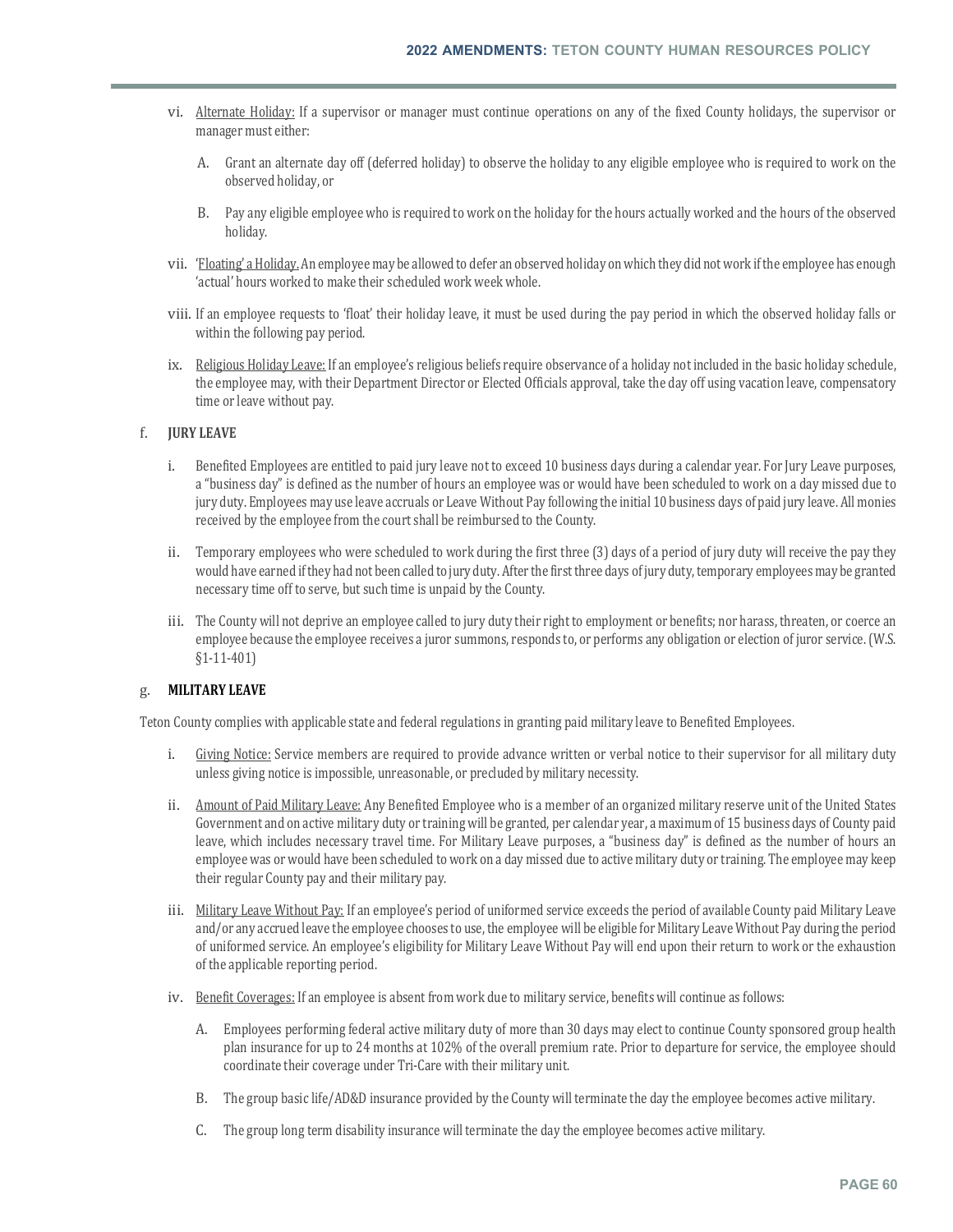vi. Alternate Holiday: If a supervisor or manager must continue operations on any of the fixed County holidays, the supervisor or manager must either:

A. Grant an alternate day off (deferred holiday) to observe the holiday to any eligible employee who is required to work on the observed holiday, or

B. Pay any eligible employee who is required to work on the holiday for the hours actually worked and the hours of the observed holiday.

vii. 'Floating' a Holiday. An employee may be allowed to defer an observed holiday on which they did not work if the employee has enough 'actual' hours worked to make their scheduled work week whole.

viii. If an employee requests to 'float' their holiday leave, it must be used during the pay period in which the observed holiday falls or within the following pay period.

ix. Religious Holiday Leave: If an employee's religious beliefs require observance of a holiday not included in the basic holiday schedule, the employee may, with their Department Director or Elected Officials approval, take the day off using vacation leave, compensatory time or leave without pay.

### f. JURY LEAVE

i. Benefited Employees are entitled to paid jury leave not to exceed 10 business days during a calendar year. For Jury Leave purposes, a "business day" is defined as the number of hours an employee was or would have been scheduled to work on a day missed due to jury duty. Employees may use leave accruals or Leave Without Pay following the initial 10 business days of paid jury leave. All monies received by the employee from the court shall be reimbursed to the County.

ii. Temporary employees who were scheduled to work during the first three (3) days of a period of jury duty will receive the pay they would have earned if they had not been called to jury duty. After the first three days of jury duty, temporary employees may be granted necessary time off to serve, but such time is unpaid by the County.

iii. The County will not deprive an employee called to jury duty their right to employment or benefits; nor harass, threaten, or coerce an employee because the employee receives a juror summons, responds to, or performs any obligation or election of juror service. (W.S. §1-11-401)

### g. MILITARY LEAVE

Teton County complies with applicable state and federal regulations in granting paid military leave to Benefited Employees.

i. Giving Notice: Service members are required to provide advance written or verbal notice to their supervisor for all military duty unless giving notice is impossible, unreasonable, or precluded by military necessity.

ii. Amount of Paid Military Leave: Any Benefited Employee who is a member of an organized military reserve unit of the United States Government and on active military duty or training will be granted, per calendar year, a maximum of 15 business days of County paid leave, which includes necessary travel time. For Military Leave purposes, a "business day" is defined as the number of hours an employee was or would have been scheduled to work on a day missed due to active military duty or training. The employee may keep their regular County pay and their military pay.

iii. Military Leave Without Pay: If an employee's period of uniformed service exceeds the period of available County paid Military Leave and/or any accrued leave the employee chooses to use, the employee will be eligible for Military Leave Without Pay during the period of uniformed service. An employee's eligibility for Military Leave Without Pay will end upon their return to work or the exhaustion of the applicable reporting period.

iv. Benefit Coverages: If an employee is absent from work due to military service, benefits will continue as follows:

A. Employees performing federal active military duty of more than 30 days may elect to continue County sponsored group health plan insurance for up to 24 months at 102% of the overall premium rate. Prior to departure for service, the employee should coordinate their coverage under Tri-Care with their military unit.

B. The group basic life/AD&D insurance provided by the County will terminate the day the employee becomes active military.

C. The group long term disability insurance will terminate the day the employee becomes active military.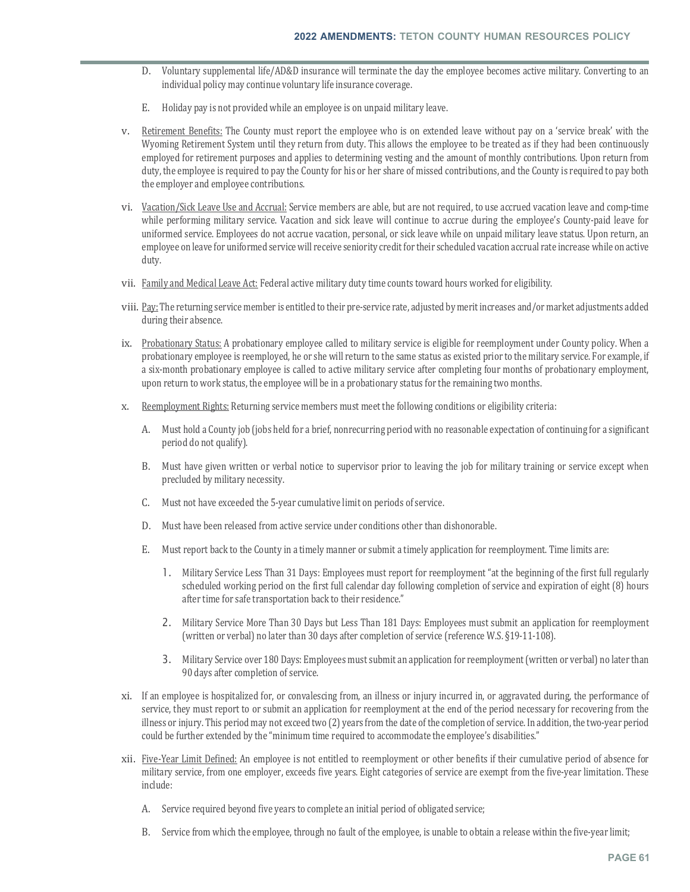D. Voluntary supplemental life/AD&D insurance will terminate the day the employee becomes active military. Converting to an individual policy may continue voluntary life insurance coverage.

E. Holiday pay is not provided while an employee is on unpaid military leave.

v. Retirement Benefits: The County must report the employee who is on extended leave without pay on a 'service break' with the Wyoming Retirement System until they return from duty. This allows the employee to be treated as if they had been continuously employed for retirement purposes and applies to determining vesting and the amount of monthly contributions. Upon return from duty, the employee is required to pay the County for his or her share of missed contributions, and the County is required to pay both the employer and employee contributions.

vi. Vacation/Sick Leave Use and Accrual: Service members are able, but are not required, to use accrued vacation leave and comp-time while performing military service. Vacation and sick leave will continue to accrue during the employee's County-paid leave for uniformed service. Employees do not accrue vacation, personal, or sick leave while on unpaid military leave status. Upon return, an employee on leave for uniformed service will receive seniority credit for their scheduled vacation accrual rate increase while on active duty.

vii. Family and Medical Leave Act: Federal active military duty time counts toward hours worked for eligibility.

viii. Pay: The returning service member is entitled to their pre-service rate, adjusted by merit increases and/or market adjustments added during their absence.

ix. Probationary Status: A probationary employee called to military service is eligible for reemployment under County policy. When a probationary employee is reemployed, he or she will return to the same status as existed prior to the military service. For example, if a six-month probationary employee is called to active military service after completing four months of probationary employment, upon return to work status, the employee will be in a probationary status for the remaining two months.

x. Reemployment Rights: Returning service members must meet the following conditions or eligibility criteria:

A. Must hold a County job (jobs held for a brief, nonrecurring period with no reasonable expectation of continuing for a significant period do not qualify).

B. Must have given written or verbal notice to supervisor prior to leaving the job for military training or service except when precluded by military necessity.

C. Must not have exceeded the 5-year cumulative limit on periods of service.

D. Must have been released from active service under conditions other than dishonorable.

E. Must report back to the County in a timely manner or submit a timely application for reemployment. Time limits are:

1. Military Service Less Than 31 Days: Employees must report for reemployment "at the beginning of the first full regularly scheduled working period on the first full calendar day following completion of service and expiration of eight (8) hours after time for safe transportation back to their residence."

2. Military Service More Than 30 Days but Less Than 181 Days: Employees must submit an application for reemployment (written or verbal) no later than 30 days after completion of service (reference W.S. §19-11-108).

3. Military Service over 180 Days: Employees must submit an application for reemployment (written or verbal) no later than 90 days after completion of service.

xi. If an employee is hospitalized for, or convalescing from, an illness or injury incurred in, or aggravated during, the performance of service, they must report to or submit an application for reemployment at the end of the period necessary for recovering from the illness or injury. This period may not exceed two (2) years from the date of the completion of service. In addition, the two-year period could be further extended by the "minimum time required to accommodate the employee's disabilities."

xii. Five-Year Limit Defined: An employee is not entitled to reemployment or other benefits if their cumulative period of absence for military service, from one employer, exceeds five years. Eight categories of service are exempt from the five-year limitation. These include:

A. Service required beyond five years to complete an initial period of obligated service;

B. Service from which the employee, through no fault of the employee, is unable to obtain a release within the five-year limit;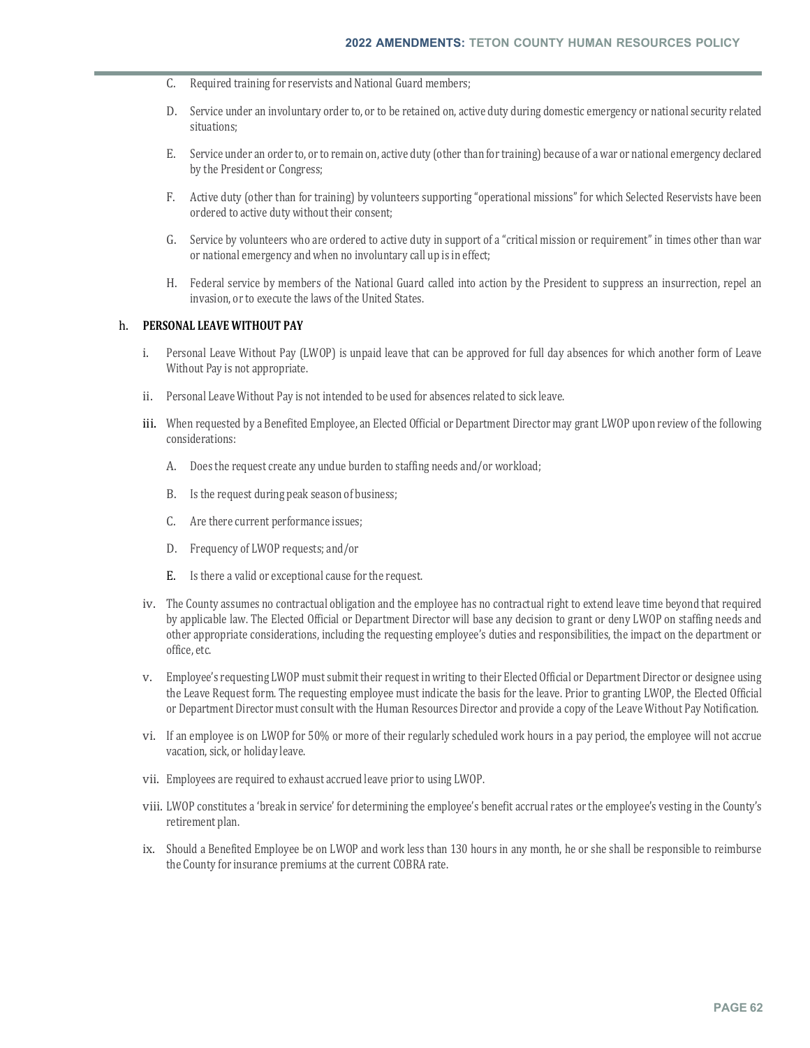C. Required training for reservists and National Guard members;

D. Service under an involuntary order to, or to be retained on, active duty during domestic emergency or national security related situations;

E. Service under an order to, or to remain on, active duty (other than for training) because of a war or national emergency declared by the President or Congress;

F. Active duty (other than for training) by volunteers supporting "operational missions" for which Selected Reservists have been ordered to active duty without their consent;

G. Service by volunteers who are ordered to active duty in support of a "critical mission or requirement" in times other than war or national emergency and when no involuntary call up is in effect;

H. Federal service by members of the National Guard called into action by the President to suppress an insurrection, repel an invasion, or to execute the laws of the United States.

h. **PERSONAL LEAVE WITHOUT PAY**

i. Personal Leave Without Pay (LWOP) is unpaid leave that can be approved for full day absences for which another form of Leave Without Pay is not appropriate.

ii. Personal Leave Without Pay is not intended to be used for absences related to sick leave.

iii. When requested by a Benefited Employee, an Elected Official or Department Director may grant LWOP upon review of the following considerations:

   A. Does the request create any undue burden to staffing needs and/or workload;

   B. Is the request during peak season of business;

   C. Are there current performance issues;

   D. Frequency of LWOP requests; and/or

   E. Is there a valid or exceptional cause for the request.

iv. The County assumes no contractual obligation and the employee has no contractual right to extend leave time beyond that required by applicable law. The Elected Official or Department Director will base any decision to grant or deny LWOP on staffing needs and other appropriate considerations, including the requesting employee's duties and responsibilities, the impact on the department or office, etc.

v. Employee's requesting LWOP must submit their request in writing to their Elected Official or Department Director or designee using the Leave Request form. The requesting employee must indicate the basis for the leave. Prior to granting LWOP, the Elected Official or Department Director must consult with the Human Resources Director and provide a copy of the Leave Without Pay Notification.

vi. If an employee is on LWOP for 50% or more of their regularly scheduled work hours in a pay period, the employee will not accrue vacation, sick, or holiday leave.

vii. Employees are required to exhaust accrued leave prior to using LWOP.

viii. LWOP constitutes a 'break in service' for determining the employee's benefit accrual rates or the employee's vesting in the County's retirement plan.

ix. Should a Benefited Employee be on LWOP and work less than 130 hours in any month, he or she shall be responsible to reimburse the County for insurance premiums at the current COBRA rate.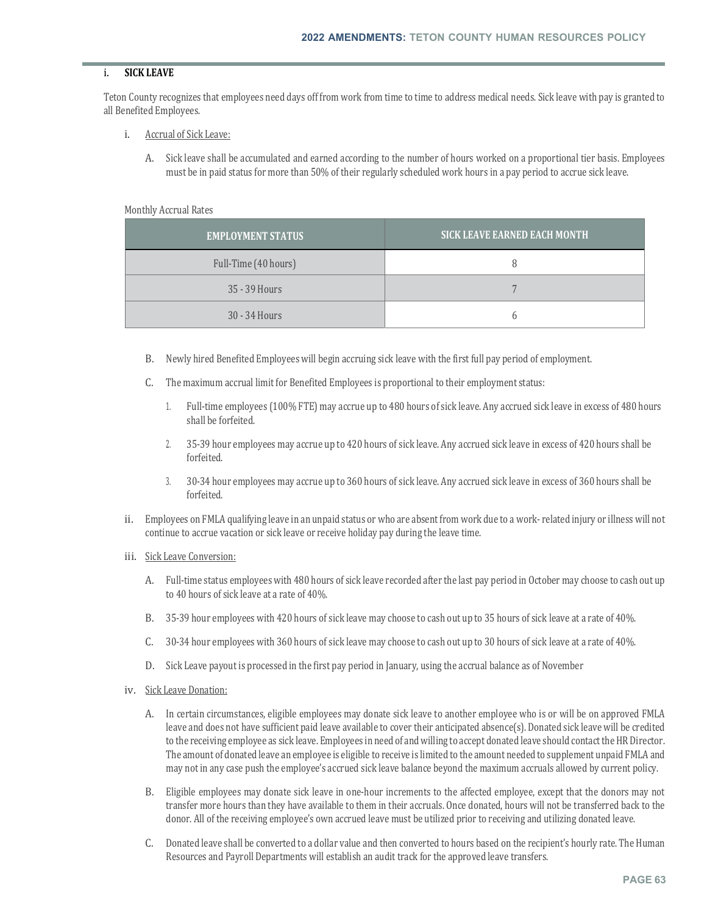## i. SICK LEAVE

Teton County recognizes that employees need days off from work from time to time to address medical needs. Sick leave with pay is granted to all Benefited Employees.

i. Accrual of Sick Leave:

A. Sick leave shall be accumulated and earned according to the number of hours worked on a proportional tier basis. Employees must be in paid status for more than 50% of their regularly scheduled work hours in a pay period to accrue sick leave.

Monthly Accrual Rates

| EMPLOYMENT STATUS | SICK LEAVE EARNED EACH MONTH |
|---|---|
| Full-Time (40 hours) | 8 |
| 35 - 39 Hours | 7 |
| 30 - 34 Hours | 6 |

B. Newly hired Benefited Employees will begin accruing sick leave with the first full pay period of employment.

C. The maximum accrual limit for Benefited Employees is proportional to their employment status:

1. Full-time employees (100% FTE) may accrue up to 480 hours of sick leave. Any accrued sick leave in excess of 480 hours shall be forfeited.
2. 35-39 hour employees may accrue up to 420 hours of sick leave. Any accrued sick leave in excess of 420 hours shall be forfeited.
3. 30-34 hour employees may accrue up to 360 hours of sick leave. Any accrued sick leave in excess of 360 hours shall be forfeited.

ii. Employees on FMLA qualifying leave in an unpaid status or who are absent from work due to a work- related injury or illness will not continue to accrue vacation or sick leave or receive holiday pay during the leave time.

iii. Sick Leave Conversion:

A. Full-time status employees with 480 hours of sick leave recorded after the last pay period in October may choose to cash out up to 40 hours of sick leave at a rate of 40%.

B. 35-39 hour employees with 420 hours of sick leave may choose to cash out up to 35 hours of sick leave at a rate of 40%.

C. 30-34 hour employees with 360 hours of sick leave may choose to cash out up to 30 hours of sick leave at a rate of 40%.

D. Sick Leave payout is processed in the first pay period in January, using the accrual balance as of November

iv. Sick Leave Donation:

A. In certain circumstances, eligible employees may donate sick leave to another employee who is or will be on approved FMLA leave and does not have sufficient paid leave available to cover their anticipated absence(s). Donated sick leave will be credited to the receiving employee as sick leave. Employees in need of and willing to accept donated leave should contact the HR Director. The amount of donated leave an employee is eligible to receive is limited to the amount needed to supplement unpaid FMLA and may not in any case push the employee's accrued sick leave balance beyond the maximum accruals allowed by current policy.

B. Eligible employees may donate sick leave in one-hour increments to the affected employee, except that the donors may not transfer more hours than they have available to them in their accruals. Once donated, hours will not be transferred back to the donor. All of the receiving employee's own accrued leave must be utilized prior to receiving and utilizing donated leave.

C. Donated leave shall be converted to a dollar value and then converted to hours based on the recipient's hourly rate. The Human Resources and Payroll Departments will establish an audit track for the approved leave transfers.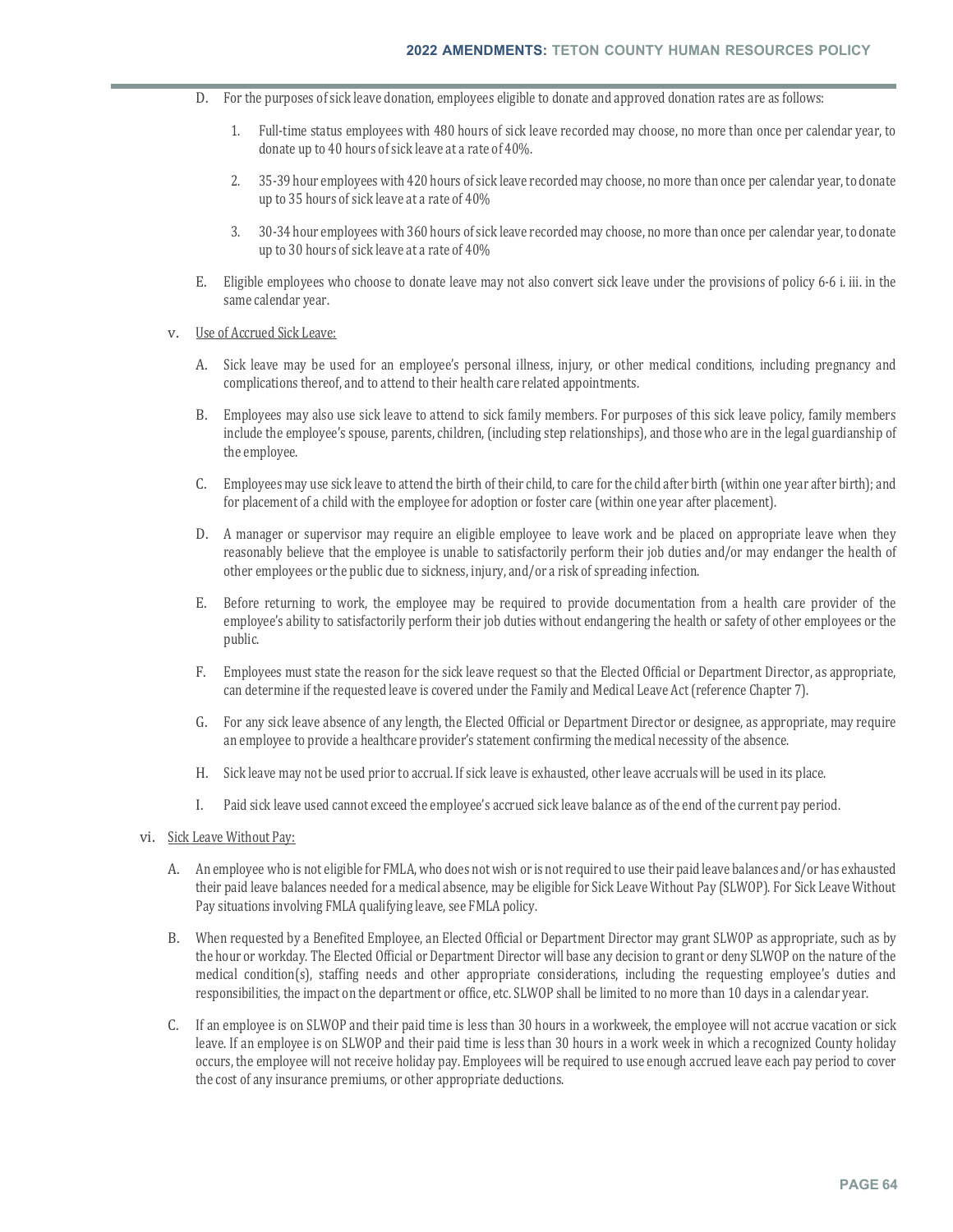D. For the purposes of sick leave donation, employees eligible to donate and approved donation rates are as follows:

   1. Full-time status employees with 480 hours of sick leave recorded may choose, no more than once per calendar year, to donate up to 40 hours of sick leave at a rate of 40%.

   2. 35-39 hour employees with 420 hours of sick leave recorded may choose, no more than once per calendar year, to donate up to 35 hours of sick leave at a rate of 40%

   3. 30-34 hour employees with 360 hours of sick leave recorded may choose, no more than once per calendar year, to donate up to 30 hours of sick leave at a rate of 40%

E. Eligible employees who choose to donate leave may not also convert sick leave under the provisions of policy 6-6 i. iii. in the same calendar year.

v. Use of Accrued Sick Leave:

A. Sick leave may be used for an employee's personal illness, injury, or other medical conditions, including pregnancy and complications thereof, and to attend to their health care related appointments.

B. Employees may also use sick leave to attend to sick family members. For purposes of this sick leave policy, family members include the employee's spouse, parents, children, (including step relationships), and those who are in the legal guardianship of the employee.

C. Employees may use sick leave to attend the birth of their child, to care for the child after birth (within one year after birth); and for placement of a child with the employee for adoption or foster care (within one year after placement).

D. A manager or supervisor may require an eligible employee to leave work and be placed on appropriate leave when they reasonably believe that the employee is unable to satisfactorily perform their job duties and/or may endanger the health of other employees or the public due to sickness, injury, and/or a risk of spreading infection.

E. Before returning to work, the employee may be required to provide documentation from a health care provider of the employee's ability to satisfactorily perform their job duties without endangering the health or safety of other employees or the public.

F. Employees must state the reason for the sick leave request so that the Elected Official or Department Director, as appropriate, can determine if the requested leave is covered under the Family and Medical Leave Act (reference Chapter 7).

G. For any sick leave absence of any length, the Elected Official or Department Director or designee, as appropriate, may require an employee to provide a healthcare provider's statement confirming the medical necessity of the absence.

H. Sick leave may not be used prior to accrual. If sick leave is exhausted, other leave accruals will be used in its place.

I. Paid sick leave used cannot exceed the employee's accrued sick leave balance as of the end of the current pay period.

vi. Sick Leave Without Pay:

A. An employee who is not eligible for FMLA, who does not wish or is not required to use their paid leave balances and/or has exhausted their paid leave balances needed for a medical absence, may be eligible for Sick Leave Without Pay (SLWOP). For Sick Leave Without Pay situations involving FMLA qualifying leave, see FMLA policy.

B. When requested by a Benefited Employee, an Elected Official or Department Director may grant SLWOP as appropriate, such as by the hour or workday. The Elected Official or Department Director will base any decision to grant or deny SLWOP on the nature of the medical condition(s), staffing needs and other appropriate considerations, including the requesting employee's duties and responsibilities, the impact on the department or office, etc. SLWOP shall be limited to no more than 10 days in a calendar year.

C. If an employee is on SLWOP and their paid time is less than 30 hours in a workweek, the employee will not accrue vacation or sick leave. If an employee is on SLWOP and their paid time is less than 30 hours in a work week in which a recognized County holiday occurs, the employee will not receive holiday pay. Employees will be required to use enough accrued leave each pay period to cover the cost of any insurance premiums, or other appropriate deductions.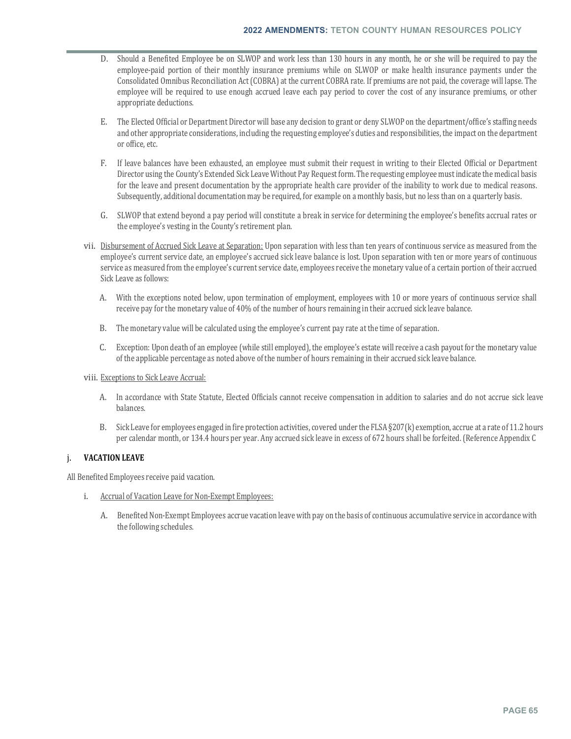D. Should a Benefited Employee be on SLWOP and work less than 130 hours in any month, he or she will be required to pay the employee-paid portion of their monthly insurance premiums while on SLWOP or make health insurance payments under the Consolidated Omnibus Reconciliation Act (COBRA) at the current COBRA rate. If premiums are not paid, the coverage will lapse. The employee will be required to use enough accrued leave each pay period to cover the cost of any insurance premiums, or other appropriate deductions.

E. The Elected Official or Department Director will base any decision to grant or deny SLWOP on the department/office's staffing needs and other appropriate considerations, including the requesting employee's duties and responsibilities, the impact on the department or office, etc.

F. If leave balances have been exhausted, an employee must submit their request in writing to their Elected Official or Department Director using the County's Extended Sick Leave Without Pay Request form. The requesting employee must indicate the medical basis for the leave and present documentation by the appropriate health care provider of the inability to work due to medical reasons. Subsequently, additional documentation may be required, for example on a monthly basis, but no less than on a quarterly basis.

G. SLWOP that extend beyond a pay period will constitute a break in service for determining the employee's benefits accrual rates or the employee's vesting in the County's retirement plan.

vii. <u>Disbursement of Accrued Sick Leave at Separation:</u> Upon separation with less than ten years of continuous service as measured from the employee's current service date, an employee's accrued sick leave balance is lost. Upon separation with ten or more years of continuous service as measured from the employee's current service date, employees receive the monetary value of a certain portion of their accrued Sick Leave as follows:

A. With the exceptions noted below, upon termination of employment, employees with 10 or more years of continuous service shall receive pay for the monetary value of 40% of the number of hours remaining in their accrued sick leave balance.

B. The monetary value will be calculated using the employee's current pay rate at the time of separation.

C. Exception: Upon death of an employee (while still employed), the employee's estate will receive a cash payout for the monetary value of the applicable percentage as noted above of the number of hours remaining in their accrued sick leave balance.

viii. <u>Exceptions to Sick Leave Accrual:</u>

A. In accordance with State Statute, Elected Officials cannot receive compensation in addition to salaries and do not accrue sick leave balances.

B. Sick Leave for employees engaged in fire protection activities, covered under the FLSA §207(k) exemption, accrue at a rate of 11.2 hours per calendar month, or 134.4 hours per year. Any accrued sick leave in excess of 672 hours shall be forfeited. (Reference Appendix C

### j. VACATION LEAVE

All Benefited Employees receive paid vacation.

i. <u>Accrual of Vacation Leave for Non-Exempt Employees:</u>

A. Benefited Non-Exempt Employees accrue vacation leave with pay on the basis of continuous accumulative service in accordance with the following schedules.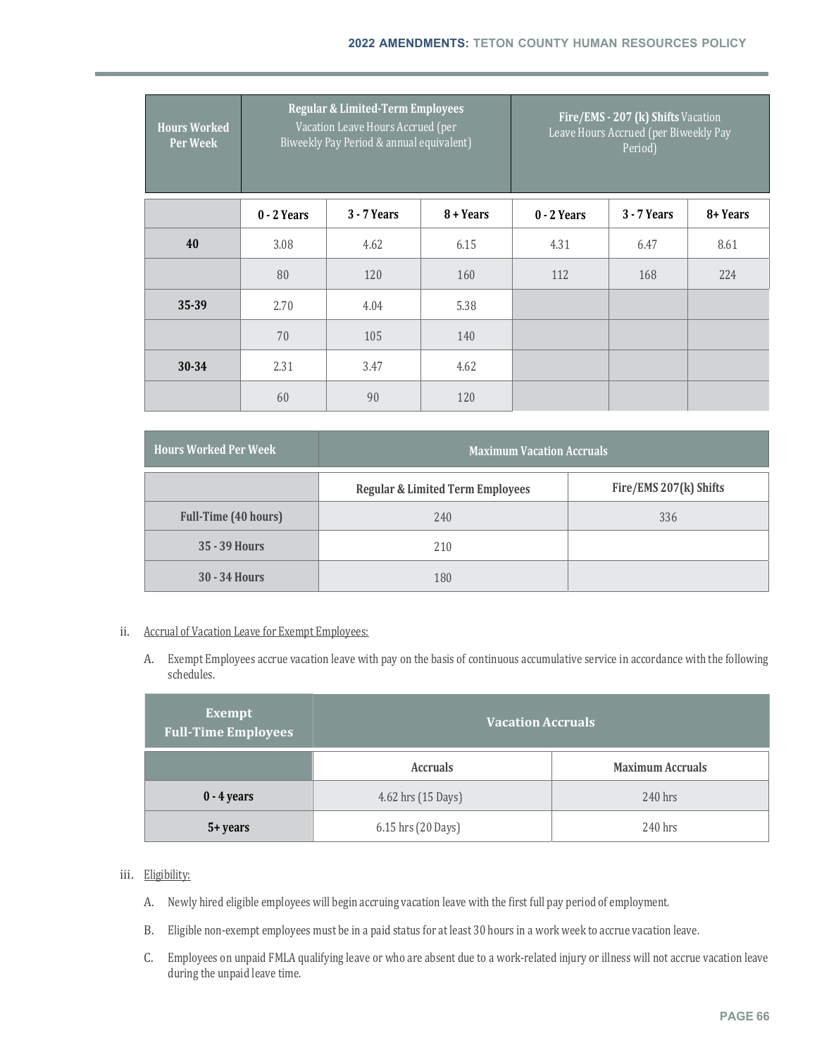| Hours Worked Per Week | Regular & Limited-Term Employees Vacation Leave Hours Accrued (per Biweekly Pay Period & annual equivalent) | | | Fire/EMS - 207 (k) Shifts Vacation Leave Hours Accrued (per Biweekly Pay Period) | | |
|---|---|---|---|---|---|---|
| | 0 - 2 Years | 3 - 7 Years | 8 + Years | 0 - 2 Years | 3 - 7 Years | 8+ Years |
| 40 | 3.08 | 4.62 | 6.15 | 4.31 | 6.47 | 8.61 |
| | 80 | 120 | 160 | 112 | 168 | 224 |
| 35-39 | 2.70 | 4.04 | 5.38 | | | |
| | 70 | 105 | 140 | | | |
| 30-34 | 2.31 | 3.47 | 4.62 | | | |
| | 60 | 90 | 120 | | | |

| Hours Worked Per Week | Maximum Vacation Accruals | |
|---|---|---|
| | Regular & Limited Term Employees | Fire/EMS 207(k) Shifts |
| Full-Time (40 hours) | 240 | 336 |
| 35 - 39 Hours | 210 | |
| 30 - 34 Hours | 180 | |

ii. Accrual of Vacation Leave for Exempt Employees:

A. Exempt Employees accrue vacation leave with pay on the basis of continuous accumulative service in accordance with the following schedules.

| Exempt Full-Time Employees | Vacation Accruals | |
|---|---|---|
| | Accruals | Maximum Accruals |
| 0 - 4 years | 4.62 hrs (15 Days) | 240 hrs |
| 5+ years | 6.15 hrs (20 Days) | 240 hrs |

iii. Eligibility:

A. Newly hired eligible employees will begin accruing vacation leave with the first full pay period of employment.

B. Eligible non-exempt employees must be in a paid status for at least 30 hours in a work week to accrue vacation leave.

C. Employees on unpaid FMLA qualifying leave or who are absent due to a work-related injury or illness will not accrue vacation leave during the unpaid leave time.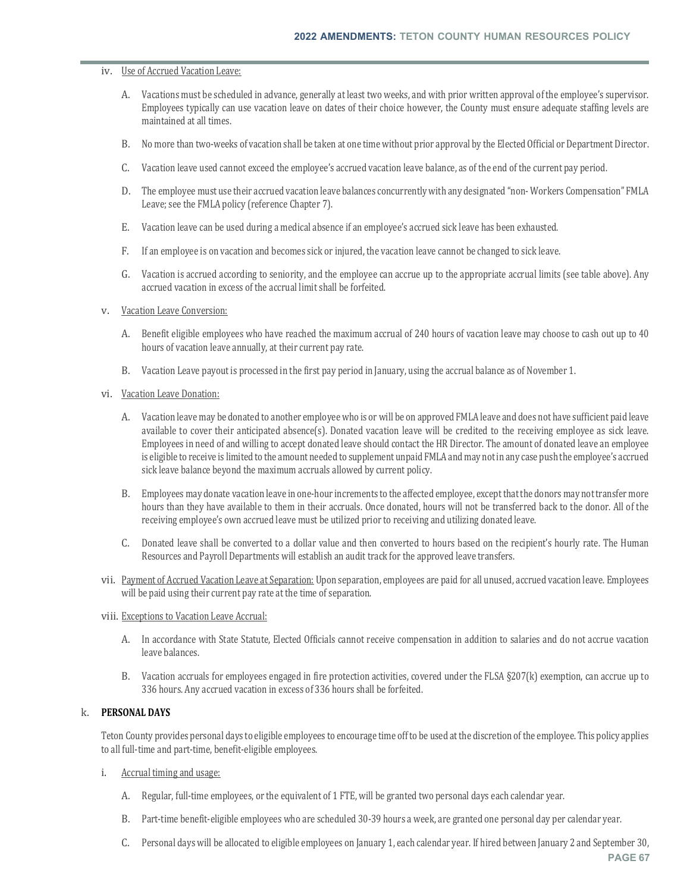iv. Use of Accrued Vacation Leave:

A. Vacations must be scheduled in advance, generally at least two weeks, and with prior written approval of the employee's supervisor. Employees typically can use vacation leave on dates of their choice however, the County must ensure adequate staffing levels are maintained at all times.

B. No more than two-weeks of vacation shall be taken at one time without prior approval by the Elected Official or Department Director.

C. Vacation leave used cannot exceed the employee's accrued vacation leave balance, as of the end of the current pay period.

D. The employee must use their accrued vacation leave balances concurrently with any designated "non- Workers Compensation" FMLA Leave; see the FMLA policy (reference Chapter 7).

E. Vacation leave can be used during a medical absence if an employee's accrued sick leave has been exhausted.

F. If an employee is on vacation and becomes sick or injured, the vacation leave cannot be changed to sick leave.

G. Vacation is accrued according to seniority, and the employee can accrue up to the appropriate accrual limits (see table above). Any accrued vacation in excess of the accrual limit shall be forfeited.

v. Vacation Leave Conversion:

A. Benefit eligible employees who have reached the maximum accrual of 240 hours of vacation leave may choose to cash out up to 40 hours of vacation leave annually, at their current pay rate.

B. Vacation Leave payout is processed in the first pay period in January, using the accrual balance as of November 1.

vi. Vacation Leave Donation:

A. Vacation leave may be donated to another employee who is or will be on approved FMLA leave and does not have sufficient paid leave available to cover their anticipated absence(s). Donated vacation leave will be credited to the receiving employee as sick leave. Employees in need of and willing to accept donated leave should contact the HR Director. The amount of donated leave an employee is eligible to receive is limited to the amount needed to supplement unpaid FMLA and may not in any case push the employee's accrued sick leave balance beyond the maximum accruals allowed by current policy.

B. Employees may donate vacation leave in one-hour increments to the affected employee, except that the donors may not transfer more hours than they have available to them in their accruals. Once donated, hours will not be transferred back to the donor. All of the receiving employee's own accrued leave must be utilized prior to receiving and utilizing donated leave.

C. Donated leave shall be converted to a dollar value and then converted to hours based on the recipient's hourly rate. The Human Resources and Payroll Departments will establish an audit track for the approved leave transfers.

vii. Payment of Accrued Vacation Leave at Separation: Upon separation, employees are paid for all unused, accrued vacation leave. Employees will be paid using their current pay rate at the time of separation.

viii. Exceptions to Vacation Leave Accrual:

A. In accordance with State Statute, Elected Officials cannot receive compensation in addition to salaries and do not accrue vacation leave balances.

B. Vacation accruals for employees engaged in fire protection activities, covered under the FLSA §207(k) exemption, can accrue up to 336 hours. Any accrued vacation in excess of 336 hours shall be forfeited.

k. **PERSONAL DAYS**

Teton County provides personal days to eligible employees to encourage time off to be used at the discretion of the employee. This policy applies to all full-time and part-time, benefit-eligible employees.

i. Accrual timing and usage:

A. Regular, full-time employees, or the equivalent of 1 FTE, will be granted two personal days each calendar year.

B. Part-time benefit-eligible employees who are scheduled 30-39 hours a week, are granted one personal day per calendar year.

C. Personal days will be allocated to eligible employees on January 1, each calendar year. If hired between January 2 and September 30,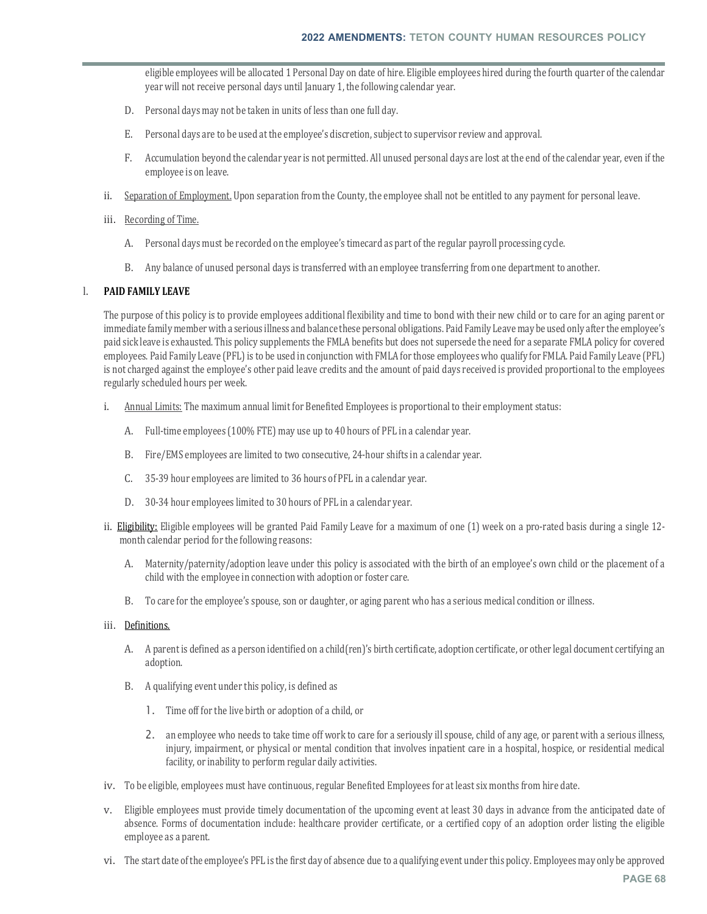eligible employees will be allocated 1 Personal Day on date of hire. Eligible employees hired during the fourth quarter of the calendar year will not receive personal days until January 1, the following calendar year.

D. Personal days may not be taken in units of less than one full day.

E. Personal days are to be used at the employee's discretion, subject to supervisor review and approval.

F. Accumulation beyond the calendar year is not permitted. All unused personal days are lost at the end of the calendar year, even if the employee is on leave.

ii. <u>Separation of Employment.</u> Upon separation from the County, the employee shall not be entitled to any payment for personal leave.

iii. <u>Recording of Time.</u>

A. Personal days must be recorded on the employee's timecard as part of the regular payroll processing cycle.

B. Any balance of unused personal days is transferred with an employee transferring from one department to another.

l. **PAID FAMILY LEAVE**

The purpose of this policy is to provide employees additional flexibility and time to bond with their new child or to care for an aging parent or immediate family member with a serious illness and balance these personal obligations. Paid Family Leave may be used only after the employee's paid sick leave is exhausted. This policy supplements the FMLA benefits but does not supersede the need for a separate FMLA policy for covered employees. Paid Family Leave (PFL) is to be used in conjunction with FMLA for those employees who qualify for FMLA. Paid Family Leave (PFL) is not charged against the employee's other paid leave credits and the amount of paid days received is provided proportional to the employees regularly scheduled hours per week.

i. <u>Annual Limits:</u> The maximum annual limit for Benefited Employees is proportional to their employment status:

A. Full-time employees (100% FTE) may use up to 40 hours of PFL in a calendar year.

B. Fire/EMS employees are limited to two consecutive, 24-hour shifts in a calendar year.

C. 35-39 hour employees are limited to 36 hours of PFL in a calendar year.

D. 30-34 hour employees limited to 30 hours of PFL in a calendar year.

ii. <u>Eligibility:</u> Eligible employees will be granted Paid Family Leave for a maximum of one (1) week on a pro-rated basis during a single 12-month calendar period for the following reasons:

A. Maternity/paternity/adoption leave under this policy is associated with the birth of an employee's own child or the placement of a child with the employee in connection with adoption or foster care.

B. To care for the employee's spouse, son or daughter, or aging parent who has a serious medical condition or illness.

iii. <u>Definitions.</u>

A. A parent is defined as a person identified on a child(ren)'s birth certificate, adoption certificate, or other legal document certifying an adoption.

B. A qualifying event under this policy, is defined as

1. Time off for the live birth or adoption of a child, or

2. an employee who needs to take time off work to care for a seriously ill spouse, child of any age, or parent with a serious illness, injury, impairment, or physical or mental condition that involves inpatient care in a hospital, hospice, or residential medical facility, or inability to perform regular daily activities.

iv. To be eligible, employees must have continuous, regular Benefited Employees for at least six months from hire date.

v. Eligible employees must provide timely documentation of the upcoming event at least 30 days in advance from the anticipated date of absence. Forms of documentation include: healthcare provider certificate, or a certified copy of an adoption order listing the eligible employee as a parent.

vi. The start date of the employee's PFL is the first day of absence due to a qualifying event under this policy. Employees may only be approved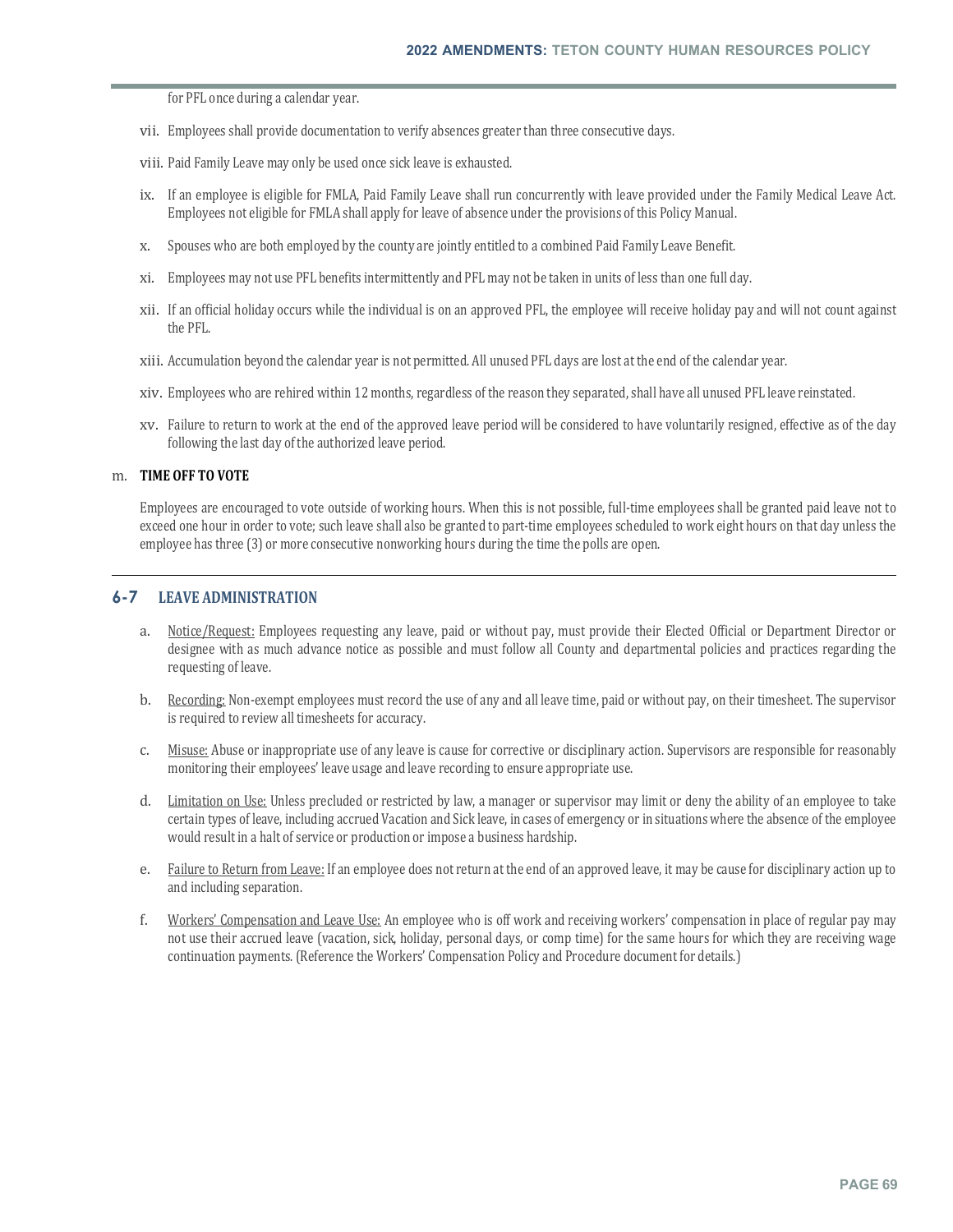for PFL once during a calendar year.

vii. Employees shall provide documentation to verify absences greater than three consecutive days.

viii. Paid Family Leave may only be used once sick leave is exhausted.

ix. If an employee is eligible for FMLA, Paid Family Leave shall run concurrently with leave provided under the Family Medical Leave Act. Employees not eligible for FMLA shall apply for leave of absence under the provisions of this Policy Manual.

x. Spouses who are both employed by the county are jointly entitled to a combined Paid Family Leave Benefit.

xi. Employees may not use PFL benefits intermittently and PFL may not be taken in units of less than one full day.

xii. If an official holiday occurs while the individual is on an approved PFL, the employee will receive holiday pay and will not count against the PFL.

xiii. Accumulation beyond the calendar year is not permitted. All unused PFL days are lost at the end of the calendar year.

xiv. Employees who are rehired within 12 months, regardless of the reason they separated, shall have all unused PFL leave reinstated.

xv. Failure to return to work at the end of the approved leave period will be considered to have voluntarily resigned, effective as of the day following the last day of the authorized leave period.

m. **TIME OFF TO VOTE**

Employees are encouraged to vote outside of working hours. When this is not possible, full-time employees shall be granted paid leave not to exceed one hour in order to vote; such leave shall also be granted to part-time employees scheduled to work eight hours on that day unless the employee has three (3) or more consecutive nonworking hours during the time the polls are open.

---

## 6-7 LEAVE ADMINISTRATION

a. Notice/Request: Employees requesting any leave, paid or without pay, must provide their Elected Official or Department Director or designee with as much advance notice as possible and must follow all County and departmental policies and practices regarding the requesting of leave.

b. Recording: Non-exempt employees must record the use of any and all leave time, paid or without pay, on their timesheet. The supervisor is required to review all timesheets for accuracy.

c. Misuse: Abuse or inappropriate use of any leave is cause for corrective or disciplinary action. Supervisors are responsible for reasonably monitoring their employees' leave usage and leave recording to ensure appropriate use.

d. Limitation on Use: Unless precluded or restricted by law, a manager or supervisor may limit or deny the ability of an employee to take certain types of leave, including accrued Vacation and Sick leave, in cases of emergency or in situations where the absence of the employee would result in a halt of service or production or impose a business hardship.

e. Failure to Return from Leave: If an employee does not return at the end of an approved leave, it may be cause for disciplinary action up to and including separation.

f. Workers' Compensation and Leave Use: An employee who is off work and receiving workers' compensation in place of regular pay may not use their accrued leave (vacation, sick, holiday, personal days, or comp time) for the same hours for which they are receiving wage continuation payments. (Reference the Workers' Compensation Policy and Procedure document for details.)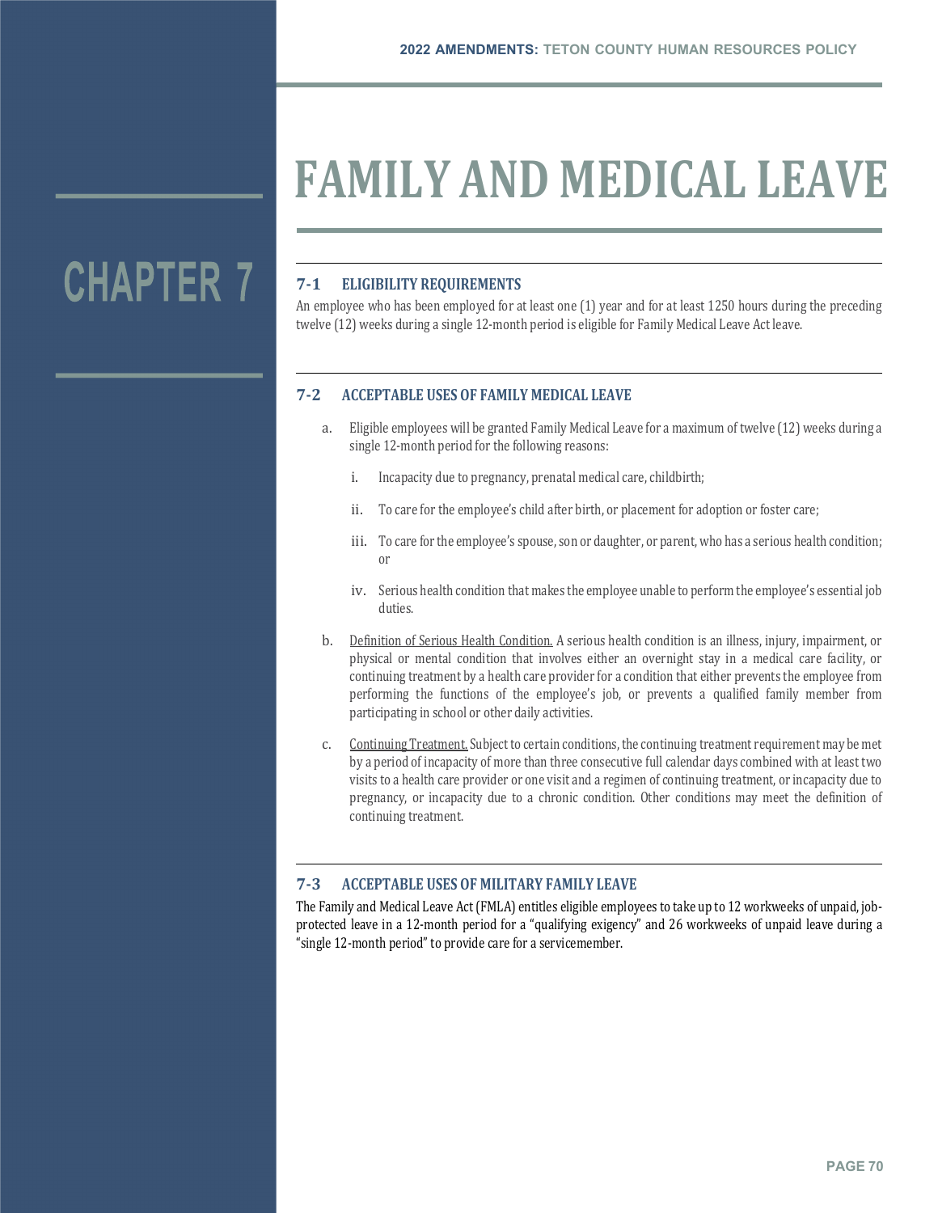# CHAPTER 7

# FAMILY AND MEDICAL LEAVE

## 7-1 ELIGIBILITY REQUIREMENTS

An employee who has been employed for at least one (1) year and for at least 1250 hours during the preceding twelve (12) weeks during a single 12-month period is eligible for Family Medical Leave Act leave.

## 7-2 ACCEPTABLE USES OF FAMILY MEDICAL LEAVE

a. Eligible employees will be granted Family Medical Leave for a maximum of twelve (12) weeks during a single 12-month period for the following reasons:

   i. Incapacity due to pregnancy, prenatal medical care, childbirth;

   ii. To care for the employee's child after birth, or placement for adoption or foster care;

   iii. To care for the employee's spouse, son or daughter, or parent, who has a serious health condition; or

   iv. Serious health condition that makes the employee unable to perform the employee's essential job duties.

b. Definition of Serious Health Condition. A serious health condition is an illness, injury, impairment, or physical or mental condition that involves either an overnight stay in a medical care facility, or continuing treatment by a health care provider for a condition that either prevents the employee from performing the functions of the employee's job, or prevents a qualified family member from participating in school or other daily activities.

c. Continuing Treatment. Subject to certain conditions, the continuing treatment requirement may be met by a period of incapacity of more than three consecutive full calendar days combined with at least two visits to a health care provider or one visit and a regimen of continuing treatment, or incapacity due to pregnancy, or incapacity due to a chronic condition. Other conditions may meet the definition of continuing treatment.

## 7-3 ACCEPTABLE USES OF MILITARY FAMILY LEAVE

The Family and Medical Leave Act (FMLA) entitles eligible employees to take up to 12 workweeks of unpaid, job-protected leave in a 12-month period for a "qualifying exigency" and 26 workweeks of unpaid leave during a "single 12-month period" to provide care for a servicemember.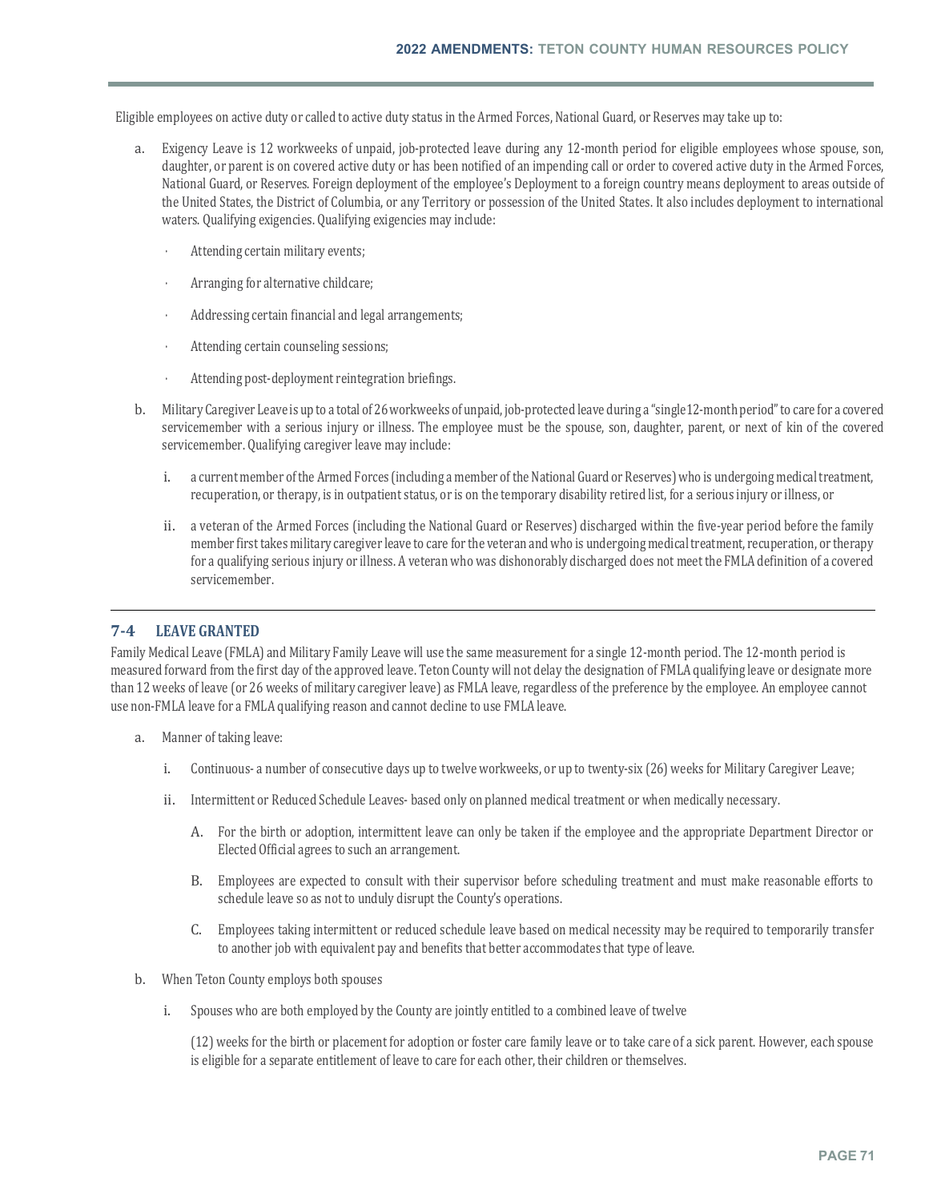Eligible employees on active duty or called to active duty status in the Armed Forces, National Guard, or Reserves may take up to:

a. Exigency Leave is 12 workweeks of unpaid, job-protected leave during any 12-month period for eligible employees whose spouse, son, daughter, or parent is on covered active duty or has been notified of an impending call or order to covered active duty in the Armed Forces, National Guard, or Reserves. Foreign deployment of the employee's Deployment to a foreign country means deployment to areas outside of the United States, the District of Columbia, or any Territory or possession of the United States. It also includes deployment to international waters. Qualifying exigencies. Qualifying exigencies may include:

   - Attending certain military events;
   - Arranging for alternative childcare;
   - Addressing certain financial and legal arrangements;
   - Attending certain counseling sessions;
   - Attending post-deployment reintegration briefings.

b. Military Caregiver Leave is up to a total of 26 workweeks of unpaid, job-protected leave during a "single 12-month period" to care for a covered servicemember with a serious injury or illness. The employee must be the spouse, son, daughter, parent, or next of kin of the covered servicemember. Qualifying caregiver leave may include:

   i. a current member of the Armed Forces (including a member of the National Guard or Reserves) who is undergoing medical treatment, recuperation, or therapy, is in outpatient status, or is on the temporary disability retired list, for a serious injury or illness, or

   ii. a veteran of the Armed Forces (including the National Guard or Reserves) discharged within the five-year period before the family member first takes military caregiver leave to care for the veteran and who is undergoing medical treatment, recuperation, or therapy for a qualifying serious injury or illness. A veteran who was dishonorably discharged does not meet the FMLA definition of a covered servicemember.

---

## 7-4 LEAVE GRANTED

Family Medical Leave (FMLA) and Military Family Leave will use the same measurement for a single 12-month period. The 12-month period is measured forward from the first day of the approved leave. Teton County will not delay the designation of FMLA qualifying leave or designate more than 12 weeks of leave (or 26 weeks of military caregiver leave) as FMLA leave, regardless of the preference by the employee. An employee cannot use non-FMLA leave for a FMLA qualifying reason and cannot decline to use FMLA leave.

a. Manner of taking leave:

   i. Continuous- a number of consecutive days up to twelve workweeks, or up to twenty-six (26) weeks for Military Caregiver Leave;

   ii. Intermittent or Reduced Schedule Leaves- based only on planned medical treatment or when medically necessary.

      A. For the birth or adoption, intermittent leave can only be taken if the employee and the appropriate Department Director or Elected Official agrees to such an arrangement.

      B. Employees are expected to consult with their supervisor before scheduling treatment and must make reasonable efforts to schedule leave so as not to unduly disrupt the County's operations.

      C. Employees taking intermittent or reduced schedule leave based on medical necessity may be required to temporarily transfer to another job with equivalent pay and benefits that better accommodates that type of leave.

b. When Teton County employs both spouses

   i. Spouses who are both employed by the County are jointly entitled to a combined leave of twelve

      (12) weeks for the birth or placement for adoption or foster care family leave or to take care of a sick parent. However, each spouse is eligible for a separate entitlement of leave to care for each other, their children or themselves.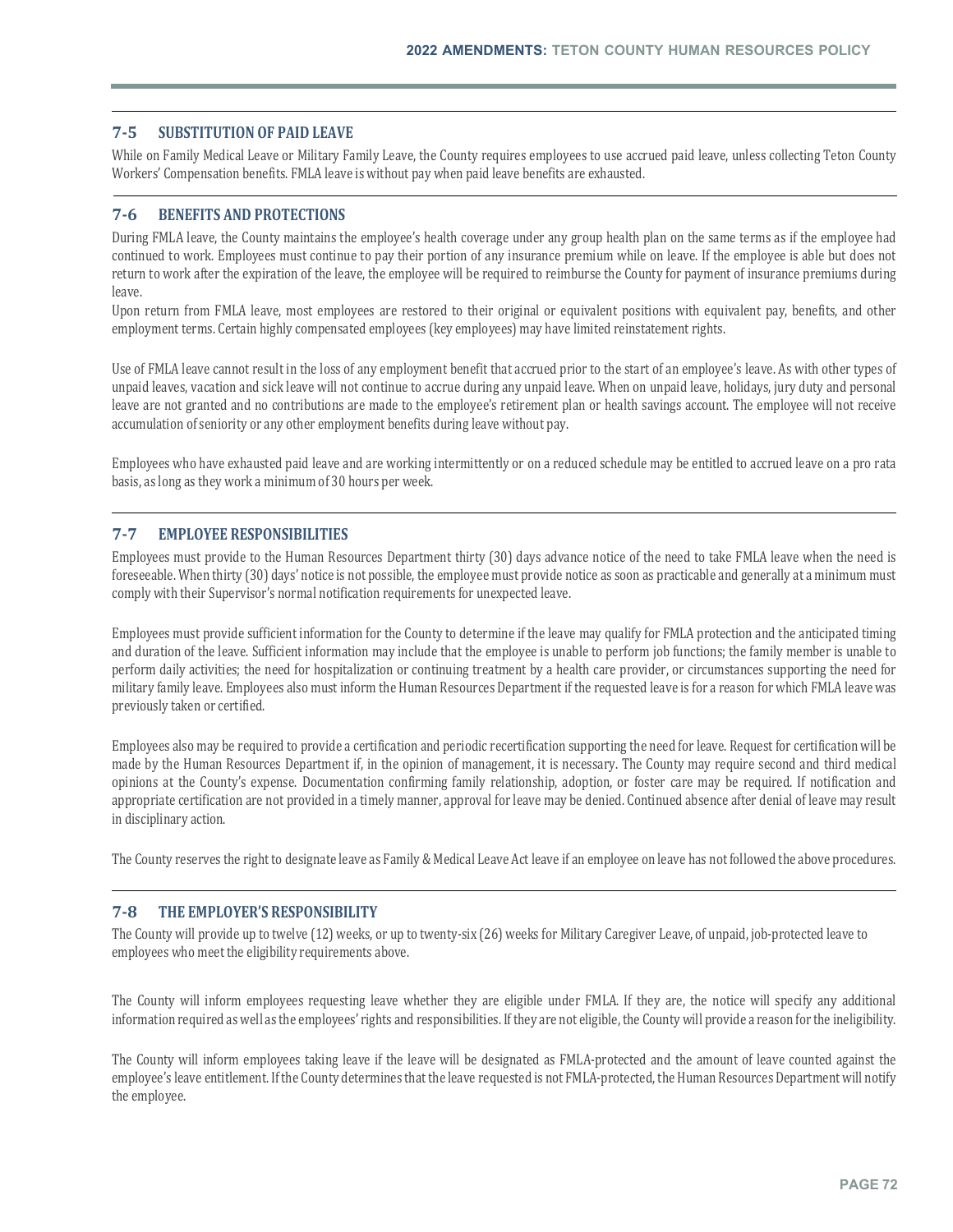## 7-5 SUBSTITUTION OF PAID LEAVE

While on Family Medical Leave or Military Family Leave, the County requires employees to use accrued paid leave, unless collecting Teton County Workers' Compensation benefits. FMLA leave is without pay when paid leave benefits are exhausted.

## 7-6 BENEFITS AND PROTECTIONS

During FMLA leave, the County maintains the employee's health coverage under any group health plan on the same terms as if the employee had continued to work. Employees must continue to pay their portion of any insurance premium while on leave. If the employee is able but does not return to work after the expiration of the leave, the employee will be required to reimburse the County for payment of insurance premiums during leave.

Upon return from FMLA leave, most employees are restored to their original or equivalent positions with equivalent pay, benefits, and other employment terms. Certain highly compensated employees (key employees) may have limited reinstatement rights.

Use of FMLA leave cannot result in the loss of any employment benefit that accrued prior to the start of an employee's leave. As with other types of unpaid leaves, vacation and sick leave will not continue to accrue during any unpaid leave. When on unpaid leave, holidays, jury duty and personal leave are not granted and no contributions are made to the employee's retirement plan or health savings account. The employee will not receive accumulation of seniority or any other employment benefits during leave without pay.

Employees who have exhausted paid leave and are working intermittently or on a reduced schedule may be entitled to accrued leave on a pro rata basis, as long as they work a minimum of 30 hours per week.

## 7-7 EMPLOYEE RESPONSIBILITIES

Employees must provide to the Human Resources Department thirty (30) days advance notice of the need to take FMLA leave when the need is foreseeable. When thirty (30) days' notice is not possible, the employee must provide notice as soon as practicable and generally at a minimum must comply with their Supervisor's normal notification requirements for unexpected leave.

Employees must provide sufficient information for the County to determine if the leave may qualify for FMLA protection and the anticipated timing and duration of the leave. Sufficient information may include that the employee is unable to perform job functions; the family member is unable to perform daily activities; the need for hospitalization or continuing treatment by a health care provider, or circumstances supporting the need for military family leave. Employees also must inform the Human Resources Department if the requested leave is for a reason for which FMLA leave was previously taken or certified.

Employees also may be required to provide a certification and periodic recertification supporting the need for leave. Request for certification will be made by the Human Resources Department if, in the opinion of management, it is necessary. The County may require second and third medical opinions at the County's expense. Documentation confirming family relationship, adoption, or foster care may be required. If notification and appropriate certification are not provided in a timely manner, approval for leave may be denied. Continued absence after denial of leave may result in disciplinary action.

The County reserves the right to designate leave as Family & Medical Leave Act leave if an employee on leave has not followed the above procedures.

## 7-8 THE EMPLOYER'S RESPONSIBILITY

The County will provide up to twelve (12) weeks, or up to twenty-six (26) weeks for Military Caregiver Leave, of unpaid, job-protected leave to employees who meet the eligibility requirements above.

The County will inform employees requesting leave whether they are eligible under FMLA. If they are, the notice will specify any additional information required as well as the employees' rights and responsibilities. If they are not eligible, the County will provide a reason for the ineligibility.

The County will inform employees taking leave if the leave will be designated as FMLA-protected and the amount of leave counted against the employee's leave entitlement. If the County determines that the leave requested is not FMLA-protected, the Human Resources Department will notify the employee.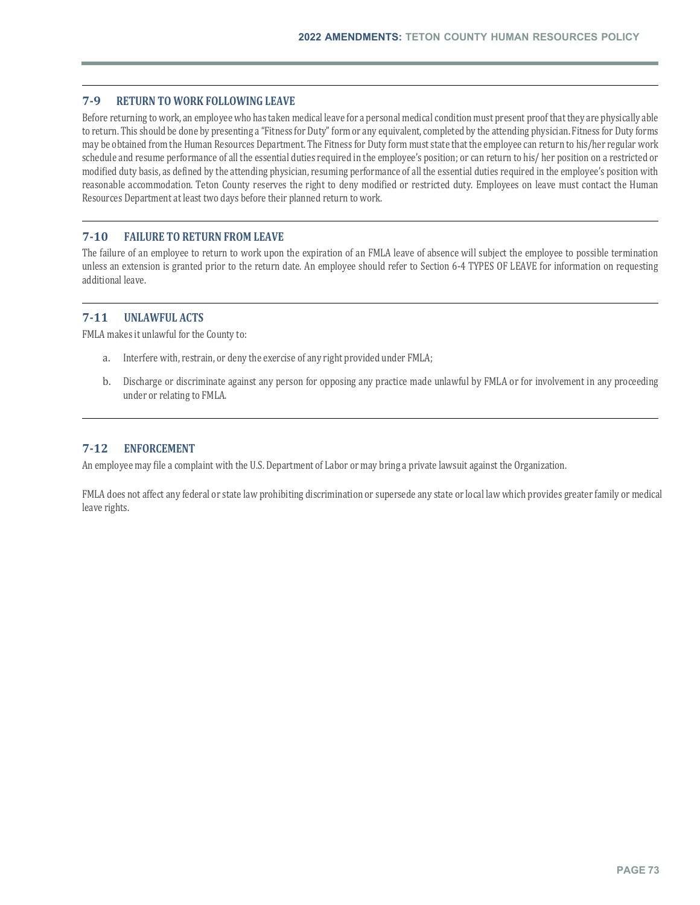## 7-9 RETURN TO WORK FOLLOWING LEAVE

Before returning to work, an employee who has taken medical leave for a personal medical condition must present proof that they are physically able to return. This should be done by presenting a "Fitness for Duty" form or any equivalent, completed by the attending physician. Fitness for Duty forms may be obtained from the Human Resources Department. The Fitness for Duty form must state that the employee can return to his/her regular work schedule and resume performance of all the essential duties required in the employee's position; or can return to his/ her position on a restricted or modified duty basis, as defined by the attending physician, resuming performance of all the essential duties required in the employee's position with reasonable accommodation. Teton County reserves the right to deny modified or restricted duty. Employees on leave must contact the Human Resources Department at least two days before their planned return to work.

## 7-10 FAILURE TO RETURN FROM LEAVE

The failure of an employee to return to work upon the expiration of an FMLA leave of absence will subject the employee to possible termination unless an extension is granted prior to the return date. An employee should refer to Section 6-4 TYPES OF LEAVE for information on requesting additional leave.

## 7-11 UNLAWFUL ACTS

FMLA makes it unlawful for the County to:

a. Interfere with, restrain, or deny the exercise of any right provided under FMLA;

b. Discharge or discriminate against any person for opposing any practice made unlawful by FMLA or for involvement in any proceeding under or relating to FMLA.

## 7-12 ENFORCEMENT

An employee may file a complaint with the U.S. Department of Labor or may bring a private lawsuit against the Organization.

FMLA does not affect any federal or state law prohibiting discrimination or supersede any state or local law which provides greater family or medical leave rights.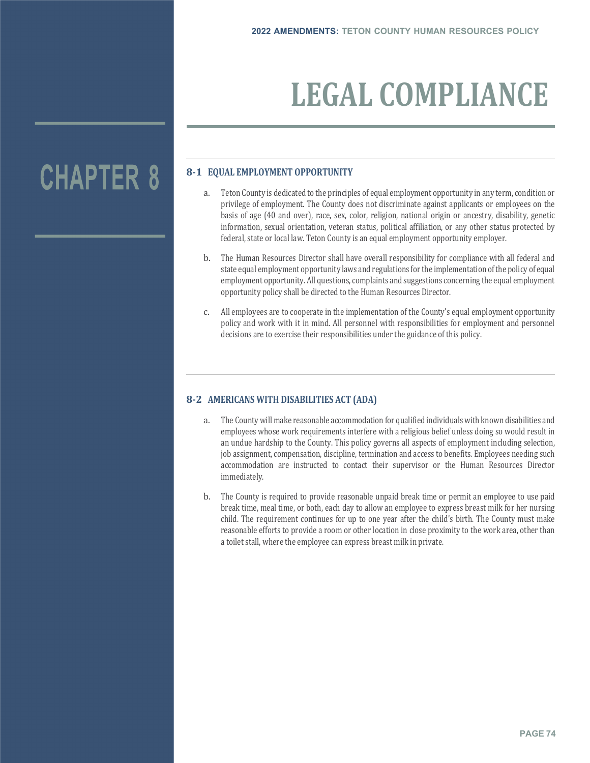# CHAPTER 8

# LEGAL COMPLIANCE

## 8-1 EQUAL EMPLOYMENT OPPORTUNITY

a. Teton County is dedicated to the principles of equal employment opportunity in any term, condition or privilege of employment. The County does not discriminate against applicants or employees on the basis of age (40 and over), race, sex, color, religion, national origin or ancestry, disability, genetic information, sexual orientation, veteran status, political affiliation, or any other status protected by federal, state or local law. Teton County is an equal employment opportunity employer.

b. The Human Resources Director shall have overall responsibility for compliance with all federal and state equal employment opportunity laws and regulations for the implementation of the policy of equal employment opportunity. All questions, complaints and suggestions concerning the equal employment opportunity policy shall be directed to the Human Resources Director.

c. All employees are to cooperate in the implementation of the County's equal employment opportunity policy and work with it in mind. All personnel with responsibilities for employment and personnel decisions are to exercise their responsibilities under the guidance of this policy.

## 8-2 AMERICANS WITH DISABILITIES ACT (ADA)

a. The County will make reasonable accommodation for qualified individuals with known disabilities and employees whose work requirements interfere with a religious belief unless doing so would result in an undue hardship to the County. This policy governs all aspects of employment including selection, job assignment, compensation, discipline, termination and access to benefits. Employees needing such accommodation are instructed to contact their supervisor or the Human Resources Director immediately.

b. The County is required to provide reasonable unpaid break time or permit an employee to use paid break time, meal time, or both, each day to allow an employee to express breast milk for her nursing child. The requirement continues for up to one year after the child's birth. The County must make reasonable efforts to provide a room or other location in close proximity to the work area, other than a toilet stall, where the employee can express breast milk in private.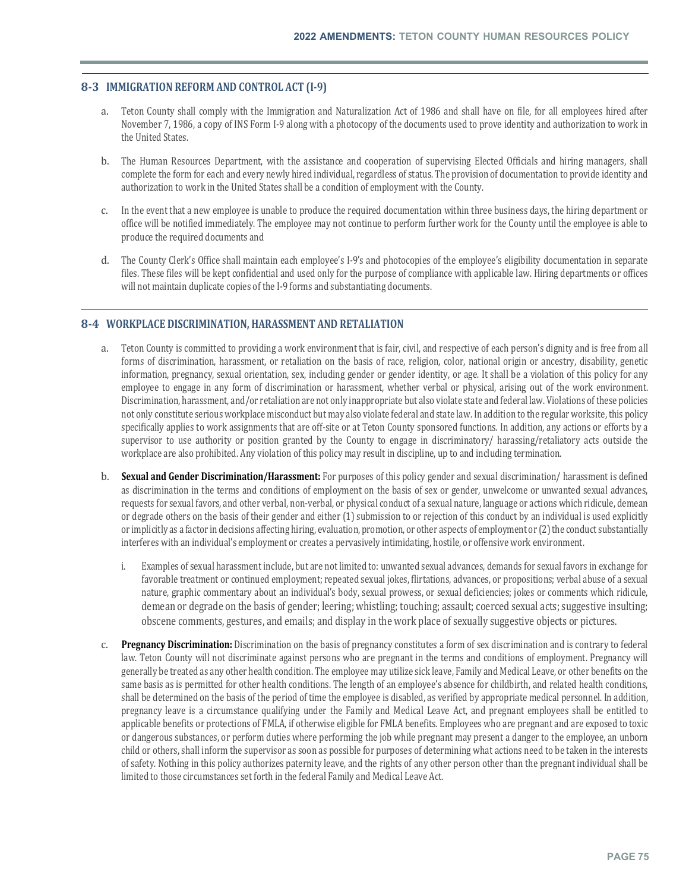## 8-3 IMMIGRATION REFORM AND CONTROL ACT (I-9)

a. Teton County shall comply with the Immigration and Naturalization Act of 1986 and shall have on file, for all employees hired after November 7, 1986, a copy of INS Form I-9 along with a photocopy of the documents used to prove identity and authorization to work in the United States.

b. The Human Resources Department, with the assistance and cooperation of supervising Elected Officials and hiring managers, shall complete the form for each and every newly hired individual, regardless of status. The provision of documentation to provide identity and authorization to work in the United States shall be a condition of employment with the County.

c. In the event that a new employee is unable to produce the required documentation within three business days, the hiring department or office will be notified immediately. The employee may not continue to perform further work for the County until the employee is able to produce the required documents and

d. The County Clerk's Office shall maintain each employee's I-9's and photocopies of the employee's eligibility documentation in separate files. These files will be kept confidential and used only for the purpose of compliance with applicable law. Hiring departments or offices will not maintain duplicate copies of the I-9 forms and substantiating documents.

## 8-4 WORKPLACE DISCRIMINATION, HARASSMENT AND RETALIATION

a. Teton County is committed to providing a work environment that is fair, civil, and respective of each person's dignity and is free from all forms of discrimination, harassment, or retaliation on the basis of race, religion, color, national origin or ancestry, disability, genetic information, pregnancy, sexual orientation, sex, including gender or gender identity, or age. It shall be a violation of this policy for any employee to engage in any form of discrimination or harassment, whether verbal or physical, arising out of the work environment. Discrimination, harassment, and/or retaliation are not only inappropriate but also violate state and federal law. Violations of these policies not only constitute serious workplace misconduct but may also violate federal and state law. In addition to the regular worksite, this policy specifically applies to work assignments that are off-site or at Teton County sponsored functions. In addition, any actions or efforts by a supervisor to use authority or position granted by the County to engage in discriminatory/ harassing/retaliatory acts outside the workplace are also prohibited. Any violation of this policy may result in discipline, up to and including termination.

b. **Sexual and Gender Discrimination/Harassment:** For purposes of this policy gender and sexual discrimination/ harassment is defined as discrimination in the terms and conditions of employment on the basis of sex or gender, unwelcome or unwanted sexual advances, requests for sexual favors, and other verbal, non-verbal, or physical conduct of a sexual nature, language or actions which ridicule, demean or degrade others on the basis of their gender and either (1) submission to or rejection of this conduct by an individual is used explicitly or implicitly as a factor in decisions affecting hiring, evaluation, promotion, or other aspects of employment or (2) the conduct substantially interferes with an individual's employment or creates a pervasively intimidating, hostile, or offensive work environment.

   i. Examples of sexual harassment include, but are not limited to: unwanted sexual advances, demands for sexual favors in exchange for favorable treatment or continued employment; repeated sexual jokes, flirtations, advances, or propositions; verbal abuse of a sexual nature, graphic commentary about an individual's body, sexual prowess, or sexual deficiencies; jokes or comments which ridicule, demean or degrade on the basis of gender; leering; whistling; touching; assault; coerced sexual acts; suggestive insulting; obscene comments, gestures, and emails; and display in the work place of sexually suggestive objects or pictures.

c. **Pregnancy Discrimination:** Discrimination on the basis of pregnancy constitutes a form of sex discrimination and is contrary to federal law. Teton County will not discriminate against persons who are pregnant in the terms and conditions of employment. Pregnancy will generally be treated as any other health condition. The employee may utilize sick leave, Family and Medical Leave, or other benefits on the same basis as is permitted for other health conditions. The length of an employee's absence for childbirth, and related health conditions, shall be determined on the basis of the period of time the employee is disabled, as verified by appropriate medical personnel. In addition, pregnancy leave is a circumstance qualifying under the Family and Medical Leave Act, and pregnant employees shall be entitled to applicable benefits or protections of FMLA, if otherwise eligible for FMLA benefits. Employees who are pregnant and are exposed to toxic or dangerous substances, or perform duties where performing the job while pregnant may present a danger to the employee, an unborn child or others, shall inform the supervisor as soon as possible for purposes of determining what actions need to be taken in the interests of safety. Nothing in this policy authorizes paternity leave, and the rights of any other person other than the pregnant individual shall be limited to those circumstances set forth in the federal Family and Medical Leave Act.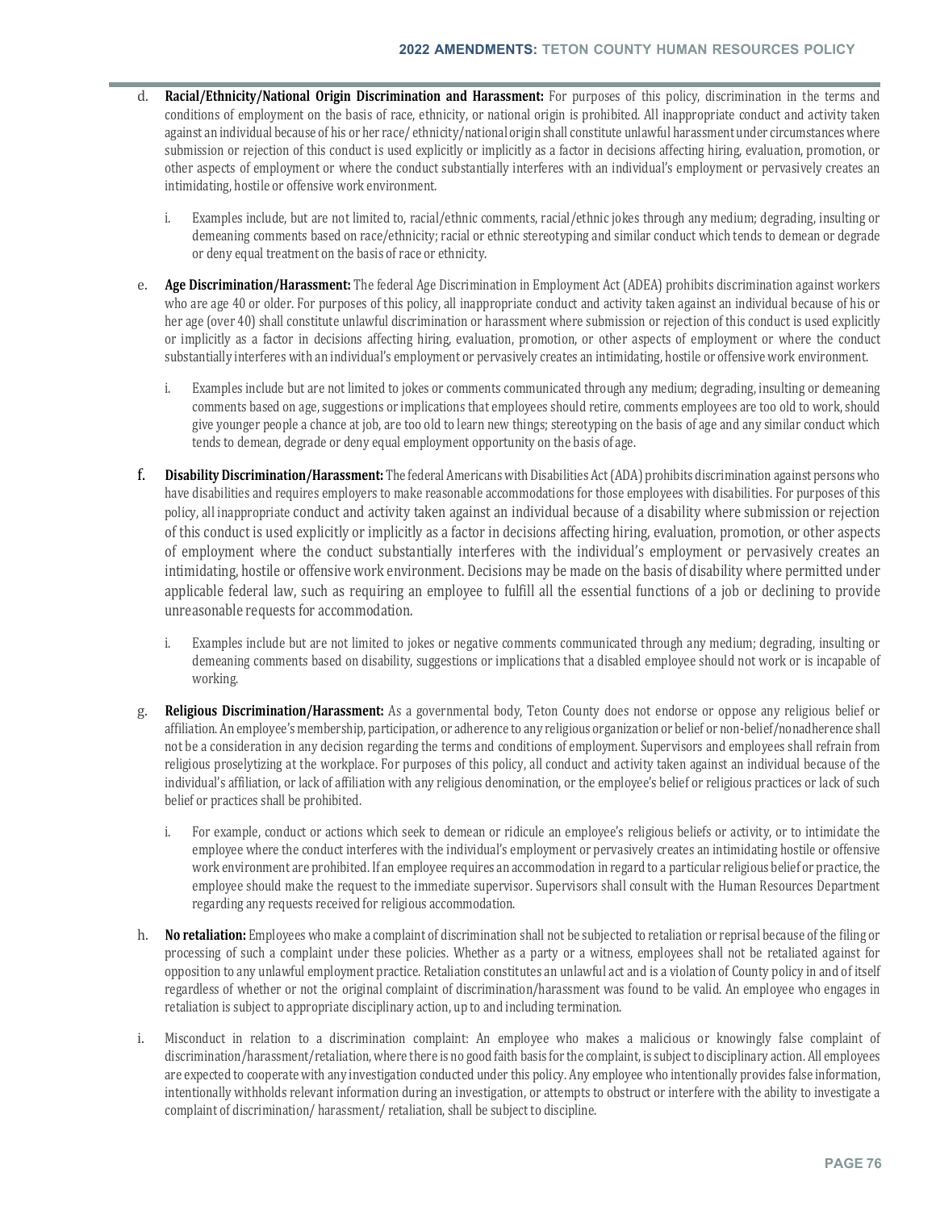d. **Racial/Ethnicity/National Origin Discrimination and Harassment:** For purposes of this policy, discrimination in the terms and conditions of employment on the basis of race, ethnicity, or national origin is prohibited. All inappropriate conduct and activity taken against an individual because of his or her race/ ethnicity/national origin shall constitute unlawful harassment under circumstances where submission or rejection of this conduct is used explicitly or implicitly as a factor in decisions affecting hiring, evaluation, promotion, or other aspects of employment or where the conduct substantially interferes with an individual's employment or pervasively creates an intimidating, hostile or offensive work environment.

   i. Examples include, but are not limited to, racial/ethnic comments, racial/ethnic jokes through any medium; degrading, insulting or demeaning comments based on race/ethnicity; racial or ethnic stereotyping and similar conduct which tends to demean or degrade or deny equal treatment on the basis of race or ethnicity.

e. **Age Discrimination/Harassment:** The federal Age Discrimination in Employment Act (ADEA) prohibits discrimination against workers who are age 40 or older. For purposes of this policy, all inappropriate conduct and activity taken against an individual because of his or her age (over 40) shall constitute unlawful discrimination or harassment where submission or rejection of this conduct is used explicitly or implicitly as a factor in decisions affecting hiring, evaluation, promotion, or other aspects of employment or where the conduct substantially interferes with an individual's employment or pervasively creates an intimidating, hostile or offensive work environment.

   i. Examples include but are not limited to jokes or comments communicated through any medium; degrading, insulting or demeaning comments based on age, suggestions or implications that employees should retire, comments employees are too old to work, should give younger people a chance at job, are too old to learn new things; stereotyping on the basis of age and any similar conduct which tends to demean, degrade or deny equal employment opportunity on the basis of age.

f. **Disability Discrimination/Harassment:** The federal Americans with Disabilities Act (ADA) prohibits discrimination against persons who have disabilities and requires employers to make reasonable accommodations for those employees with disabilities. For purposes of this policy, all inappropriate conduct and activity taken against an individual because of a disability where submission or rejection of this conduct is used explicitly or implicitly as a factor in decisions affecting hiring, evaluation, promotion, or other aspects of employment where the conduct substantially interferes with the individual's employment or pervasively creates an intimidating, hostile or offensive work environment. Decisions may be made on the basis of disability where permitted under applicable federal law, such as requiring an employee to fulfill all the essential functions of a job or declining to provide unreasonable requests for accommodation.

   i. Examples include but are not limited to jokes or negative comments communicated through any medium; degrading, insulting or demeaning comments based on disability, suggestions or implications that a disabled employee should not work or is incapable of working.

g. **Religious Discrimination/Harassment:** As a governmental body, Teton County does not endorse or oppose any religious belief or affiliation. An employee's membership, participation, or adherence to any religious organization or belief or non-belief/nonadherence shall not be a consideration in any decision regarding the terms and conditions of employment. Supervisors and employees shall refrain from religious proselytizing at the workplace. For purposes of this policy, all conduct and activity taken against an individual because of the individual's affiliation, or lack of affiliation with any religious denomination, or the employee's belief or religious practices or lack of such belief or practices shall be prohibited.

   i. For example, conduct or actions which seek to demean or ridicule an employee's religious beliefs or activity, or to intimidate the employee where the conduct interferes with the individual's employment or pervasively creates an intimidating hostile or offensive work environment are prohibited. If an employee requires an accommodation in regard to a particular religious belief or practice, the employee should make the request to the immediate supervisor. Supervisors shall consult with the Human Resources Department regarding any requests received for religious accommodation.

h. **No retaliation:** Employees who make a complaint of discrimination shall not be subjected to retaliation or reprisal because of the filing or processing of such a complaint under these policies. Whether as a party or a witness, employees shall not be retaliated against for opposition to any unlawful employment practice. Retaliation constitutes an unlawful act and is a violation of County policy in and of itself regardless of whether or not the original complaint of discrimination/harassment was found to be valid. An employee who engages in retaliation is subject to appropriate disciplinary action, up to and including termination.

i. Misconduct in relation to a discrimination complaint: An employee who makes a malicious or knowingly false complaint of discrimination/harassment/retaliation, where there is no good faith basis for the complaint, is subject to disciplinary action. All employees are expected to cooperate with any investigation conducted under this policy. Any employee who intentionally provides false information, intentionally withholds relevant information during an investigation, or attempts to obstruct or interfere with the ability to investigate a complaint of discrimination/ harassment/ retaliation, shall be subject to discipline.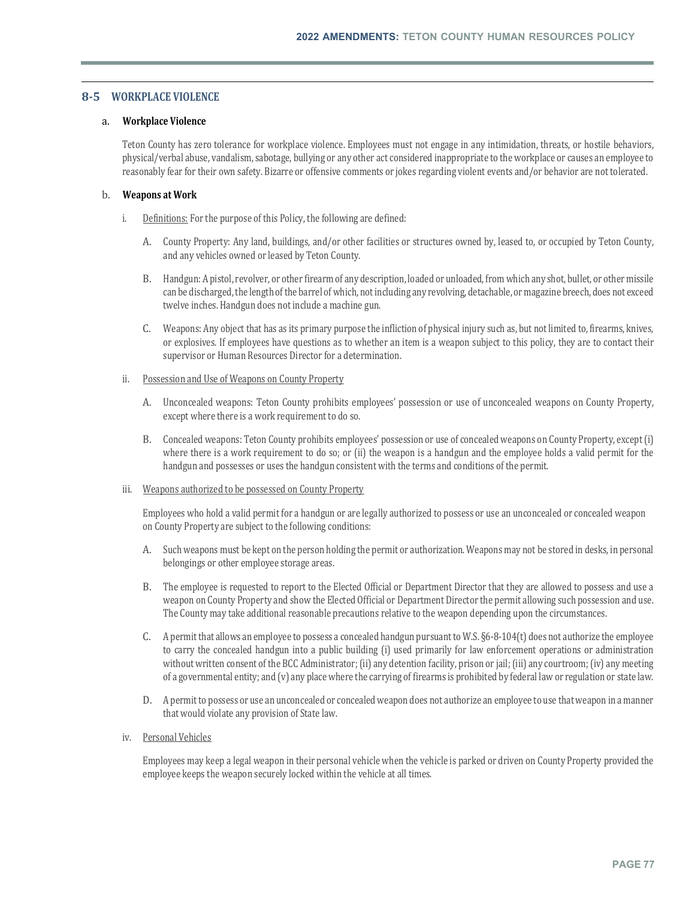## 8-5 WORKPLACE VIOLENCE

a. **Workplace Violence**

Teton County has zero tolerance for workplace violence. Employees must not engage in any intimidation, threats, or hostile behaviors, physical/verbal abuse, vandalism, sabotage, bullying or any other act considered inappropriate to the workplace or causes an employee to reasonably fear for their own safety. Bizarre or offensive comments or jokes regarding violent events and/or behavior are not tolerated.

b. **Weapons at Work**

i. Definitions: For the purpose of this Policy, the following are defined:

A. County Property: Any land, buildings, and/or other facilities or structures owned by, leased to, or occupied by Teton County, and any vehicles owned or leased by Teton County.

B. Handgun: A pistol, revolver, or other firearm of any description, loaded or unloaded, from which any shot, bullet, or other missile can be discharged, the length of the barrel of which, not including any revolving, detachable, or magazine breech, does not exceed twelve inches. Handgun does not include a machine gun.

C. Weapons: Any object that has as its primary purpose the infliction of physical injury such as, but not limited to, firearms, knives, or explosives. If employees have questions as to whether an item is a weapon subject to this policy, they are to contact their supervisor or Human Resources Director for a determination.

ii. Possession and Use of Weapons on County Property

A. Unconcealed weapons: Teton County prohibits employees' possession or use of unconcealed weapons on County Property, except where there is a work requirement to do so.

B. Concealed weapons: Teton County prohibits employees' possession or use of concealed weapons on County Property, except (i) where there is a work requirement to do so; or (ii) the weapon is a handgun and the employee holds a valid permit for the handgun and possesses or uses the handgun consistent with the terms and conditions of the permit.

iii. Weapons authorized to be possessed on County Property

Employees who hold a valid permit for a handgun or are legally authorized to possess or use an unconcealed or concealed weapon on County Property are subject to the following conditions:

A. Such weapons must be kept on the person holding the permit or authorization. Weapons may not be stored in desks, in personal belongings or other employee storage areas.

B. The employee is requested to report to the Elected Official or Department Director that they are allowed to possess and use a weapon on County Property and show the Elected Official or Department Director the permit allowing such possession and use. The County may take additional reasonable precautions relative to the weapon depending upon the circumstances.

C. A permit that allows an employee to possess a concealed handgun pursuant to W.S. §6-8-104(t) does not authorize the employee to carry the concealed handgun into a public building (i) used primarily for law enforcement operations or administration without written consent of the BCC Administrator; (ii) any detention facility, prison or jail; (iii) any courtroom; (iv) any meeting of a governmental entity; and (v) any place where the carrying of firearms is prohibited by federal law or regulation or state law.

D. A permit to possess or use an unconcealed or concealed weapon does not authorize an employee to use that weapon in a manner that would violate any provision of State law.

iv. Personal Vehicles

Employees may keep a legal weapon in their personal vehicle when the vehicle is parked or driven on County Property provided the employee keeps the weapon securely locked within the vehicle at all times.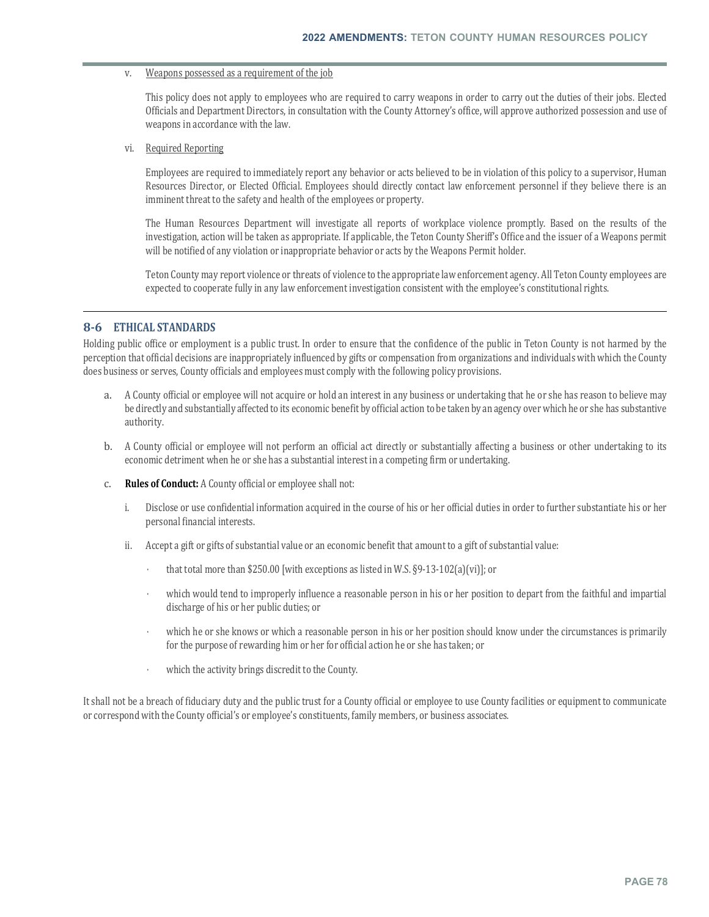v. Weapons possessed as a requirement of the job

This policy does not apply to employees who are required to carry weapons in order to carry out the duties of their jobs. Elected Officials and Department Directors, in consultation with the County Attorney's office, will approve authorized possession and use of weapons in accordance with the law.

vi. Required Reporting

Employees are required to immediately report any behavior or acts believed to be in violation of this policy to a supervisor, Human Resources Director, or Elected Official. Employees should directly contact law enforcement personnel if they believe there is an imminent threat to the safety and health of the employees or property.

The Human Resources Department will investigate all reports of workplace violence promptly. Based on the results of the investigation, action will be taken as appropriate. If applicable, the Teton County Sheriff's Office and the issuer of a Weapons permit will be notified of any violation or inappropriate behavior or acts by the Weapons Permit holder.

Teton County may report violence or threats of violence to the appropriate law enforcement agency. All Teton County employees are expected to cooperate fully in any law enforcement investigation consistent with the employee's constitutional rights.

## 8-6 ETHICAL STANDARDS

Holding public office or employment is a public trust. In order to ensure that the confidence of the public in Teton County is not harmed by the perception that official decisions are inappropriately influenced by gifts or compensation from organizations and individuals with which the County does business or serves, County officials and employees must comply with the following policy provisions.

a. A County official or employee will not acquire or hold an interest in any business or undertaking that he or she has reason to believe may be directly and substantially affected to its economic benefit by official action to be taken by an agency over which he or she has substantive authority.

b. A County official or employee will not perform an official act directly or substantially affecting a business or other undertaking to its economic detriment when he or she has a substantial interest in a competing firm or undertaking.

c. **Rules of Conduct:** A County official or employee shall not:

   i. Disclose or use confidential information acquired in the course of his or her official duties in order to further substantiate his or her personal financial interests.

   ii. Accept a gift or gifts of substantial value or an economic benefit that amount to a gift of substantial value:

      - that total more than $250.00 [with exceptions as listed in W.S. §9-13-102(a)(vi)]; or
      - which would tend to improperly influence a reasonable person in his or her position to depart from the faithful and impartial discharge of his or her public duties; or
      - which he or she knows or which a reasonable person in his or her position should know under the circumstances is primarily for the purpose of rewarding him or her for official action he or she has taken; or
      - which the activity brings discredit to the County.

It shall not be a breach of fiduciary duty and the public trust for a County official or employee to use County facilities or equipment to communicate or correspond with the County official's or employee's constituents, family members, or business associates.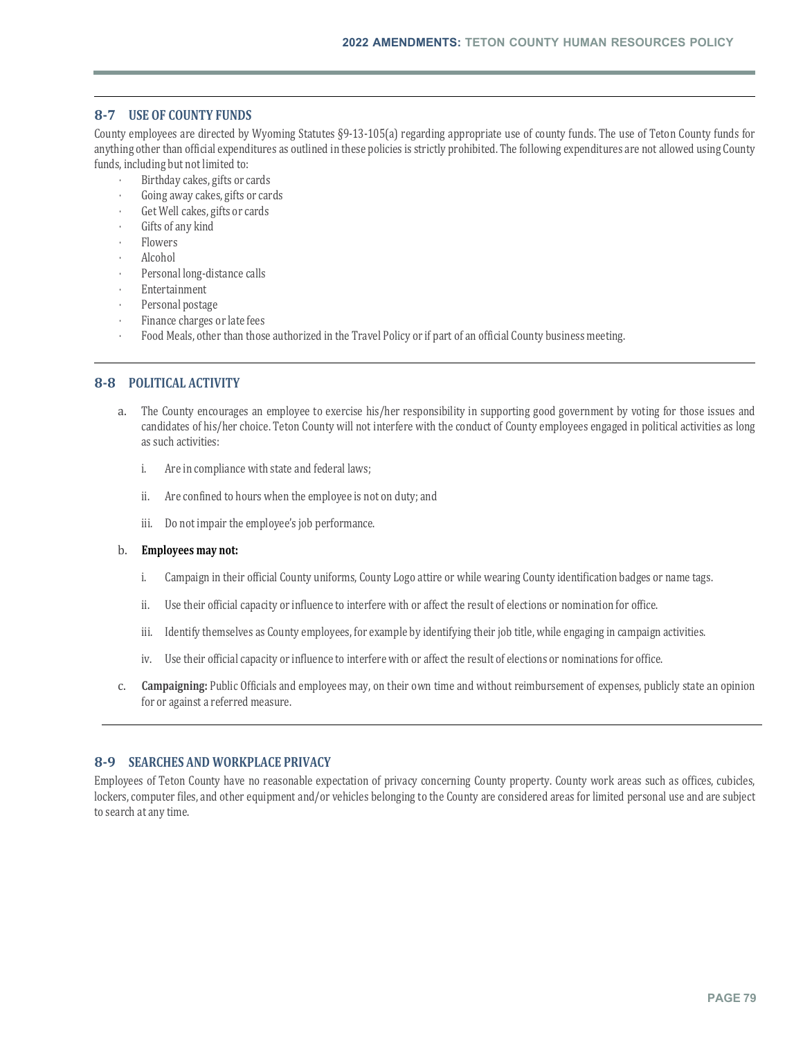## 8-7 USE OF COUNTY FUNDS

County employees are directed by Wyoming Statutes §9-13-105(a) regarding appropriate use of county funds. The use of Teton County funds for anything other than official expenditures as outlined in these policies is strictly prohibited. The following expenditures are not allowed using County funds, including but not limited to:

- Birthday cakes, gifts or cards
- Going away cakes, gifts or cards
- Get Well cakes, gifts or cards
- Gifts of any kind
- Flowers
- Alcohol
- Personal long-distance calls
- Entertainment
- Personal postage
- Finance charges or late fees
- Food Meals, other than those authorized in the Travel Policy or if part of an official County business meeting.

## 8-8 POLITICAL ACTIVITY

a. The County encourages an employee to exercise his/her responsibility in supporting good government by voting for those issues and candidates of his/her choice. Teton County will not interfere with the conduct of County employees engaged in political activities as long as such activities:

   i. Are in compliance with state and federal laws;

   ii. Are confined to hours when the employee is not on duty; and

   iii. Do not impair the employee's job performance.

b. **Employees may not:**

   i. Campaign in their official County uniforms, County Logo attire or while wearing County identification badges or name tags.

   ii. Use their official capacity or influence to interfere with or affect the result of elections or nomination for office.

   iii. Identify themselves as County employees, for example by identifying their job title, while engaging in campaign activities.

   iv. Use their official capacity or influence to interfere with or affect the result of elections or nominations for office.

c. **Campaigning:** Public Officials and employees may, on their own time and without reimbursement of expenses, publicly state an opinion for or against a referred measure.

## 8-9 SEARCHES AND WORKPLACE PRIVACY

Employees of Teton County have no reasonable expectation of privacy concerning County property. County work areas such as offices, cubicles, lockers, computer files, and other equipment and/or vehicles belonging to the County are considered areas for limited personal use and are subject to search at any time.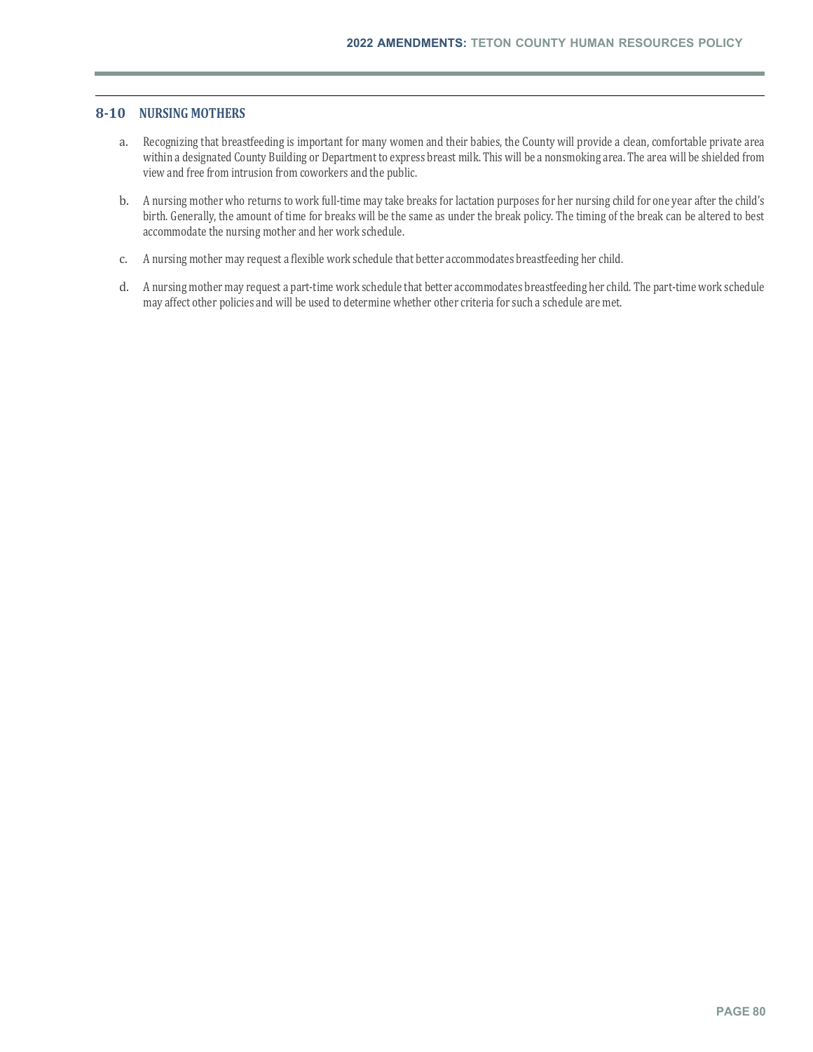## 8-10 NURSING MOTHERS

a. Recognizing that breastfeeding is important for many women and their babies, the County will provide a clean, comfortable private area within a designated County Building or Department to express breast milk. This will be a nonsmoking area. The area will be shielded from view and free from intrusion from coworkers and the public.

b. A nursing mother who returns to work full-time may take breaks for lactation purposes for her nursing child for one year after the child's birth. Generally, the amount of time for breaks will be the same as under the break policy. The timing of the break can be altered to best accommodate the nursing mother and her work schedule.

c. A nursing mother may request a flexible work schedule that better accommodates breastfeeding her child.

d. A nursing mother may request a part-time work schedule that better accommodates breastfeeding her child. The part-time work schedule may affect other policies and will be used to determine whether other criteria for such a schedule are met.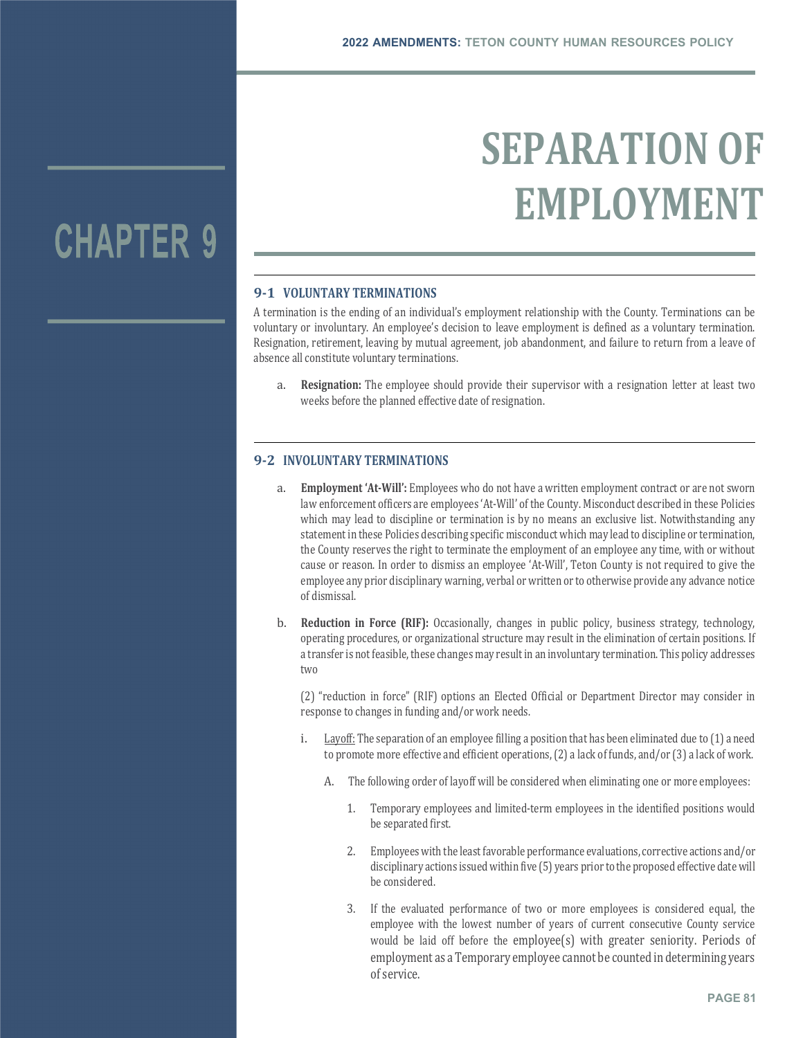# CHAPTER 9

# SEPARATION OF EMPLOYMENT

## 9-1 VOLUNTARY TERMINATIONS

A termination is the ending of an individual's employment relationship with the County. Terminations can be voluntary or involuntary. An employee's decision to leave employment is defined as a voluntary termination. Resignation, retirement, leaving by mutual agreement, job abandonment, and failure to return from a leave of absence all constitute voluntary terminations.

a. **Resignation:** The employee should provide their supervisor with a resignation letter at least two weeks before the planned effective date of resignation.

## 9-2 INVOLUNTARY TERMINATIONS

a. **Employment 'At-Will':** Employees who do not have a written employment contract or are not sworn law enforcement officers are employees 'At-Will' of the County. Misconduct described in these Policies which may lead to discipline or termination is by no means an exclusive list. Notwithstanding any statement in these Policies describing specific misconduct which may lead to discipline or termination, the County reserves the right to terminate the employment of an employee any time, with or without cause or reason. In order to dismiss an employee 'At-Will', Teton County is not required to give the employee any prior disciplinary warning, verbal or written or to otherwise provide any advance notice of dismissal.

b. **Reduction in Force (RIF):** Occasionally, changes in public policy, business strategy, technology, operating procedures, or organizational structure may result in the elimination of certain positions. If a transfer is not feasible, these changes may result in an involuntary termination. This policy addresses two

   (2) "reduction in force" (RIF) options an Elected Official or Department Director may consider in response to changes in funding and/or work needs.

   i. Layoff: The separation of an employee filling a position that has been eliminated due to (1) a need to promote more effective and efficient operations, (2) a lack of funds, and/or (3) a lack of work.

      A. The following order of layoff will be considered when eliminating one or more employees:

         1. Temporary employees and limited-term employees in the identified positions would be separated first.

         2. Employees with the least favorable performance evaluations, corrective actions and/or disciplinary actions issued within five (5) years prior to the proposed effective date will be considered.

         3. If the evaluated performance of two or more employees is considered equal, the employee with the lowest number of years of current consecutive County service would be laid off before the employee(s) with greater seniority. Periods of employment as a Temporary employee cannot be counted in determining years of service.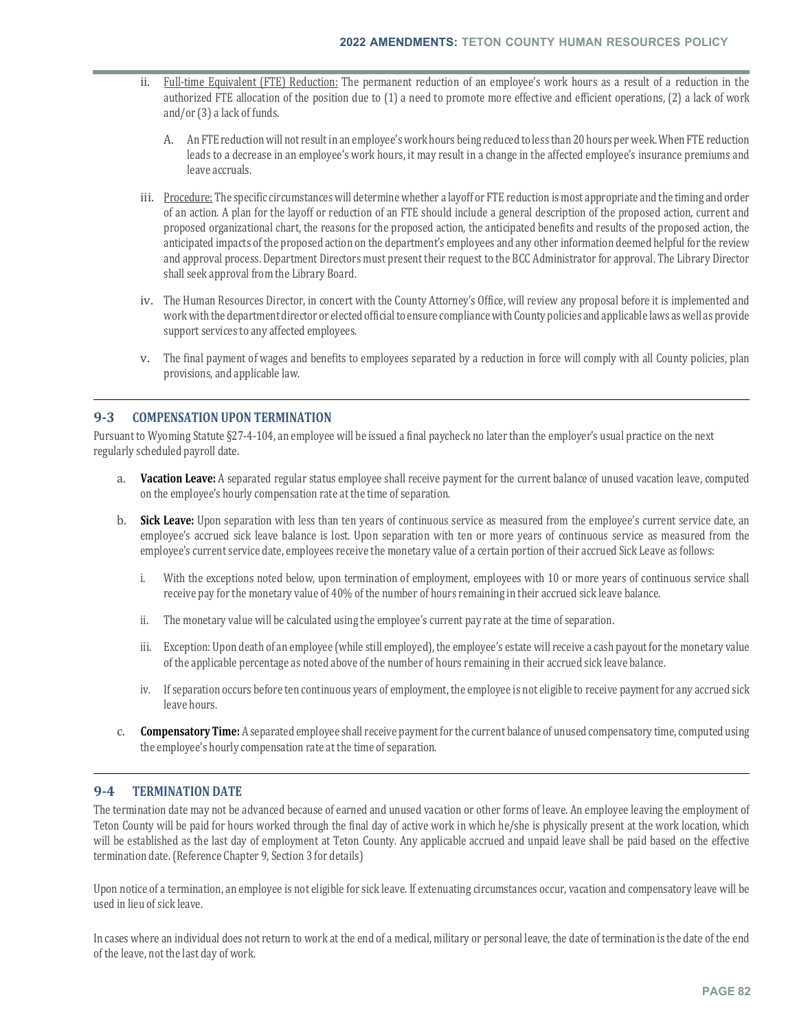ii. Full-time Equivalent (FTE) Reduction: The permanent reduction of an employee's work hours as a result of a reduction in the authorized FTE allocation of the position due to (1) a need to promote more effective and efficient operations, (2) a lack of work and/or (3) a lack of funds.

   A. An FTE reduction will not result in an employee's work hours being reduced to less than 20 hours per week. When FTE reduction leads to a decrease in an employee's work hours, it may result in a change in the affected employee's insurance premiums and leave accruals.

iii. Procedure: The specific circumstances will determine whether a layoff or FTE reduction is most appropriate and the timing and order of an action. A plan for the layoff or reduction of an FTE should include a general description of the proposed action, current and proposed organizational chart, the reasons for the proposed action, the anticipated benefits and results of the proposed action, the anticipated impacts of the proposed action on the department's employees and any other information deemed helpful for the review and approval process. Department Directors must present their request to the BCC Administrator for approval. The Library Director shall seek approval from the Library Board.

iv. The Human Resources Director, in concert with the County Attorney's Office, will review any proposal before it is implemented and work with the department director or elected official to ensure compliance with County policies and applicable laws as well as provide support services to any affected employees.

v. The final payment of wages and benefits to employees separated by a reduction in force will comply with all County policies, plan provisions, and applicable law.

## 9-3 COMPENSATION UPON TERMINATION

Pursuant to Wyoming Statute §27-4-104, an employee will be issued a final paycheck no later than the employer's usual practice on the next regularly scheduled payroll date.

a. **Vacation Leave:** A separated regular status employee shall receive payment for the current balance of unused vacation leave, computed on the employee's hourly compensation rate at the time of separation.

b. **Sick Leave:** Upon separation with less than ten years of continuous service as measured from the employee's current service date, an employee's accrued sick leave balance is lost. Upon separation with ten or more years of continuous service as measured from the employee's current service date, employees receive the monetary value of a certain portion of their accrued Sick Leave as follows:

   i. With the exceptions noted below, upon termination of employment, employees with 10 or more years of continuous service shall receive pay for the monetary value of 40% of the number of hours remaining in their accrued sick leave balance.

   ii. The monetary value will be calculated using the employee's current pay rate at the time of separation.

   iii. Exception: Upon death of an employee (while still employed), the employee's estate will receive a cash payout for the monetary value of the applicable percentage as noted above of the number of hours remaining in their accrued sick leave balance.

   iv. If separation occurs before ten continuous years of employment, the employee is not eligible to receive payment for any accrued sick leave hours.

c. **Compensatory Time:** A separated employee shall receive payment for the current balance of unused compensatory time, computed using the employee's hourly compensation rate at the time of separation.

## 9-4 TERMINATION DATE

The termination date may not be advanced because of earned and unused vacation or other forms of leave. An employee leaving the employment of Teton County will be paid for hours worked through the final day of active work in which he/she is physically present at the work location, which will be established as the last day of employment at Teton County. Any applicable accrued and unpaid leave shall be paid based on the effective termination date. (Reference Chapter 9, Section 3 for details)

Upon notice of a termination, an employee is not eligible for sick leave. If extenuating circumstances occur, vacation and compensatory leave will be used in lieu of sick leave.

In cases where an individual does not return to work at the end of a medical, military or personal leave, the date of termination is the date of the end of the leave, not the last day of work.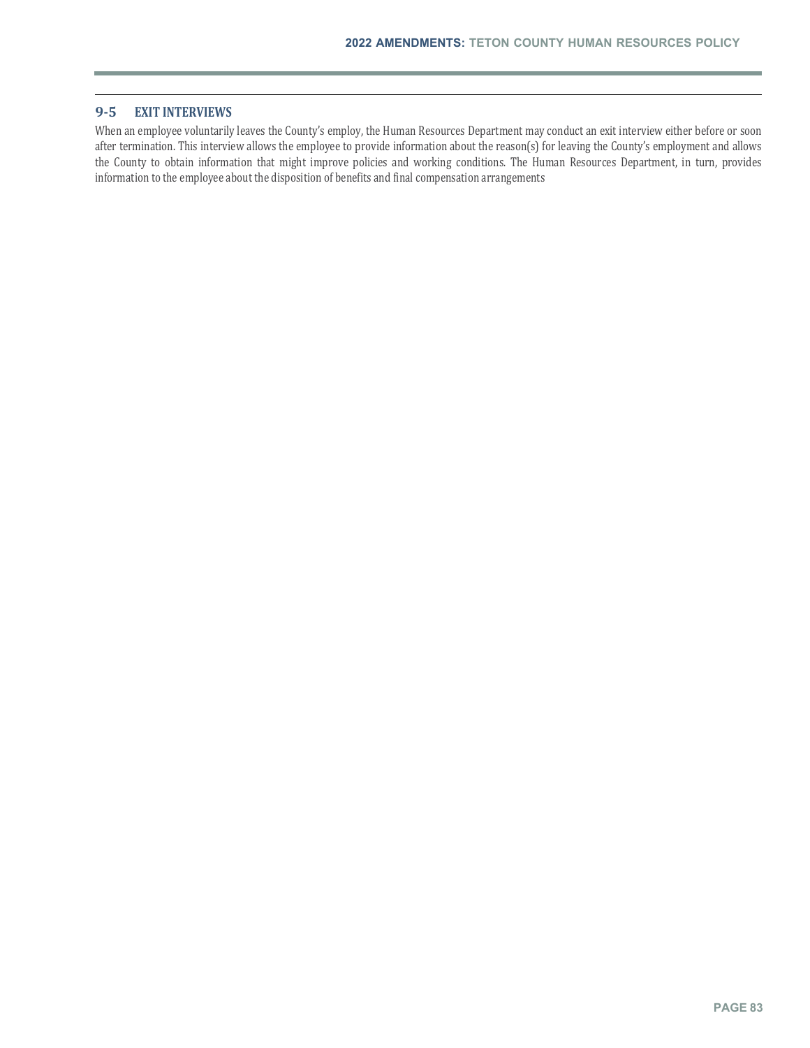## 9-5 EXIT INTERVIEWS

When an employee voluntarily leaves the County's employ, the Human Resources Department may conduct an exit interview either before or soon after termination. This interview allows the employee to provide information about the reason(s) for leaving the County's employment and allows the County to obtain information that might improve policies and working conditions. The Human Resources Department, in turn, provides information to the employee about the disposition of benefits and final compensation arrangements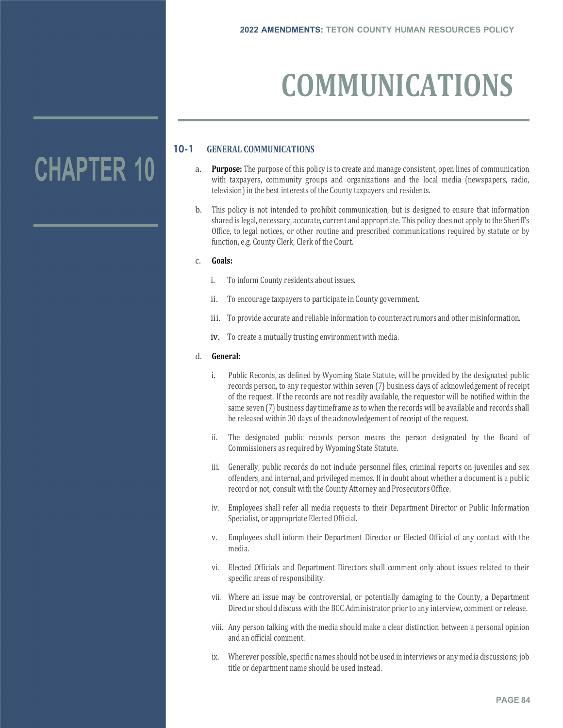# CHAPTER 10

# COMMUNICATIONS

## 10-1 GENERAL COMMUNICATIONS

a. **Purpose:** The purpose of this policy is to create and manage consistent, open lines of communication with taxpayers, community groups and organizations and the local media (newspapers, radio, television) in the best interests of the County taxpayers and residents.

b. This policy is not intended to prohibit communication, but is designed to ensure that information shared is legal, necessary, accurate, current and appropriate. This policy does not apply to the Sheriff's Office, to legal notices, or other routine and prescribed communications required by statute or by function, e.g. County Clerk, Clerk of the Court.

c. **Goals:**

   i. To inform County residents about issues.

   ii. To encourage taxpayers to participate in County government.

   iii. To provide accurate and reliable information to counteract rumors and other misinformation.

   iv. To create a mutually trusting environment with media.

d. **General:**

   i. Public Records, as defined by Wyoming State Statute, will be provided by the designated public records person, to any requestor within seven (7) business days of acknowledgement of receipt of the request. If the records are not readily available, the requestor will be notified within the same seven (7) business day timeframe as to when the records will be available and records shall be released within 30 days of the acknowledgement of receipt of the request.

   ii. The designated public records person means the person designated by the Board of Commissioners as required by Wyoming State Statute.

   iii. Generally, public records do not include personnel files, criminal reports on juveniles and sex offenders, and internal, and privileged memos. If in doubt about whether a document is a public record or not, consult with the County Attorney and Prosecutors Office.

   iv. Employees shall refer all media requests to their Department Director or Public Information Specialist, or appropriate Elected Official.

   v. Employees shall inform their Department Director or Elected Official of any contact with the media.

   vi. Elected Officials and Department Directors shall comment only about issues related to their specific areas of responsibility.

   vii. Where an issue may be controversial, or potentially damaging to the County, a Department Director should discuss with the BCC Administrator prior to any interview, comment or release.

   viii. Any person talking with the media should make a clear distinction between a personal opinion and an official comment.

   ix. Wherever possible, specific names should not be used in interviews or any media discussions; job title or department name should be used instead.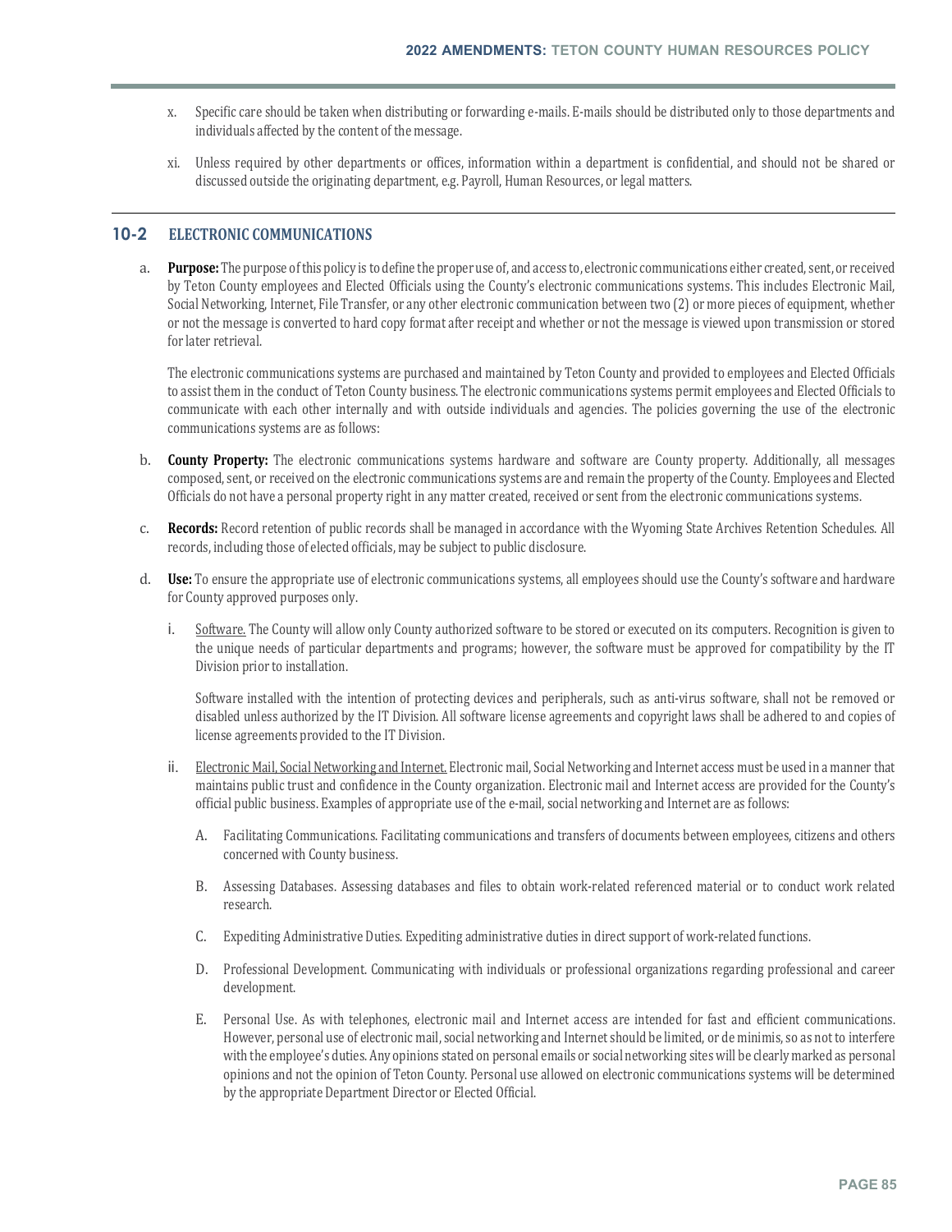x. Specific care should be taken when distributing or forwarding e-mails. E-mails should be distributed only to those departments and individuals affected by the content of the message.

xi. Unless required by other departments or offices, information within a department is confidential, and should not be shared or discussed outside the originating department, e.g. Payroll, Human Resources, or legal matters.

## 10-2 ELECTRONIC COMMUNICATIONS

a. **Purpose:** The purpose of this policy is to define the proper use of, and access to, electronic communications either created, sent, or received by Teton County employees and Elected Officials using the County's electronic communications systems. This includes Electronic Mail, Social Networking, Internet, File Transfer, or any other electronic communication between two (2) or more pieces of equipment, whether or not the message is converted to hard copy format after receipt and whether or not the message is viewed upon transmission or stored for later retrieval.

   The electronic communications systems are purchased and maintained by Teton County and provided to employees and Elected Officials to assist them in the conduct of Teton County business. The electronic communications systems permit employees and Elected Officials to communicate with each other internally and with outside individuals and agencies. The policies governing the use of the electronic communications systems are as follows:

b. **County Property:** The electronic communications systems hardware and software are County property. Additionally, all messages composed, sent, or received on the electronic communications systems are and remain the property of the County. Employees and Elected Officials do not have a personal property right in any matter created, received or sent from the electronic communications systems.

c. **Records:** Record retention of public records shall be managed in accordance with the Wyoming State Archives Retention Schedules. All records, including those of elected officials, may be subject to public disclosure.

d. **Use:** To ensure the appropriate use of electronic communications systems, all employees should use the County's software and hardware for County approved purposes only.

   i. Software. The County will allow only County authorized software to be stored or executed on its computers. Recognition is given to the unique needs of particular departments and programs; however, the software must be approved for compatibility by the IT Division prior to installation.

      Software installed with the intention of protecting devices and peripherals, such as anti-virus software, shall not be removed or disabled unless authorized by the IT Division. All software license agreements and copyright laws shall be adhered to and copies of license agreements provided to the IT Division.

   ii. Electronic Mail, Social Networking and Internet. Electronic mail, Social Networking and Internet access must be used in a manner that maintains public trust and confidence in the County organization. Electronic mail and Internet access are provided for the County's official public business. Examples of appropriate use of the e-mail, social networking and Internet are as follows:

      A. Facilitating Communications. Facilitating communications and transfers of documents between employees, citizens and others concerned with County business.

      B. Assessing Databases. Assessing databases and files to obtain work-related referenced material or to conduct work related research.

      C. Expediting Administrative Duties. Expediting administrative duties in direct support of work-related functions.

      D. Professional Development. Communicating with individuals or professional organizations regarding professional and career development.

      E. Personal Use. As with telephones, electronic mail and Internet access are intended for fast and efficient communications. However, personal use of electronic mail, social networking and Internet should be limited, or de minimis, so as not to interfere with the employee's duties. Any opinions stated on personal emails or social networking sites will be clearly marked as personal opinions and not the opinion of Teton County. Personal use allowed on electronic communications systems will be determined by the appropriate Department Director or Elected Official.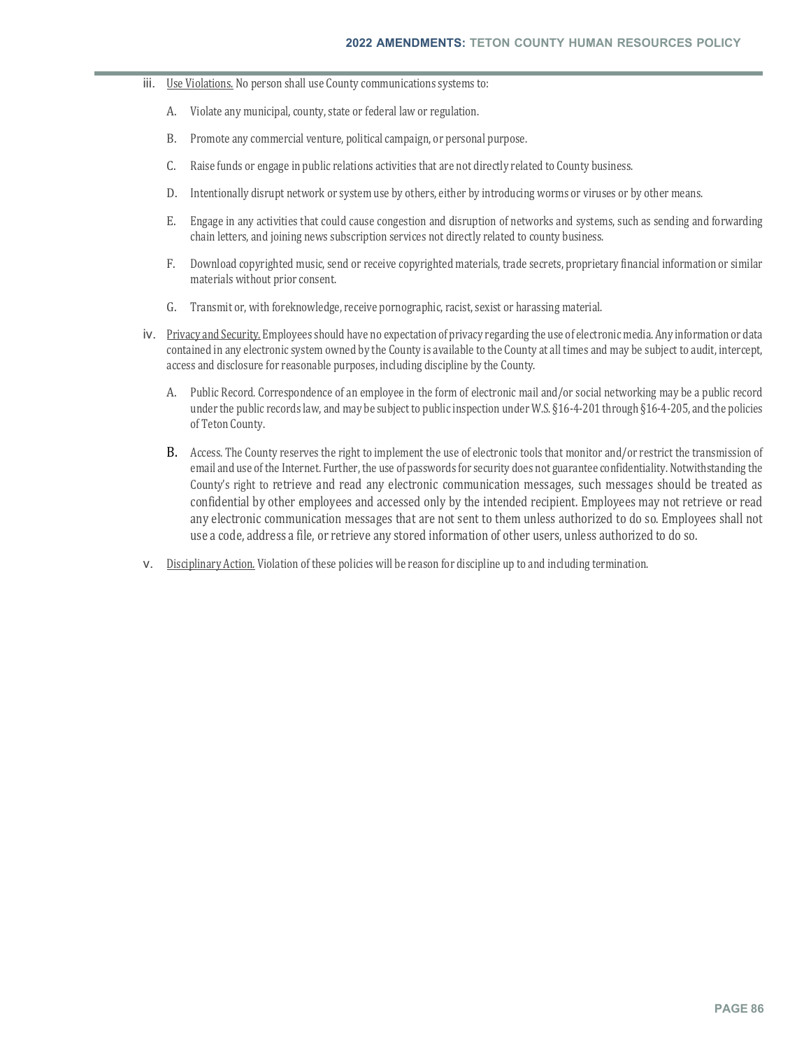iii. Use Violations. No person shall use County communications systems to:

A. Violate any municipal, county, state or federal law or regulation.

B. Promote any commercial venture, political campaign, or personal purpose.

C. Raise funds or engage in public relations activities that are not directly related to County business.

D. Intentionally disrupt network or system use by others, either by introducing worms or viruses or by other means.

E. Engage in any activities that could cause congestion and disruption of networks and systems, such as sending and forwarding chain letters, and joining news subscription services not directly related to county business.

F. Download copyrighted music, send or receive copyrighted materials, trade secrets, proprietary financial information or similar materials without prior consent.

G. Transmit or, with foreknowledge, receive pornographic, racist, sexist or harassing material.

iv. Privacy and Security. Employees should have no expectation of privacy regarding the use of electronic media. Any information or data contained in any electronic system owned by the County is available to the County at all times and may be subject to audit, intercept, access and disclosure for reasonable purposes, including discipline by the County.

A. Public Record. Correspondence of an employee in the form of electronic mail and/or social networking may be a public record under the public records law, and may be subject to public inspection under W.S. §16-4-201 through §16-4-205, and the policies of Teton County.

B. Access. The County reserves the right to implement the use of electronic tools that monitor and/or restrict the transmission of email and use of the Internet. Further, the use of passwords for security does not guarantee confidentiality. Notwithstanding the County's right to retrieve and read any electronic communication messages, such messages should be treated as confidential by other employees and accessed only by the intended recipient. Employees may not retrieve or read any electronic communication messages that are not sent to them unless authorized to do so. Employees shall not use a code, address a file, or retrieve any stored information of other users, unless authorized to do so.

v. Disciplinary Action. Violation of these policies will be reason for discipline up to and including termination.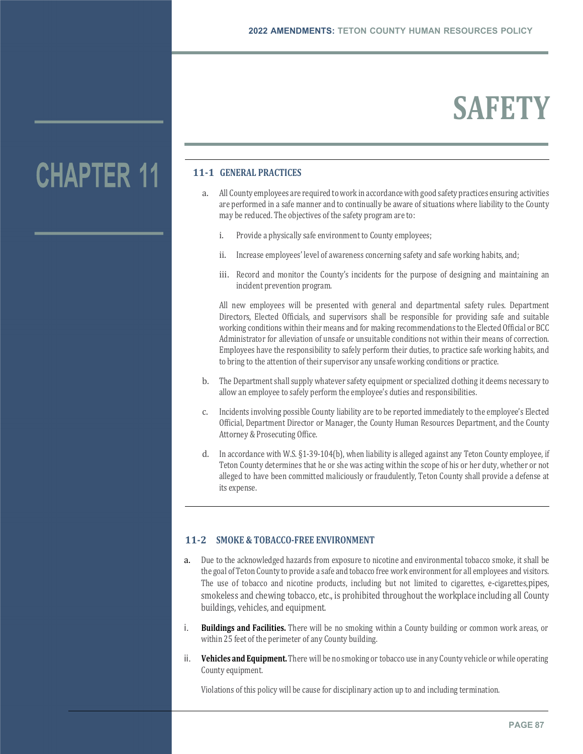# CHAPTER 11

# SAFETY

## 11-1 GENERAL PRACTICES

a. All County employees are required to work in accordance with good safety practices ensuring activities are performed in a safe manner and to continually be aware of situations where liability to the County may be reduced. The objectives of the safety program are to:

   i. Provide a physically safe environment to County employees;

   ii. Increase employees' level of awareness concerning safety and safe working habits, and;

   iii. Record and monitor the County's incidents for the purpose of designing and maintaining an incident prevention program.

   All new employees will be presented with general and departmental safety rules. Department Directors, Elected Officials, and supervisors shall be responsible for providing safe and suitable working conditions within their means and for making recommendations to the Elected Official or BCC Administrator for alleviation of unsafe or unsuitable conditions not within their means of correction. Employees have the responsibility to safely perform their duties, to practice safe working habits, and to bring to the attention of their supervisor any unsafe working conditions or practice.

b. The Department shall supply whatever safety equipment or specialized clothing it deems necessary to allow an employee to safely perform the employee's duties and responsibilities.

c. Incidents involving possible County liability are to be reported immediately to the employee's Elected Official, Department Director or Manager, the County Human Resources Department, and the County Attorney & Prosecuting Office.

d. In accordance with W.S. §1-39-104(b), when liability is alleged against any Teton County employee, if Teton County determines that he or she was acting within the scope of his or her duty, whether or not alleged to have been committed maliciously or fraudulently, Teton County shall provide a defense at its expense.

## 11-2 SMOKE & TOBACCO-FREE ENVIRONMENT

a. Due to the acknowledged hazards from exposure to nicotine and environmental tobacco smoke, it shall be the goal of Teton County to provide a safe and tobacco free work environment for all employees and visitors. The use of tobacco and nicotine products, including but not limited to cigarettes, e-cigarettes, pipes, smokeless and chewing tobacco, etc., is prohibited throughout the workplace including all County buildings, vehicles, and equipment.

i. **Buildings and Facilities.** There will be no smoking within a County building or common work areas, or within 25 feet of the perimeter of any County building.

ii. **Vehicles and Equipment.** There will be no smoking or tobacco use in any County vehicle or while operating County equipment.

Violations of this policy will be cause for disciplinary action up to and including termination.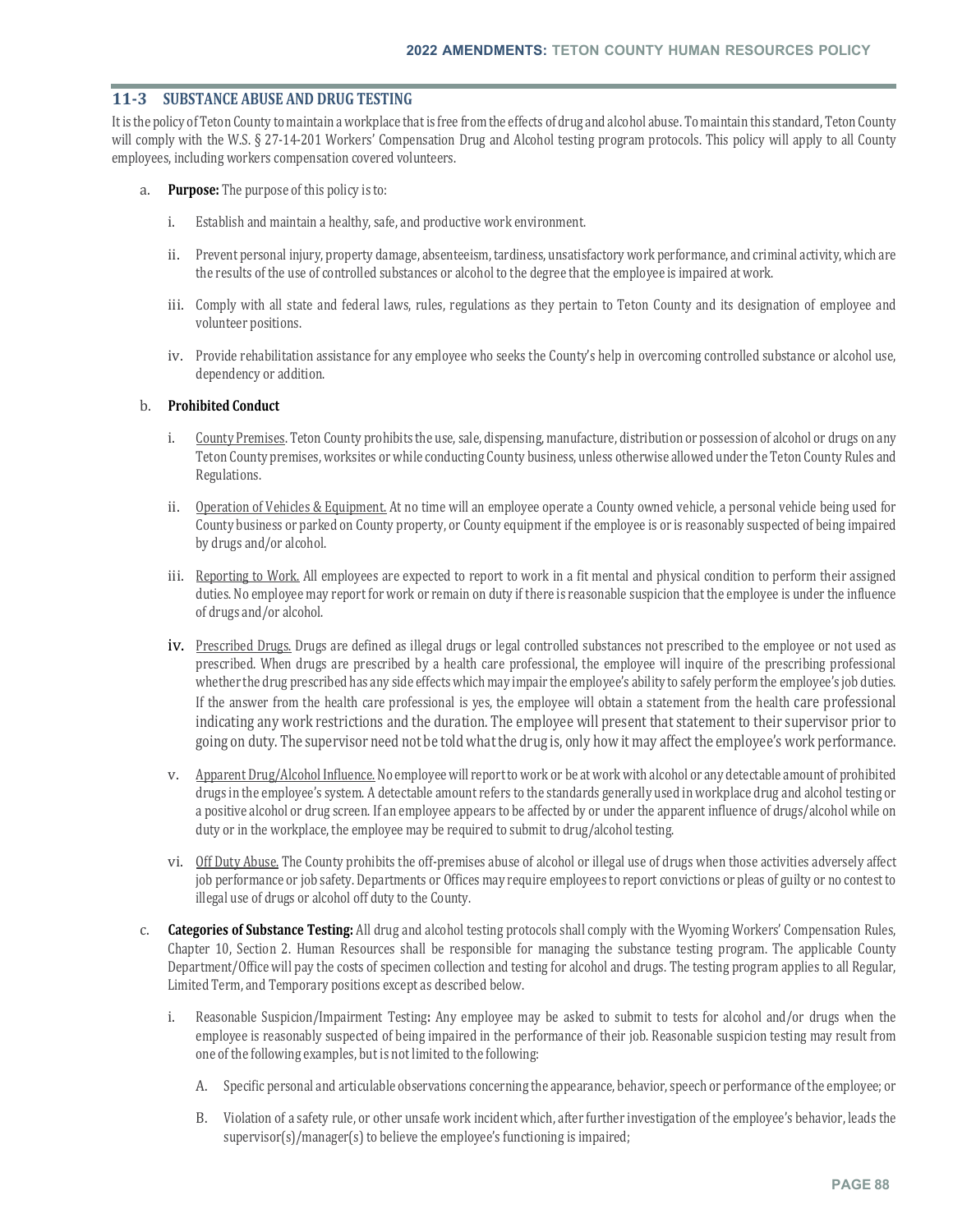## 11-3 SUBSTANCE ABUSE AND DRUG TESTING

It is the policy of Teton County to maintain a workplace that is free from the effects of drug and alcohol abuse. To maintain this standard, Teton County will comply with the W.S. § 27-14-201 Workers' Compensation Drug and Alcohol testing program protocols. This policy will apply to all County employees, including workers compensation covered volunteers.

a. **Purpose:** The purpose of this policy is to:

   i. Establish and maintain a healthy, safe, and productive work environment.

   ii. Prevent personal injury, property damage, absenteeism, tardiness, unsatisfactory work performance, and criminal activity, which are the results of the use of controlled substances or alcohol to the degree that the employee is impaired at work.

   iii. Comply with all state and federal laws, rules, regulations as they pertain to Teton County and its designation of employee and volunteer positions.

   iv. Provide rehabilitation assistance for any employee who seeks the County's help in overcoming controlled substance or alcohol use, dependency or addition.

b. **Prohibited Conduct**

   i. County Premises. Teton County prohibits the use, sale, dispensing, manufacture, distribution or possession of alcohol or drugs on any Teton County premises, worksites or while conducting County business, unless otherwise allowed under the Teton County Rules and Regulations.

   ii. Operation of Vehicles & Equipment. At no time will an employee operate a County owned vehicle, a personal vehicle being used for County business or parked on County property, or County equipment if the employee is or is reasonably suspected of being impaired by drugs and/or alcohol.

   iii. Reporting to Work. All employees are expected to report to work in a fit mental and physical condition to perform their assigned duties. No employee may report for work or remain on duty if there is reasonable suspicion that the employee is under the influence of drugs and/or alcohol.

   iv. Prescribed Drugs. Drugs are defined as illegal drugs or legal controlled substances not prescribed to the employee or not used as prescribed. When drugs are prescribed by a health care professional, the employee will inquire of the prescribing professional whether the drug prescribed has any side effects which may impair the employee's ability to safely perform the employee's job duties. If the answer from the health care professional is yes, the employee will obtain a statement from the health care professional indicating any work restrictions and the duration. The employee will present that statement to their supervisor prior to going on duty. The supervisor need not be told what the drug is, only how it may affect the employee's work performance.

   v. Apparent Drug/Alcohol Influence. No employee will report to work or be at work with alcohol or any detectable amount of prohibited drugs in the employee's system. A detectable amount refers to the standards generally used in workplace drug and alcohol testing or a positive alcohol or drug screen. If an employee appears to be affected by or under the apparent influence of drugs/alcohol while on duty or in the workplace, the employee may be required to submit to drug/alcohol testing.

   vi. Off Duty Abuse. The County prohibits the off-premises abuse of alcohol or illegal use of drugs when those activities adversely affect job performance or job safety. Departments or Offices may require employees to report convictions or pleas of guilty or no contest to illegal use of drugs or alcohol off duty to the County.

c. **Categories of Substance Testing:** All drug and alcohol testing protocols shall comply with the Wyoming Workers' Compensation Rules, Chapter 10, Section 2. Human Resources shall be responsible for managing the substance testing program. The applicable County Department/Office will pay the costs of specimen collection and testing for alcohol and drugs. The testing program applies to all Regular, Limited Term, and Temporary positions except as described below.

   i. Reasonable Suspicion/Impairment Testing**:** Any employee may be asked to submit to tests for alcohol and/or drugs when the employee is reasonably suspected of being impaired in the performance of their job. Reasonable suspicion testing may result from one of the following examples, but is not limited to the following:

      A. Specific personal and articulable observations concerning the appearance, behavior, speech or performance of the employee; or

      B. Violation of a safety rule, or other unsafe work incident which, after further investigation of the employee's behavior, leads the supervisor(s)/manager(s) to believe the employee's functioning is impaired;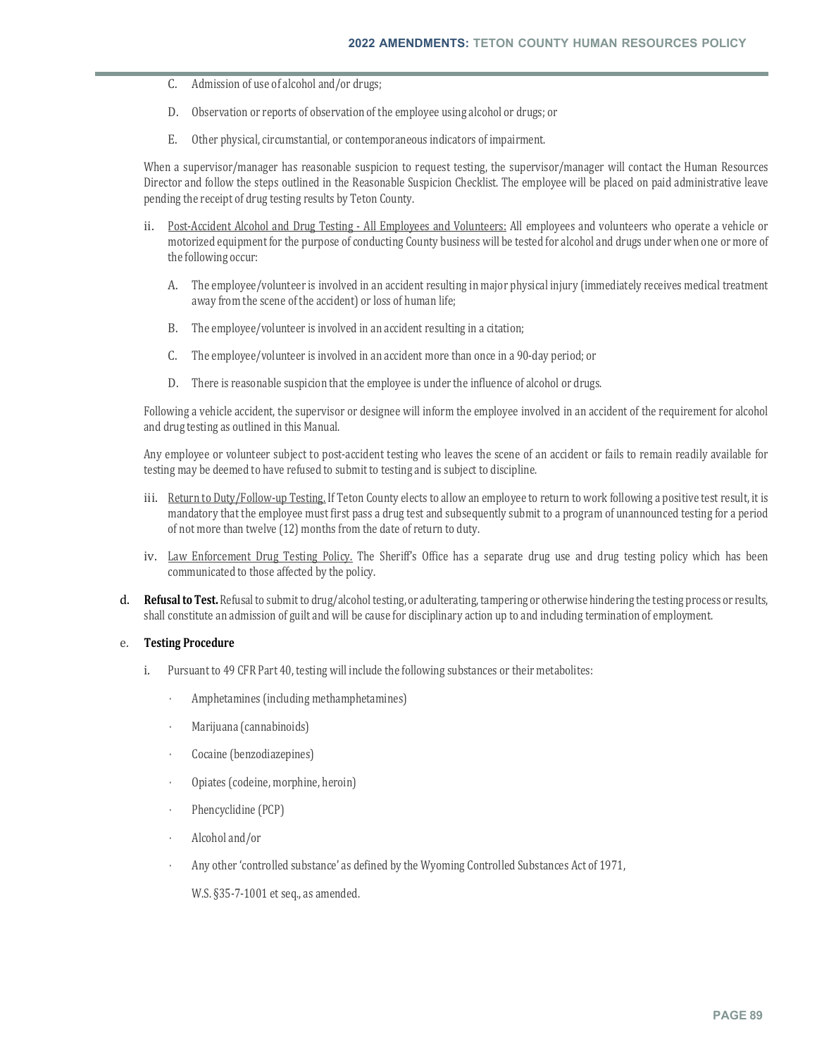C. Admission of use of alcohol and/or drugs;

D. Observation or reports of observation of the employee using alcohol or drugs; or

E. Other physical, circumstantial, or contemporaneous indicators of impairment.

When a supervisor/manager has reasonable suspicion to request testing, the supervisor/manager will contact the Human Resources Director and follow the steps outlined in the Reasonable Suspicion Checklist. The employee will be placed on paid administrative leave pending the receipt of drug testing results by Teton County.

ii. Post-Accident Alcohol and Drug Testing - All Employees and Volunteers: All employees and volunteers who operate a vehicle or motorized equipment for the purpose of conducting County business will be tested for alcohol and drugs under when one or more of the following occur:

A. The employee/volunteer is involved in an accident resulting in major physical injury (immediately receives medical treatment away from the scene of the accident) or loss of human life;

B. The employee/volunteer is involved in an accident resulting in a citation;

C. The employee/volunteer is involved in an accident more than once in a 90-day period; or

D. There is reasonable suspicion that the employee is under the influence of alcohol or drugs.

Following a vehicle accident, the supervisor or designee will inform the employee involved in an accident of the requirement for alcohol and drug testing as outlined in this Manual.

Any employee or volunteer subject to post-accident testing who leaves the scene of an accident or fails to remain readily available for testing may be deemed to have refused to submit to testing and is subject to discipline.

iii. Return to Duty/Follow-up Testing. If Teton County elects to allow an employee to return to work following a positive test result, it is mandatory that the employee must first pass a drug test and subsequently submit to a program of unannounced testing for a period of not more than twelve (12) months from the date of return to duty.

iv. Law Enforcement Drug Testing Policy. The Sheriff's Office has a separate drug use and drug testing policy which has been communicated to those affected by the policy.

d. **Refusal to Test.** Refusal to submit to drug/alcohol testing, or adulterating, tampering or otherwise hindering the testing process or results, shall constitute an admission of guilt and will be cause for disciplinary action up to and including termination of employment.

e. **Testing Procedure**

i. Pursuant to 49 CFR Part 40, testing will include the following substances or their metabolites:

- Amphetamines (including methamphetamines)
- Marijuana (cannabinoids)
- Cocaine (benzodiazepines)
- Opiates (codeine, morphine, heroin)
- Phencyclidine (PCP)
- Alcohol and/or
- Any other 'controlled substance' as defined by the Wyoming Controlled Substances Act of 1971,

  W.S. §35-7-1001 et seq., as amended.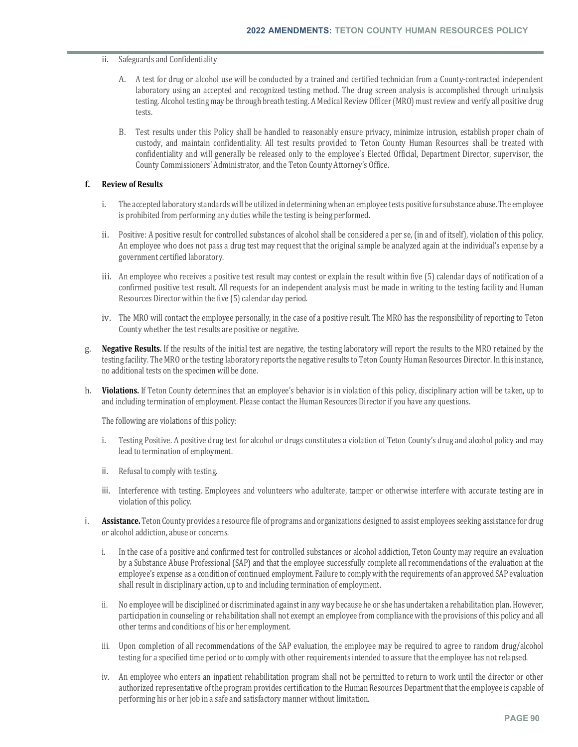ii. Safeguards and Confidentiality

A. A test for drug or alcohol use will be conducted by a trained and certified technician from a County-contracted independent laboratory using an accepted and recognized testing method. The drug screen analysis is accomplished through urinalysis testing. Alcohol testing may be through breath testing. A Medical Review Officer (MRO) must review and verify all positive drug tests.

B. Test results under this Policy shall be handled to reasonably ensure privacy, minimize intrusion, establish proper chain of custody, and maintain confidentiality. All test results provided to Teton County Human Resources shall be treated with confidentiality and will generally be released only to the employee's Elected Official, Department Director, supervisor, the County Commissioners' Administrator, and the Teton County Attorney's Office.

**f. Review of Results**

i. The accepted laboratory standards will be utilized in determining when an employee tests positive for substance abuse. The employee is prohibited from performing any duties while the testing is being performed.

ii. Positive: A positive result for controlled substances of alcohol shall be considered a per se, (in and of itself), violation of this policy. An employee who does not pass a drug test may request that the original sample be analyzed again at the individual's expense by a government certified laboratory.

iii. An employee who receives a positive test result may contest or explain the result within five (5) calendar days of notification of a confirmed positive test result. All requests for an independent analysis must be made in writing to the testing facility and Human Resources Director within the five (5) calendar day period.

iv. The MRO will contact the employee personally, in the case of a positive result. The MRO has the responsibility of reporting to Teton County whether the test results are positive or negative.

g. **Negative Results.** If the results of the initial test are negative, the testing laboratory will report the results to the MRO retained by the testing facility. The MRO or the testing laboratory reports the negative results to Teton County Human Resources Director. In this instance, no additional tests on the specimen will be done.

h. **Violations.** If Teton County determines that an employee's behavior is in violation of this policy, disciplinary action will be taken, up to and including termination of employment. Please contact the Human Resources Director if you have any questions.

The following are violations of this policy:

i. Testing Positive. A positive drug test for alcohol or drugs constitutes a violation of Teton County's drug and alcohol policy and may lead to termination of employment.

ii. Refusal to comply with testing.

iii. Interference with testing. Employees and volunteers who adulterate, tamper or otherwise interfere with accurate testing are in violation of this policy.

i. **Assistance.** Teton County provides a resource file of programs and organizations designed to assist employees seeking assistance for drug or alcohol addiction, abuse or concerns.

i. In the case of a positive and confirmed test for controlled substances or alcohol addiction, Teton County may require an evaluation by a Substance Abuse Professional (SAP) and that the employee successfully complete all recommendations of the evaluation at the employee's expense as a condition of continued employment. Failure to comply with the requirements of an approved SAP evaluation shall result in disciplinary action, up to and including termination of employment.

ii. No employee will be disciplined or discriminated against in any way because he or she has undertaken a rehabilitation plan. However, participation in counseling or rehabilitation shall not exempt an employee from compliance with the provisions of this policy and all other terms and conditions of his or her employment.

iii. Upon completion of all recommendations of the SAP evaluation, the employee may be required to agree to random drug/alcohol testing for a specified time period or to comply with other requirements intended to assure that the employee has not relapsed.

iv. An employee who enters an inpatient rehabilitation program shall not be permitted to return to work until the director or other authorized representative of the program provides certification to the Human Resources Department that the employee is capable of performing his or her job in a safe and satisfactory manner without limitation.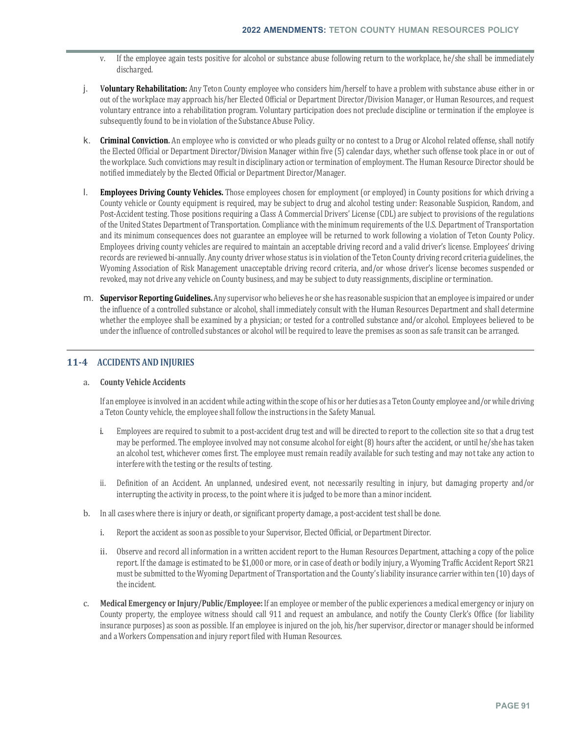v. If the employee again tests positive for alcohol or substance abuse following return to the workplace, he/she shall be immediately discharged.

j. **Voluntary Rehabilitation:** Any Teton County employee who considers him/herself to have a problem with substance abuse either in or out of the workplace may approach his/her Elected Official or Department Director/Division Manager, or Human Resources, and request voluntary entrance into a rehabilitation program. Voluntary participation does not preclude discipline or termination if the employee is subsequently found to be in violation of the Substance Abuse Policy.

k. **Criminal Conviction.** An employee who is convicted or who pleads guilty or no contest to a Drug or Alcohol related offense, shall notify the Elected Official or Department Director/Division Manager within five (5) calendar days, whether such offense took place in or out of the workplace. Such convictions may result in disciplinary action or termination of employment. The Human Resource Director should be notified immediately by the Elected Official or Department Director/Manager.

l. **Employees Driving County Vehicles.** Those employees chosen for employment (or employed) in County positions for which driving a County vehicle or County equipment is required, may be subject to drug and alcohol testing under: Reasonable Suspicion, Random, and Post-Accident testing. Those positions requiring a Class A Commercial Drivers' License (CDL) are subject to provisions of the regulations of the United States Department of Transportation. Compliance with the minimum requirements of the U.S. Department of Transportation and its minimum consequences does not guarantee an employee will be returned to work following a violation of Teton County Policy. Employees driving county vehicles are required to maintain an acceptable driving record and a valid driver's license. Employees' driving records are reviewed bi-annually. Any county driver whose status is in violation of the Teton County driving record criteria guidelines, the Wyoming Association of Risk Management unacceptable driving record criteria, and/or whose driver's license becomes suspended or revoked, may not drive any vehicle on County business, and may be subject to duty reassignments, discipline or termination.

m. **Supervisor Reporting Guidelines.** Any supervisor who believes he or she has reasonable suspicion that an employee is impaired or under the influence of a controlled substance or alcohol, shall immediately consult with the Human Resources Department and shall determine whether the employee shall be examined by a physician; or tested for a controlled substance and/or alcohol. Employees believed to be under the influence of controlled substances or alcohol will be required to leave the premises as soon as safe transit can be arranged.

## 11-4 ACCIDENTS AND INJURIES

a. **County Vehicle Accidents**

If an employee is involved in an accident while acting within the scope of his or her duties as a Teton County employee and/or while driving a Teton County vehicle, the employee shall follow the instructions in the Safety Manual.

i. Employees are required to submit to a post-accident drug test and will be directed to report to the collection site so that a drug test may be performed. The employee involved may not consume alcohol for eight (8) hours after the accident, or until he/she has taken an alcohol test, whichever comes first. The employee must remain readily available for such testing and may not take any action to interfere with the testing or the results of testing.

ii. Definition of an Accident. An unplanned, undesired event, not necessarily resulting in injury, but damaging property and/or interrupting the activity in process, to the point where it is judged to be more than a minor incident.

b. In all cases where there is injury or death, or significant property damage, a post-accident test shall be done.

i. Report the accident as soon as possible to your Supervisor, Elected Official, or Department Director.

ii. Observe and record all information in a written accident report to the Human Resources Department, attaching a copy of the police report. If the damage is estimated to be $1,000 or more, or in case of death or bodily injury, a Wyoming Traffic Accident Report SR21 must be submitted to the Wyoming Department of Transportation and the County's liability insurance carrier within ten (10) days of the incident.

c. **Medical Emergency or Injury/Public/Employee:** If an employee or member of the public experiences a medical emergency or injury on County property, the employee witness should call 911 and request an ambulance, and notify the County Clerk's Office (for liability insurance purposes) as soon as possible. If an employee is injured on the job, his/her supervisor, director or manager should be informed and a Workers Compensation and injury report filed with Human Resources.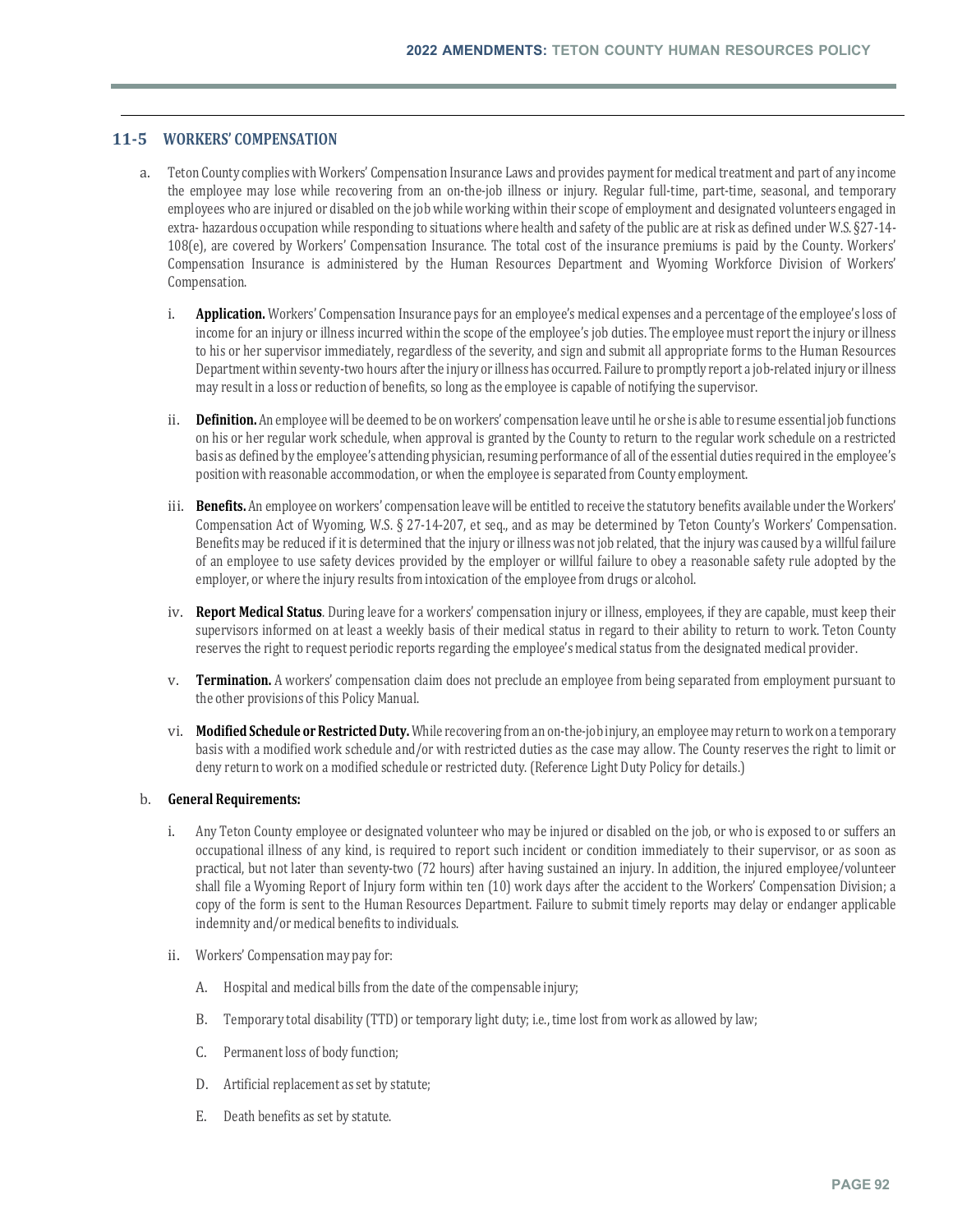## 11-5 WORKERS' COMPENSATION

a. Teton County complies with Workers' Compensation Insurance Laws and provides payment for medical treatment and part of any income the employee may lose while recovering from an on-the-job illness or injury. Regular full-time, part-time, seasonal, and temporary employees who are injured or disabled on the job while working within their scope of employment and designated volunteers engaged in extra- hazardous occupation while responding to situations where health and safety of the public are at risk as defined under W.S. §27-14-108(e), are covered by Workers' Compensation Insurance. The total cost of the insurance premiums is paid by the County. Workers' Compensation Insurance is administered by the Human Resources Department and Wyoming Workforce Division of Workers' Compensation.

   i. **Application.** Workers' Compensation Insurance pays for an employee's medical expenses and a percentage of the employee's loss of income for an injury or illness incurred within the scope of the employee's job duties. The employee must report the injury or illness to his or her supervisor immediately, regardless of the severity, and sign and submit all appropriate forms to the Human Resources Department within seventy-two hours after the injury or illness has occurred. Failure to promptly report a job-related injury or illness may result in a loss or reduction of benefits, so long as the employee is capable of notifying the supervisor.

   ii. **Definition.** An employee will be deemed to be on workers' compensation leave until he or she is able to resume essential job functions on his or her regular work schedule, when approval is granted by the County to return to the regular work schedule on a restricted basis as defined by the employee's attending physician, resuming performance of all of the essential duties required in the employee's position with reasonable accommodation, or when the employee is separated from County employment.

   iii. **Benefits.** An employee on workers' compensation leave will be entitled to receive the statutory benefits available under the Workers' Compensation Act of Wyoming, W.S. § 27-14-207, et seq., and as may be determined by Teton County's Workers' Compensation. Benefits may be reduced if it is determined that the injury or illness was not job related, that the injury was caused by a willful failure of an employee to use safety devices provided by the employer or willful failure to obey a reasonable safety rule adopted by the employer, or where the injury results from intoxication of the employee from drugs or alcohol.

   iv. **Report Medical Status**. During leave for a workers' compensation injury or illness, employees, if they are capable, must keep their supervisors informed on at least a weekly basis of their medical status in regard to their ability to return to work. Teton County reserves the right to request periodic reports regarding the employee's medical status from the designated medical provider.

   v. **Termination.** A workers' compensation claim does not preclude an employee from being separated from employment pursuant to the other provisions of this Policy Manual.

   vi. **Modified Schedule or Restricted Duty.** While recovering from an on-the-job injury, an employee may return to work on a temporary basis with a modified work schedule and/or with restricted duties as the case may allow. The County reserves the right to limit or deny return to work on a modified schedule or restricted duty. (Reference Light Duty Policy for details.)

b. **General Requirements:**

   i. Any Teton County employee or designated volunteer who may be injured or disabled on the job, or who is exposed to or suffers an occupational illness of any kind, is required to report such incident or condition immediately to their supervisor, or as soon as practical, but not later than seventy-two (72 hours) after having sustained an injury. In addition, the injured employee/volunteer shall file a Wyoming Report of Injury form within ten (10) work days after the accident to the Workers' Compensation Division; a copy of the form is sent to the Human Resources Department. Failure to submit timely reports may delay or endanger applicable indemnity and/or medical benefits to individuals.

   ii. Workers' Compensation may pay for:

      A. Hospital and medical bills from the date of the compensable injury;

      B. Temporary total disability (TTD) or temporary light duty; i.e., time lost from work as allowed by law;

      C. Permanent loss of body function;

      D. Artificial replacement as set by statute;

      E. Death benefits as set by statute.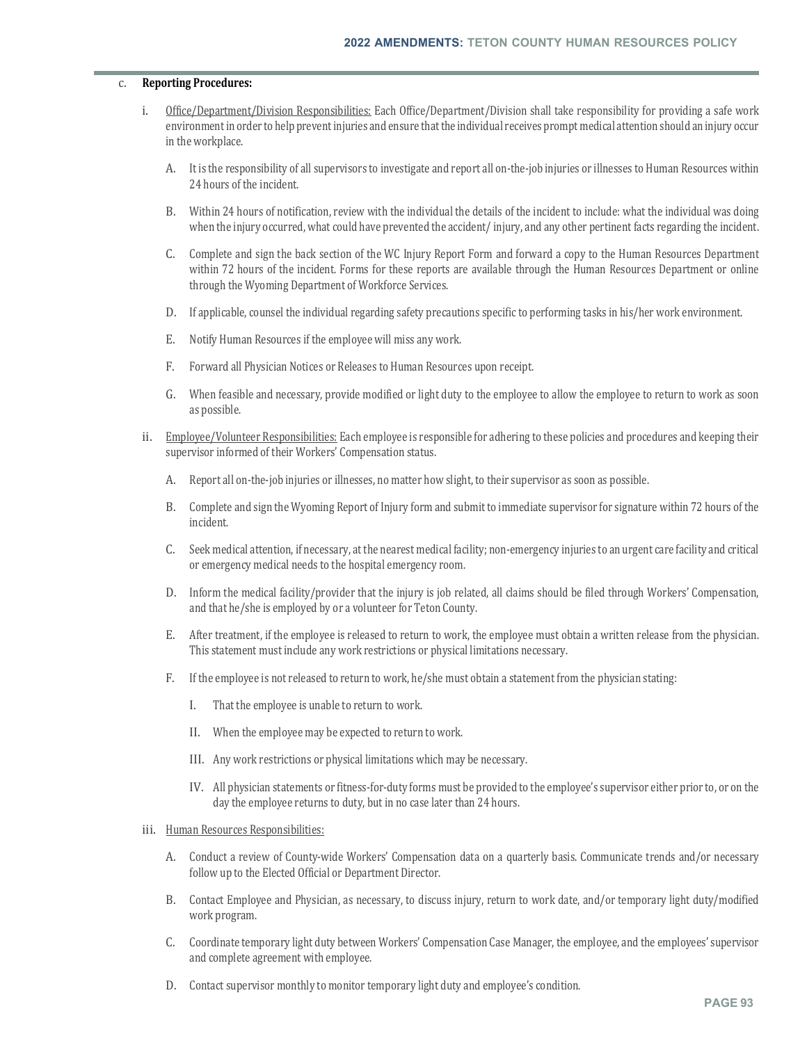c. **Reporting Procedures:**

i. Office/Department/Division Responsibilities: Each Office/Department/Division shall take responsibility for providing a safe work environment in order to help prevent injuries and ensure that the individual receives prompt medical attention should an injury occur in the workplace.

A. It is the responsibility of all supervisors to investigate and report all on-the-job injuries or illnesses to Human Resources within 24 hours of the incident.

B. Within 24 hours of notification, review with the individual the details of the incident to include: what the individual was doing when the injury occurred, what could have prevented the accident/ injury, and any other pertinent facts regarding the incident.

C. Complete and sign the back section of the WC Injury Report Form and forward a copy to the Human Resources Department within 72 hours of the incident. Forms for these reports are available through the Human Resources Department or online through the Wyoming Department of Workforce Services.

D. If applicable, counsel the individual regarding safety precautions specific to performing tasks in his/her work environment.

E. Notify Human Resources if the employee will miss any work.

F. Forward all Physician Notices or Releases to Human Resources upon receipt.

G. When feasible and necessary, provide modified or light duty to the employee to allow the employee to return to work as soon as possible.

ii. Employee/Volunteer Responsibilities: Each employee is responsible for adhering to these policies and procedures and keeping their supervisor informed of their Workers' Compensation status.

A. Report all on-the-job injuries or illnesses, no matter how slight, to their supervisor as soon as possible.

B. Complete and sign the Wyoming Report of Injury form and submit to immediate supervisor for signature within 72 hours of the incident.

C. Seek medical attention, if necessary, at the nearest medical facility; non-emergency injuries to an urgent care facility and critical or emergency medical needs to the hospital emergency room.

D. Inform the medical facility/provider that the injury is job related, all claims should be filed through Workers' Compensation, and that he/she is employed by or a volunteer for Teton County.

E. After treatment, if the employee is released to return to work, the employee must obtain a written release from the physician. This statement must include any work restrictions or physical limitations necessary.

F. If the employee is not released to return to work, he/she must obtain a statement from the physician stating:

I. That the employee is unable to return to work.

II. When the employee may be expected to return to work.

III. Any work restrictions or physical limitations which may be necessary.

IV. All physician statements or fitness-for-duty forms must be provided to the employee's supervisor either prior to, or on the day the employee returns to duty, but in no case later than 24 hours.

iii. Human Resources Responsibilities:

A. Conduct a review of County-wide Workers' Compensation data on a quarterly basis. Communicate trends and/or necessary follow up to the Elected Official or Department Director.

B. Contact Employee and Physician, as necessary, to discuss injury, return to work date, and/or temporary light duty/modified work program.

C. Coordinate temporary light duty between Workers' Compensation Case Manager, the employee, and the employees' supervisor and complete agreement with employee.

D. Contact supervisor monthly to monitor temporary light duty and employee's condition.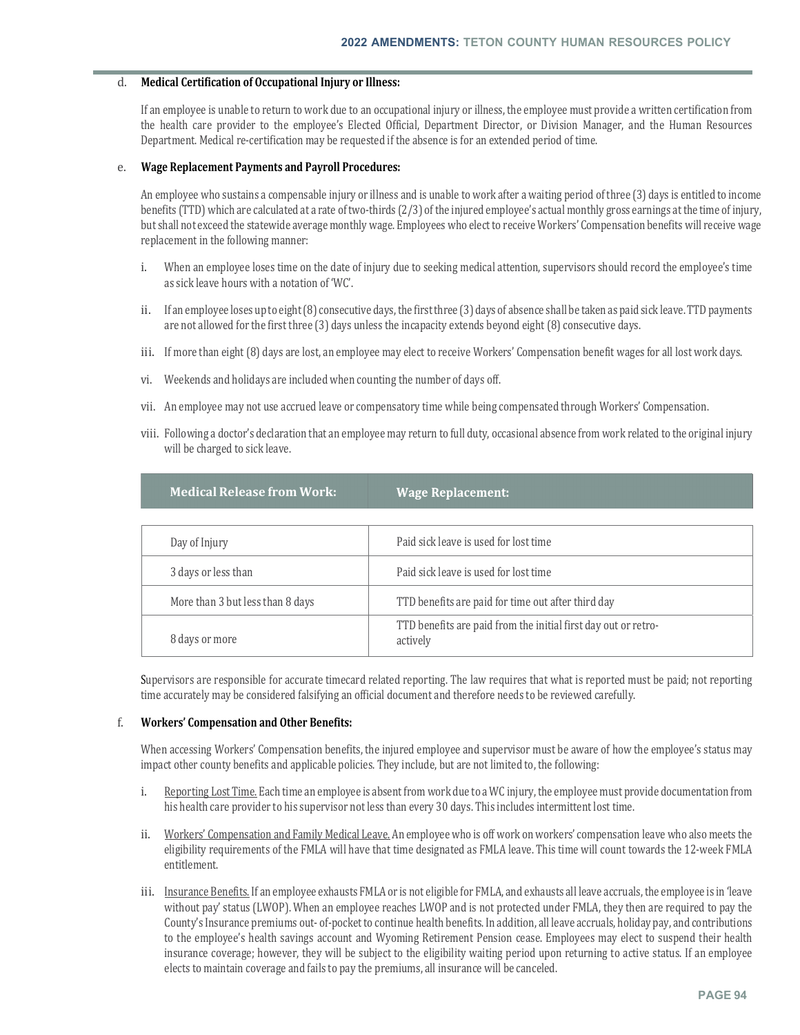d. **Medical Certification of Occupational Injury or Illness:**

If an employee is unable to return to work due to an occupational injury or illness, the employee must provide a written certification from the health care provider to the employee's Elected Official, Department Director, or Division Manager, and the Human Resources Department. Medical re-certification may be requested if the absence is for an extended period of time.

e. **Wage Replacement Payments and Payroll Procedures:**

An employee who sustains a compensable injury or illness and is unable to work after a waiting period of three (3) days is entitled to income benefits (TTD) which are calculated at a rate of two-thirds (2/3) of the injured employee's actual monthly gross earnings at the time of injury, but shall not exceed the statewide average monthly wage. Employees who elect to receive Workers' Compensation benefits will receive wage replacement in the following manner:

i. When an employee loses time on the date of injury due to seeking medical attention, supervisors should record the employee's time as sick leave hours with a notation of 'WC'.

ii. If an employee loses up to eight (8) consecutive days, the first three (3) days of absence shall be taken as paid sick leave. TTD payments are not allowed for the first three (3) days unless the incapacity extends beyond eight (8) consecutive days.

iii. If more than eight (8) days are lost, an employee may elect to receive Workers' Compensation benefit wages for all lost work days.

vi. Weekends and holidays are included when counting the number of days off.

vii. An employee may not use accrued leave or compensatory time while being compensated through Workers' Compensation.

viii. Following a doctor's declaration that an employee may return to full duty, occasional absence from work related to the original injury will be charged to sick leave.

| Medical Release from Work: | Wage Replacement: |
|---|---|
| Day of Injury | Paid sick leave is used for lost time |
| 3 days or less than | Paid sick leave is used for lost time |
| More than 3 but less than 8 days | TTD benefits are paid for time out after third day |
| 8 days or more | TTD benefits are paid from the initial first day out or retro-actively |

Supervisors are responsible for accurate timecard related reporting. The law requires that what is reported must be paid; not reporting time accurately may be considered falsifying an official document and therefore needs to be reviewed carefully.

f. **Workers' Compensation and Other Benefits:**

When accessing Workers' Compensation benefits, the injured employee and supervisor must be aware of how the employee's status may impact other county benefits and applicable policies. They include, but are not limited to, the following:

i. Reporting Lost Time. Each time an employee is absent from work due to a WC injury, the employee must provide documentation from his health care provider to his supervisor not less than every 30 days. This includes intermittent lost time.

ii. Workers' Compensation and Family Medical Leave. An employee who is off work on workers' compensation leave who also meets the eligibility requirements of the FMLA will have that time designated as FMLA leave. This time will count towards the 12-week FMLA entitlement.

iii. Insurance Benefits. If an employee exhausts FMLA or is not eligible for FMLA, and exhausts all leave accruals, the employee is in 'leave without pay' status (LWOP). When an employee reaches LWOP and is not protected under FMLA, they then are required to pay the County's Insurance premiums out- of-pocket to continue health benefits. In addition, all leave accruals, holiday pay, and contributions to the employee's health savings account and Wyoming Retirement Pension cease. Employees may elect to suspend their health insurance coverage; however, they will be subject to the eligibility waiting period upon returning to active status. If an employee elects to maintain coverage and fails to pay the premiums, all insurance will be canceled.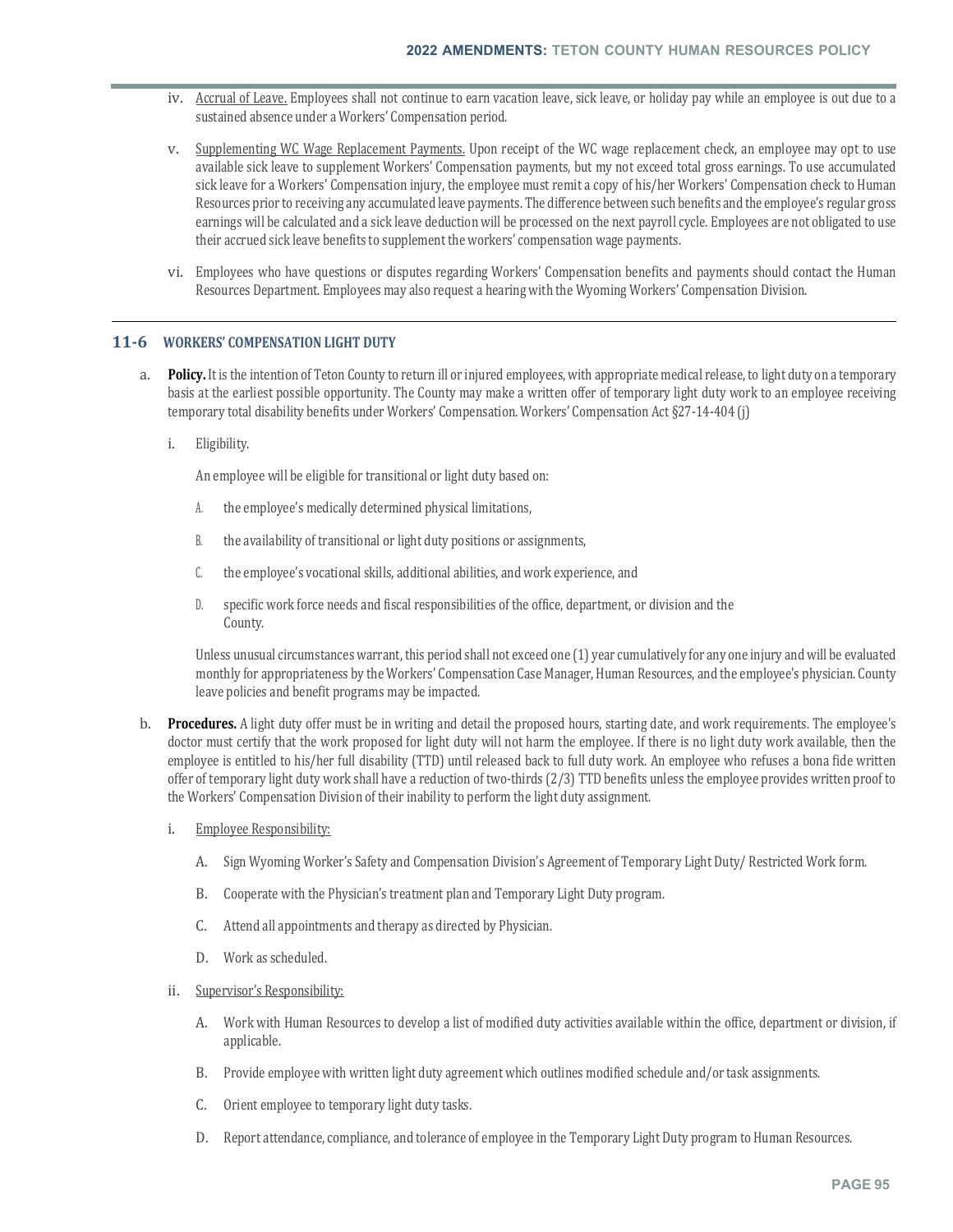iv. <u>Accrual of Leave.</u> Employees shall not continue to earn vacation leave, sick leave, or holiday pay while an employee is out due to a sustained absence under a Workers' Compensation period.

v. <u>Supplementing WC Wage Replacement Payments.</u> Upon receipt of the WC wage replacement check, an employee may opt to use available sick leave to supplement Workers' Compensation payments, but my not exceed total gross earnings. To use accumulated sick leave for a Workers' Compensation injury, the employee must remit a copy of his/her Workers' Compensation check to Human Resources prior to receiving any accumulated leave payments. The difference between such benefits and the employee's regular gross earnings will be calculated and a sick leave deduction will be processed on the next payroll cycle. Employees are not obligated to use their accrued sick leave benefits to supplement the workers' compensation wage payments.

vi. Employees who have questions or disputes regarding Workers' Compensation benefits and payments should contact the Human Resources Department. Employees may also request a hearing with the Wyoming Workers' Compensation Division.

---

## 11-6 WORKERS' COMPENSATION LIGHT DUTY

a. **Policy.** It is the intention of Teton County to return ill or injured employees, with appropriate medical release, to light duty on a temporary basis at the earliest possible opportunity. The County may make a written offer of temporary light duty work to an employee receiving temporary total disability benefits under Workers' Compensation. Workers' Compensation Act §27-14-404 (j)

   i. Eligibility.

      An employee will be eligible for transitional or light duty based on:

      A. the employee's medically determined physical limitations,

      B. the availability of transitional or light duty positions or assignments,

      C. the employee's vocational skills, additional abilities, and work experience, and

      D. specific work force needs and fiscal responsibilities of the office, department, or division and the County.

      Unless unusual circumstances warrant, this period shall not exceed one (1) year cumulatively for any one injury and will be evaluated monthly for appropriateness by the Workers' Compensation Case Manager, Human Resources, and the employee's physician. County leave policies and benefit programs may be impacted.

b. **Procedures.** A light duty offer must be in writing and detail the proposed hours, starting date, and work requirements. The employee's doctor must certify that the work proposed for light duty will not harm the employee. If there is no light duty work available, then the employee is entitled to his/her full disability (TTD) until released back to full duty work. An employee who refuses a bona fide written offer of temporary light duty work shall have a reduction of two-thirds (2/3) TTD benefits unless the employee provides written proof to the Workers' Compensation Division of their inability to perform the light duty assignment.

   i. <u>Employee Responsibility:</u>

      A. Sign Wyoming Worker's Safety and Compensation Division's Agreement of Temporary Light Duty/ Restricted Work form.

      B. Cooperate with the Physician's treatment plan and Temporary Light Duty program.

      C. Attend all appointments and therapy as directed by Physician.

      D. Work as scheduled.

   ii. <u>Supervisor's Responsibility:</u>

      A. Work with Human Resources to develop a list of modified duty activities available within the office, department or division, if applicable.

      B. Provide employee with written light duty agreement which outlines modified schedule and/or task assignments.

      C. Orient employee to temporary light duty tasks.

      D. Report attendance, compliance, and tolerance of employee in the Temporary Light Duty program to Human Resources.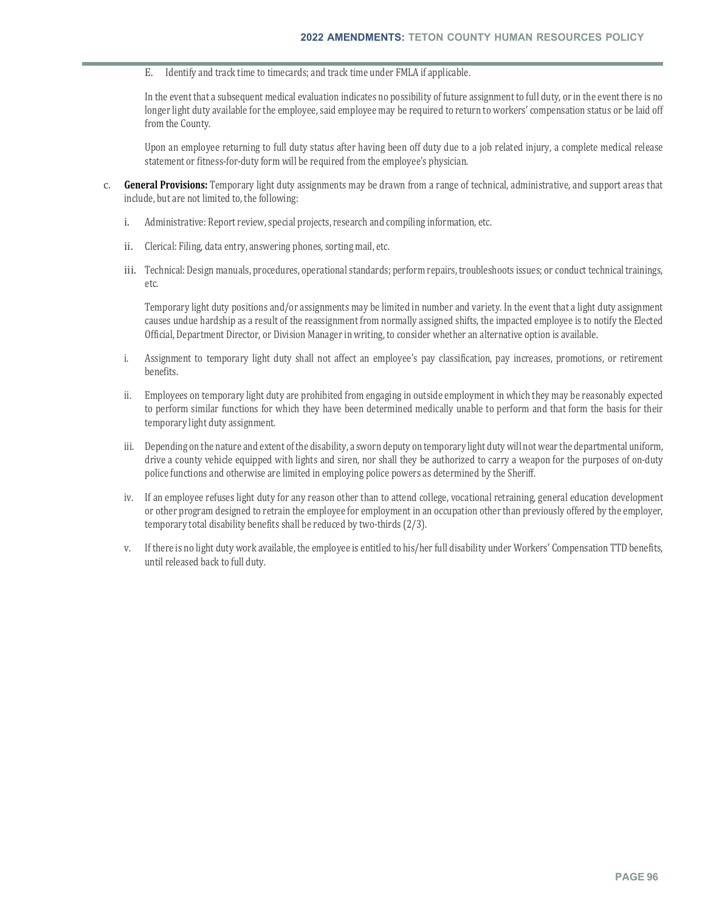E. Identify and track time to timecards; and track time under FMLA if applicable.

In the event that a subsequent medical evaluation indicates no possibility of future assignment to full duty, or in the event there is no longer light duty available for the employee, said employee may be required to return to workers' compensation status or be laid off from the County.

Upon an employee returning to full duty status after having been off duty due to a job related injury, a complete medical release statement or fitness-for-duty form will be required from the employee's physician.

c. **General Provisions:** Temporary light duty assignments may be drawn from a range of technical, administrative, and support areas that include, but are not limited to, the following:

i. Administrative: Report review, special projects, research and compiling information, etc.

ii. Clerical: Filing, data entry, answering phones, sorting mail, etc.

iii. Technical: Design manuals, procedures, operational standards; perform repairs, troubleshoots issues; or conduct technical trainings, etc.

Temporary light duty positions and/or assignments may be limited in number and variety. In the event that a light duty assignment causes undue hardship as a result of the reassignment from normally assigned shifts, the impacted employee is to notify the Elected Official, Department Director, or Division Manager in writing, to consider whether an alternative option is available.

i. Assignment to temporary light duty shall not affect an employee's pay classification, pay increases, promotions, or retirement benefits.

ii. Employees on temporary light duty are prohibited from engaging in outside employment in which they may be reasonably expected to perform similar functions for which they have been determined medically unable to perform and that form the basis for their temporary light duty assignment.

iii. Depending on the nature and extent of the disability, a sworn deputy on temporary light duty will not wear the departmental uniform, drive a county vehicle equipped with lights and siren, nor shall they be authorized to carry a weapon for the purposes of on-duty police functions and otherwise are limited in employing police powers as determined by the Sheriff.

iv. If an employee refuses light duty for any reason other than to attend college, vocational retraining, general education development or other program designed to retrain the employee for employment in an occupation other than previously offered by the employer, temporary total disability benefits shall be reduced by two-thirds (2/3).

v. If there is no light duty work available, the employee is entitled to his/her full disability under Workers' Compensation TTD benefits, until released back to full duty.